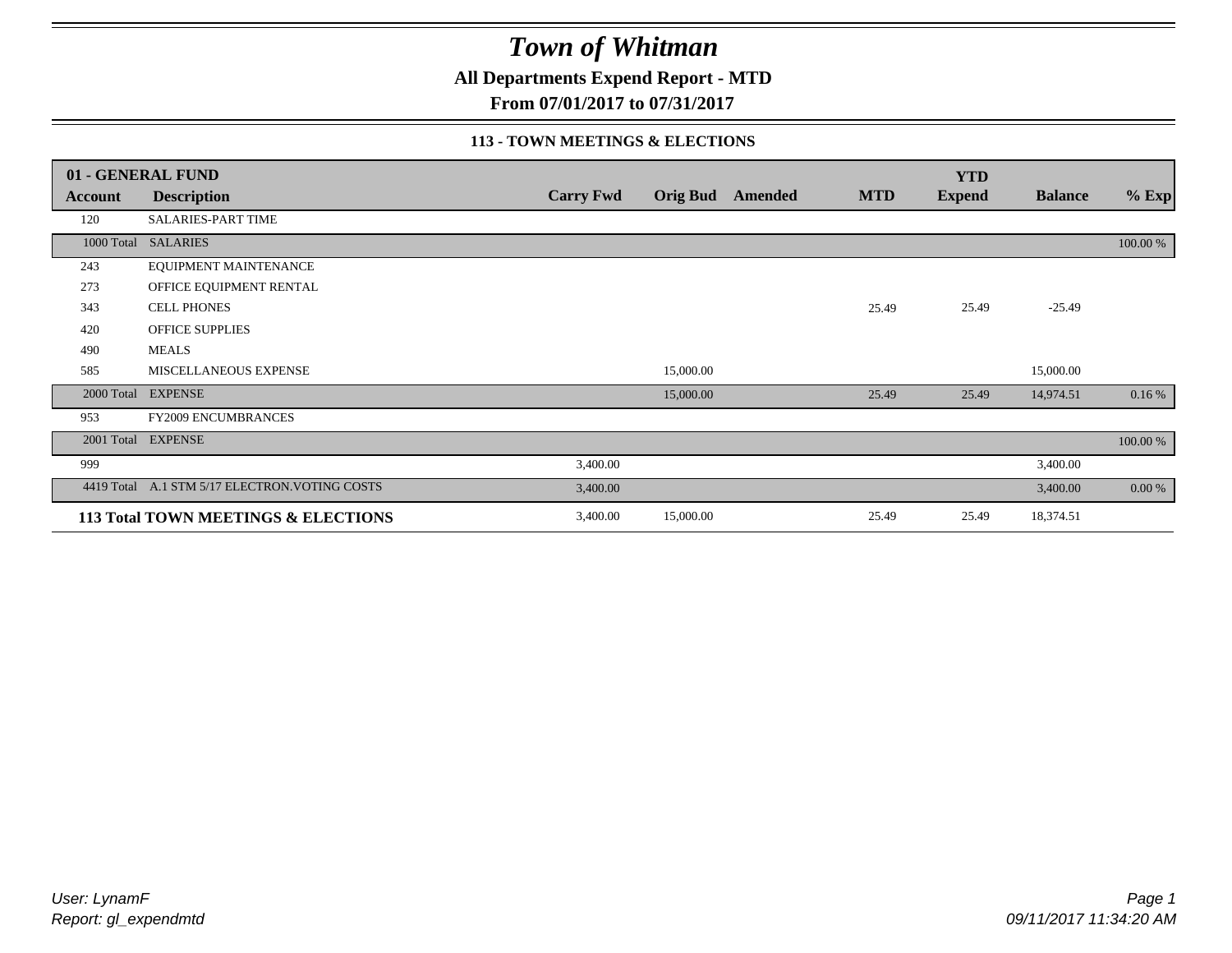# *Town of Whitman*

**All Departments Expend Report - MTD**

**From 07/01/2017 to 07/31/2017**

### 113 - TOWN MEETINGS & ELECTIONS

| 01 - GENERAL FUND | | | | | | YTD | | |
|---|---|---|---|---|---|---|---|---|
| **Account** | **Description** | **Carry Fwd** | **Orig Bud** | **Amended** | **MTD** | **Expend** | **Balance** | **% Exp** |
| 120 | SALARIES-PART TIME | | | | | | | |
| 1000 Total | SALARIES | | | | | | | 100.00 % |
| 243 | EQUIPMENT MAINTENANCE | | | | | | | |
| 273 | OFFICE EQUIPMENT RENTAL | | | | | | | |
| 343 | CELL PHONES | | | | 25.49 | 25.49 | -25.49 | |
| 420 | OFFICE SUPPLIES | | | | | | | |
| 490 | MEALS | | | | | | | |
| 585 | MISCELLANEOUS EXPENSE | | 15,000.00 | | | | 15,000.00 | |
| 2000 Total | EXPENSE | | 15,000.00 | | 25.49 | 25.49 | 14,974.51 | 0.16 % |
| 953 | FY2009 ENCUMBRANCES | | | | | | | |
| 2001 Total | EXPENSE | | | | | | | 100.00 % |
| 999 | | 3,400.00 | | | | | 3,400.00 | |
| 4419 Total | A.1 STM 5/17 ELECTRON.VOTING COSTS | 3,400.00 | | | | | 3,400.00 | 0.00 % |
| **113 Total TOWN MEETINGS & ELECTIONS** | | 3,400.00 | 15,000.00 | | 25.49 | 25.49 | 18,374.51 | |

*User: LynamF*
*Report: gl_expendmtd*
*09/11/2017 11:34:20 AM*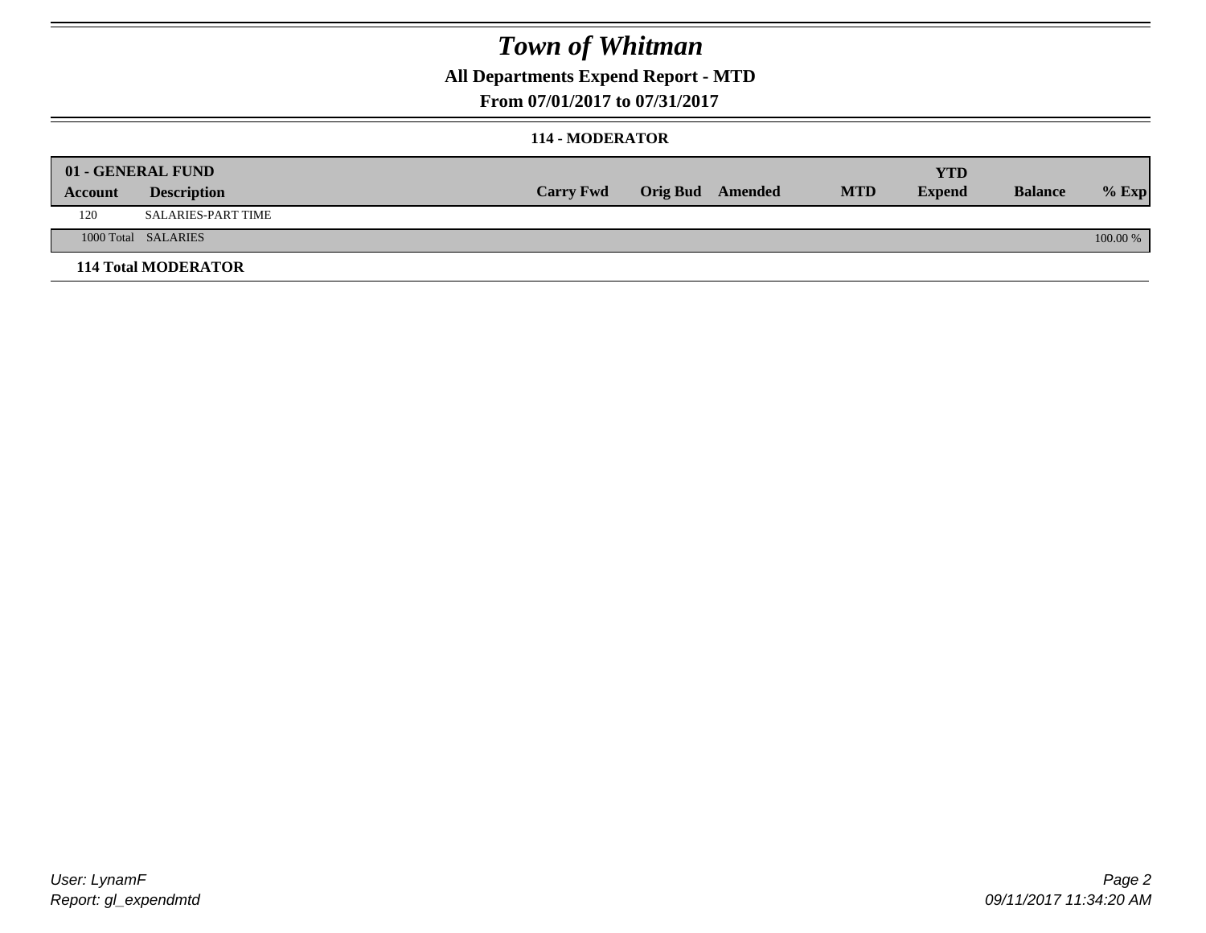# Town of Whitman

## All Departments Expend Report - MTD

### From 07/01/2017 to 07/31/2017

### 114 - MODERATOR

| Account | Description | Carry Fwd | Orig Bud | Amended | MTD | YTD Expend | Balance | % Exp |
|---|---|---|---|---|---|---|---|---|
| **01 - GENERAL FUND** | | | | | | | | |
| 120 | SALARIES-PART TIME | | | | | | | |
| 1000 Total | SALARIES | | | | | | | 100.00 % |
| **114 Total MODERATOR** | | | | | | | | |

User: LynamF
Report: gl_expendmtd

09/11/2017 11:34:20 AM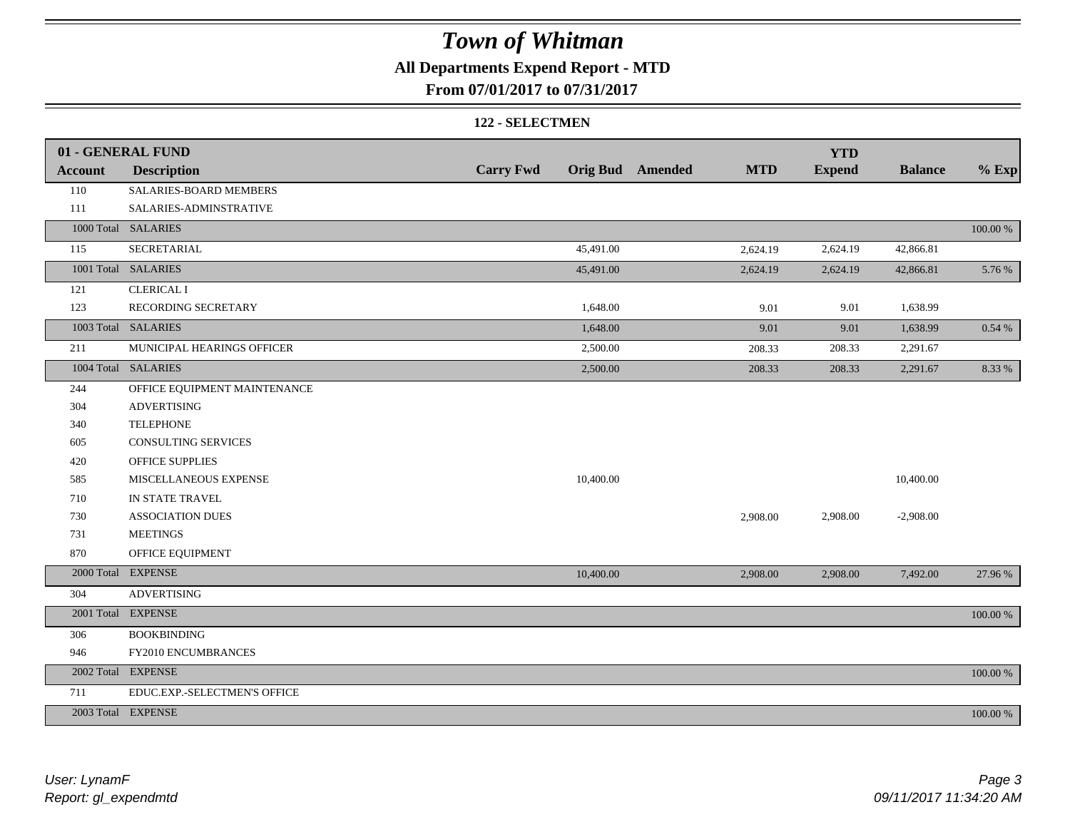# Town of Whitman

## All Departments Expend Report - MTD

### From 07/01/2017 to 07/31/2017

#### 122 - SELECTMEN

| 01 - GENERAL FUND | | | | | | YTD | | |
|---|---|---|---|---|---|---|---|---|
| **Account** | **Description** | **Carry Fwd** | **Orig Bud** | **Amended** | **MTD** | **Expend** | **Balance** | **% Exp** |
| 110 | SALARIES-BOARD MEMBERS | | | | | | | |
| 111 | SALARIES-ADMINSTRATIVE | | | | | | | |
| 1000 Total | SALARIES | | | | | | | 100.00 % |
| 115 | SECRETARIAL | | 45,491.00 | | 2,624.19 | 2,624.19 | 42,866.81 | |
| 1001 Total | SALARIES | | 45,491.00 | | 2,624.19 | 2,624.19 | 42,866.81 | 5.76 % |
| 121 | CLERICAL I | | | | | | | |
| 123 | RECORDING SECRETARY | | 1,648.00 | | 9.01 | 9.01 | 1,638.99 | |
| 1003 Total | SALARIES | | 1,648.00 | | 9.01 | 9.01 | 1,638.99 | 0.54 % |
| 211 | MUNICIPAL HEARINGS OFFICER | | 2,500.00 | | 208.33 | 208.33 | 2,291.67 | |
| 1004 Total | SALARIES | | 2,500.00 | | 208.33 | 208.33 | 2,291.67 | 8.33 % |
| 244 | OFFICE EQUIPMENT MAINTENANCE | | | | | | | |
| 304 | ADVERTISING | | | | | | | |
| 340 | TELEPHONE | | | | | | | |
| 605 | CONSULTING SERVICES | | | | | | | |
| 420 | OFFICE SUPPLIES | | | | | | | |
| 585 | MISCELLANEOUS EXPENSE | | 10,400.00 | | | | 10,400.00 | |
| 710 | IN STATE TRAVEL | | | | | | | |
| 730 | ASSOCIATION DUES | | | | 2,908.00 | 2,908.00 | -2,908.00 | |
| 731 | MEETINGS | | | | | | | |
| 870 | OFFICE EQUIPMENT | | | | | | | |
| 2000 Total | EXPENSE | | 10,400.00 | | 2,908.00 | 2,908.00 | 7,492.00 | 27.96 % |
| 304 | ADVERTISING | | | | | | | |
| 2001 Total | EXPENSE | | | | | | | 100.00 % |
| 306 | BOOKBINDING | | | | | | | |
| 946 | FY2010 ENCUMBRANCES | | | | | | | |
| 2002 Total | EXPENSE | | | | | | | 100.00 % |
| 711 | EDUC.EXP.-SELECTMEN'S OFFICE | | | | | | | |
| 2003 Total | EXPENSE | | | | | | | 100.00 % |

*User: LynamF*
*Report: gl_expendmtd*

*09/11/2017 11:34:20 AM*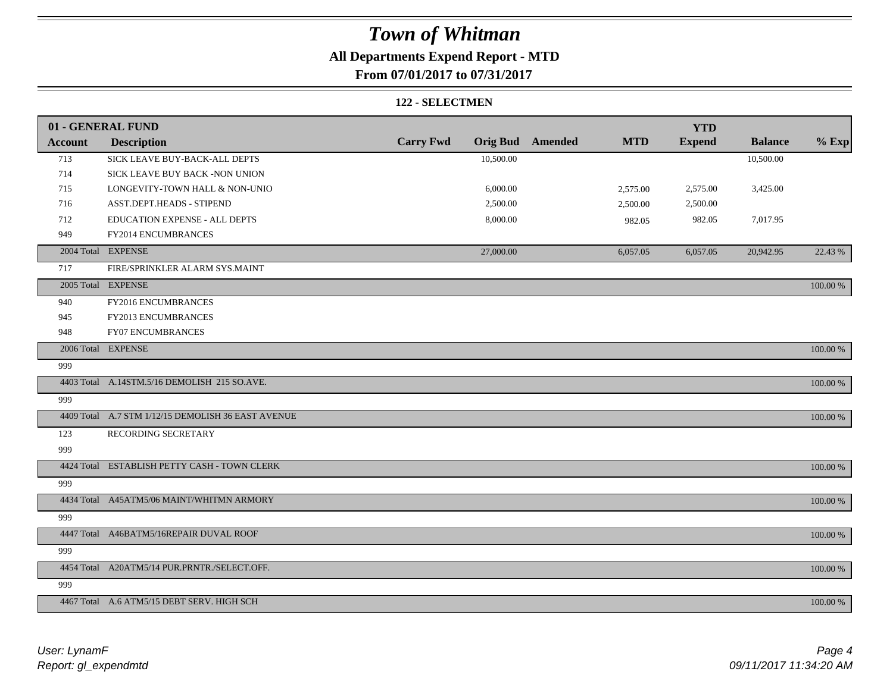# Town of Whitman

## All Departments Expend Report - MTD

## From 07/01/2017 to 07/31/2017

### 122 - SELECTMEN

| 01 - GENERAL FUND | | | | | | YTD | | |
|---|---|---|---|---|---|---|---|---|
| **Account** | **Description** | **Carry Fwd** | **Orig Bud** | **Amended** | **MTD** | **Expend** | **Balance** | **% Exp** |
| 713 | SICK LEAVE BUY-BACK-ALL DEPTS | | 10,500.00 | | | | 10,500.00 | |
| 714 | SICK LEAVE BUY BACK -NON UNION | | | | | | | |
| 715 | LONGEVITY-TOWN HALL & NON-UNIO | | 6,000.00 | | 2,575.00 | 2,575.00 | 3,425.00 | |
| 716 | ASST.DEPT.HEADS - STIPEND | | 2,500.00 | | 2,500.00 | 2,500.00 | | |
| 712 | EDUCATION EXPENSE - ALL DEPTS | | 8,000.00 | | 982.05 | 982.05 | 7,017.95 | |
| 949 | FY2014 ENCUMBRANCES | | | | | | | |
| 2004 Total | EXPENSE | | 27,000.00 | | 6,057.05 | 6,057.05 | 20,942.95 | 22.43 % |
| 717 | FIRE/SPRINKLER ALARM SYS.MAINT | | | | | | | |
| 2005 Total | EXPENSE | | | | | | | 100.00 % |
| 940 | FY2016 ENCUMBRANCES | | | | | | | |
| 945 | FY2013 ENCUMBRANCES | | | | | | | |
| 948 | FY07 ENCUMBRANCES | | | | | | | |
| 2006 Total | EXPENSE | | | | | | | 100.00 % |
| 999 | | | | | | | | |
| 4403 Total | A.14STM.5/16 DEMOLISH 215 SO.AVE. | | | | | | | 100.00 % |
| 999 | | | | | | | | |
| 4409 Total | A.7 STM 1/12/15 DEMOLISH 36 EAST AVENUE | | | | | | | 100.00 % |
| 123 | RECORDING SECRETARY | | | | | | | |
| 999 | | | | | | | | |
| 4424 Total | ESTABLISH PETTY CASH - TOWN CLERK | | | | | | | 100.00 % |
| 999 | | | | | | | | |
| 4434 Total | A45ATM5/06 MAINT/WHITMN ARMORY | | | | | | | 100.00 % |
| 999 | | | | | | | | |
| 4447 Total | A46BATM5/16REPAIR DUVAL ROOF | | | | | | | 100.00 % |
| 999 | | | | | | | | |
| 4454 Total | A20ATM5/14 PUR.PRNTR./SELECT.OFF. | | | | | | | 100.00 % |
| 999 | | | | | | | | |
| 4467 Total | A.6 ATM5/15 DEBT SERV. HIGH SCH | | | | | | | 100.00 % |

*User: LynamF*
*Report: gl_expendmtd*

*09/11/2017 11:34:20 AM*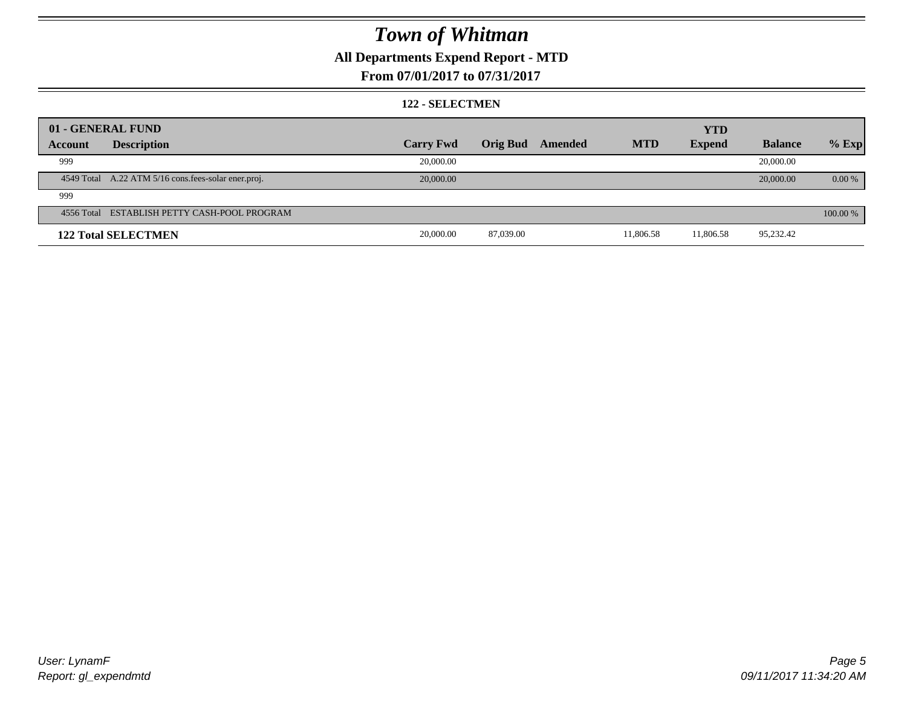# Town of Whitman

## All Departments Expend Report - MTD

## From 07/01/2017 to 07/31/2017

### 122 - SELECTMEN

| 01 - GENERAL FUND | | | | | | YTD | | |
|---|---|---|---|---|---|---|---|---|
| Account | Description | Carry Fwd | Orig Bud | Amended | MTD | Expend | Balance | % Exp |
| 999 | | 20,000.00 | | | | | 20,000.00 | |
| 4549 Total | A.22 ATM 5/16 cons.fees-solar ener.proj. | 20,000.00 | | | | | 20,000.00 | 0.00 % |
| 999 | | | | | | | | |
| 4556 Total | ESTABLISH PETTY CASH-POOL PROGRAM | | | | | | | 100.00 % |
| **122 Total SELECTMEN** | | 20,000.00 | 87,039.00 | | 11,806.58 | 11,806.58 | 95,232.42 | |

*User: LynamF*
*Report: gl_expendmtd*

*09/11/2017 11:34:20 AM*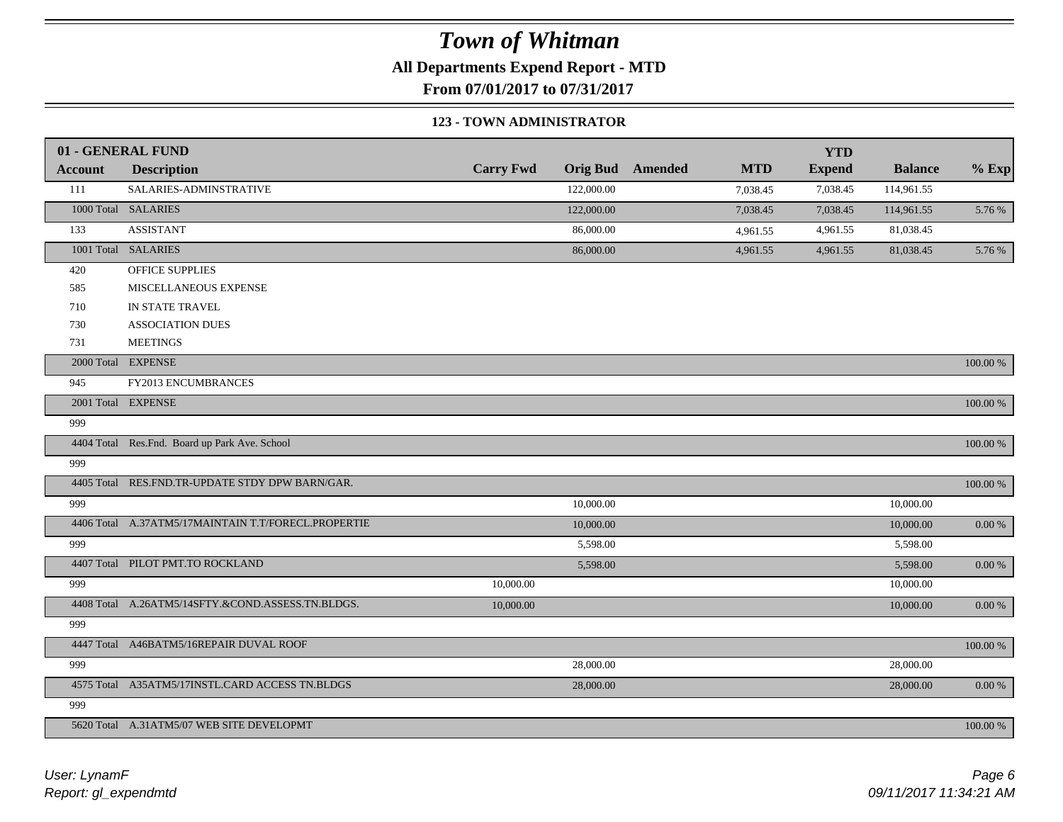# Town of Whitman

**All Departments Expend Report - MTD**

**From 07/01/2017 to 07/31/2017**

**123 - TOWN ADMINISTRATOR**

| 01 - GENERAL FUND | | | | | | | | |
|---|---|---|---|---|---|---|---|---|
| **Account** | **Description** | **Carry Fwd** | **Orig Bud** | **Amended** | **MTD** | **YTD Expend** | **Balance** | **% Exp** |
| 111 | SALARIES-ADMINSTRATIVE | | 122,000.00 | | 7,038.45 | 7,038.45 | 114,961.55 | |
| 1000 Total | SALARIES | | 122,000.00 | | 7,038.45 | 7,038.45 | 114,961.55 | 5.76 % |
| 133 | ASSISTANT | | 86,000.00 | | 4,961.55 | 4,961.55 | 81,038.45 | |
| 1001 Total | SALARIES | | 86,000.00 | | 4,961.55 | 4,961.55 | 81,038.45 | 5.76 % |
| 420 | OFFICE SUPPLIES | | | | | | | |
| 585 | MISCELLANEOUS EXPENSE | | | | | | | |
| 710 | IN STATE TRAVEL | | | | | | | |
| 730 | ASSOCIATION DUES | | | | | | | |
| 731 | MEETINGS | | | | | | | |
| 2000 Total | EXPENSE | | | | | | | 100.00 % |
| 945 | FY2013 ENCUMBRANCES | | | | | | | |
| 2001 Total | EXPENSE | | | | | | | 100.00 % |
| 999 | | | | | | | | |
| 4404 Total | Res.Fnd. Board up Park Ave. School | | | | | | | 100.00 % |
| 999 | | | | | | | | |
| 4405 Total | RES.FND.TR-UPDATE STDY DPW BARN/GAR. | | | | | | | 100.00 % |
| 999 | | | 10,000.00 | | | | 10,000.00 | |
| 4406 Total | A.37ATM5/17MAINTAIN T.T/FORECL.PROPERTIE | | 10,000.00 | | | | 10,000.00 | 0.00 % |
| 999 | | | 5,598.00 | | | | 5,598.00 | |
| 4407 Total | PILOT PMT.TO ROCKLAND | | 5,598.00 | | | | 5,598.00 | 0.00 % |
| 999 | | 10,000.00 | | | | | 10,000.00 | |
| 4408 Total | A.26ATM5/14SFTY.&COND.ASSESS.TN.BLDGS. | 10,000.00 | | | | | 10,000.00 | 0.00 % |
| 999 | | | | | | | | |
| 4447 Total | A46BATM5/16REPAIR DUVAL ROOF | | | | | | | 100.00 % |
| 999 | | | 28,000.00 | | | | 28,000.00 | |
| 4575 Total | A35ATM5/17INSTL.CARD ACCESS TN.BLDGS | | 28,000.00 | | | | 28,000.00 | 0.00 % |
| 999 | | | | | | | | |
| 5620 Total | A.31ATM5/07 WEB SITE DEVELOPMT | | | | | | | 100.00 % |

*User: LynamF*
*Report: gl_expendmtd*

*09/11/2017 11:34:21 AM*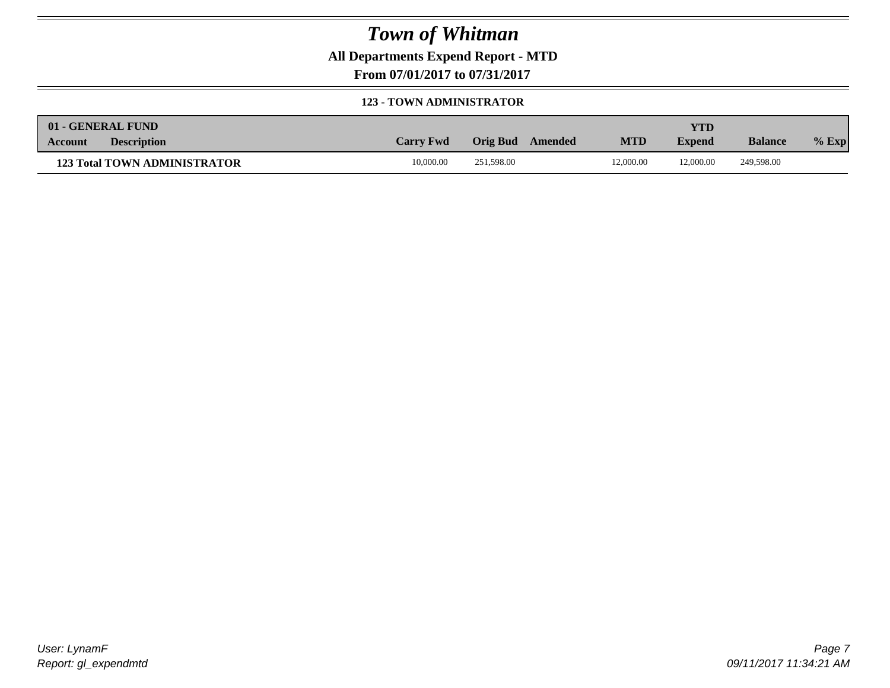# Town of Whitman

## All Departments Expend Report - MTD

### From 07/01/2017 to 07/31/2017

#### 123 - TOWN ADMINISTRATOR

| 01 - GENERAL FUND<br>Account | Description | Carry Fwd | Orig Bud | Amended | MTD | YTD Expend | Balance | % Exp |
|---|---|---|---|---|---|---|---|---|
| **123 Total TOWN ADMINISTRATOR** | | 10,000.00 | 251,598.00 | | 12,000.00 | 12,000.00 | 249,598.00 | |

*User: LynamF*
*Report: gl_expendmtd*

*09/11/2017 11:34:21 AM*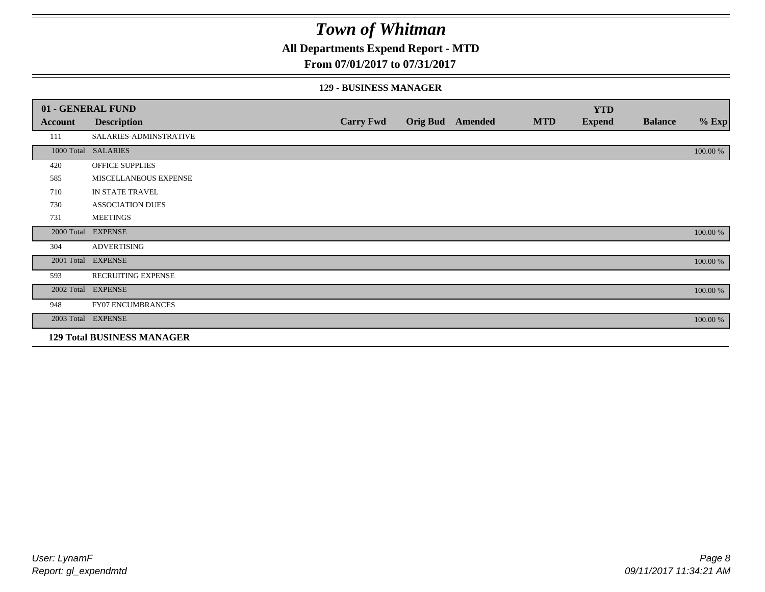# Town of Whitman

## All Departments Expend Report - MTD

## From 07/01/2017 to 07/31/2017

### 129 - BUSINESS MANAGER

| 01 - GENERAL FUND | | | | | | YTD | | |
|---|---|---|---|---|---|---|---|---|
| **Account** | **Description** | **Carry Fwd** | **Orig Bud** | **Amended** | **MTD** | **Expend** | **Balance** | **% Exp** |
| 111 | SALARIES-ADMINSTRATIVE | | | | | | | |
| 1000 Total | SALARIES | | | | | | | 100.00 % |
| 420 | OFFICE SUPPLIES | | | | | | | |
| 585 | MISCELLANEOUS EXPENSE | | | | | | | |
| 710 | IN STATE TRAVEL | | | | | | | |
| 730 | ASSOCIATION DUES | | | | | | | |
| 731 | MEETINGS | | | | | | | |
| 2000 Total | EXPENSE | | | | | | | 100.00 % |
| 304 | ADVERTISING | | | | | | | |
| 2001 Total | EXPENSE | | | | | | | 100.00 % |
| 593 | RECRUITING EXPENSE | | | | | | | |
| 2002 Total | EXPENSE | | | | | | | 100.00 % |
| 948 | FY07 ENCUMBRANCES | | | | | | | |
| 2003 Total | EXPENSE | | | | | | | 100.00 % |
| **129 Total BUSINESS MANAGER** | | | | | | | | |

*User: LynamF*
*Report: gl_expendmtd*

*09/11/2017 11:34:21 AM*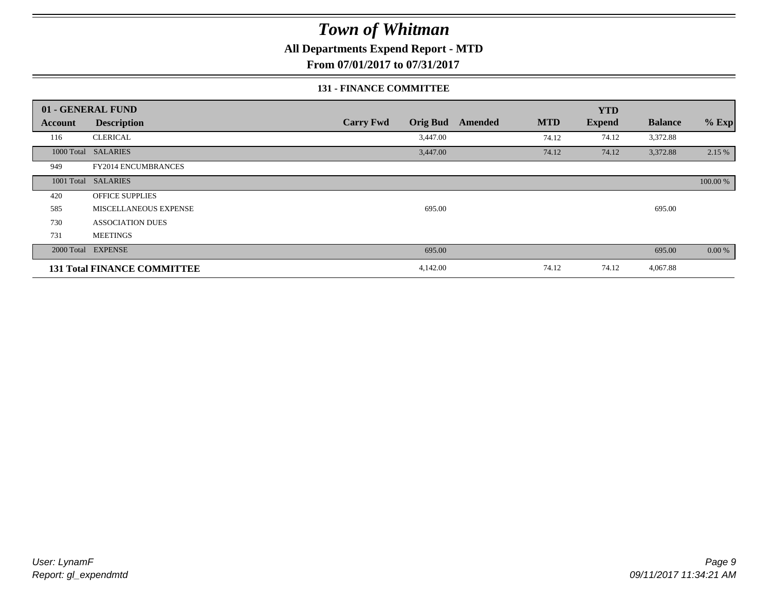# Town of Whitman

## All Departments Expend Report - MTD

### From 07/01/2017 to 07/31/2017

#### 131 - FINANCE COMMITTEE

| 01 - GENERAL FUND | | | | | | YTD | | |
|---|---|---|---|---|---|---|---|---|
| Account | Description | Carry Fwd | Orig Bud | Amended | MTD | Expend | Balance | % Exp |
| 116 | CLERICAL | | 3,447.00 | | 74.12 | 74.12 | 3,372.88 | |
| 1000 Total | SALARIES | | 3,447.00 | | 74.12 | 74.12 | 3,372.88 | 2.15 % |
| 949 | FY2014 ENCUMBRANCES | | | | | | | |
| 1001 Total | SALARIES | | | | | | | 100.00 % |
| 420 | OFFICE SUPPLIES | | | | | | | |
| 585 | MISCELLANEOUS EXPENSE | | 695.00 | | | | 695.00 | |
| 730 | ASSOCIATION DUES | | | | | | | |
| 731 | MEETINGS | | | | | | | |
| 2000 Total | EXPENSE | | 695.00 | | | | 695.00 | 0.00 % |
| **131 Total FINANCE COMMITTEE** | | | 4,142.00 | | 74.12 | 74.12 | 4,067.88 | |

User: LynamF
Report: gl_expendmtd

09/11/2017 11:34:21 AM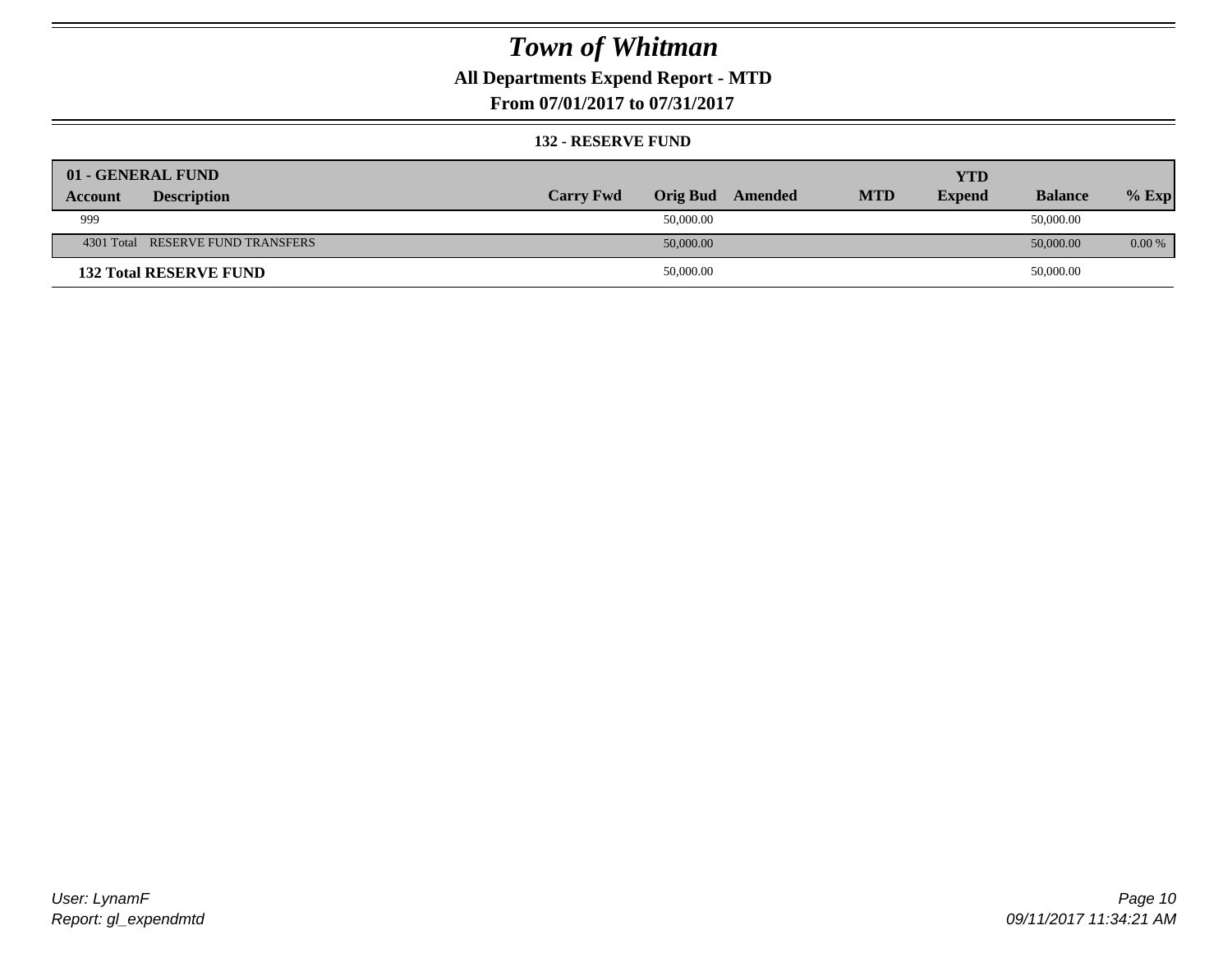# Town of Whitman

## All Departments Expend Report - MTD

## From 07/01/2017 to 07/31/2017

### 132 - RESERVE FUND

| 01 - GENERAL FUND | | | | | | YTD | | |
|---|---|---|---|---|---|---|---|---|
| Account | Description | Carry Fwd | Orig Bud | Amended | MTD | Expend | Balance | % Exp |
| 999 | | | 50,000.00 | | | | 50,000.00 | |
| 4301 Total | RESERVE FUND TRANSFERS | | 50,000.00 | | | | 50,000.00 | 0.00 % |
| **132 Total RESERVE FUND** | | | 50,000.00 | | | | 50,000.00 | |

User: LynamF
Report: gl_expendmtd

09/11/2017 11:34:21 AM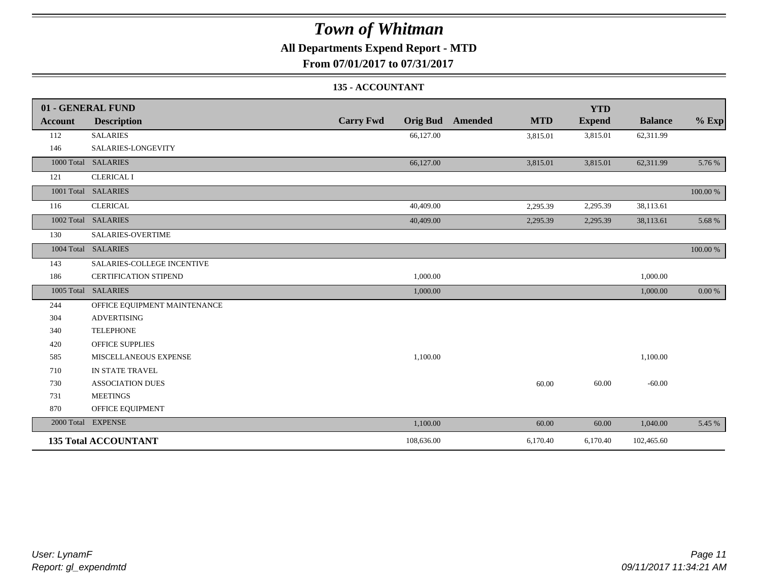# Town of Whitman

**All Departments Expend Report - MTD**

**From 07/01/2017 to 07/31/2017**

**135 - ACCOUNTANT**

| 01 - GENERAL FUND | | | | | | YTD | | |
|---|---|---|---|---|---|---|---|---|
| **Account** | **Description** | **Carry Fwd** | **Orig Bud** | **Amended** | **MTD** | **Expend** | **Balance** | **% Exp** |
| 112 | SALARIES | | 66,127.00 | | 3,815.01 | 3,815.01 | 62,311.99 | |
| 146 | SALARIES-LONGEVITY | | | | | | | |
| 1000 Total | SALARIES | | 66,127.00 | | 3,815.01 | 3,815.01 | 62,311.99 | 5.76 % |
| 121 | CLERICAL I | | | | | | | |
| 1001 Total | SALARIES | | | | | | | 100.00 % |
| 116 | CLERICAL | | 40,409.00 | | 2,295.39 | 2,295.39 | 38,113.61 | |
| 1002 Total | SALARIES | | 40,409.00 | | 2,295.39 | 2,295.39 | 38,113.61 | 5.68 % |
| 130 | SALARIES-OVERTIME | | | | | | | |
| 1004 Total | SALARIES | | | | | | | 100.00 % |
| 143 | SALARIES-COLLEGE INCENTIVE | | | | | | | |
| 186 | CERTIFICATION STIPEND | | 1,000.00 | | | | 1,000.00 | |
| 1005 Total | SALARIES | | 1,000.00 | | | | 1,000.00 | 0.00 % |
| 244 | OFFICE EQUIPMENT MAINTENANCE | | | | | | | |
| 304 | ADVERTISING | | | | | | | |
| 340 | TELEPHONE | | | | | | | |
| 420 | OFFICE SUPPLIES | | | | | | | |
| 585 | MISCELLANEOUS EXPENSE | | 1,100.00 | | | | 1,100.00 | |
| 710 | IN STATE TRAVEL | | | | | | | |
| 730 | ASSOCIATION DUES | | | | 60.00 | 60.00 | -60.00 | |
| 731 | MEETINGS | | | | | | | |
| 870 | OFFICE EQUIPMENT | | | | | | | |
| 2000 Total | EXPENSE | | 1,100.00 | | 60.00 | 60.00 | 1,040.00 | 5.45 % |
| **135 Total ACCOUNTANT** | | | 108,636.00 | | 6,170.40 | 6,170.40 | 102,465.60 | |

*User: LynamF*
*Report: gl_expendmtd*

*09/11/2017 11:34:21 AM*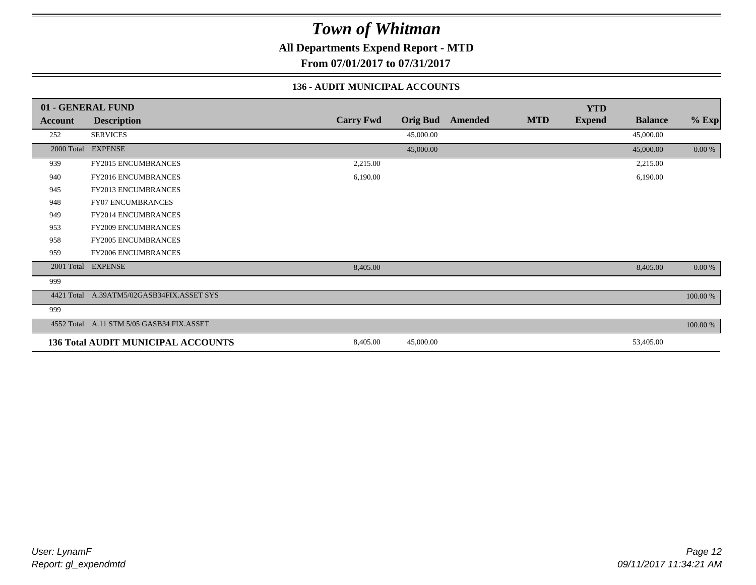# Town of Whitman

**All Departments Expend Report - MTD**

**From 07/01/2017 to 07/31/2017**

### 136 - AUDIT MUNICIPAL ACCOUNTS

| 01 - GENERAL FUND | | | | | | YTD | | |
|---|---|---|---|---|---|---|---|---|
| **Account** | **Description** | **Carry Fwd** | **Orig Bud** | **Amended** | **MTD** | **Expend** | **Balance** | **% Exp** |
| 252 | SERVICES | | 45,000.00 | | | | 45,000.00 | |
| 2000 Total | EXPENSE | | 45,000.00 | | | | 45,000.00 | 0.00 % |
| 939 | FY2015 ENCUMBRANCES | 2,215.00 | | | | | 2,215.00 | |
| 940 | FY2016 ENCUMBRANCES | 6,190.00 | | | | | 6,190.00 | |
| 945 | FY2013 ENCUMBRANCES | | | | | | | |
| 948 | FY07 ENCUMBRANCES | | | | | | | |
| 949 | FY2014 ENCUMBRANCES | | | | | | | |
| 953 | FY2009 ENCUMBRANCES | | | | | | | |
| 958 | FY2005 ENCUMBRANCES | | | | | | | |
| 959 | FY2006 ENCUMBRANCES | | | | | | | |
| 2001 Total | EXPENSE | 8,405.00 | | | | | 8,405.00 | 0.00 % |
| 999 | | | | | | | | |
| 4421 Total | A.39ATM5/02GASB34FIX.ASSET SYS | | | | | | | 100.00 % |
| 999 | | | | | | | | |
| 4552 Total | A.11 STM 5/05 GASB34 FIX.ASSET | | | | | | | 100.00 % |
| **136 Total AUDIT MUNICIPAL ACCOUNTS** | | 8,405.00 | 45,000.00 | | | | 53,405.00 | |

*User: LynamF*
*Report: gl_expendmtd*

*09/11/2017 11:34:21 AM*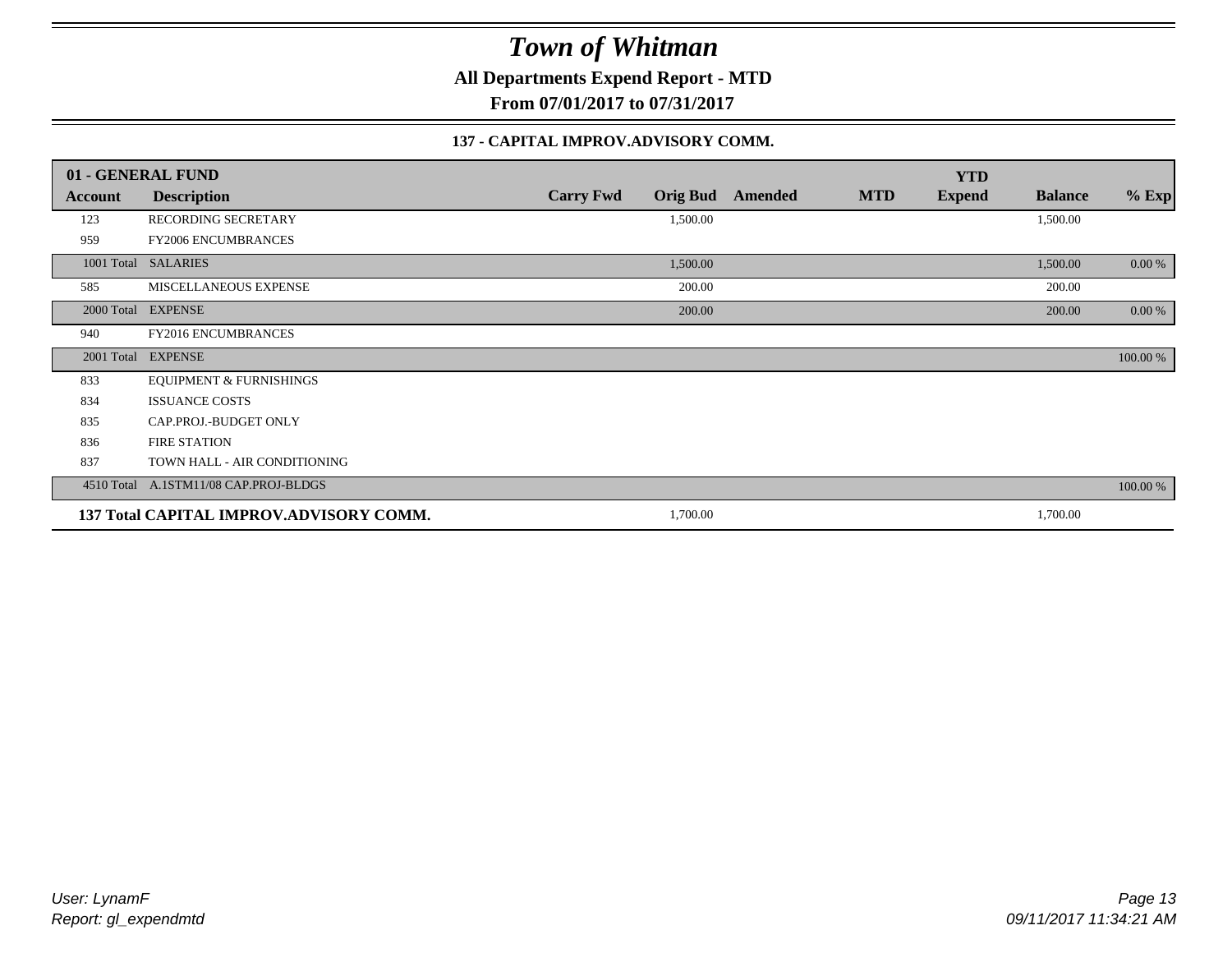# Town of Whitman

**All Departments Expend Report - MTD**

**From 07/01/2017 to 07/31/2017**

### 137 - CAPITAL IMPROV.ADVISORY COMM.

| 01 - GENERAL FUND | | | | | | YTD | | |
|---|---|---|---|---|---|---|---|---|
| **Account** | **Description** | **Carry Fwd** | **Orig Bud** | **Amended** | **MTD** | **Expend** | **Balance** | **% Exp** |
| 123 | RECORDING SECRETARY | | 1,500.00 | | | | 1,500.00 | |
| 959 | FY2006 ENCUMBRANCES | | | | | | | |
| 1001 Total | SALARIES | | 1,500.00 | | | | 1,500.00 | 0.00 % |
| 585 | MISCELLANEOUS EXPENSE | | 200.00 | | | | 200.00 | |
| 2000 Total | EXPENSE | | 200.00 | | | | 200.00 | 0.00 % |
| 940 | FY2016 ENCUMBRANCES | | | | | | | |
| 2001 Total | EXPENSE | | | | | | | 100.00 % |
| 833 | EQUIPMENT & FURNISHINGS | | | | | | | |
| 834 | ISSUANCE COSTS | | | | | | | |
| 835 | CAP.PROJ.-BUDGET ONLY | | | | | | | |
| 836 | FIRE STATION | | | | | | | |
| 837 | TOWN HALL - AIR CONDITIONING | | | | | | | |
| 4510 Total | A.1STM11/08 CAP.PROJ-BLDGS | | | | | | | 100.00 % |
| **137 Total CAPITAL IMPROV.ADVISORY COMM.** | | | 1,700.00 | | | | 1,700.00 | |

*User: LynamF*
*Report: gl_expendmtd*

*09/11/2017 11:34:21 AM*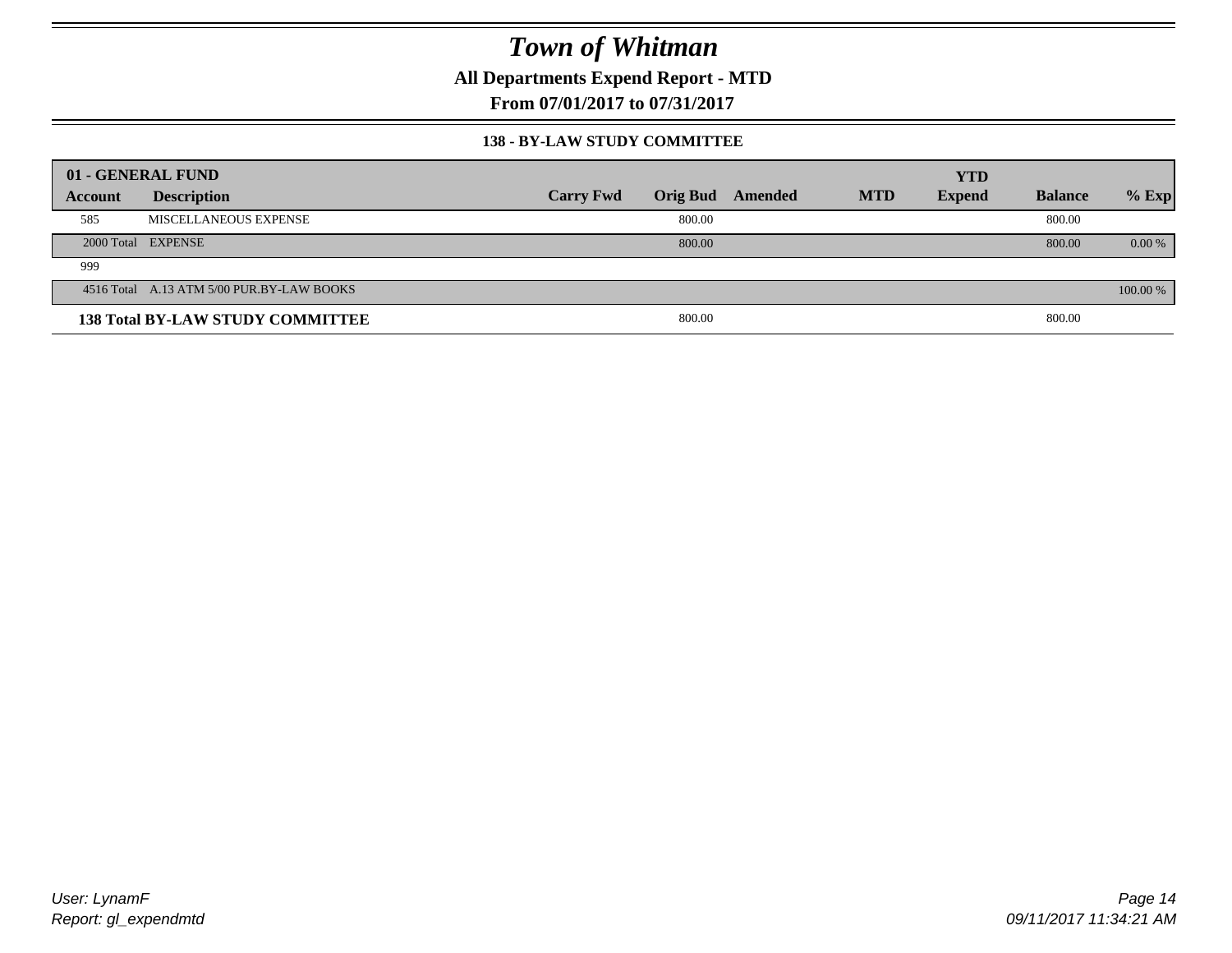# Town of Whitman

**All Departments Expend Report - MTD**

**From 07/01/2017 to 07/31/2017**

**138 - BY-LAW STUDY COMMITTEE**

| 01 - GENERAL FUND | | | | | | YTD | | |
|---|---|---|---|---|---|---|---|---|
| **Account** | **Description** | **Carry Fwd** | **Orig Bud** | **Amended** | **MTD** | **Expend** | **Balance** | **% Exp** |
| 585 | MISCELLANEOUS EXPENSE | | 800.00 | | | | 800.00 | |
| 2000 Total | EXPENSE | | 800.00 | | | | 800.00 | 0.00 % |
| 999 | | | | | | | | |
| 4516 Total | A.13 ATM 5/00 PUR.BY-LAW BOOKS | | | | | | | 100.00 % |
| **138 Total BY-LAW STUDY COMMITTEE** | | | 800.00 | | | | 800.00 | |

*User: LynamF*
*Report: gl_expendmtd*

*09/11/2017 11:34:21 AM*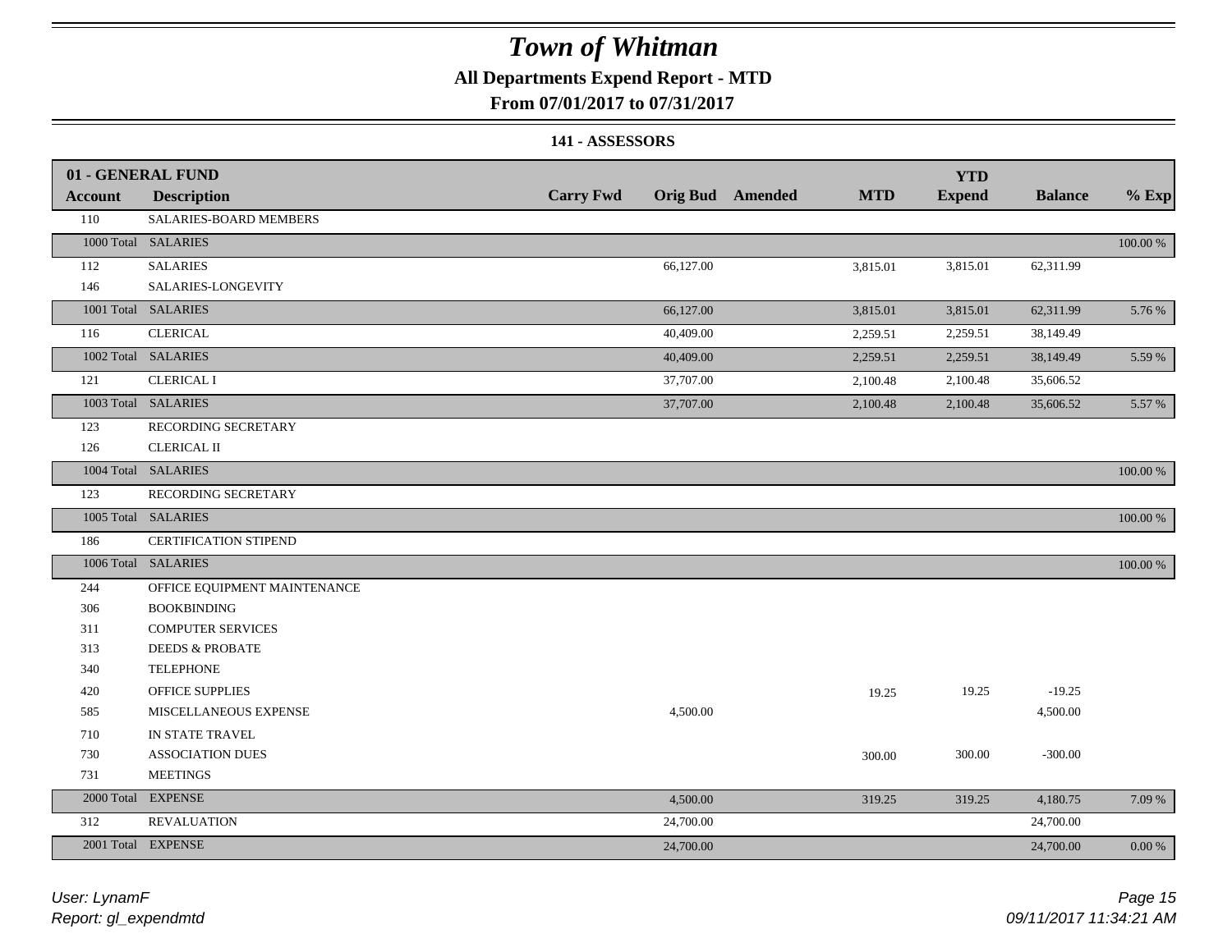# Town of Whitman

**All Departments Expend Report - MTD**

**From 07/01/2017 to 07/31/2017**

**141 - ASSESSORS**

| 01 - GENERAL FUND | | | | | | YTD | | |
|---|---|---|---|---|---|---|---|---|
| **Account** | **Description** | **Carry Fwd** | **Orig Bud** | **Amended** | **MTD** | **Expend** | **Balance** | **% Exp** |
| 110 | SALARIES-BOARD MEMBERS | | | | | | | |
| 1000 Total | SALARIES | | | | | | | 100.00 % |
| 112 | SALARIES | | 66,127.00 | | 3,815.01 | 3,815.01 | 62,311.99 | |
| 146 | SALARIES-LONGEVITY | | | | | | | |
| 1001 Total | SALARIES | | 66,127.00 | | 3,815.01 | 3,815.01 | 62,311.99 | 5.76 % |
| 116 | CLERICAL | | 40,409.00 | | 2,259.51 | 2,259.51 | 38,149.49 | |
| 1002 Total | SALARIES | | 40,409.00 | | 2,259.51 | 2,259.51 | 38,149.49 | 5.59 % |
| 121 | CLERICAL I | | 37,707.00 | | 2,100.48 | 2,100.48 | 35,606.52 | |
| 1003 Total | SALARIES | | 37,707.00 | | 2,100.48 | 2,100.48 | 35,606.52 | 5.57 % |
| 123 | RECORDING SECRETARY | | | | | | | |
| 126 | CLERICAL II | | | | | | | |
| 1004 Total | SALARIES | | | | | | | 100.00 % |
| 123 | RECORDING SECRETARY | | | | | | | |
| 1005 Total | SALARIES | | | | | | | 100.00 % |
| 186 | CERTIFICATION STIPEND | | | | | | | |
| 1006 Total | SALARIES | | | | | | | 100.00 % |
| 244 | OFFICE EQUIPMENT MAINTENANCE | | | | | | | |
| 306 | BOOKBINDING | | | | | | | |
| 311 | COMPUTER SERVICES | | | | | | | |
| 313 | DEEDS & PROBATE | | | | | | | |
| 340 | TELEPHONE | | | | | | | |
| 420 | OFFICE SUPPLIES | | | | 19.25 | 19.25 | -19.25 | |
| 585 | MISCELLANEOUS EXPENSE | | 4,500.00 | | | | 4,500.00 | |
| 710 | IN STATE TRAVEL | | | | | | | |
| 730 | ASSOCIATION DUES | | | | 300.00 | 300.00 | -300.00 | |
| 731 | MEETINGS | | | | | | | |
| 2000 Total | EXPENSE | | 4,500.00 | | 319.25 | 319.25 | 4,180.75 | 7.09 % |
| 312 | REVALUATION | | 24,700.00 | | | | 24,700.00 | |
| 2001 Total | EXPENSE | | 24,700.00 | | | | 24,700.00 | 0.00 % |

*User: LynamF*
*Report: gl_expendmtd*

*09/11/2017 11:34:21 AM*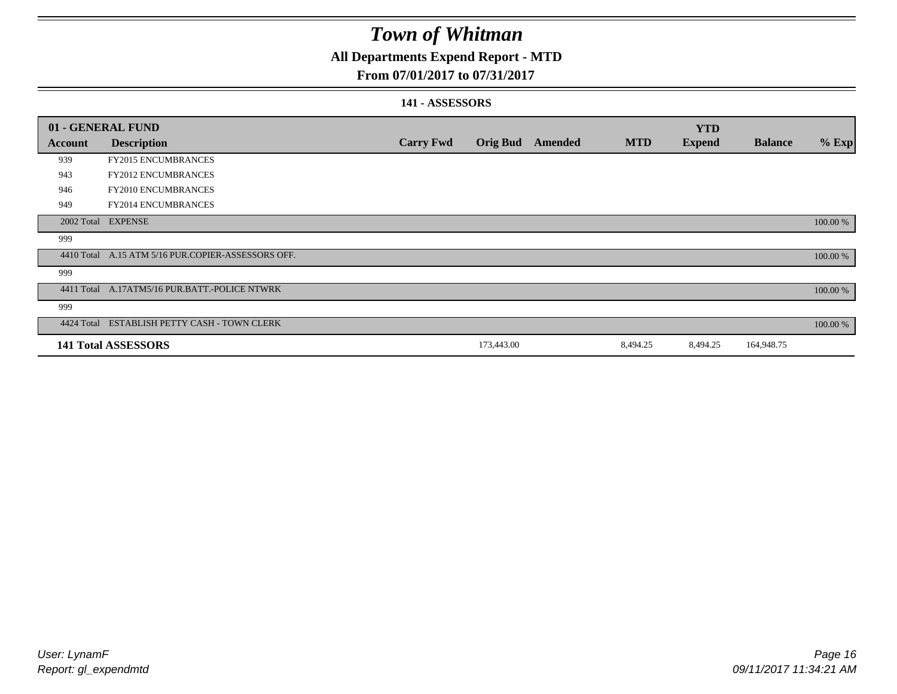# *Town of Whitman*

## All Departments Expend Report - MTD

## From 07/01/2017 to 07/31/2017

### 141 - ASSESSORS

| 01 - GENERAL FUND | | | | | | YTD | | |
|---|---|---|---|---|---|---|---|---|
| **Account** | **Description** | **Carry Fwd** | **Orig Bud** | **Amended** | **MTD** | **Expend** | **Balance** | **% Exp** |
| 939 | FY2015 ENCUMBRANCES | | | | | | | |
| 943 | FY2012 ENCUMBRANCES | | | | | | | |
| 946 | FY2010 ENCUMBRANCES | | | | | | | |
| 949 | FY2014 ENCUMBRANCES | | | | | | | |
| 2002 Total | EXPENSE | | | | | | | 100.00 % |
| 999 | | | | | | | | |
| 4410 Total | A.15 ATM 5/16 PUR.COPIER-ASSESSORS OFF. | | | | | | | 100.00 % |
| 999 | | | | | | | | |
| 4411 Total | A.17ATM5/16 PUR.BATT.-POLICE NTWRK | | | | | | | 100.00 % |
| 999 | | | | | | | | |
| 4424 Total | ESTABLISH PETTY CASH - TOWN CLERK | | | | | | | 100.00 % |
| **141 Total ASSESSORS** | | | 173,443.00 | | 8,494.25 | 8,494.25 | 164,948.75 | |

*User: LynamF*
*Report: gl_expendmtd*

*09/11/2017 11:34:21 AM*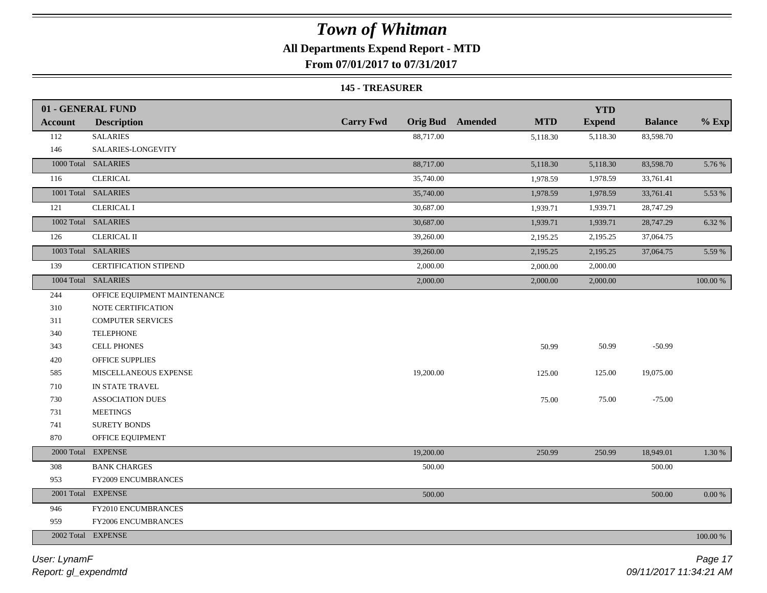# Town of Whitman

## All Departments Expend Report - MTD

### From 07/01/2017 to 07/31/2017

#### 145 - TREASURER

| 01 - GENERAL FUND | | | | | | YTD | | |
|---|---|---|---|---|---|---|---|---|
| **Account** | **Description** | **Carry Fwd** | **Orig Bud** | **Amended** | **MTD** | **Expend** | **Balance** | **% Exp** |
| 112 | SALARIES | | 88,717.00 | | 5,118.30 | 5,118.30 | 83,598.70 | |
| 146 | SALARIES-LONGEVITY | | | | | | | |
| 1000 Total | SALARIES | | 88,717.00 | | 5,118.30 | 5,118.30 | 83,598.70 | 5.76 % |
| 116 | CLERICAL | | 35,740.00 | | 1,978.59 | 1,978.59 | 33,761.41 | |
| 1001 Total | SALARIES | | 35,740.00 | | 1,978.59 | 1,978.59 | 33,761.41 | 5.53 % |
| 121 | CLERICAL I | | 30,687.00 | | 1,939.71 | 1,939.71 | 28,747.29 | |
| 1002 Total | SALARIES | | 30,687.00 | | 1,939.71 | 1,939.71 | 28,747.29 | 6.32 % |
| 126 | CLERICAL II | | 39,260.00 | | 2,195.25 | 2,195.25 | 37,064.75 | |
| 1003 Total | SALARIES | | 39,260.00 | | 2,195.25 | 2,195.25 | 37,064.75 | 5.59 % |
| 139 | CERTIFICATION STIPEND | | 2,000.00 | | 2,000.00 | 2,000.00 | | |
| 1004 Total | SALARIES | | 2,000.00 | | 2,000.00 | 2,000.00 | | 100.00 % |
| 244 | OFFICE EQUIPMENT MAINTENANCE | | | | | | | |
| 310 | NOTE CERTIFICATION | | | | | | | |
| 311 | COMPUTER SERVICES | | | | | | | |
| 340 | TELEPHONE | | | | | | | |
| 343 | CELL PHONES | | | | 50.99 | 50.99 | -50.99 | |
| 420 | OFFICE SUPPLIES | | | | | | | |
| 585 | MISCELLANEOUS EXPENSE | | 19,200.00 | | 125.00 | 125.00 | 19,075.00 | |
| 710 | IN STATE TRAVEL | | | | | | | |
| 730 | ASSOCIATION DUES | | | | 75.00 | 75.00 | -75.00 | |
| 731 | MEETINGS | | | | | | | |
| 741 | SURETY BONDS | | | | | | | |
| 870 | OFFICE EQUIPMENT | | | | | | | |
| 2000 Total | EXPENSE | | 19,200.00 | | 250.99 | 250.99 | 18,949.01 | 1.30 % |
| 308 | BANK CHARGES | | 500.00 | | | | 500.00 | |
| 953 | FY2009 ENCUMBRANCES | | | | | | | |
| 2001 Total | EXPENSE | | 500.00 | | | | 500.00 | 0.00 % |
| 946 | FY2010 ENCUMBRANCES | | | | | | | |
| 959 | FY2006 ENCUMBRANCES | | | | | | | |
| 2002 Total | EXPENSE | | | | | | | 100.00 % |

*User: LynamF*
*Report: gl_expendmtd*
*09/11/2017 11:34:21 AM*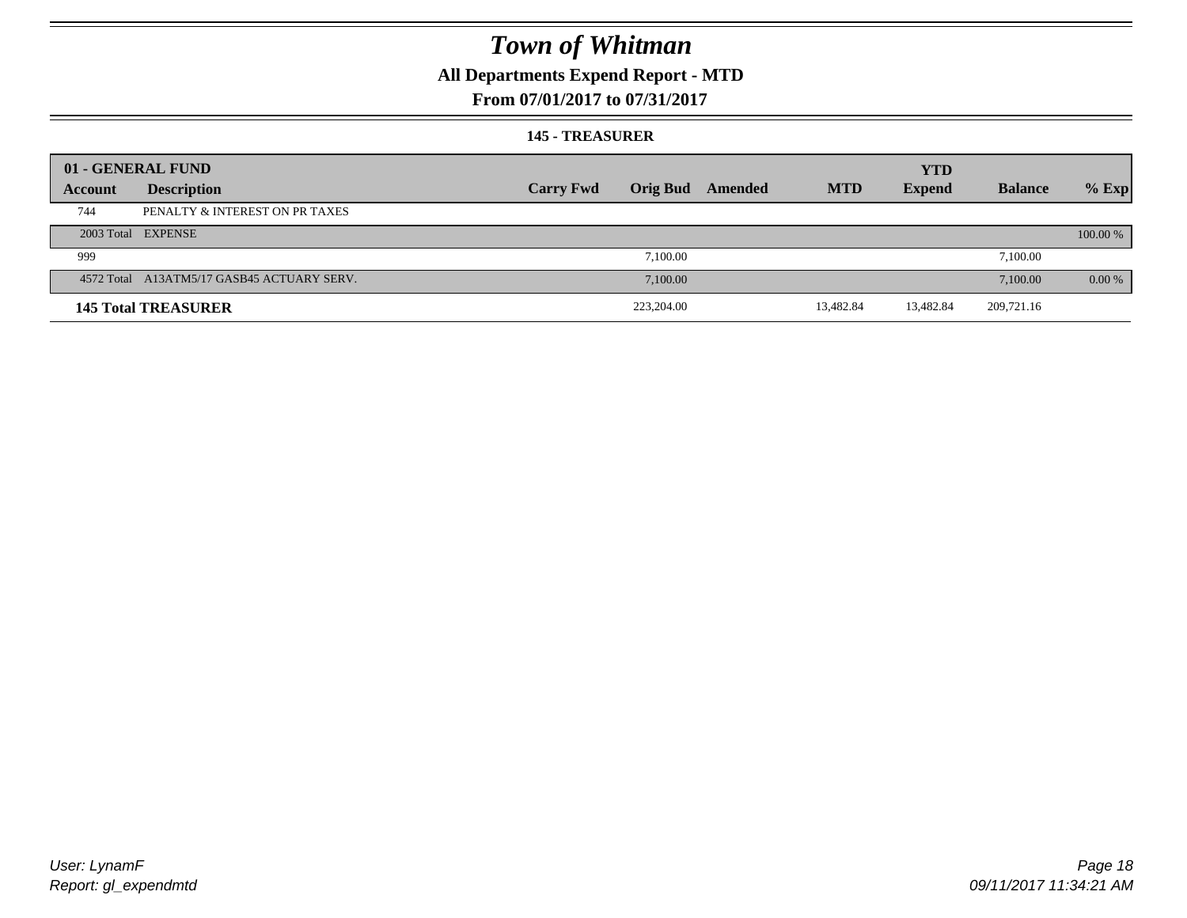# Town of Whitman

**All Departments Expend Report - MTD**

**From 07/01/2017 to 07/31/2017**

**145 - TREASURER**

| 01 - GENERAL FUND | | | | | | YTD | | |
|---|---|---|---|---|---|---|---|---|
| **Account** | **Description** | **Carry Fwd** | **Orig Bud** | **Amended** | **MTD** | **Expend** | **Balance** | **% Exp** |
| 744 | PENALTY & INTEREST ON PR TAXES | | | | | | | |
| 2003 Total | EXPENSE | | | | | | | 100.00 % |
| 999 | | | 7,100.00 | | | | 7,100.00 | |
| 4572 Total | A13ATM5/17 GASB45 ACTUARY SERV. | | 7,100.00 | | | | 7,100.00 | 0.00 % |
| **145 Total TREASURER** | | | 223,204.00 | | 13,482.84 | 13,482.84 | 209,721.16 | |

*User: LynamF*
*Report: gl_expendmtd*

*09/11/2017 11:34:21 AM*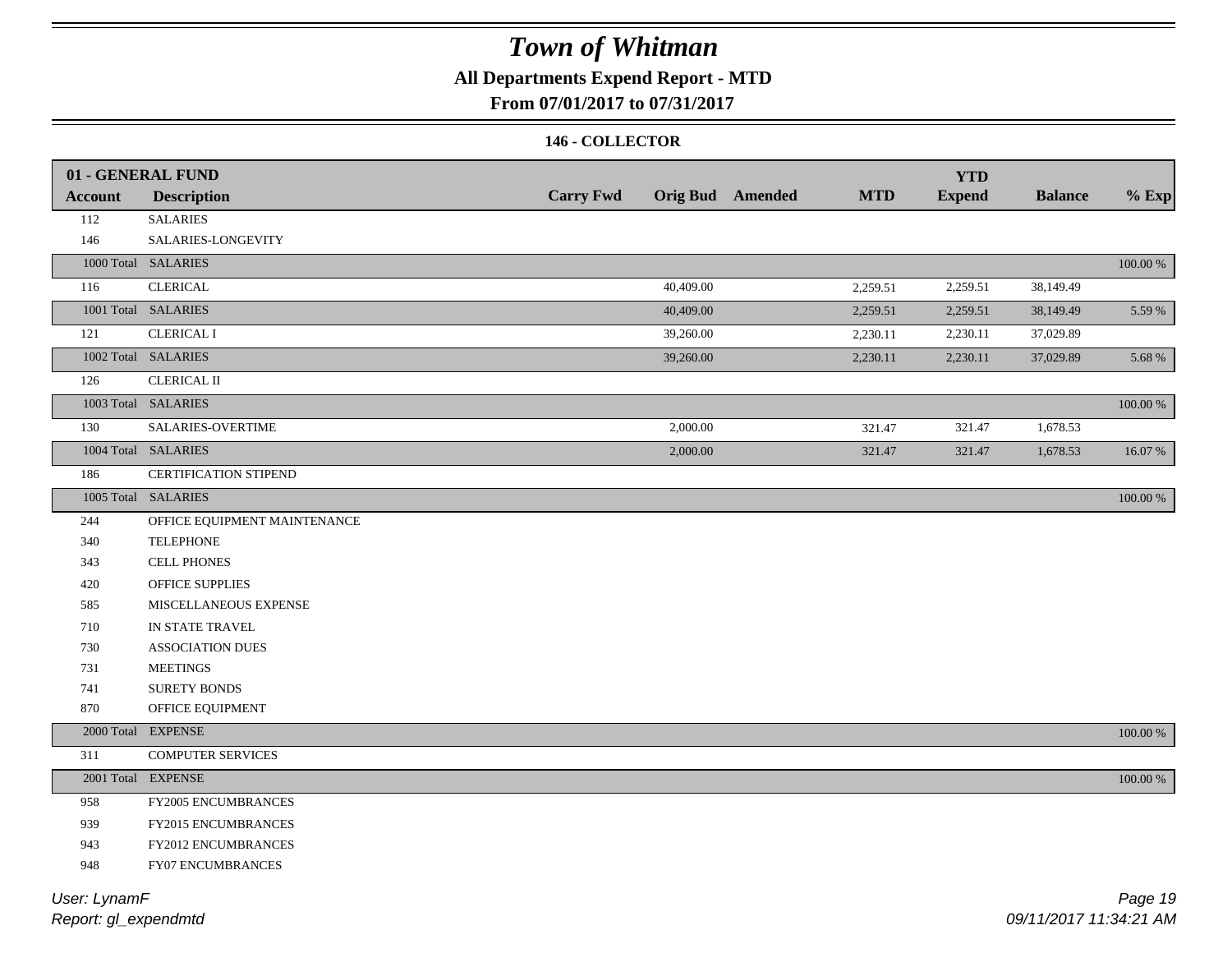# Town of Whitman

## All Departments Expend Report - MTD

### From 07/01/2017 to 07/31/2017

#### 146 - COLLECTOR

| 01 - GENERAL FUND<br>Account | Description | Carry Fwd | Orig Bud | Amended | MTD | YTD Expend | Balance | % Exp |
|---|---|---|---|---|---|---|---|---|
| 112 | SALARIES | | | | | | | |
| 146 | SALARIES-LONGEVITY | | | | | | | |
| 1000 Total | SALARIES | | | | | | | 100.00 % |
| 116 | CLERICAL | | 40,409.00 | | 2,259.51 | 2,259.51 | 38,149.49 | |
| 1001 Total | SALARIES | | 40,409.00 | | 2,259.51 | 2,259.51 | 38,149.49 | 5.59 % |
| 121 | CLERICAL I | | 39,260.00 | | 2,230.11 | 2,230.11 | 37,029.89 | |
| 1002 Total | SALARIES | | 39,260.00 | | 2,230.11 | 2,230.11 | 37,029.89 | 5.68 % |
| 126 | CLERICAL II | | | | | | | |
| 1003 Total | SALARIES | | | | | | | 100.00 % |
| 130 | SALARIES-OVERTIME | | 2,000.00 | | 321.47 | 321.47 | 1,678.53 | |
| 1004 Total | SALARIES | | 2,000.00 | | 321.47 | 321.47 | 1,678.53 | 16.07 % |
| 186 | CERTIFICATION STIPEND | | | | | | | |
| 1005 Total | SALARIES | | | | | | | 100.00 % |
| 244 | OFFICE EQUIPMENT MAINTENANCE | | | | | | | |
| 340 | TELEPHONE | | | | | | | |
| 343 | CELL PHONES | | | | | | | |
| 420 | OFFICE SUPPLIES | | | | | | | |
| 585 | MISCELLANEOUS EXPENSE | | | | | | | |
| 710 | IN STATE TRAVEL | | | | | | | |
| 730 | ASSOCIATION DUES | | | | | | | |
| 731 | MEETINGS | | | | | | | |
| 741 | SURETY BONDS | | | | | | | |
| 870 | OFFICE EQUIPMENT | | | | | | | |
| 2000 Total | EXPENSE | | | | | | | 100.00 % |
| 311 | COMPUTER SERVICES | | | | | | | |
| 2001 Total | EXPENSE | | | | | | | 100.00 % |
| 958 | FY2005 ENCUMBRANCES | | | | | | | |
| 939 | FY2015 ENCUMBRANCES | | | | | | | |
| 943 | FY2012 ENCUMBRANCES | | | | | | | |
| 948 | FY07 ENCUMBRANCES | | | | | | | |

*User: LynamF*
*Report: gl_expendmtd*

*09/11/2017 11:34:21 AM*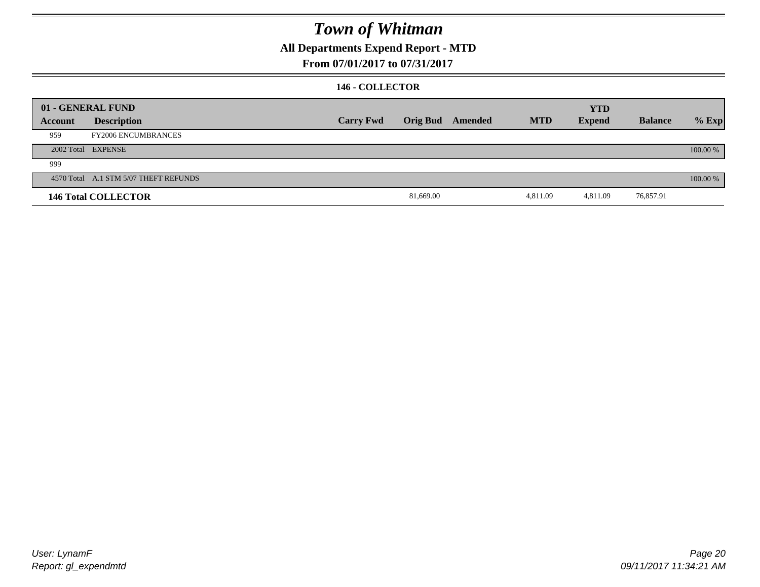# Town of Whitman

## All Departments Expend Report - MTD

### From 07/01/2017 to 07/31/2017

#### 146 - COLLECTOR

| 01 - GENERAL FUND | | | | | | YTD | | |
|---|---|---|---|---|---|---|---|---|
| Account | Description | Carry Fwd | Orig Bud | Amended | MTD | Expend | Balance | % Exp |
| 959 | FY2006 ENCUMBRANCES | | | | | | | |
| 2002 Total | EXPENSE | | | | | | | 100.00 % |
| 999 | | | | | | | | |
| 4570 Total | A.1 STM 5/07 THEFT REFUNDS | | | | | | | 100.00 % |
| **146 Total COLLECTOR** | | | 81,669.00 | | 4,811.09 | 4,811.09 | 76,857.91 | |

User: LynamF
Report: gl_expendmtd

09/11/2017 11:34:21 AM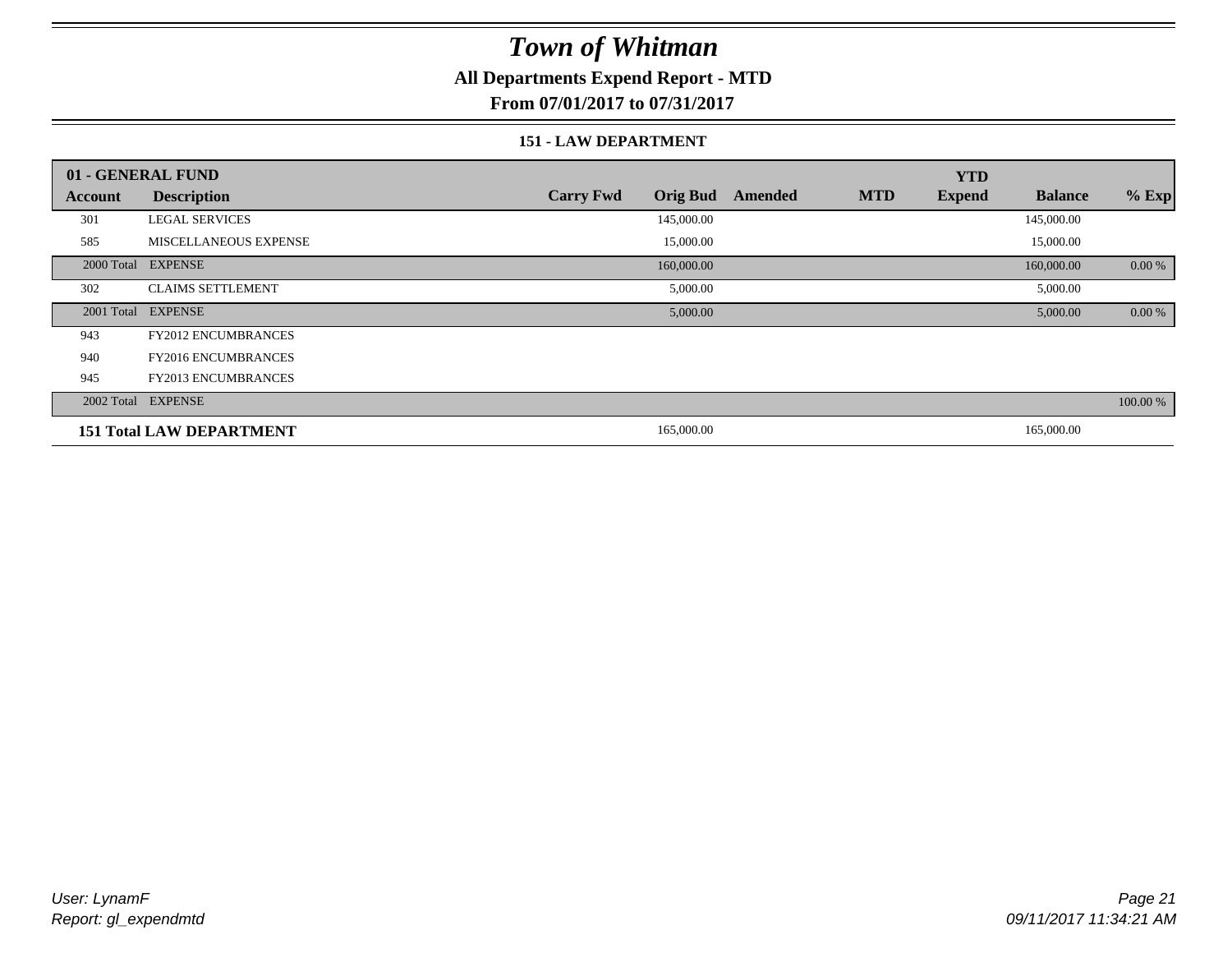# Town of Whitman

## All Departments Expend Report - MTD

### From 07/01/2017 to 07/31/2017

#### 151 - LAW DEPARTMENT

| 01 - GENERAL FUND | | | | | | YTD | | |
|---|---|---|---|---|---|---|---|---|
| Account | Description | Carry Fwd | Orig Bud | Amended | MTD | Expend | Balance | % Exp |
| 301 | LEGAL SERVICES | | 145,000.00 | | | | 145,000.00 | |
| 585 | MISCELLANEOUS EXPENSE | | 15,000.00 | | | | 15,000.00 | |
| 2000 Total | EXPENSE | | 160,000.00 | | | | 160,000.00 | 0.00 % |
| 302 | CLAIMS SETTLEMENT | | 5,000.00 | | | | 5,000.00 | |
| 2001 Total | EXPENSE | | 5,000.00 | | | | 5,000.00 | 0.00 % |
| 943 | FY2012 ENCUMBRANCES | | | | | | | |
| 940 | FY2016 ENCUMBRANCES | | | | | | | |
| 945 | FY2013 ENCUMBRANCES | | | | | | | |
| 2002 Total | EXPENSE | | | | | | | 100.00 % |
| **151 Total LAW DEPARTMENT** | | | 165,000.00 | | | | 165,000.00 | |

*User: LynamF*
*Report: gl_expendmtd*

*09/11/2017 11:34:21 AM*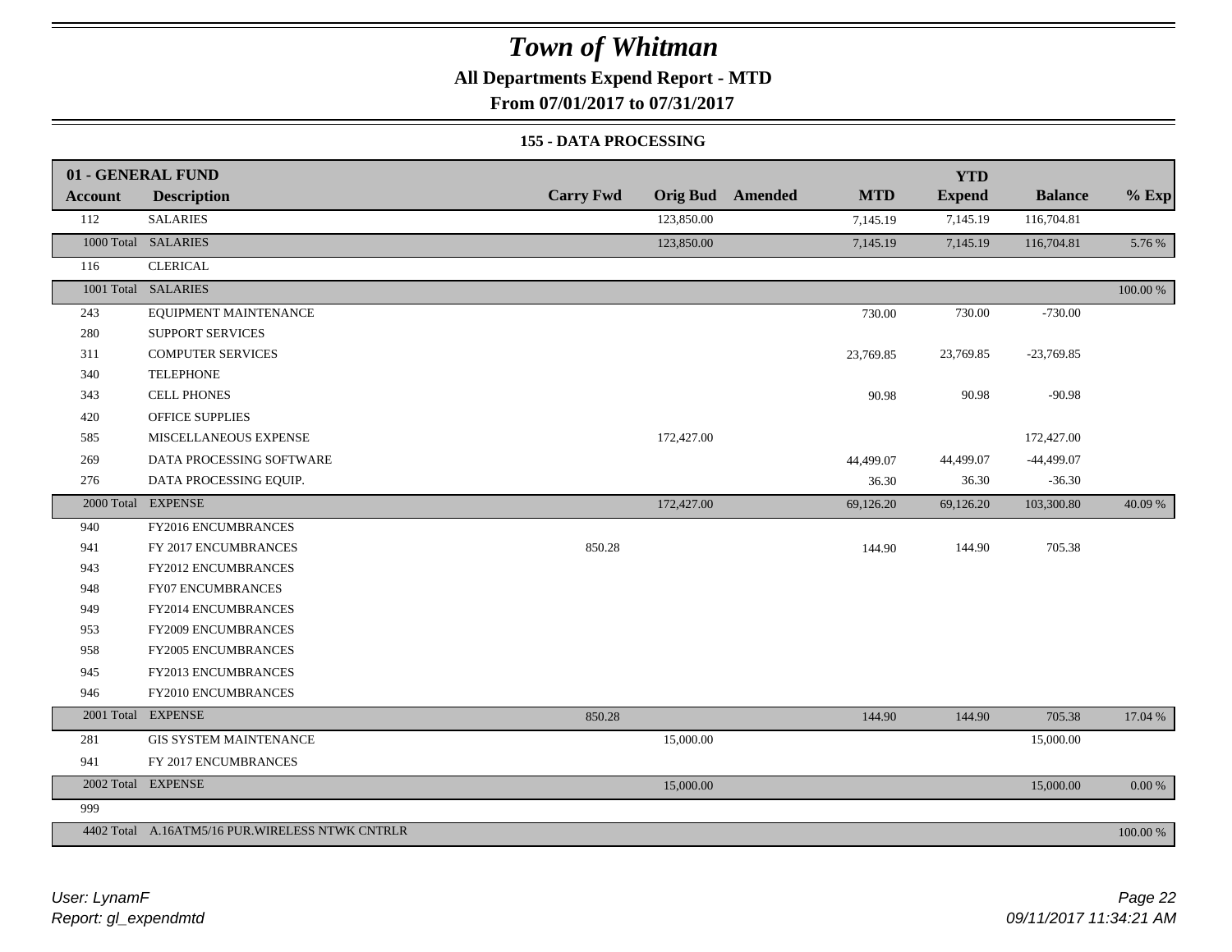# Town of Whitman

**All Departments Expend Report - MTD**

**From 07/01/2017 to 07/31/2017**

**155 - DATA PROCESSING**

| 01 - GENERAL FUND | | | | | | | | |
|---|---|---|---|---|---|---|---|---|
| **Account** | **Description** | **Carry Fwd** | **Orig Bud** | **Amended** | **MTD** | **YTD Expend** | **Balance** | **% Exp** |
| 112 | SALARIES | | 123,850.00 | | 7,145.19 | 7,145.19 | 116,704.81 | |
| 1000 Total | SALARIES | | 123,850.00 | | 7,145.19 | 7,145.19 | 116,704.81 | 5.76 % |
| 116 | CLERICAL | | | | | | | |
| 1001 Total | SALARIES | | | | | | | 100.00 % |
| 243 | EQUIPMENT MAINTENANCE | | | | 730.00 | 730.00 | -730.00 | |
| 280 | SUPPORT SERVICES | | | | | | | |
| 311 | COMPUTER SERVICES | | | | 23,769.85 | 23,769.85 | -23,769.85 | |
| 340 | TELEPHONE | | | | | | | |
| 343 | CELL PHONES | | | | 90.98 | 90.98 | -90.98 | |
| 420 | OFFICE SUPPLIES | | | | | | | |
| 585 | MISCELLANEOUS EXPENSE | | 172,427.00 | | | | 172,427.00 | |
| 269 | DATA PROCESSING SOFTWARE | | | | 44,499.07 | 44,499.07 | -44,499.07 | |
| 276 | DATA PROCESSING EQUIP. | | | | 36.30 | 36.30 | -36.30 | |
| 2000 Total | EXPENSE | | 172,427.00 | | 69,126.20 | 69,126.20 | 103,300.80 | 40.09 % |
| 940 | FY2016 ENCUMBRANCES | | | | | | | |
| 941 | FY 2017 ENCUMBRANCES | 850.28 | | | 144.90 | 144.90 | 705.38 | |
| 943 | FY2012 ENCUMBRANCES | | | | | | | |
| 948 | FY07 ENCUMBRANCES | | | | | | | |
| 949 | FY2014 ENCUMBRANCES | | | | | | | |
| 953 | FY2009 ENCUMBRANCES | | | | | | | |
| 958 | FY2005 ENCUMBRANCES | | | | | | | |
| 945 | FY2013 ENCUMBRANCES | | | | | | | |
| 946 | FY2010 ENCUMBRANCES | | | | | | | |
| 2001 Total | EXPENSE | 850.28 | | | 144.90 | 144.90 | 705.38 | 17.04 % |
| 281 | GIS SYSTEM MAINTENANCE | | 15,000.00 | | | | 15,000.00 | |
| 941 | FY 2017 ENCUMBRANCES | | | | | | | |
| 2002 Total | EXPENSE | | 15,000.00 | | | | 15,000.00 | 0.00 % |
| 999 | | | | | | | | |
| 4402 Total | A.16ATM5/16 PUR.WIRELESS NTWK CNTRLR | | | | | | | 100.00 % |

User: LynamF
Report: gl_expendmtd

09/11/2017 11:34:21 AM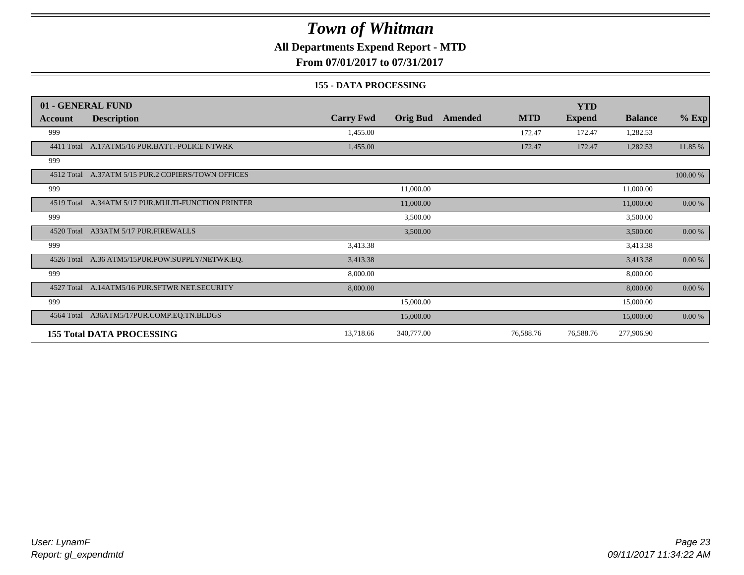# Town of Whitman

**All Departments Expend Report - MTD**

**From 07/01/2017 to 07/31/2017**

**155 - DATA PROCESSING**

| 01 - GENERAL FUND | | | | | | YTD | | |
|---|---|---|---|---|---|---|---|---|
| Account | Description | Carry Fwd | Orig Bud | Amended | MTD | Expend | Balance | % Exp |
| 999 | | 1,455.00 | | | 172.47 | 172.47 | 1,282.53 | |
| 4411 Total | A.17ATM5/16 PUR.BATT.-POLICE NTWRK | 1,455.00 | | | 172.47 | 172.47 | 1,282.53 | 11.85 % |
| 999 | | | | | | | | |
| 4512 Total | A.37ATM 5/15 PUR.2 COPIERS/TOWN OFFICES | | | | | | | 100.00 % |
| 999 | | | 11,000.00 | | | | 11,000.00 | |
| 4519 Total | A.34ATM 5/17 PUR.MULTI-FUNCTION PRINTER | | 11,000.00 | | | | 11,000.00 | 0.00 % |
| 999 | | | 3,500.00 | | | | 3,500.00 | |
| 4520 Total | A33ATM 5/17 PUR.FIREWALLS | | 3,500.00 | | | | 3,500.00 | 0.00 % |
| 999 | | 3,413.38 | | | | | 3,413.38 | |
| 4526 Total | A.36 ATM5/15PUR.POW.SUPPLY/NETWK.EQ. | 3,413.38 | | | | | 3,413.38 | 0.00 % |
| 999 | | 8,000.00 | | | | | 8,000.00 | |
| 4527 Total | A.14ATM5/16 PUR.SFTWR NET.SECURITY | 8,000.00 | | | | | 8,000.00 | 0.00 % |
| 999 | | | 15,000.00 | | | | 15,000.00 | |
| 4564 Total | A36ATM5/17PUR.COMP.EQ.TN.BLDGS | | 15,000.00 | | | | 15,000.00 | 0.00 % |
| **155 Total DATA PROCESSING** | | 13,718.66 | 340,777.00 | | 76,588.76 | 76,588.76 | 277,906.90 | |

*User: LynamF*
*Report: gl_expendmtd*

*09/11/2017 11:34:22 AM*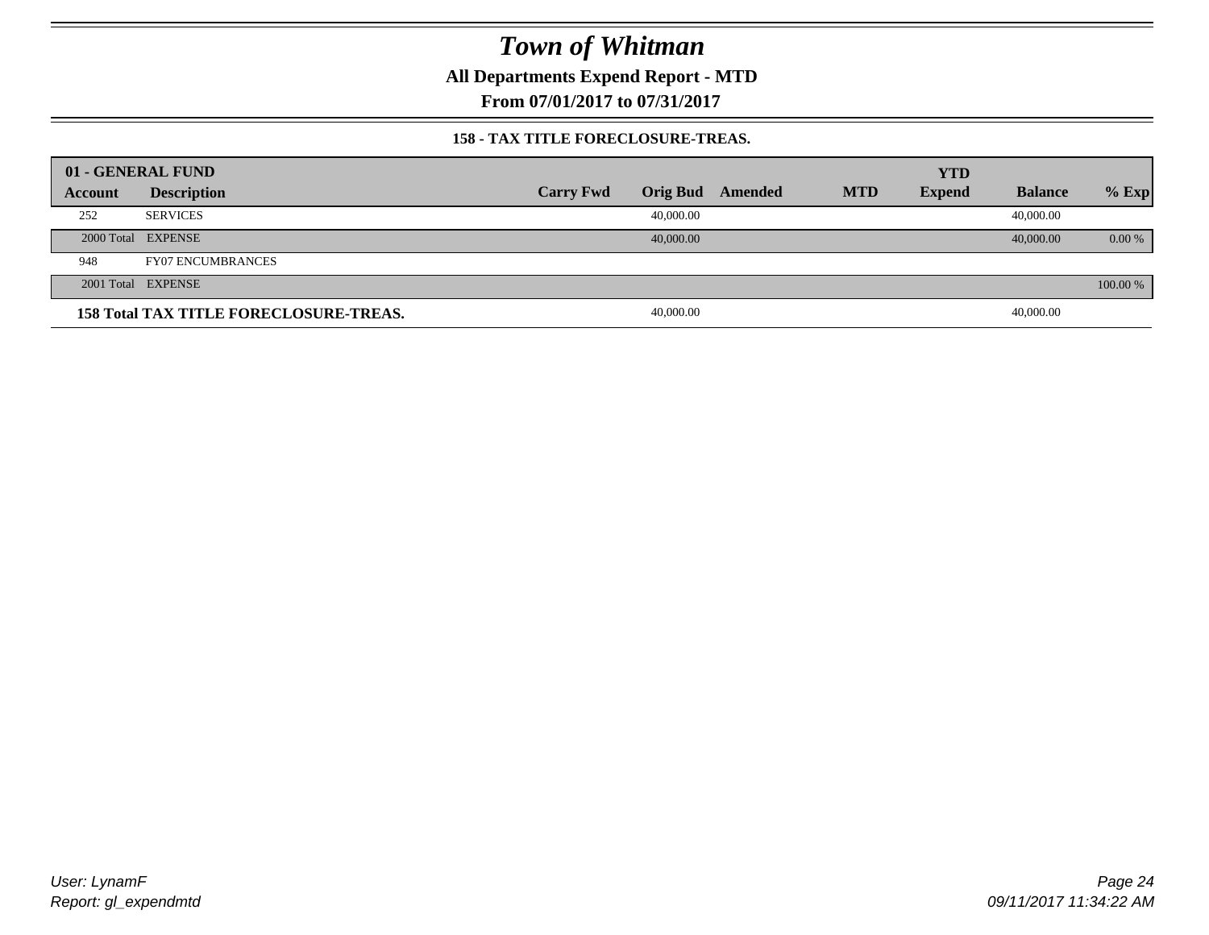# Town of Whitman

**All Departments Expend Report - MTD**

**From 07/01/2017 to 07/31/2017**

**158 - TAX TITLE FORECLOSURE-TREAS.**

| 01 - GENERAL FUND | | | | | | YTD | | |
|---|---|---|---|---|---|---|---|---|
| **Account** | **Description** | **Carry Fwd** | **Orig Bud** | **Amended** | **MTD** | **Expend** | **Balance** | **% Exp** |
| 252 | SERVICES | | 40,000.00 | | | | 40,000.00 | |
| 2000 Total | EXPENSE | | 40,000.00 | | | | 40,000.00 | 0.00 % |
| 948 | FY07 ENCUMBRANCES | | | | | | | |
| 2001 Total | EXPENSE | | | | | | | 100.00 % |
| **158 Total TAX TITLE FORECLOSURE-TREAS.** | | | 40,000.00 | | | | 40,000.00 | |

User: LynamF
Report: gl_expendmtd

09/11/2017 11:34:22 AM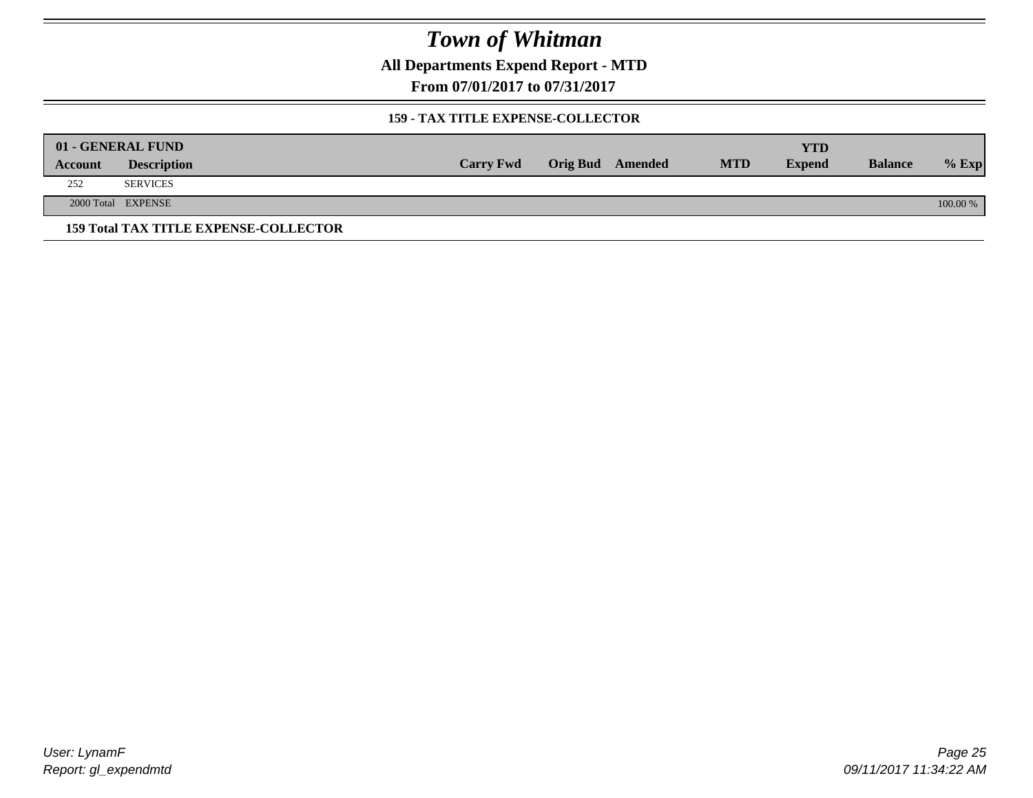# Town of Whitman

**All Departments Expend Report - MTD**

**From 07/01/2017 to 07/31/2017**

**159 - TAX TITLE EXPENSE-COLLECTOR**

| **01 - GENERAL FUND** | | | | | | | | |
|---|---|---|---|---|---|---|---|---|
| **Account** | **Description** | **Carry Fwd** | **Orig Bud** | **Amended** | **MTD** | **YTD Expend** | **Balance** | **% Exp** |
| 252 | SERVICES | | | | | | | |
| 2000 Total | EXPENSE | | | | | | | 100.00 % |

**159 Total TAX TITLE EXPENSE-COLLECTOR**

*User: LynamF*
*Report: gl_expendmtd*

*09/11/2017 11:34:22 AM*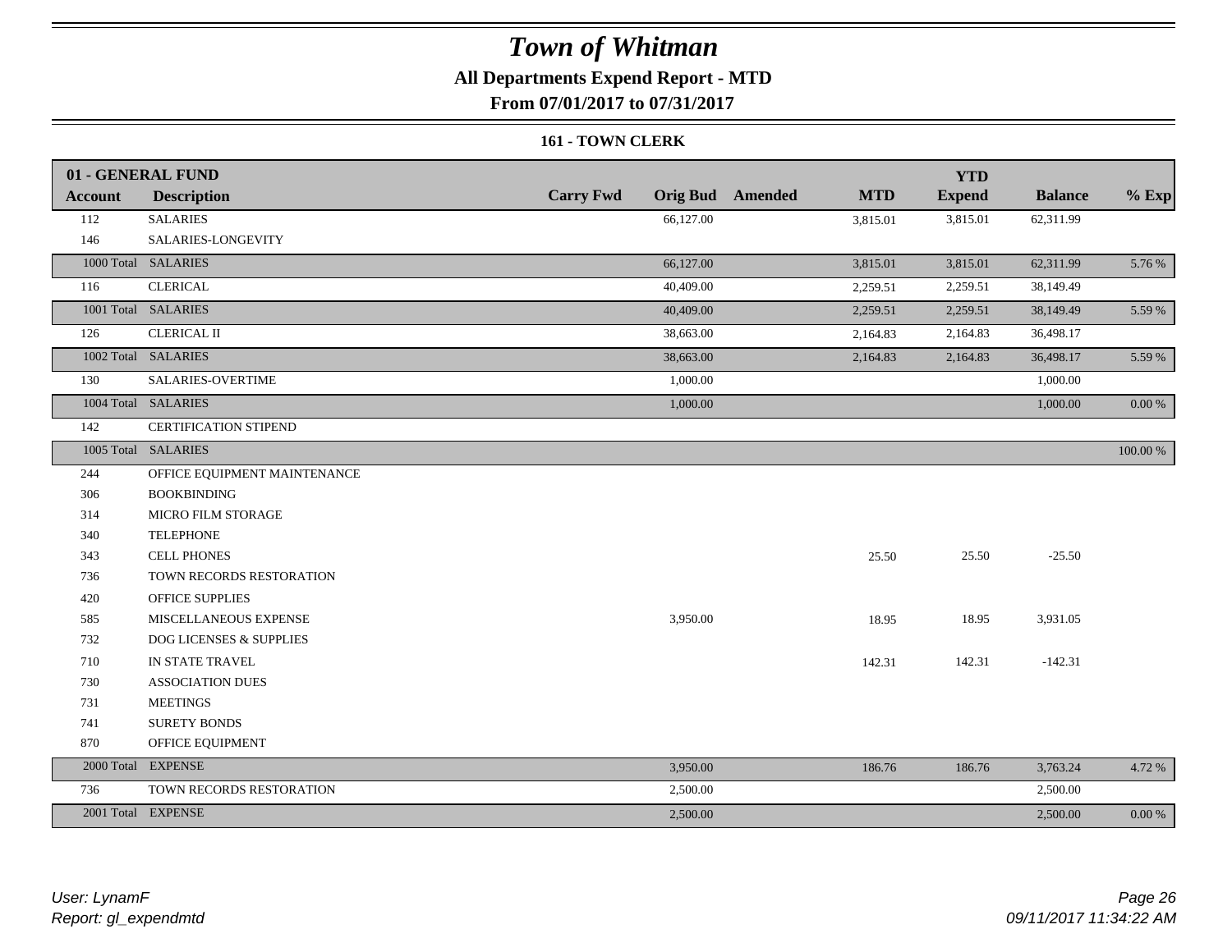# Town of Whitman

## All Departments Expend Report - MTD

### From 07/01/2017 to 07/31/2017

#### 161 - TOWN CLERK

| 01 - GENERAL FUND | | | | | | YTD | | |
|---|---|---|---|---|---|---|---|---|
| **Account** | **Description** | **Carry Fwd** | **Orig Bud** | **Amended** | **MTD** | **Expend** | **Balance** | **% Exp** |
| 112 | SALARIES | | 66,127.00 | | 3,815.01 | 3,815.01 | 62,311.99 | |
| 146 | SALARIES-LONGEVITY | | | | | | | |
| 1000 Total | SALARIES | | 66,127.00 | | 3,815.01 | 3,815.01 | 62,311.99 | 5.76 % |
| 116 | CLERICAL | | 40,409.00 | | 2,259.51 | 2,259.51 | 38,149.49 | |
| 1001 Total | SALARIES | | 40,409.00 | | 2,259.51 | 2,259.51 | 38,149.49 | 5.59 % |
| 126 | CLERICAL II | | 38,663.00 | | 2,164.83 | 2,164.83 | 36,498.17 | |
| 1002 Total | SALARIES | | 38,663.00 | | 2,164.83 | 2,164.83 | 36,498.17 | 5.59 % |
| 130 | SALARIES-OVERTIME | | 1,000.00 | | | | 1,000.00 | |
| 1004 Total | SALARIES | | 1,000.00 | | | | 1,000.00 | 0.00 % |
| 142 | CERTIFICATION STIPEND | | | | | | | |
| 1005 Total | SALARIES | | | | | | | 100.00 % |
| 244 | OFFICE EQUIPMENT MAINTENANCE | | | | | | | |
| 306 | BOOKBINDING | | | | | | | |
| 314 | MICRO FILM STORAGE | | | | | | | |
| 340 | TELEPHONE | | | | | | | |
| 343 | CELL PHONES | | | | 25.50 | 25.50 | -25.50 | |
| 736 | TOWN RECORDS RESTORATION | | | | | | | |
| 420 | OFFICE SUPPLIES | | | | | | | |
| 585 | MISCELLANEOUS EXPENSE | | 3,950.00 | | 18.95 | 18.95 | 3,931.05 | |
| 732 | DOG LICENSES & SUPPLIES | | | | | | | |
| 710 | IN STATE TRAVEL | | | | 142.31 | 142.31 | -142.31 | |
| 730 | ASSOCIATION DUES | | | | | | | |
| 731 | MEETINGS | | | | | | | |
| 741 | SURETY BONDS | | | | | | | |
| 870 | OFFICE EQUIPMENT | | | | | | | |
| 2000 Total | EXPENSE | | 3,950.00 | | 186.76 | 186.76 | 3,763.24 | 4.72 % |
| 736 | TOWN RECORDS RESTORATION | | 2,500.00 | | | | 2,500.00 | |
| 2001 Total | EXPENSE | | 2,500.00 | | | | 2,500.00 | 0.00 % |

*User: LynamF*
*Report: gl_expendmtd*

*09/11/2017 11:34:22 AM*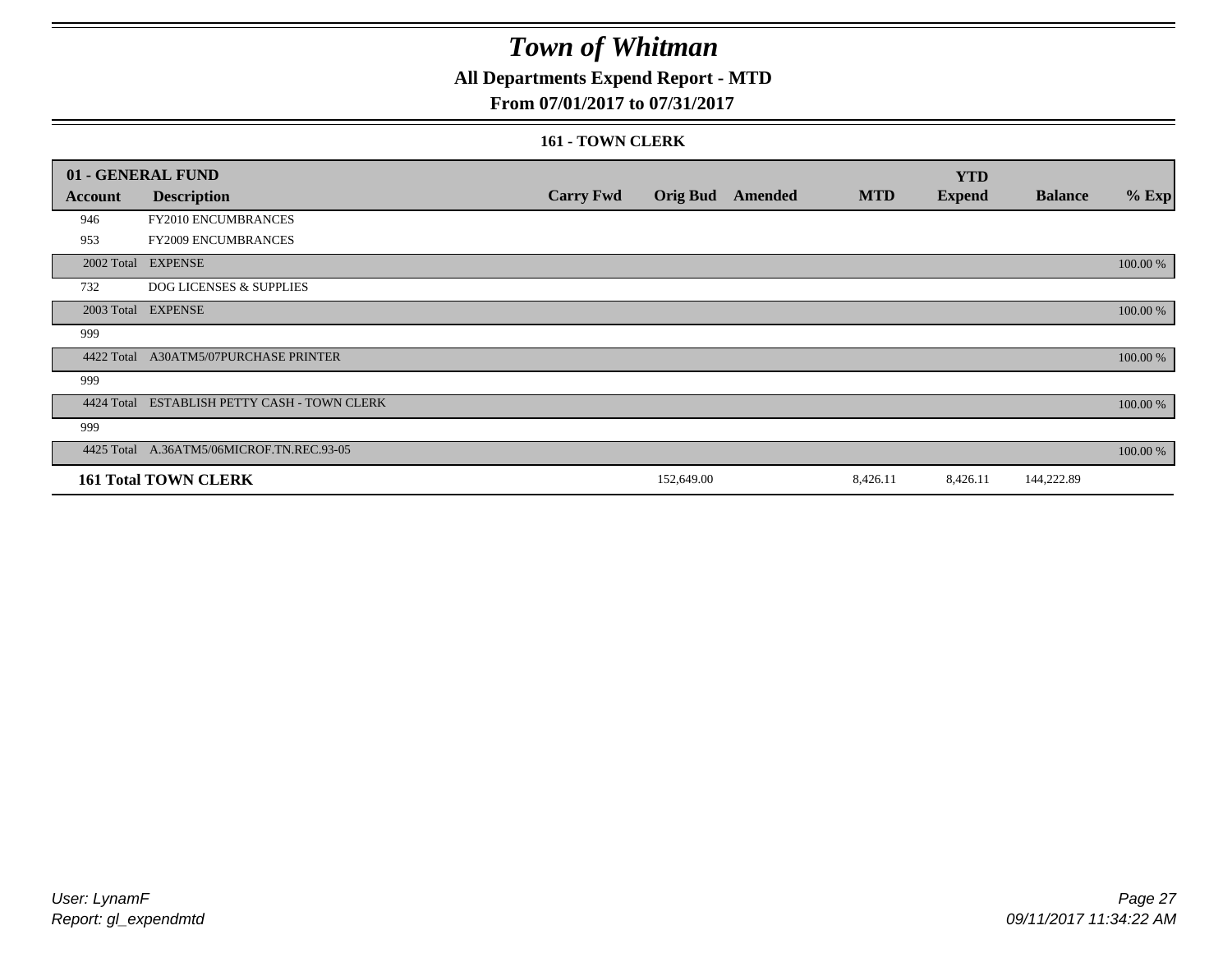# Town of Whitman

## All Departments Expend Report - MTD

### From 07/01/2017 to 07/31/2017

#### 161 - TOWN CLERK

| 01 - GENERAL FUND | | | | | | YTD | | |
|---|---|---|---|---|---|---|---|---|
| **Account** | **Description** | **Carry Fwd** | **Orig Bud** | **Amended** | **MTD** | **Expend** | **Balance** | **% Exp** |
| 946 | FY2010 ENCUMBRANCES | | | | | | | |
| 953 | FY2009 ENCUMBRANCES | | | | | | | |
| 2002 Total | EXPENSE | | | | | | | 100.00 % |
| 732 | DOG LICENSES & SUPPLIES | | | | | | | |
| 2003 Total | EXPENSE | | | | | | | 100.00 % |
| 999 | | | | | | | | |
| 4422 Total | A30ATM5/07PURCHASE PRINTER | | | | | | | 100.00 % |
| 999 | | | | | | | | |
| 4424 Total | ESTABLISH PETTY CASH - TOWN CLERK | | | | | | | 100.00 % |
| 999 | | | | | | | | |
| 4425 Total | A.36ATM5/06MICROF.TN.REC.93-05 | | | | | | | 100.00 % |
| **161 Total TOWN CLERK** | | | 152,649.00 | | 8,426.11 | 8,426.11 | 144,222.89 | |

*User: LynamF*
*Report: gl_expendmtd*

*09/11/2017 11:34:22 AM*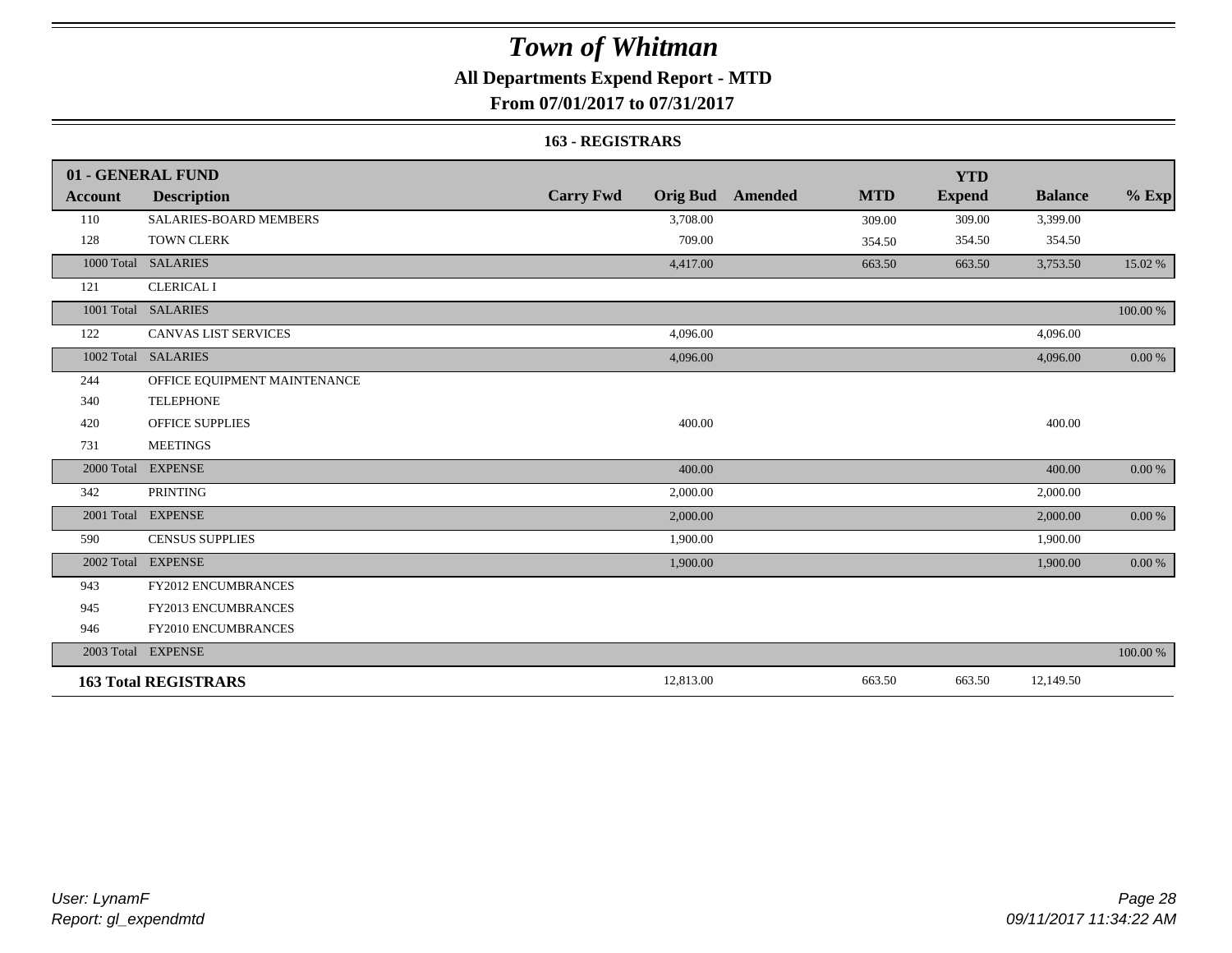# Town of Whitman

## All Departments Expend Report - MTD

## From 07/01/2017 to 07/31/2017

### 163 - REGISTRARS

| 01 - GENERAL FUND | | | | | | YTD | | |
|---|---|---|---|---|---|---|---|---|
| **Account** | **Description** | **Carry Fwd** | **Orig Bud** | **Amended** | **MTD** | **Expend** | **Balance** | **% Exp** |
| 110 | SALARIES-BOARD MEMBERS | | 3,708.00 | | 309.00 | 309.00 | 3,399.00 | |
| 128 | TOWN CLERK | | 709.00 | | 354.50 | 354.50 | 354.50 | |
| 1000 Total | SALARIES | | 4,417.00 | | 663.50 | 663.50 | 3,753.50 | 15.02 % |
| 121 | CLERICAL I | | | | | | | |
| 1001 Total | SALARIES | | | | | | | 100.00 % |
| 122 | CANVAS LIST SERVICES | | 4,096.00 | | | | 4,096.00 | |
| 1002 Total | SALARIES | | 4,096.00 | | | | 4,096.00 | 0.00 % |
| 244 | OFFICE EQUIPMENT MAINTENANCE | | | | | | | |
| 340 | TELEPHONE | | | | | | | |
| 420 | OFFICE SUPPLIES | | 400.00 | | | | 400.00 | |
| 731 | MEETINGS | | | | | | | |
| 2000 Total | EXPENSE | | 400.00 | | | | 400.00 | 0.00 % |
| 342 | PRINTING | | 2,000.00 | | | | 2,000.00 | |
| 2001 Total | EXPENSE | | 2,000.00 | | | | 2,000.00 | 0.00 % |
| 590 | CENSUS SUPPLIES | | 1,900.00 | | | | 1,900.00 | |
| 2002 Total | EXPENSE | | 1,900.00 | | | | 1,900.00 | 0.00 % |
| 943 | FY2012 ENCUMBRANCES | | | | | | | |
| 945 | FY2013 ENCUMBRANCES | | | | | | | |
| 946 | FY2010 ENCUMBRANCES | | | | | | | |
| 2003 Total | EXPENSE | | | | | | | 100.00 % |
| **163 Total REGISTRARS** | | | 12,813.00 | | 663.50 | 663.50 | 12,149.50 | |

*User: LynamF*
*Report: gl_expendmtd*

*09/11/2017 11:34:22 AM*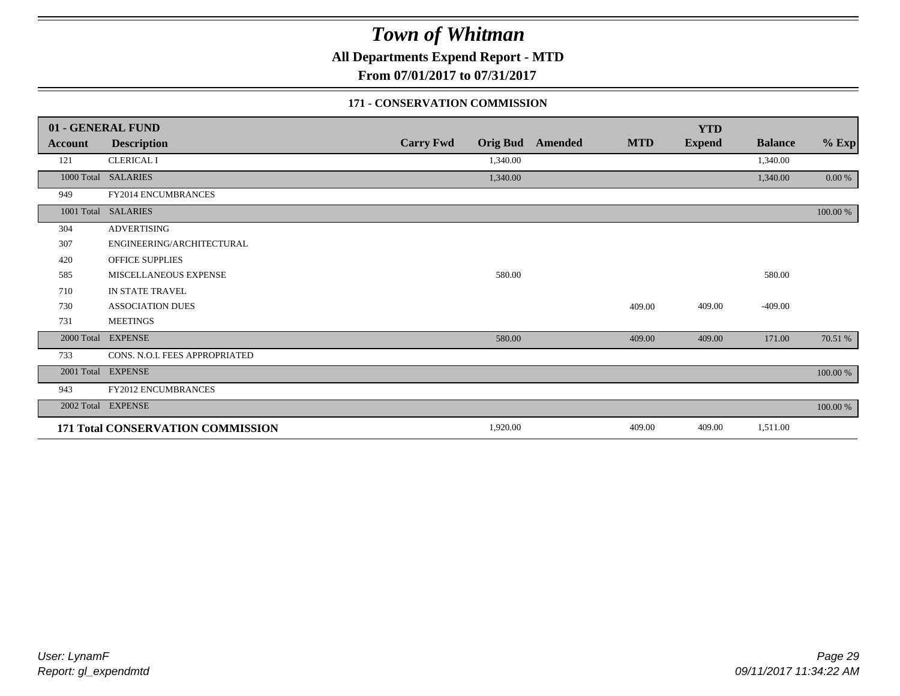# Town of Whitman

**All Departments Expend Report - MTD**

**From 07/01/2017 to 07/31/2017**

**171 - CONSERVATION COMMISSION**

| 01 - GENERAL FUND | | | | | | YTD | | |
|---|---|---|---|---|---|---|---|---|
| **Account** | **Description** | **Carry Fwd** | **Orig Bud** | **Amended** | **MTD** | **Expend** | **Balance** | **% Exp** |
| 121 | CLERICAL I | | 1,340.00 | | | | 1,340.00 | |
| 1000 Total | SALARIES | | 1,340.00 | | | | 1,340.00 | 0.00 % |
| 949 | FY2014 ENCUMBRANCES | | | | | | | |
| 1001 Total | SALARIES | | | | | | | 100.00 % |
| 304 | ADVERTISING | | | | | | | |
| 307 | ENGINEERING/ARCHITECTURAL | | | | | | | |
| 420 | OFFICE SUPPLIES | | | | | | | |
| 585 | MISCELLANEOUS EXPENSE | | 580.00 | | | | 580.00 | |
| 710 | IN STATE TRAVEL | | | | | | | |
| 730 | ASSOCIATION DUES | | | | 409.00 | 409.00 | -409.00 | |
| 731 | MEETINGS | | | | | | | |
| 2000 Total | EXPENSE | | 580.00 | | 409.00 | 409.00 | 171.00 | 70.51 % |
| 733 | CONS. N.O.I. FEES APPROPRIATED | | | | | | | |
| 2001 Total | EXPENSE | | | | | | | 100.00 % |
| 943 | FY2012 ENCUMBRANCES | | | | | | | |
| 2002 Total | EXPENSE | | | | | | | 100.00 % |
| **171 Total CONSERVATION COMMISSION** | | | 1,920.00 | | 409.00 | 409.00 | 1,511.00 | |

*User: LynamF*
*Report: gl_expendmtd*

*09/11/2017 11:34:22 AM*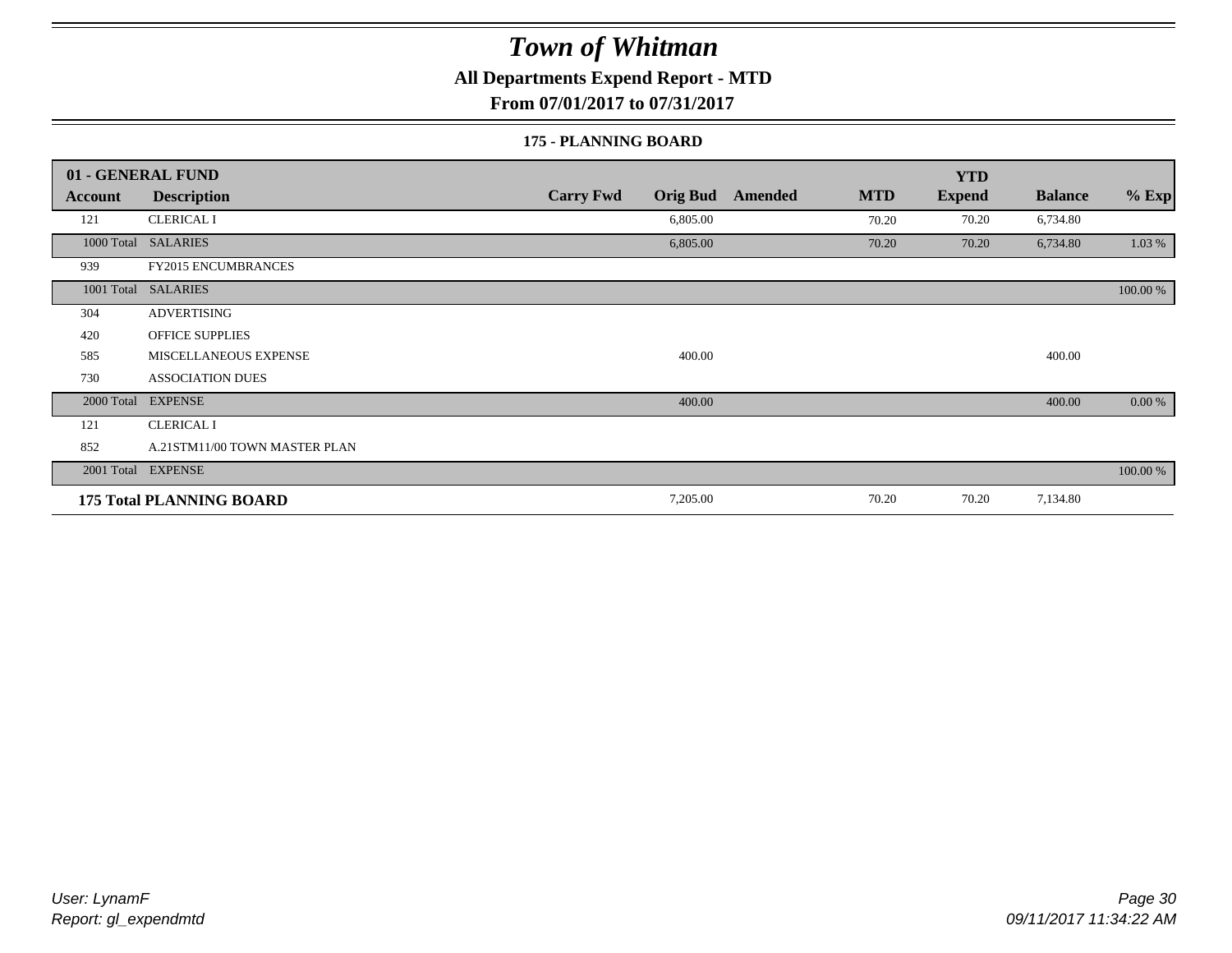# Town of Whitman

**All Departments Expend Report - MTD**

**From 07/01/2017 to 07/31/2017**

**175 - PLANNING BOARD**

| 01 - GENERAL FUND | | | | | | YTD | | |
|---|---|---|---|---|---|---|---|---|
| Account | Description | Carry Fwd | Orig Bud | Amended | MTD | Expend | Balance | % Exp |
| 121 | CLERICAL I | | 6,805.00 | | 70.20 | 70.20 | 6,734.80 | |
| 1000 Total | SALARIES | | 6,805.00 | | 70.20 | 70.20 | 6,734.80 | 1.03 % |
| 939 | FY2015 ENCUMBRANCES | | | | | | | |
| 1001 Total | SALARIES | | | | | | | 100.00 % |
| 304 | ADVERTISING | | | | | | | |
| 420 | OFFICE SUPPLIES | | | | | | | |
| 585 | MISCELLANEOUS EXPENSE | | 400.00 | | | | 400.00 | |
| 730 | ASSOCIATION DUES | | | | | | | |
| 2000 Total | EXPENSE | | 400.00 | | | | 400.00 | 0.00 % |
| 121 | CLERICAL I | | | | | | | |
| 852 | A.21STM11/00 TOWN MASTER PLAN | | | | | | | |
| 2001 Total | EXPENSE | | | | | | | 100.00 % |
| **175 Total PLANNING BOARD** | | | 7,205.00 | | 70.20 | 70.20 | 7,134.80 | |

*User: LynamF*
*Report: gl_expendmtd*

*09/11/2017 11:34:22 AM*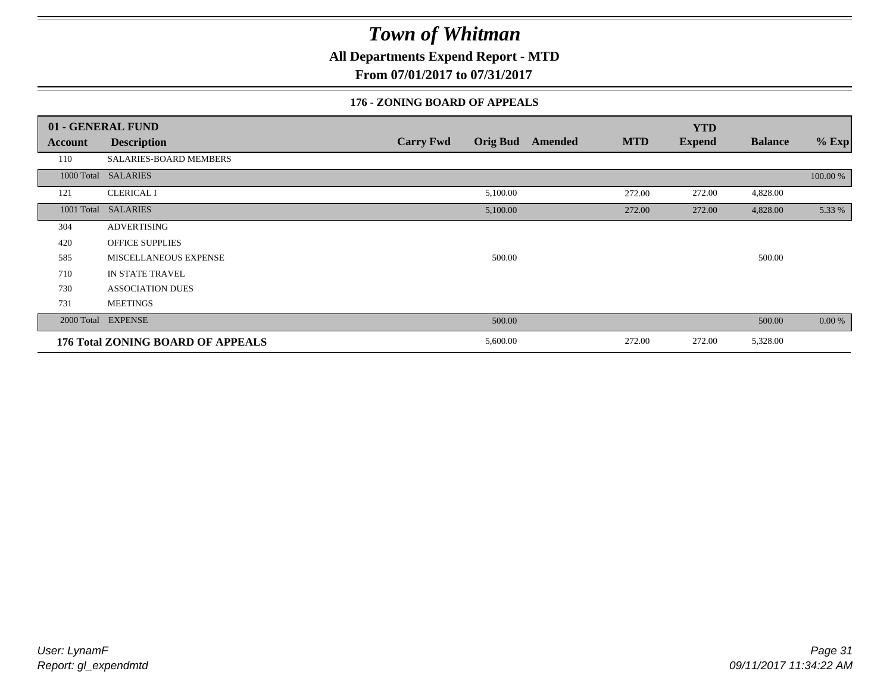# Town of Whitman

**All Departments Expend Report - MTD**

**From 07/01/2017 to 07/31/2017**

### 176 - ZONING BOARD OF APPEALS

| 01 - GENERAL FUND | | | | | | YTD | | |
|---|---|---|---|---|---|---|---|---|
| Account | Description | Carry Fwd | Orig Bud | Amended | MTD | Expend | Balance | % Exp |
| 110 | SALARIES-BOARD MEMBERS | | | | | | | |
| 1000 Total | SALARIES | | | | | | | 100.00 % |
| 121 | CLERICAL I | | 5,100.00 | | 272.00 | 272.00 | 4,828.00 | |
| 1001 Total | SALARIES | | 5,100.00 | | 272.00 | 272.00 | 4,828.00 | 5.33 % |
| 304 | ADVERTISING | | | | | | | |
| 420 | OFFICE SUPPLIES | | | | | | | |
| 585 | MISCELLANEOUS EXPENSE | | 500.00 | | | | 500.00 | |
| 710 | IN STATE TRAVEL | | | | | | | |
| 730 | ASSOCIATION DUES | | | | | | | |
| 731 | MEETINGS | | | | | | | |
| 2000 Total | EXPENSE | | 500.00 | | | | 500.00 | 0.00 % |
| **176 Total ZONING BOARD OF APPEALS** | | | 5,600.00 | | 272.00 | 272.00 | 5,328.00 | |

*User: LynamF*
*Report: gl_expendmtd*

*09/11/2017 11:34:22 AM*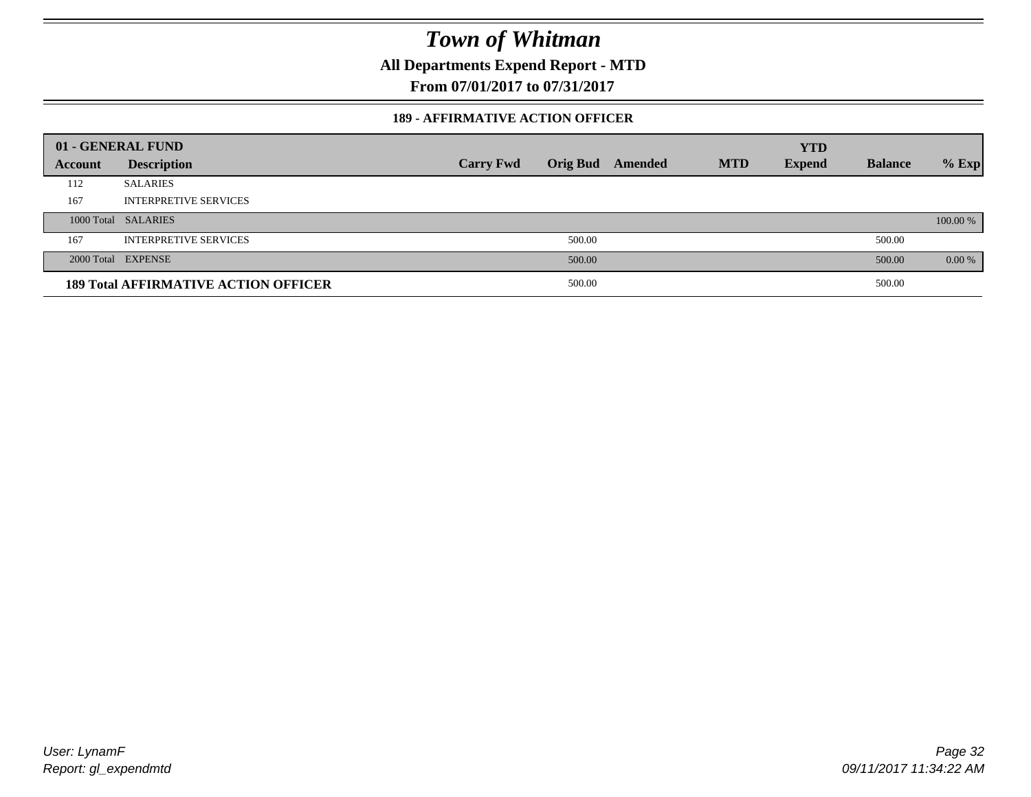# Town of Whitman

**All Departments Expend Report - MTD**

**From 07/01/2017 to 07/31/2017**

### 189 - AFFIRMATIVE ACTION OFFICER

| 01 - GENERAL FUND | | | | | | YTD | | |
|---|---|---|---|---|---|---|---|---|
| **Account** | **Description** | **Carry Fwd** | **Orig Bud** | **Amended** | **MTD** | **Expend** | **Balance** | **% Exp** |
| 112 | SALARIES | | | | | | | |
| 167 | INTERPRETIVE SERVICES | | | | | | | |
| 1000 Total | SALARIES | | | | | | | 100.00 % |
| 167 | INTERPRETIVE SERVICES | | 500.00 | | | | 500.00 | |
| 2000 Total | EXPENSE | | 500.00 | | | | 500.00 | 0.00 % |
| **189 Total AFFIRMATIVE ACTION OFFICER** | | | 500.00 | | | | 500.00 | |

*User: LynamF*
*Report: gl_expendmtd*
*09/11/2017 11:34:22 AM*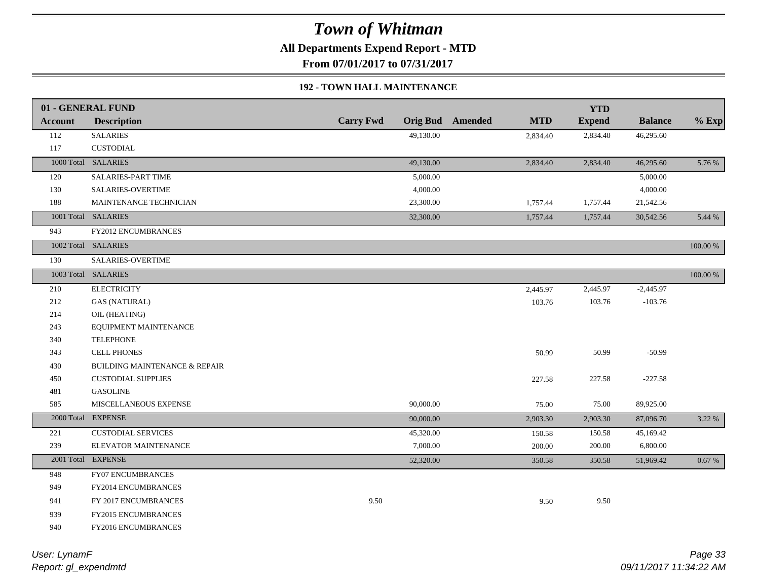# *Town of Whitman*

**All Departments Expend Report - MTD**

**From 07/01/2017 to 07/31/2017**

**192 - TOWN HALL MAINTENANCE**

| **01 - GENERAL FUND** | | | | | | | | |
|---|---|---|---|---|---|---|---|---|
| **Account** | **Description** | **Carry Fwd** | **Orig Bud** | **Amended** | **MTD** | **YTD Expend** | **Balance** | **% Exp** |
| 112 | SALARIES | | 49,130.00 | | 2,834.40 | 2,834.40 | 46,295.60 | |
| 117 | CUSTODIAL | | | | | | | |
| 1000 Total | SALARIES | | 49,130.00 | | 2,834.40 | 2,834.40 | 46,295.60 | 5.76 % |
| 120 | SALARIES-PART TIME | | 5,000.00 | | | | 5,000.00 | |
| 130 | SALARIES-OVERTIME | | 4,000.00 | | | | 4,000.00 | |
| 188 | MAINTENANCE TECHNICIAN | | 23,300.00 | | 1,757.44 | 1,757.44 | 21,542.56 | |
| 1001 Total | SALARIES | | 32,300.00 | | 1,757.44 | 1,757.44 | 30,542.56 | 5.44 % |
| 943 | FY2012 ENCUMBRANCES | | | | | | | |
| 1002 Total | SALARIES | | | | | | | 100.00 % |
| 130 | SALARIES-OVERTIME | | | | | | | |
| 1003 Total | SALARIES | | | | | | | 100.00 % |
| 210 | ELECTRICITY | | | | 2,445.97 | 2,445.97 | -2,445.97 | |
| 212 | GAS (NATURAL) | | | | 103.76 | 103.76 | -103.76 | |
| 214 | OIL (HEATING) | | | | | | | |
| 243 | EQUIPMENT MAINTENANCE | | | | | | | |
| 340 | TELEPHONE | | | | | | | |
| 343 | CELL PHONES | | | | 50.99 | 50.99 | -50.99 | |
| 430 | BUILDING MAINTENANCE & REPAIR | | | | | | | |
| 450 | CUSTODIAL SUPPLIES | | | | 227.58 | 227.58 | -227.58 | |
| 481 | GASOLINE | | | | | | | |
| 585 | MISCELLANEOUS EXPENSE | | 90,000.00 | | 75.00 | 75.00 | 89,925.00 | |
| 2000 Total | EXPENSE | | 90,000.00 | | 2,903.30 | 2,903.30 | 87,096.70 | 3.22 % |
| 221 | CUSTODIAL SERVICES | | 45,320.00 | | 150.58 | 150.58 | 45,169.42 | |
| 239 | ELEVATOR MAINTENANCE | | 7,000.00 | | 200.00 | 200.00 | 6,800.00 | |
| 2001 Total | EXPENSE | | 52,320.00 | | 350.58 | 350.58 | 51,969.42 | 0.67 % |
| 948 | FY07 ENCUMBRANCES | | | | | | | |
| 949 | FY2014 ENCUMBRANCES | | | | | | | |
| 941 | FY 2017 ENCUMBRANCES | 9.50 | | | 9.50 | 9.50 | | |
| 939 | FY2015 ENCUMBRANCES | | | | | | | |
| 940 | FY2016 ENCUMBRANCES | | | | | | | |

*User: LynamF*
*Report: gl_expendmtd*

*09/11/2017 11:34:22 AM*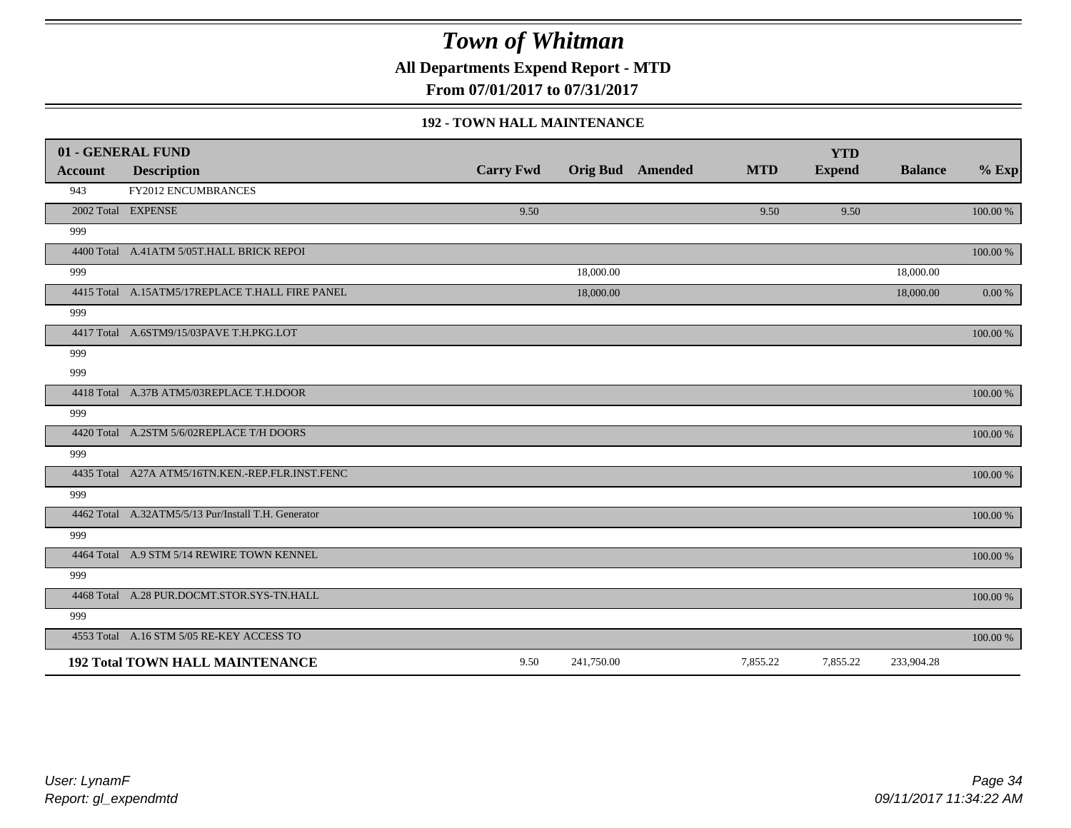# Town of Whitman

**All Departments Expend Report - MTD**

**From 07/01/2017 to 07/31/2017**

### 192 - TOWN HALL MAINTENANCE

| 01 - GENERAL FUND | | | | | | YTD | | |
|---|---|---|---|---|---|---|---|---|
| **Account** | **Description** | **Carry Fwd** | **Orig Bud** | **Amended** | **MTD** | **Expend** | **Balance** | **% Exp** |
| 943 | FY2012 ENCUMBRANCES | | | | | | | |
| 2002 Total | EXPENSE | 9.50 | | | 9.50 | 9.50 | | 100.00 % |
| 999 | | | | | | | | |
| 4400 Total | A.41ATM 5/05T.HALL BRICK REPOI | | | | | | | 100.00 % |
| 999 | | | 18,000.00 | | | | 18,000.00 | |
| 4415 Total | A.15ATM5/17REPLACE T.HALL FIRE PANEL | | 18,000.00 | | | | 18,000.00 | 0.00 % |
| 999 | | | | | | | | |
| 4417 Total | A.6STM9/15/03PAVE T.H.PKG.LOT | | | | | | | 100.00 % |
| 999 | | | | | | | | |
| 999 | | | | | | | | |
| 4418 Total | A.37B ATM5/03REPLACE T.H.DOOR | | | | | | | 100.00 % |
| 999 | | | | | | | | |
| 4420 Total | A.2STM 5/6/02REPLACE T/H DOORS | | | | | | | 100.00 % |
| 999 | | | | | | | | |
| 4435 Total | A27A ATM5/16TN.KEN.-REP.FLR.INST.FENC | | | | | | | 100.00 % |
| 999 | | | | | | | | |
| 4462 Total | A.32ATM5/5/13 Pur/Install T.H. Generator | | | | | | | 100.00 % |
| 999 | | | | | | | | |
| 4464 Total | A.9 STM 5/14 REWIRE TOWN KENNEL | | | | | | | 100.00 % |
| 999 | | | | | | | | |
| 4468 Total | A.28 PUR.DOCMT.STOR.SYS-TN.HALL | | | | | | | 100.00 % |
| 999 | | | | | | | | |
| 4553 Total | A.16 STM 5/05 RE-KEY ACCESS TO | | | | | | | 100.00 % |
| **192 Total TOWN HALL MAINTENANCE** | | 9.50 | 241,750.00 | | 7,855.22 | 7,855.22 | 233,904.28 | |

*User: LynamF*
*Report: gl_expendmtd*

*09/11/2017 11:34:22 AM*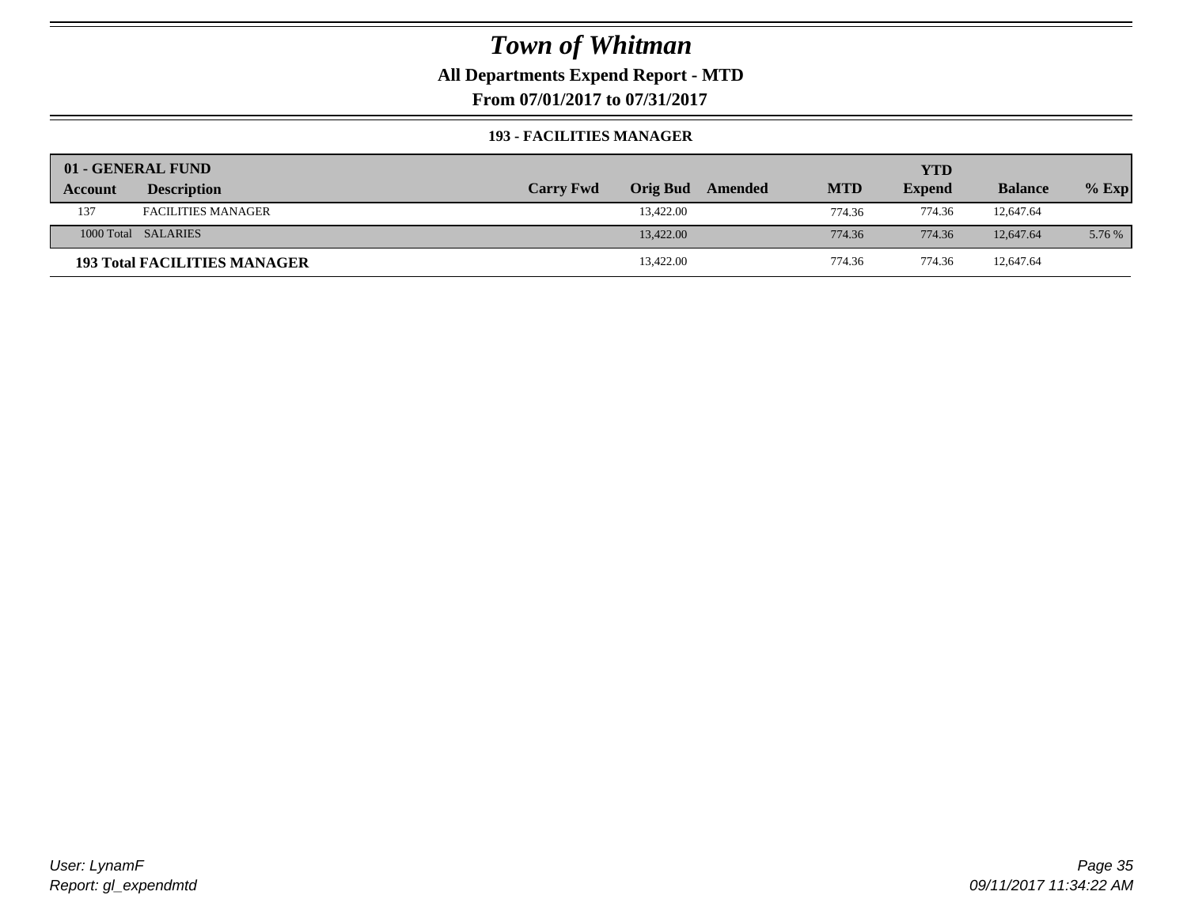# *Town of Whitman*

**All Departments Expend Report - MTD**

**From 07/01/2017 to 07/31/2017**

**193 - FACILITIES MANAGER**

| **01 - GENERAL FUND** | | | | | | | | |
|---|---|---|---|---|---|---|---|---|
| **Account** | **Description** | **Carry Fwd** | **Orig Bud** | **Amended** | **MTD** | **YTD Expend** | **Balance** | **% Exp** |
| 137 | FACILITIES MANAGER | | 13,422.00 | | 774.36 | 774.36 | 12,647.64 | |
| 1000 Total | SALARIES | | 13,422.00 | | 774.36 | 774.36 | 12,647.64 | 5.76 % |
| **193 Total FACILITIES MANAGER** | | | 13,422.00 | | 774.36 | 774.36 | 12,647.64 | |

*User: LynamF*
*Report: gl_expendmtd*

*09/11/2017 11:34:22 AM*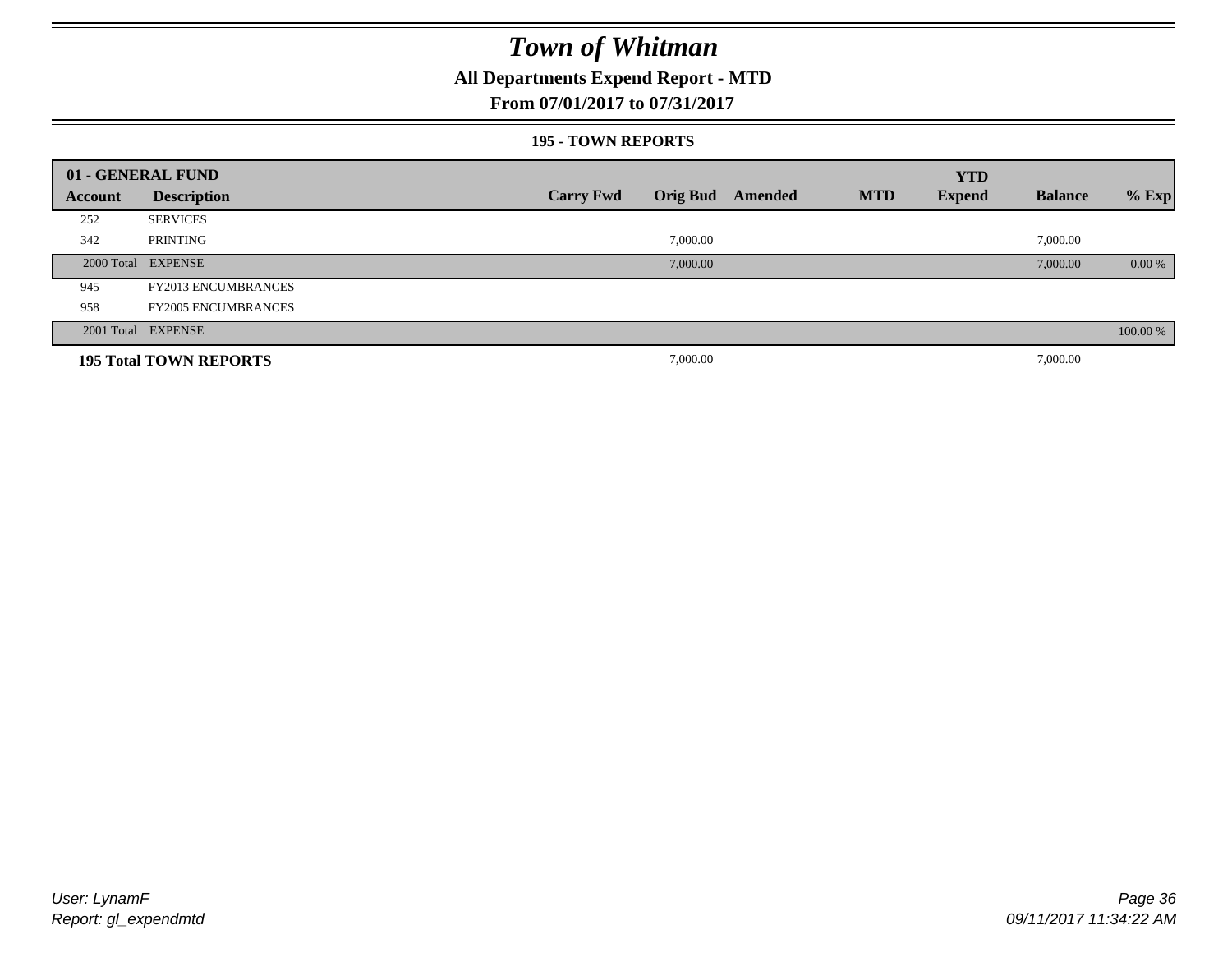# Town of Whitman

## All Departments Expend Report - MTD

## From 07/01/2017 to 07/31/2017

### 195 - TOWN REPORTS

| 01 - GENERAL FUND | | | | | | YTD | | |
|---|---|---|---|---|---|---|---|---|
| Account | Description | Carry Fwd | Orig Bud | Amended | MTD | Expend | Balance | % Exp |
| 252 | SERVICES | | | | | | | |
| 342 | PRINTING | | 7,000.00 | | | | 7,000.00 | |
| 2000 Total | EXPENSE | | 7,000.00 | | | | 7,000.00 | 0.00 % |
| 945 | FY2013 ENCUMBRANCES | | | | | | | |
| 958 | FY2005 ENCUMBRANCES | | | | | | | |
| 2001 Total | EXPENSE | | | | | | | 100.00 % |
| **195 Total TOWN REPORTS** | | | 7,000.00 | | | | 7,000.00 | |

User: LynamF
Report: gl_expendmtd

09/11/2017 11:34:22 AM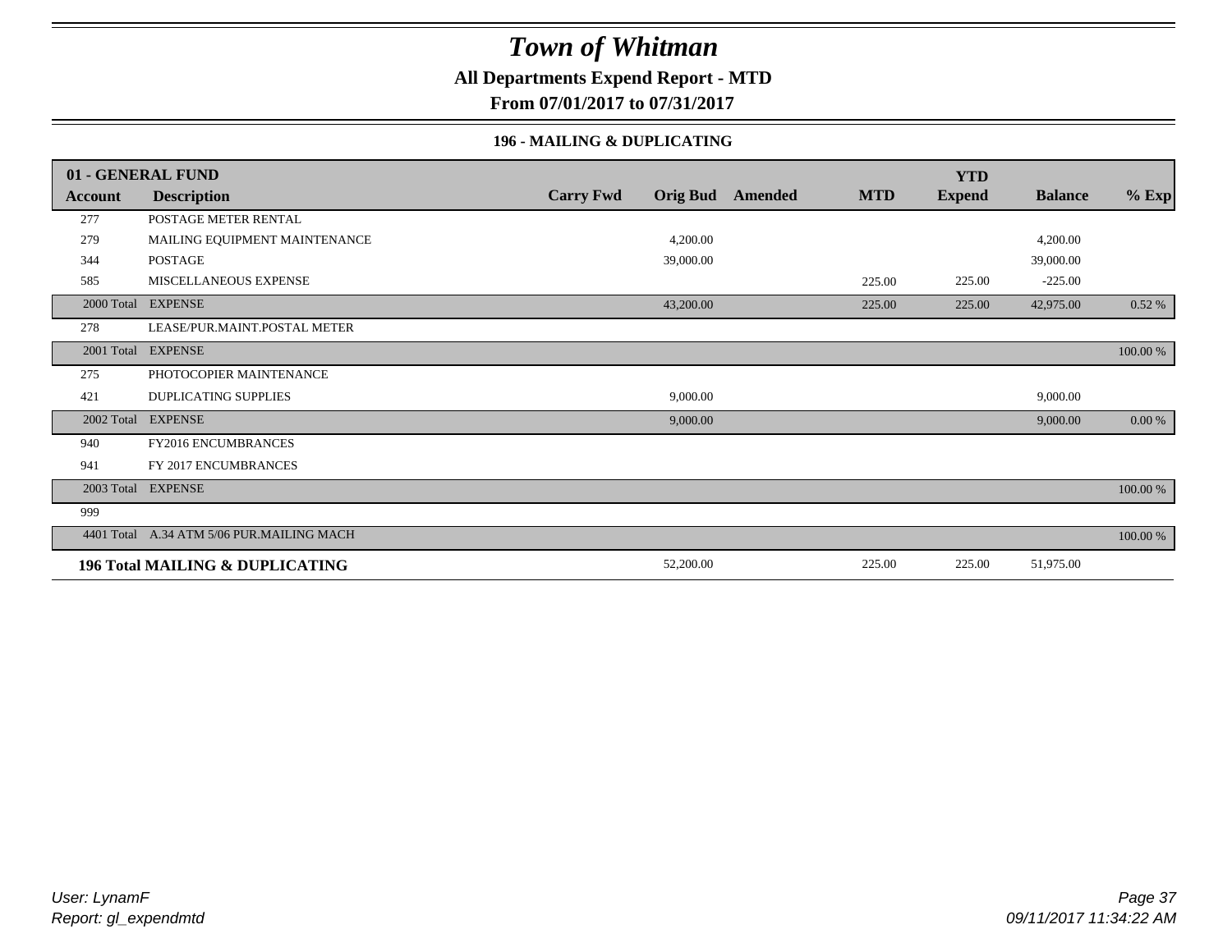# *Town of Whitman*

**All Departments Expend Report - MTD**

**From 07/01/2017 to 07/31/2017**

**196 - MAILING & DUPLICATING**

| **01 - GENERAL FUND** | | | | | | | | |
|---|---|---|---|---|---|---|---|---|
| **Account** | **Description** | **Carry Fwd** | **Orig Bud** | **Amended** | **MTD** | **YTD Expend** | **Balance** | **% Exp** |
| 277 | POSTAGE METER RENTAL | | | | | | | |
| 279 | MAILING EQUIPMENT MAINTENANCE | | 4,200.00 | | | | 4,200.00 | |
| 344 | POSTAGE | | 39,000.00 | | | | 39,000.00 | |
| 585 | MISCELLANEOUS EXPENSE | | | | 225.00 | 225.00 | -225.00 | |
| 2000 Total | EXPENSE | | 43,200.00 | | 225.00 | 225.00 | 42,975.00 | 0.52 % |
| 278 | LEASE/PUR.MAINT.POSTAL METER | | | | | | | |
| 2001 Total | EXPENSE | | | | | | | 100.00 % |
| 275 | PHOTOCOPIER MAINTENANCE | | | | | | | |
| 421 | DUPLICATING SUPPLIES | | 9,000.00 | | | | 9,000.00 | |
| 2002 Total | EXPENSE | | 9,000.00 | | | | 9,000.00 | 0.00 % |
| 940 | FY2016 ENCUMBRANCES | | | | | | | |
| 941 | FY 2017 ENCUMBRANCES | | | | | | | |
| 2003 Total | EXPENSE | | | | | | | 100.00 % |
| 999 | | | | | | | | |
| 4401 Total | A.34 ATM 5/06 PUR.MAILING MACH | | | | | | | 100.00 % |
| **196 Total MAILING & DUPLICATING** | | | 52,200.00 | | 225.00 | 225.00 | 51,975.00 | |

*User: LynamF*
*Report: gl_expendmtd*

*09/11/2017 11:34:22 AM*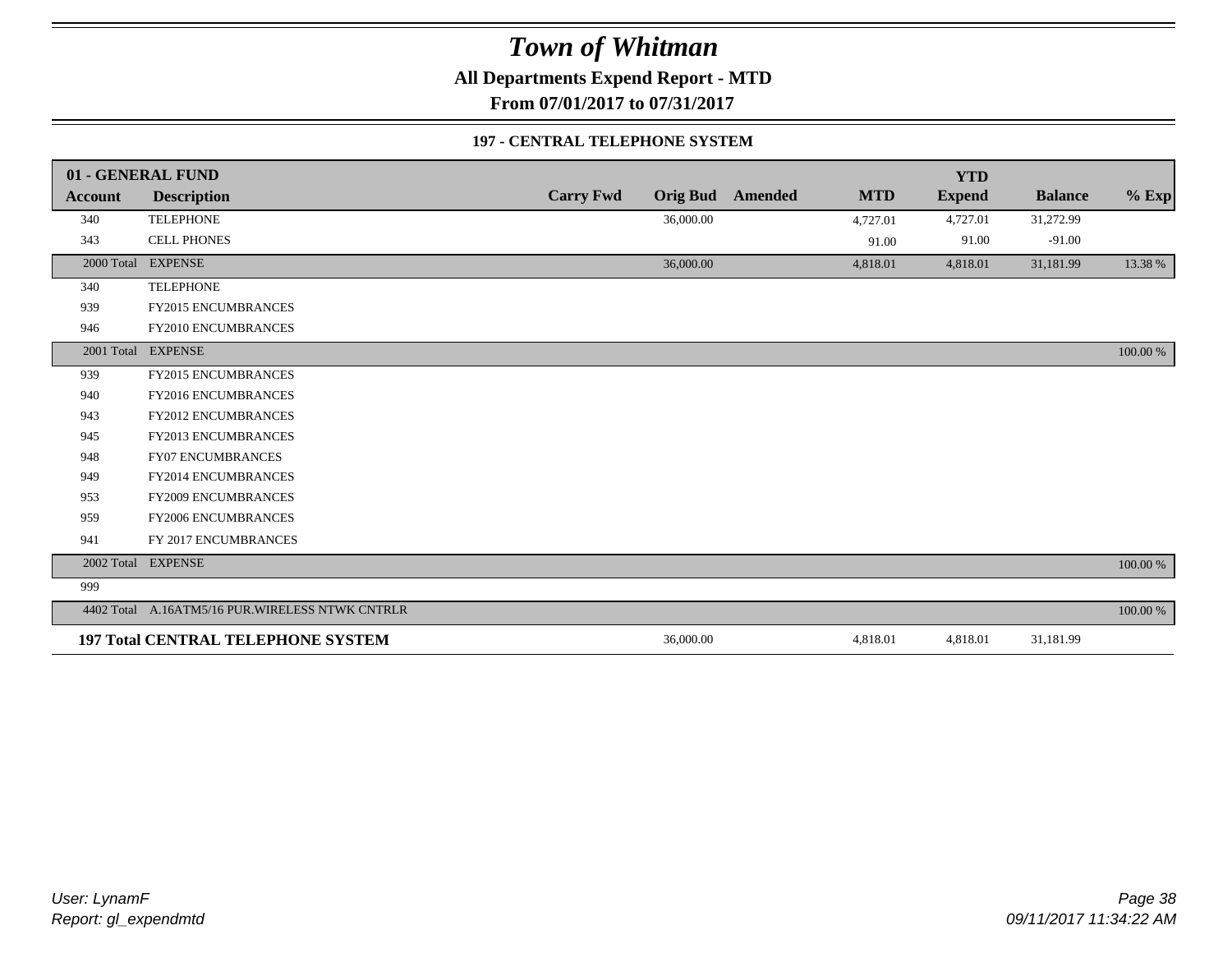# Town of Whitman

**All Departments Expend Report - MTD**

**From 07/01/2017 to 07/31/2017**

### 197 - CENTRAL TELEPHONE SYSTEM

| 01 - GENERAL FUND | | | | | | YTD | | |
|---|---|---|---|---|---|---|---|---|
| **Account** | **Description** | **Carry Fwd** | **Orig Bud** | **Amended** | **MTD** | **Expend** | **Balance** | **% Exp** |
| 340 | TELEPHONE | | 36,000.00 | | 4,727.01 | 4,727.01 | 31,272.99 | |
| 343 | CELL PHONES | | | | 91.00 | 91.00 | -91.00 | |
| 2000 Total | EXPENSE | | 36,000.00 | | 4,818.01 | 4,818.01 | 31,181.99 | 13.38 % |
| 340 | TELEPHONE | | | | | | | |
| 939 | FY2015 ENCUMBRANCES | | | | | | | |
| 946 | FY2010 ENCUMBRANCES | | | | | | | |
| 2001 Total | EXPENSE | | | | | | | 100.00 % |
| 939 | FY2015 ENCUMBRANCES | | | | | | | |
| 940 | FY2016 ENCUMBRANCES | | | | | | | |
| 943 | FY2012 ENCUMBRANCES | | | | | | | |
| 945 | FY2013 ENCUMBRANCES | | | | | | | |
| 948 | FY07 ENCUMBRANCES | | | | | | | |
| 949 | FY2014 ENCUMBRANCES | | | | | | | |
| 953 | FY2009 ENCUMBRANCES | | | | | | | |
| 959 | FY2006 ENCUMBRANCES | | | | | | | |
| 941 | FY 2017 ENCUMBRANCES | | | | | | | |
| 2002 Total | EXPENSE | | | | | | | 100.00 % |
| 999 | | | | | | | | |
| 4402 Total | A.16ATM5/16 PUR.WIRELESS NTWK CNTRLR | | | | | | | 100.00 % |
| **197 Total CENTRAL TELEPHONE SYSTEM** | | | 36,000.00 | | 4,818.01 | 4,818.01 | 31,181.99 | |

*User: LynamF*
*Report: gl_expendmtd*
*09/11/2017 11:34:22 AM*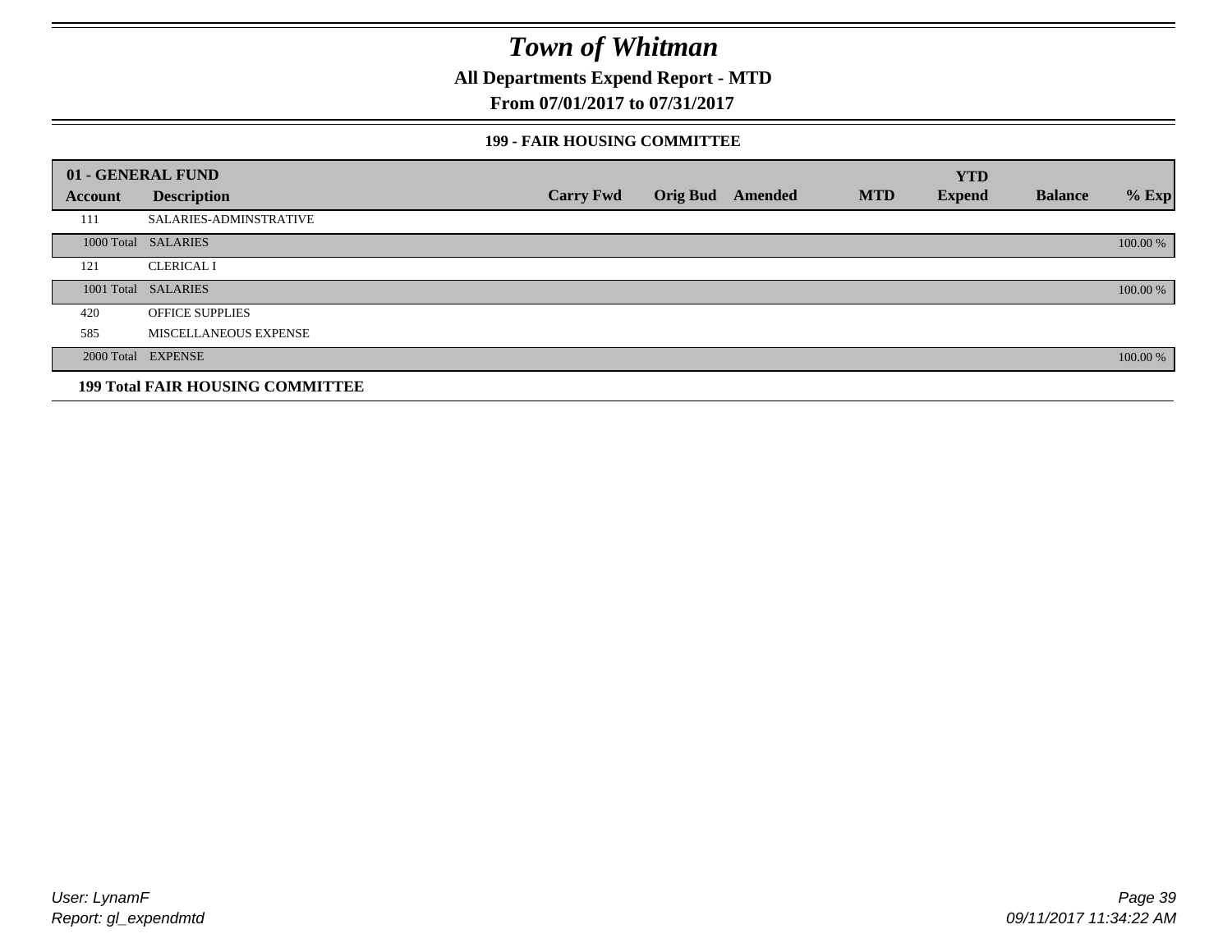# Town of Whitman

**All Departments Expend Report - MTD**

**From 07/01/2017 to 07/31/2017**

### 199 - FAIR HOUSING COMMITTEE

| 01 - GENERAL FUND | | | | | | YTD | | |
|---|---|---|---|---|---|---|---|---|
| **Account** | **Description** | **Carry Fwd** | **Orig Bud** | **Amended** | **MTD** | **Expend** | **Balance** | **% Exp** |
| 111 | SALARIES-ADMINSTRATIVE | | | | | | | |
| 1000 Total | SALARIES | | | | | | | 100.00 % |
| 121 | CLERICAL I | | | | | | | |
| 1001 Total | SALARIES | | | | | | | 100.00 % |
| 420 | OFFICE SUPPLIES | | | | | | | |
| 585 | MISCELLANEOUS EXPENSE | | | | | | | |
| 2000 Total | EXPENSE | | | | | | | 100.00 % |
| **199 Total FAIR HOUSING COMMITTEE** | | | | | | | | |

User: LynamF
Report: gl_expendmtd

09/11/2017 11:34:22 AM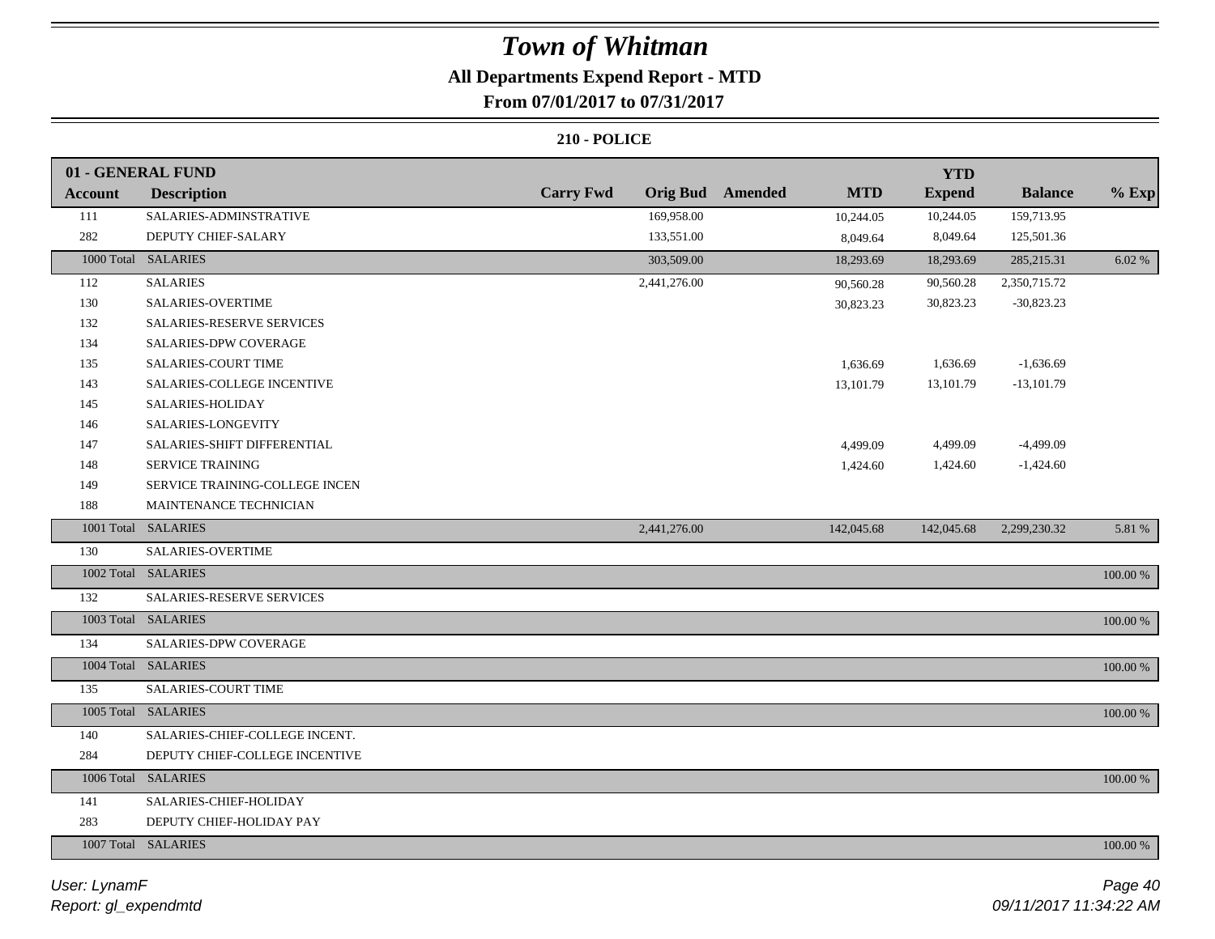# Town of Whitman

## All Departments Expend Report - MTD

### From 07/01/2017 to 07/31/2017

### 210 - POLICE

| 01 - GENERAL FUND | | | | | | YTD | | |
|---|---|---|---|---|---|---|---|---|
| **Account** | **Description** | **Carry Fwd** | **Orig Bud** | **Amended** | **MTD** | **Expend** | **Balance** | **% Exp** |
| 111 | SALARIES-ADMINSTRATIVE | | 169,958.00 | | 10,244.05 | 10,244.05 | 159,713.95 | |
| 282 | DEPUTY CHIEF-SALARY | | 133,551.00 | | 8,049.64 | 8,049.64 | 125,501.36 | |
| 1000 Total | SALARIES | | 303,509.00 | | 18,293.69 | 18,293.69 | 285,215.31 | 6.02 % |
| 112 | SALARIES | | 2,441,276.00 | | 90,560.28 | 90,560.28 | 2,350,715.72 | |
| 130 | SALARIES-OVERTIME | | | | 30,823.23 | 30,823.23 | -30,823.23 | |
| 132 | SALARIES-RESERVE SERVICES | | | | | | | |
| 134 | SALARIES-DPW COVERAGE | | | | | | | |
| 135 | SALARIES-COURT TIME | | | | 1,636.69 | 1,636.69 | -1,636.69 | |
| 143 | SALARIES-COLLEGE INCENTIVE | | | | 13,101.79 | 13,101.79 | -13,101.79 | |
| 145 | SALARIES-HOLIDAY | | | | | | | |
| 146 | SALARIES-LONGEVITY | | | | | | | |
| 147 | SALARIES-SHIFT DIFFERENTIAL | | | | 4,499.09 | 4,499.09 | -4,499.09 | |
| 148 | SERVICE TRAINING | | | | 1,424.60 | 1,424.60 | -1,424.60 | |
| 149 | SERVICE TRAINING-COLLEGE INCEN | | | | | | | |
| 188 | MAINTENANCE TECHNICIAN | | | | | | | |
| 1001 Total | SALARIES | | 2,441,276.00 | | 142,045.68 | 142,045.68 | 2,299,230.32 | 5.81 % |
| 130 | SALARIES-OVERTIME | | | | | | | |
| 1002 Total | SALARIES | | | | | | | 100.00 % |
| 132 | SALARIES-RESERVE SERVICES | | | | | | | |
| 1003 Total | SALARIES | | | | | | | 100.00 % |
| 134 | SALARIES-DPW COVERAGE | | | | | | | |
| 1004 Total | SALARIES | | | | | | | 100.00 % |
| 135 | SALARIES-COURT TIME | | | | | | | |
| 1005 Total | SALARIES | | | | | | | 100.00 % |
| 140 | SALARIES-CHIEF-COLLEGE INCENT. | | | | | | | |
| 284 | DEPUTY CHIEF-COLLEGE INCENTIVE | | | | | | | |
| 1006 Total | SALARIES | | | | | | | 100.00 % |
| 141 | SALARIES-CHIEF-HOLIDAY | | | | | | | |
| 283 | DEPUTY CHIEF-HOLIDAY PAY | | | | | | | |
| 1007 Total | SALARIES | | | | | | | 100.00 % |

*User: LynamF*
*Report: gl_expendmtd*
*09/11/2017 11:34:22 AM*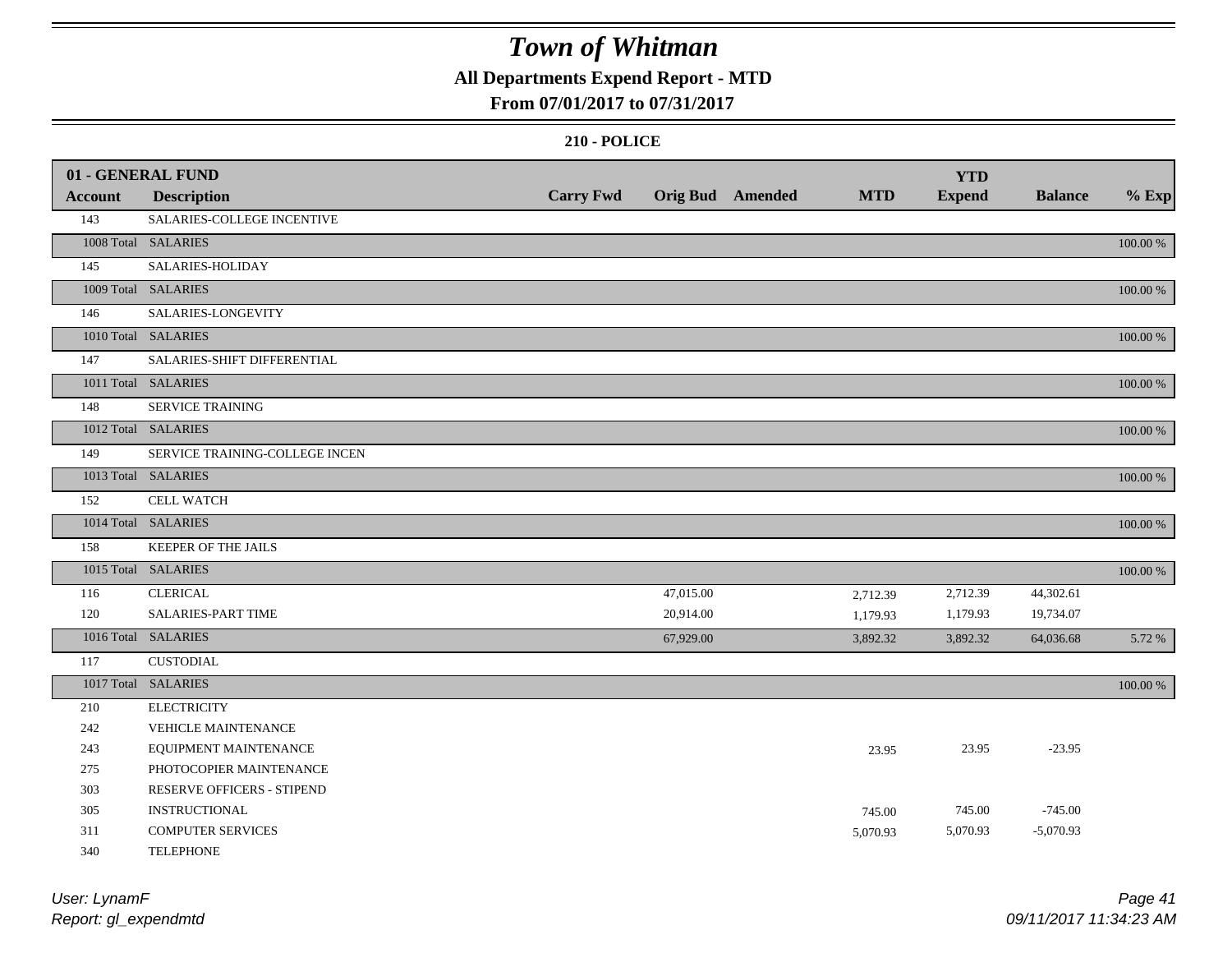# *Town of Whitman*

**All Departments Expend Report - MTD**

**From 07/01/2017 to 07/31/2017**

**210 - POLICE**

| 01 - GENERAL FUND | | | | | | | | |
|---|---|---|---|---|---|---|---|---|
| **Account** | **Description** | **Carry Fwd** | **Orig Bud** | **Amended** | **MTD** | **YTD Expend** | **Balance** | **% Exp** |
| 143 | SALARIES-COLLEGE INCENTIVE | | | | | | | |
| 1008 Total | SALARIES | | | | | | | 100.00 % |
| 145 | SALARIES-HOLIDAY | | | | | | | |
| 1009 Total | SALARIES | | | | | | | 100.00 % |
| 146 | SALARIES-LONGEVITY | | | | | | | |
| 1010 Total | SALARIES | | | | | | | 100.00 % |
| 147 | SALARIES-SHIFT DIFFERENTIAL | | | | | | | |
| 1011 Total | SALARIES | | | | | | | 100.00 % |
| 148 | SERVICE TRAINING | | | | | | | |
| 1012 Total | SALARIES | | | | | | | 100.00 % |
| 149 | SERVICE TRAINING-COLLEGE INCEN | | | | | | | |
| 1013 Total | SALARIES | | | | | | | 100.00 % |
| 152 | CELL WATCH | | | | | | | |
| 1014 Total | SALARIES | | | | | | | 100.00 % |
| 158 | KEEPER OF THE JAILS | | | | | | | |
| 1015 Total | SALARIES | | | | | | | 100.00 % |
| 116 | CLERICAL | | 47,015.00 | | 2,712.39 | 2,712.39 | 44,302.61 | |
| 120 | SALARIES-PART TIME | | 20,914.00 | | 1,179.93 | 1,179.93 | 19,734.07 | |
| 1016 Total | SALARIES | | 67,929.00 | | 3,892.32 | 3,892.32 | 64,036.68 | 5.72 % |
| 117 | CUSTODIAL | | | | | | | |
| 1017 Total | SALARIES | | | | | | | 100.00 % |
| 210 | ELECTRICITY | | | | | | | |
| 242 | VEHICLE MAINTENANCE | | | | | | | |
| 243 | EQUIPMENT MAINTENANCE | | | | 23.95 | 23.95 | -23.95 | |
| 275 | PHOTOCOPIER MAINTENANCE | | | | | | | |
| 303 | RESERVE OFFICERS - STIPEND | | | | | | | |
| 305 | INSTRUCTIONAL | | | | 745.00 | 745.00 | -745.00 | |
| 311 | COMPUTER SERVICES | | | | 5,070.93 | 5,070.93 | -5,070.93 | |
| 340 | TELEPHONE | | | | | | | |

*User: LynamF*
*Report: gl_expendmtd*

*09/11/2017 11:34:23 AM*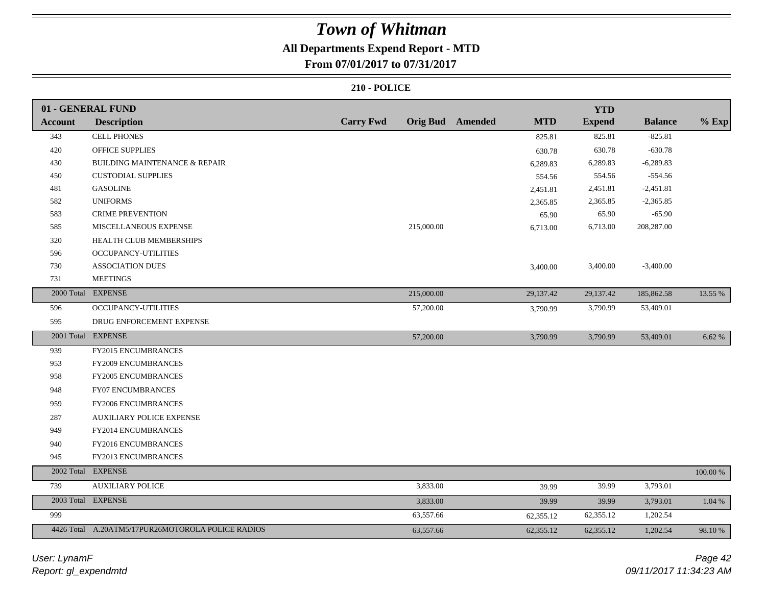# Town of Whitman

## All Departments Expend Report - MTD

### From 07/01/2017 to 07/31/2017

#### 210 - POLICE

| 01 - GENERAL FUND | | | | | | YTD | | |
|---|---|---|---|---|---|---|---|---|
| **Account** | **Description** | **Carry Fwd** | **Orig Bud** | **Amended** | **MTD** | **Expend** | **Balance** | **% Exp** |
| 343 | CELL PHONES | | | | 825.81 | 825.81 | -825.81 | |
| 420 | OFFICE SUPPLIES | | | | 630.78 | 630.78 | -630.78 | |
| 430 | BUILDING MAINTENANCE & REPAIR | | | | 6,289.83 | 6,289.83 | -6,289.83 | |
| 450 | CUSTODIAL SUPPLIES | | | | 554.56 | 554.56 | -554.56 | |
| 481 | GASOLINE | | | | 2,451.81 | 2,451.81 | -2,451.81 | |
| 582 | UNIFORMS | | | | 2,365.85 | 2,365.85 | -2,365.85 | |
| 583 | CRIME PREVENTION | | | | 65.90 | 65.90 | -65.90 | |
| 585 | MISCELLANEOUS EXPENSE | | 215,000.00 | | 6,713.00 | 6,713.00 | 208,287.00 | |
| 320 | HEALTH CLUB MEMBERSHIPS | | | | | | | |
| 596 | OCCUPANCY-UTILITIES | | | | | | | |
| 730 | ASSOCIATION DUES | | | | 3,400.00 | 3,400.00 | -3,400.00 | |
| 731 | MEETINGS | | | | | | | |
| 2000 Total | EXPENSE | | 215,000.00 | | 29,137.42 | 29,137.42 | 185,862.58 | 13.55 % |
| 596 | OCCUPANCY-UTILITIES | | 57,200.00 | | 3,790.99 | 3,790.99 | 53,409.01 | |
| 595 | DRUG ENFORCEMENT EXPENSE | | | | | | | |
| 2001 Total | EXPENSE | | 57,200.00 | | 3,790.99 | 3,790.99 | 53,409.01 | 6.62 % |
| 939 | FY2015 ENCUMBRANCES | | | | | | | |
| 953 | FY2009 ENCUMBRANCES | | | | | | | |
| 958 | FY2005 ENCUMBRANCES | | | | | | | |
| 948 | FY07 ENCUMBRANCES | | | | | | | |
| 959 | FY2006 ENCUMBRANCES | | | | | | | |
| 287 | AUXILIARY POLICE EXPENSE | | | | | | | |
| 949 | FY2014 ENCUMBRANCES | | | | | | | |
| 940 | FY2016 ENCUMBRANCES | | | | | | | |
| 945 | FY2013 ENCUMBRANCES | | | | | | | |
| 2002 Total | EXPENSE | | | | | | | 100.00 % |
| 739 | AUXILIARY POLICE | | 3,833.00 | | 39.99 | 39.99 | 3,793.01 | |
| 2003 Total | EXPENSE | | 3,833.00 | | 39.99 | 39.99 | 3,793.01 | 1.04 % |
| 999 | | | 63,557.66 | | 62,355.12 | 62,355.12 | 1,202.54 | |
| 4426 Total | A.20ATM5/17PUR26MOTOROLA POLICE RADIOS | | 63,557.66 | | 62,355.12 | 62,355.12 | 1,202.54 | 98.10 % |

*User: LynamF*

*Report: gl_expendmtd*

*09/11/2017 11:34:23 AM*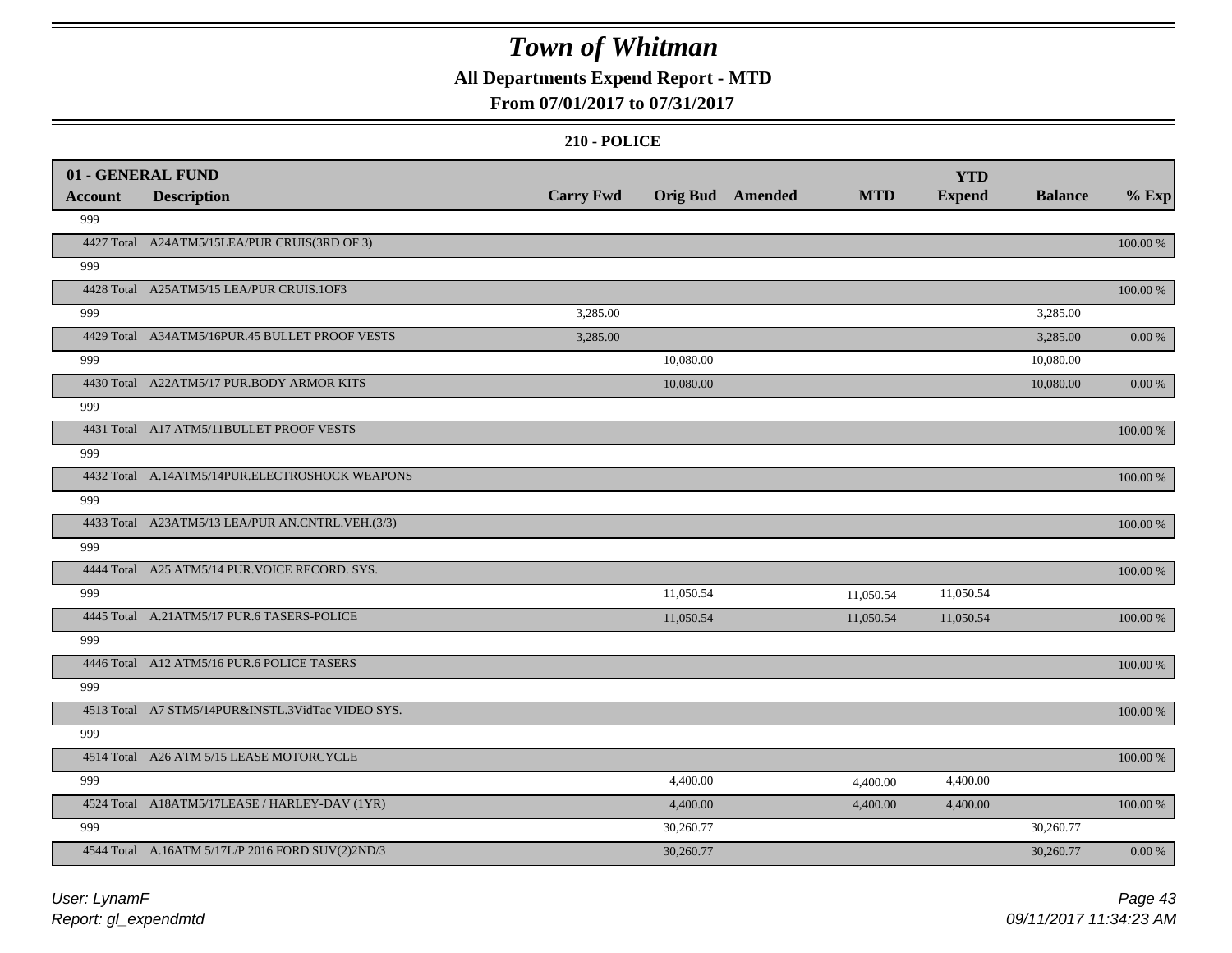# Town of Whitman

## All Departments Expend Report - MTD

### From 07/01/2017 to 07/31/2017

#### 210 - POLICE

| 01 - GENERAL FUND | | | | | | YTD | | |
|---|---|---|---|---|---|---|---|---|
| **Account** | **Description** | **Carry Fwd** | **Orig Bud** | **Amended** | **MTD** | **Expend** | **Balance** | **% Exp** |
| 999 | | | | | | | | |
| 4427 Total | A24ATM5/15LEA/PUR CRUIS(3RD OF 3) | | | | | | | 100.00 % |
| 999 | | | | | | | | |
| 4428 Total | A25ATM5/15 LEA/PUR CRUIS.1OF3 | | | | | | | 100.00 % |
| 999 | | 3,285.00 | | | | | 3,285.00 | |
| 4429 Total | A34ATM5/16PUR.45 BULLET PROOF VESTS | 3,285.00 | | | | | 3,285.00 | 0.00 % |
| 999 | | | 10,080.00 | | | | 10,080.00 | |
| 4430 Total | A22ATM5/17 PUR.BODY ARMOR KITS | | 10,080.00 | | | | 10,080.00 | 0.00 % |
| 999 | | | | | | | | |
| 4431 Total | A17 ATM5/11BULLET PROOF VESTS | | | | | | | 100.00 % |
| 999 | | | | | | | | |
| 4432 Total | A.14ATM5/14PUR.ELECTROSHOCK WEAPONS | | | | | | | 100.00 % |
| 999 | | | | | | | | |
| 4433 Total | A23ATM5/13 LEA/PUR AN.CNTRL.VEH.(3/3) | | | | | | | 100.00 % |
| 999 | | | | | | | | |
| 4444 Total | A25 ATM5/14 PUR.VOICE RECORD. SYS. | | | | | | | 100.00 % |
| 999 | | | 11,050.54 | | 11,050.54 | 11,050.54 | | |
| 4445 Total | A.21ATM5/17 PUR.6 TASERS-POLICE | | 11,050.54 | | 11,050.54 | 11,050.54 | | 100.00 % |
| 999 | | | | | | | | |
| 4446 Total | A12 ATM5/16 PUR.6 POLICE TASERS | | | | | | | 100.00 % |
| 999 | | | | | | | | |
| 4513 Total | A7 STM5/14PUR&INSTL.3VidTac VIDEO SYS. | | | | | | | 100.00 % |
| 999 | | | | | | | | |
| 4514 Total | A26 ATM 5/15 LEASE MOTORCYCLE | | | | | | | 100.00 % |
| 999 | | | 4,400.00 | | 4,400.00 | 4,400.00 | | |
| 4524 Total | A18ATM5/17LEASE / HARLEY-DAV (1YR) | | 4,400.00 | | 4,400.00 | 4,400.00 | | 100.00 % |
| 999 | | | 30,260.77 | | | | 30,260.77 | |
| 4544 Total | A.16ATM 5/17L/P 2016 FORD SUV(2)2ND/3 | | 30,260.77 | | | | 30,260.77 | 0.00 % |

User: LynamF
Report: gl_expendmtd

09/11/2017 11:34:23 AM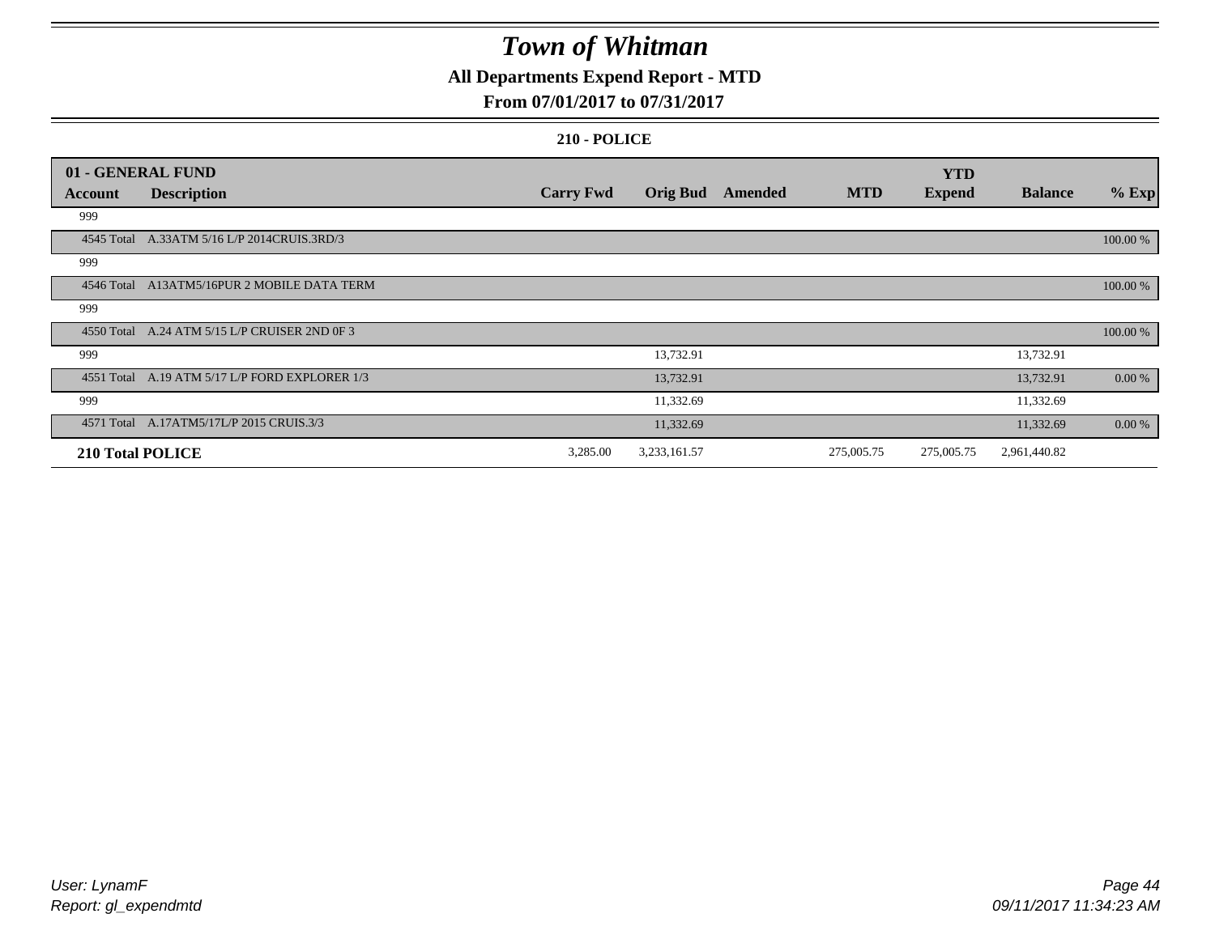# Town of Whitman

**All Departments Expend Report - MTD**

**From 07/01/2017 to 07/31/2017**

**210 - POLICE**

| 01 - GENERAL FUND | | | | | | YTD | | |
|---|---|---|---|---|---|---|---|---|
| **Account** | **Description** | **Carry Fwd** | **Orig Bud** | **Amended** | **MTD** | **Expend** | **Balance** | **% Exp** |
| 999 | | | | | | | | |
| 4545 Total | A.33ATM 5/16 L/P 2014CRUIS.3RD/3 | | | | | | | 100.00 % |
| 999 | | | | | | | | |
| 4546 Total | A13ATM5/16PUR 2 MOBILE DATA TERM | | | | | | | 100.00 % |
| 999 | | | | | | | | |
| 4550 Total | A.24 ATM 5/15 L/P CRUISER 2ND 0F 3 | | | | | | | 100.00 % |
| 999 | | | 13,732.91 | | | | 13,732.91 | |
| 4551 Total | A.19 ATM 5/17 L/P FORD EXPLORER 1/3 | | 13,732.91 | | | | 13,732.91 | 0.00 % |
| 999 | | | 11,332.69 | | | | 11,332.69 | |
| 4571 Total | A.17ATM5/17L/P 2015 CRUIS.3/3 | | 11,332.69 | | | | 11,332.69 | 0.00 % |
| **210 Total POLICE** | | 3,285.00 | 3,233,161.57 | | 275,005.75 | 275,005.75 | 2,961,440.82 | |

*User: LynamF*
*Report: gl_expendmtd*

*09/11/2017 11:34:23 AM*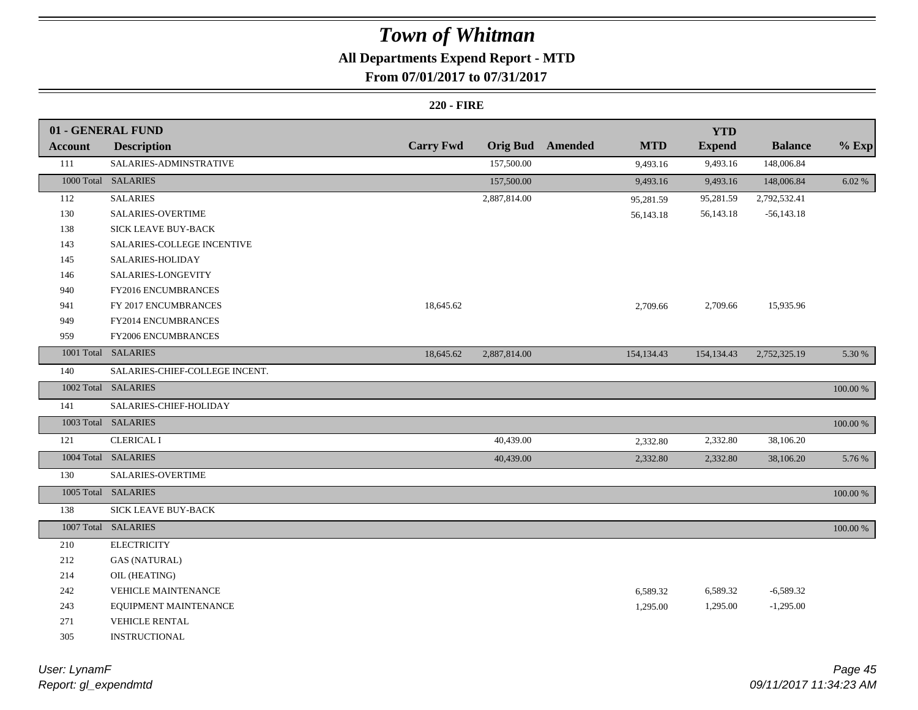# Town of Whitman

## All Departments Expend Report - MTD

### From 07/01/2017 to 07/31/2017

**220 - FIRE**

| 01 - GENERAL FUND | | | | | | YTD | | |
|---|---|---|---|---|---|---|---|---|
| **Account** | **Description** | **Carry Fwd** | **Orig Bud** | **Amended** | **MTD** | **Expend** | **Balance** | **% Exp** |
| 111 | SALARIES-ADMINSTRATIVE | | 157,500.00 | | 9,493.16 | 9,493.16 | 148,006.84 | |
| 1000 Total | SALARIES | | 157,500.00 | | 9,493.16 | 9,493.16 | 148,006.84 | 6.02 % |
| 112 | SALARIES | | 2,887,814.00 | | 95,281.59 | 95,281.59 | 2,792,532.41 | |
| 130 | SALARIES-OVERTIME | | | | 56,143.18 | 56,143.18 | -56,143.18 | |
| 138 | SICK LEAVE BUY-BACK | | | | | | | |
| 143 | SALARIES-COLLEGE INCENTIVE | | | | | | | |
| 145 | SALARIES-HOLIDAY | | | | | | | |
| 146 | SALARIES-LONGEVITY | | | | | | | |
| 940 | FY2016 ENCUMBRANCES | | | | | | | |
| 941 | FY 2017 ENCUMBRANCES | 18,645.62 | | | 2,709.66 | 2,709.66 | 15,935.96 | |
| 949 | FY2014 ENCUMBRANCES | | | | | | | |
| 959 | FY2006 ENCUMBRANCES | | | | | | | |
| 1001 Total | SALARIES | 18,645.62 | 2,887,814.00 | | 154,134.43 | 154,134.43 | 2,752,325.19 | 5.30 % |
| 140 | SALARIES-CHIEF-COLLEGE INCENT. | | | | | | | |
| 1002 Total | SALARIES | | | | | | | 100.00 % |
| 141 | SALARIES-CHIEF-HOLIDAY | | | | | | | |
| 1003 Total | SALARIES | | | | | | | 100.00 % |
| 121 | CLERICAL I | | 40,439.00 | | 2,332.80 | 2,332.80 | 38,106.20 | |
| 1004 Total | SALARIES | | 40,439.00 | | 2,332.80 | 2,332.80 | 38,106.20 | 5.76 % |
| 130 | SALARIES-OVERTIME | | | | | | | |
| 1005 Total | SALARIES | | | | | | | 100.00 % |
| 138 | SICK LEAVE BUY-BACK | | | | | | | |
| 1007 Total | SALARIES | | | | | | | 100.00 % |
| 210 | ELECTRICITY | | | | | | | |
| 212 | GAS (NATURAL) | | | | | | | |
| 214 | OIL (HEATING) | | | | | | | |
| 242 | VEHICLE MAINTENANCE | | | | 6,589.32 | 6,589.32 | -6,589.32 | |
| 243 | EQUIPMENT MAINTENANCE | | | | 1,295.00 | 1,295.00 | -1,295.00 | |
| 271 | VEHICLE RENTAL | | | | | | | |
| 305 | INSTRUCTIONAL | | | | | | | |

*User: LynamF*
*Report: gl_expendmtd*
*09/11/2017 11:34:23 AM*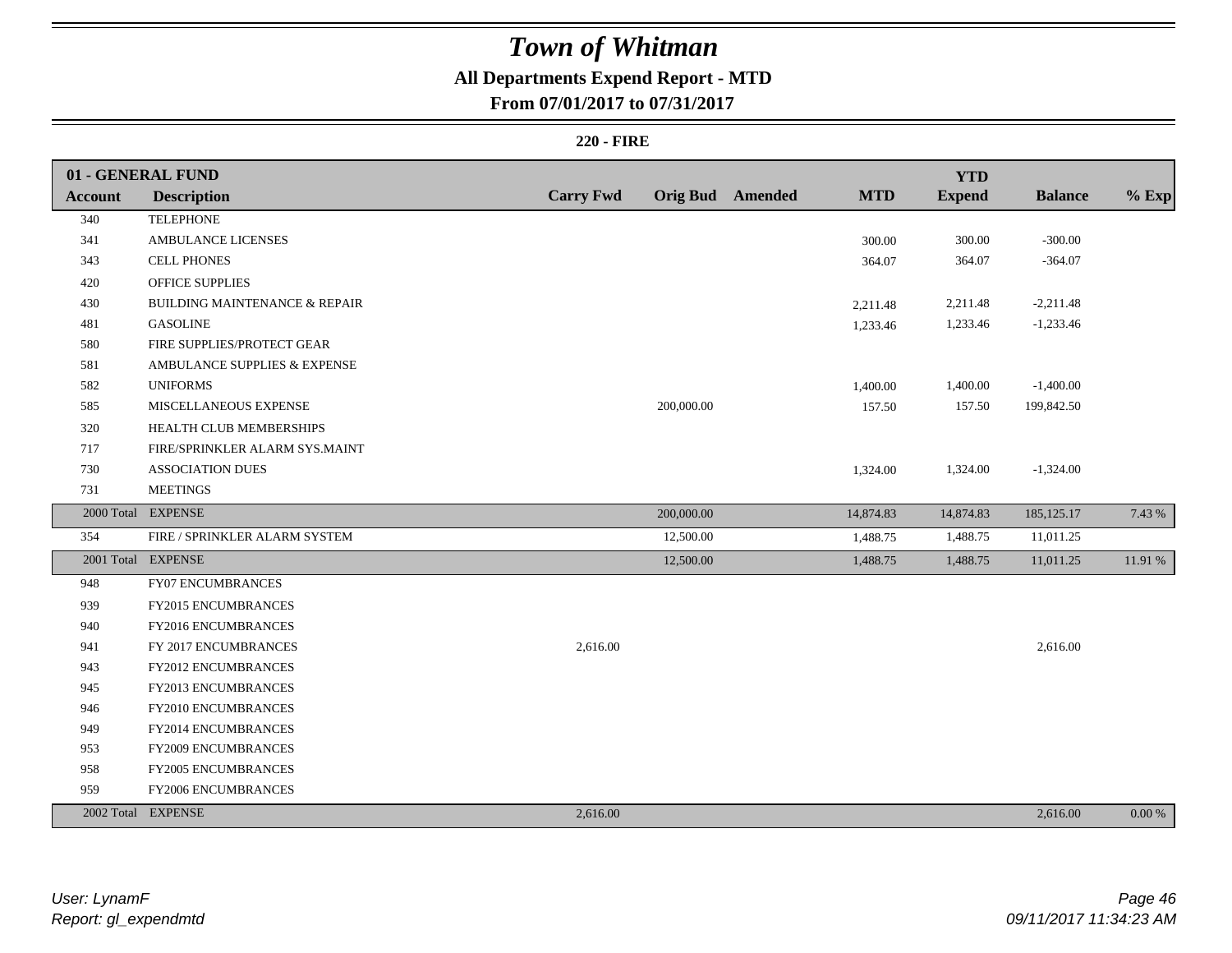# Town of Whitman

**All Departments Expend Report - MTD**

**From 07/01/2017 to 07/31/2017**

**220 - FIRE**

| 01 - GENERAL FUND | | | | | | YTD | | |
|---|---|---|---|---|---|---|---|---|
| **Account** | **Description** | **Carry Fwd** | **Orig Bud** | **Amended** | **MTD** | **Expend** | **Balance** | **% Exp** |
| 340 | TELEPHONE | | | | | | | |
| 341 | AMBULANCE LICENSES | | | | 300.00 | 300.00 | -300.00 | |
| 343 | CELL PHONES | | | | 364.07 | 364.07 | -364.07 | |
| 420 | OFFICE SUPPLIES | | | | | | | |
| 430 | BUILDING MAINTENANCE & REPAIR | | | | 2,211.48 | 2,211.48 | -2,211.48 | |
| 481 | GASOLINE | | | | 1,233.46 | 1,233.46 | -1,233.46 | |
| 580 | FIRE SUPPLIES/PROTECT GEAR | | | | | | | |
| 581 | AMBULANCE SUPPLIES & EXPENSE | | | | | | | |
| 582 | UNIFORMS | | | | 1,400.00 | 1,400.00 | -1,400.00 | |
| 585 | MISCELLANEOUS EXPENSE | | 200,000.00 | | 157.50 | 157.50 | 199,842.50 | |
| 320 | HEALTH CLUB MEMBERSHIPS | | | | | | | |
| 717 | FIRE/SPRINKLER ALARM SYS.MAINT | | | | | | | |
| 730 | ASSOCIATION DUES | | | | 1,324.00 | 1,324.00 | -1,324.00 | |
| 731 | MEETINGS | | | | | | | |
| 2000 Total | EXPENSE | | 200,000.00 | | 14,874.83 | 14,874.83 | 185,125.17 | 7.43 % |
| 354 | FIRE / SPRINKLER ALARM SYSTEM | | 12,500.00 | | 1,488.75 | 1,488.75 | 11,011.25 | |
| 2001 Total | EXPENSE | | 12,500.00 | | 1,488.75 | 1,488.75 | 11,011.25 | 11.91 % |
| 948 | FY07 ENCUMBRANCES | | | | | | | |
| 939 | FY2015 ENCUMBRANCES | | | | | | | |
| 940 | FY2016 ENCUMBRANCES | | | | | | | |
| 941 | FY 2017 ENCUMBRANCES | 2,616.00 | | | | | 2,616.00 | |
| 943 | FY2012 ENCUMBRANCES | | | | | | | |
| 945 | FY2013 ENCUMBRANCES | | | | | | | |
| 946 | FY2010 ENCUMBRANCES | | | | | | | |
| 949 | FY2014 ENCUMBRANCES | | | | | | | |
| 953 | FY2009 ENCUMBRANCES | | | | | | | |
| 958 | FY2005 ENCUMBRANCES | | | | | | | |
| 959 | FY2006 ENCUMBRANCES | | | | | | | |
| 2002 Total | EXPENSE | 2,616.00 | | | | | 2,616.00 | 0.00 % |

*User: LynamF*
*Report: gl_expendmtd*

*09/11/2017 11:34:23 AM*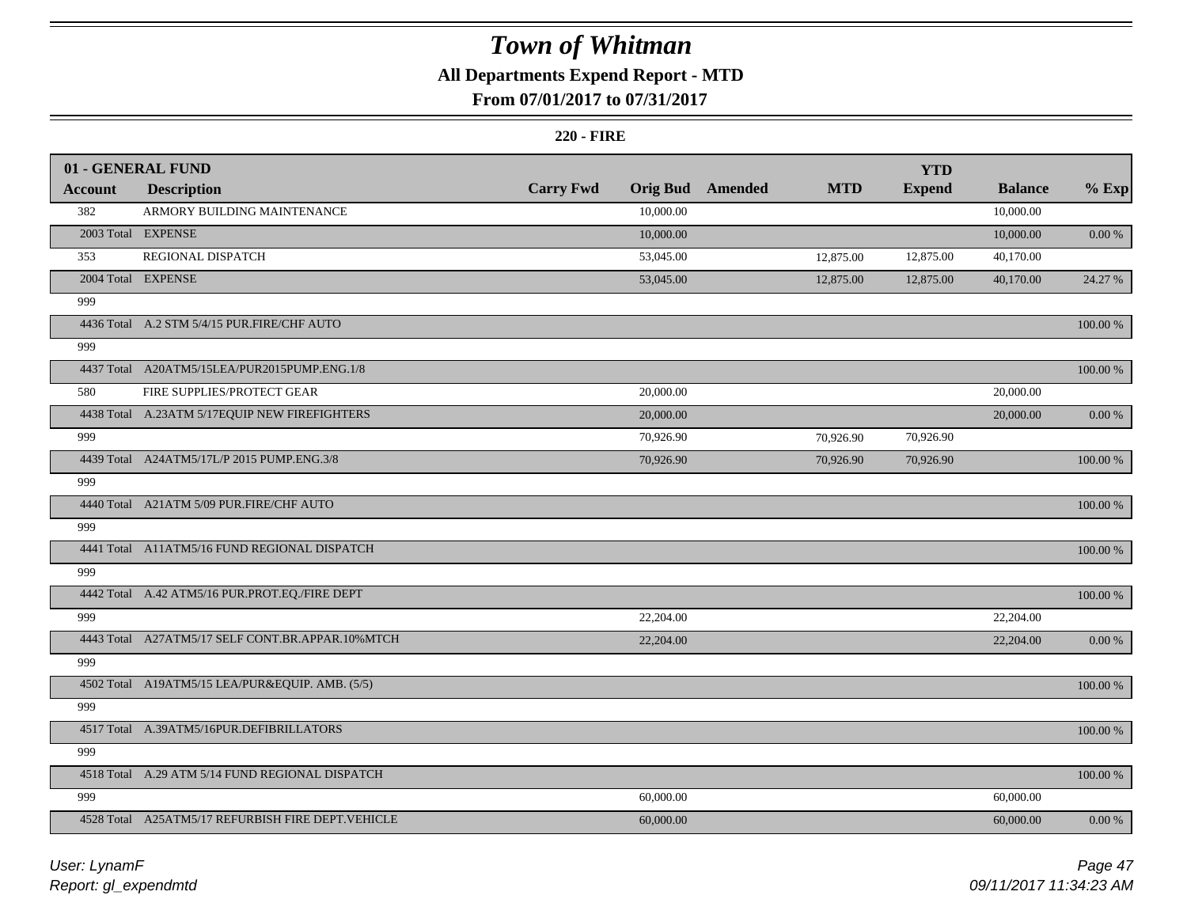# Town of Whitman

## All Departments Expend Report - MTD

### From 07/01/2017 to 07/31/2017

**220 - FIRE**

| 01 - GENERAL FUND | | | | | | YTD | | |
|---|---|---|---|---|---|---|---|---|
| **Account** | **Description** | **Carry Fwd** | **Orig Bud** | **Amended** | **MTD** | **Expend** | **Balance** | **% Exp** |
| 382 | ARMORY BUILDING MAINTENANCE | | 10,000.00 | | | | 10,000.00 | |
| 2003 Total | EXPENSE | | 10,000.00 | | | | 10,000.00 | 0.00 % |
| 353 | REGIONAL DISPATCH | | 53,045.00 | | 12,875.00 | 12,875.00 | 40,170.00 | |
| 2004 Total | EXPENSE | | 53,045.00 | | 12,875.00 | 12,875.00 | 40,170.00 | 24.27 % |
| 999 | | | | | | | | |
| 4436 Total | A.2 STM 5/4/15 PUR.FIRE/CHF AUTO | | | | | | | 100.00 % |
| 999 | | | | | | | | |
| 4437 Total | A20ATM5/15LEA/PUR2015PUMP.ENG.1/8 | | | | | | | 100.00 % |
| 580 | FIRE SUPPLIES/PROTECT GEAR | | 20,000.00 | | | | 20,000.00 | |
| 4438 Total | A.23ATM 5/17EQUIP NEW FIREFIGHTERS | | 20,000.00 | | | | 20,000.00 | 0.00 % |
| 999 | | | 70,926.90 | | 70,926.90 | 70,926.90 | | |
| 4439 Total | A24ATM5/17L/P 2015 PUMP.ENG.3/8 | | 70,926.90 | | 70,926.90 | 70,926.90 | | 100.00 % |
| 999 | | | | | | | | |
| 4440 Total | A21ATM 5/09 PUR.FIRE/CHF AUTO | | | | | | | 100.00 % |
| 999 | | | | | | | | |
| 4441 Total | A11ATM5/16 FUND REGIONAL DISPATCH | | | | | | | 100.00 % |
| 999 | | | | | | | | |
| 4442 Total | A.42 ATM5/16 PUR.PROT.EQ./FIRE DEPT | | | | | | | 100.00 % |
| 999 | | | 22,204.00 | | | | 22,204.00 | |
| 4443 Total | A27ATM5/17 SELF CONT.BR.APPAR.10%MTCH | | 22,204.00 | | | | 22,204.00 | 0.00 % |
| 999 | | | | | | | | |
| 4502 Total | A19ATM5/15 LEA/PUR&EQUIP. AMB. (5/5) | | | | | | | 100.00 % |
| 999 | | | | | | | | |
| 4517 Total | A.39ATM5/16PUR.DEFIBRILLATORS | | | | | | | 100.00 % |
| 999 | | | | | | | | |
| 4518 Total | A.29 ATM 5/14 FUND REGIONAL DISPATCH | | | | | | | 100.00 % |
| 999 | | | 60,000.00 | | | | 60,000.00 | |
| 4528 Total | A25ATM5/17 REFURBISH FIRE DEPT.VEHICLE | | 60,000.00 | | | | 60,000.00 | 0.00 % |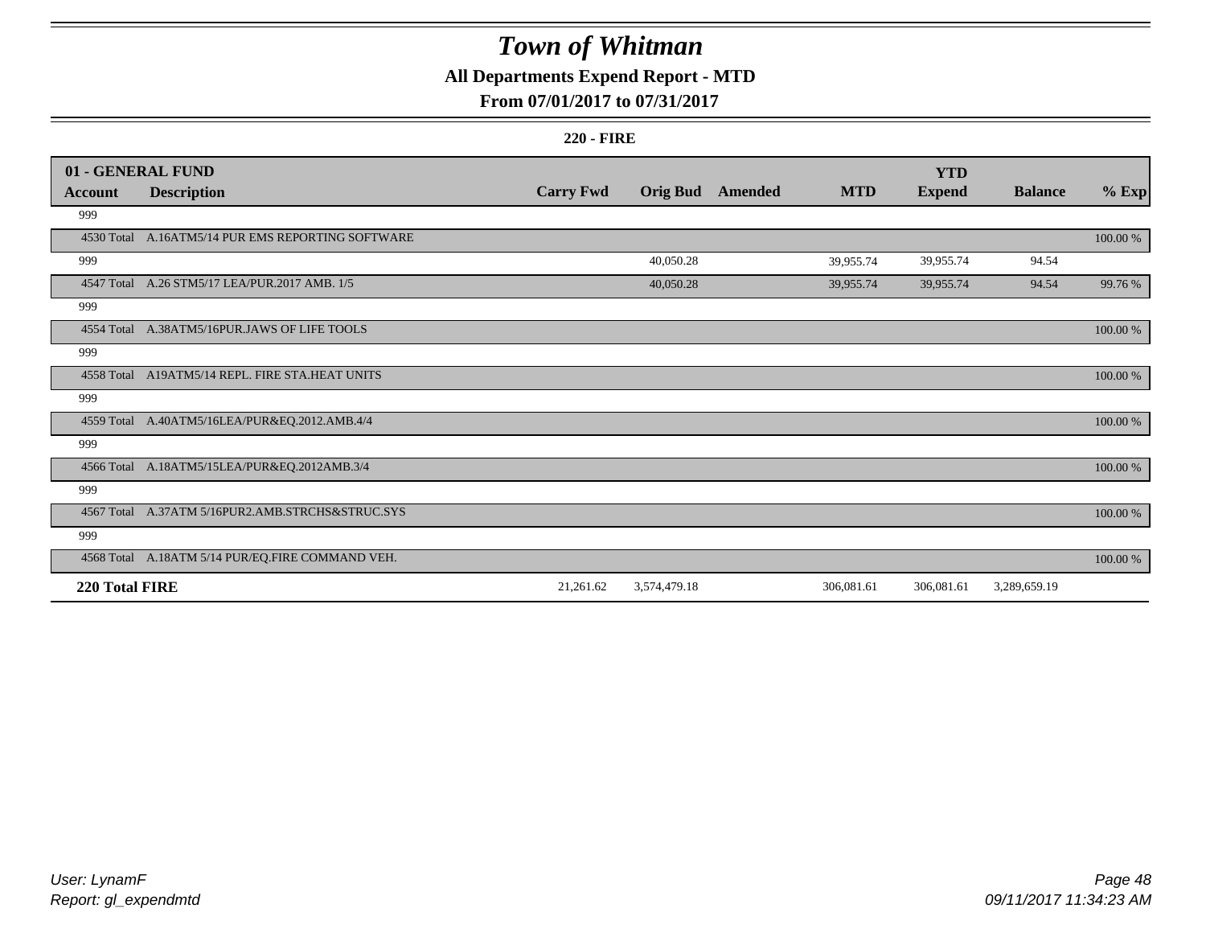# Town of Whitman

## All Departments Expend Report - MTD

### From 07/01/2017 to 07/31/2017

**220 - FIRE**

| 01 - GENERAL FUND | | | | | | YTD | | |
|---|---|---|---|---|---|---|---|---|
| **Account** | **Description** | **Carry Fwd** | **Orig Bud** | **Amended** | **MTD** | **Expend** | **Balance** | **% Exp** |
| 999 | | | | | | | | |
| 4530 Total | A.16ATM5/14 PUR EMS REPORTING SOFTWARE | | | | | | | 100.00 % |
| 999 | | | 40,050.28 | | 39,955.74 | 39,955.74 | 94.54 | |
| 4547 Total | A.26 STM5/17 LEA/PUR.2017 AMB. 1/5 | | 40,050.28 | | 39,955.74 | 39,955.74 | 94.54 | 99.76 % |
| 999 | | | | | | | | |
| 4554 Total | A.38ATM5/16PUR.JAWS OF LIFE TOOLS | | | | | | | 100.00 % |
| 999 | | | | | | | | |
| 4558 Total | A19ATM5/14 REPL. FIRE STA.HEAT UNITS | | | | | | | 100.00 % |
| 999 | | | | | | | | |
| 4559 Total | A.40ATM5/16LEA/PUR&EQ.2012.AMB.4/4 | | | | | | | 100.00 % |
| 999 | | | | | | | | |
| 4566 Total | A.18ATM5/15LEA/PUR&EQ.2012AMB.3/4 | | | | | | | 100.00 % |
| 999 | | | | | | | | |
| 4567 Total | A.37ATM 5/16PUR2.AMB.STRCHS&STRUC.SYS | | | | | | | 100.00 % |
| 999 | | | | | | | | |
| 4568 Total | A.18ATM 5/14 PUR/EQ.FIRE COMMAND VEH. | | | | | | | 100.00 % |
| **220 Total FIRE** | | 21,261.62 | 3,574,479.18 | | 306,081.61 | 306,081.61 | 3,289,659.19 | |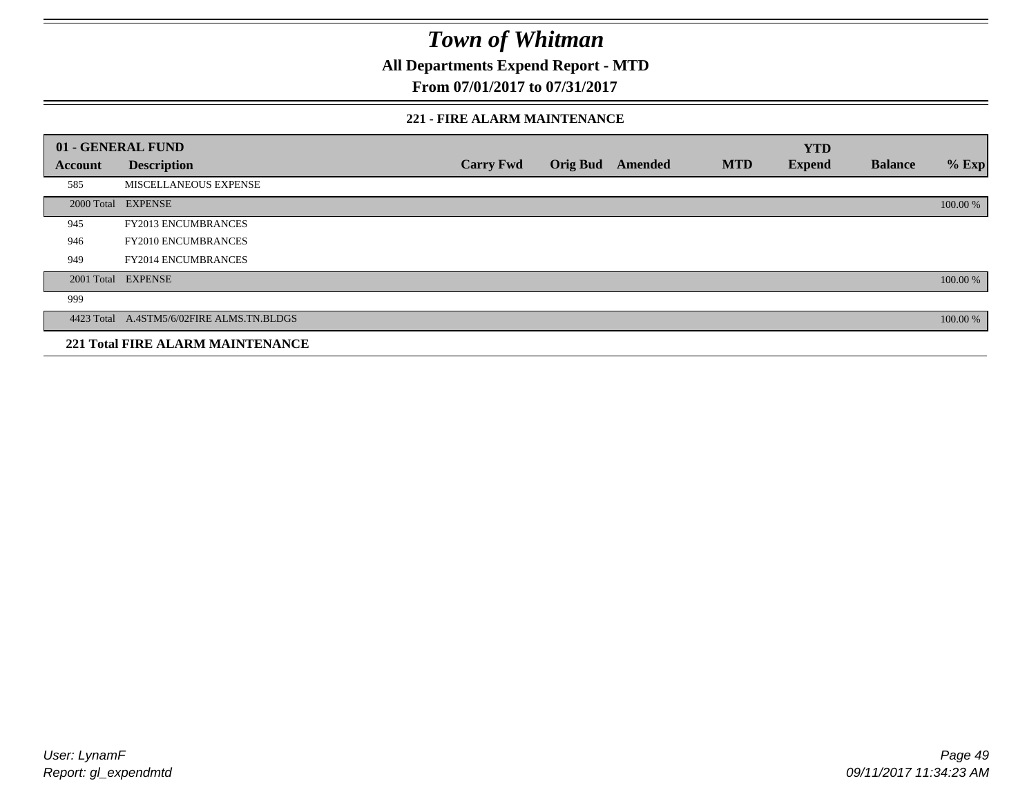# Town of Whitman

## All Departments Expend Report - MTD

### From 07/01/2017 to 07/31/2017

#### 221 - FIRE ALARM MAINTENANCE

| 01 - GENERAL FUND | | | | | | YTD | | |
|---|---|---|---|---|---|---|---|---|
| **Account** | **Description** | **Carry Fwd** | **Orig Bud** | **Amended** | **MTD** | **Expend** | **Balance** | **% Exp** |
| 585 | MISCELLANEOUS EXPENSE | | | | | | | |
| 2000 Total | EXPENSE | | | | | | | 100.00 % |
| 945 | FY2013 ENCUMBRANCES | | | | | | | |
| 946 | FY2010 ENCUMBRANCES | | | | | | | |
| 949 | FY2014 ENCUMBRANCES | | | | | | | |
| 2001 Total | EXPENSE | | | | | | | 100.00 % |
| 999 | | | | | | | | |
| 4423 Total | A.4STM5/6/02FIRE ALMS.TN.BLDGS | | | | | | | 100.00 % |

**221 Total FIRE ALARM MAINTENANCE**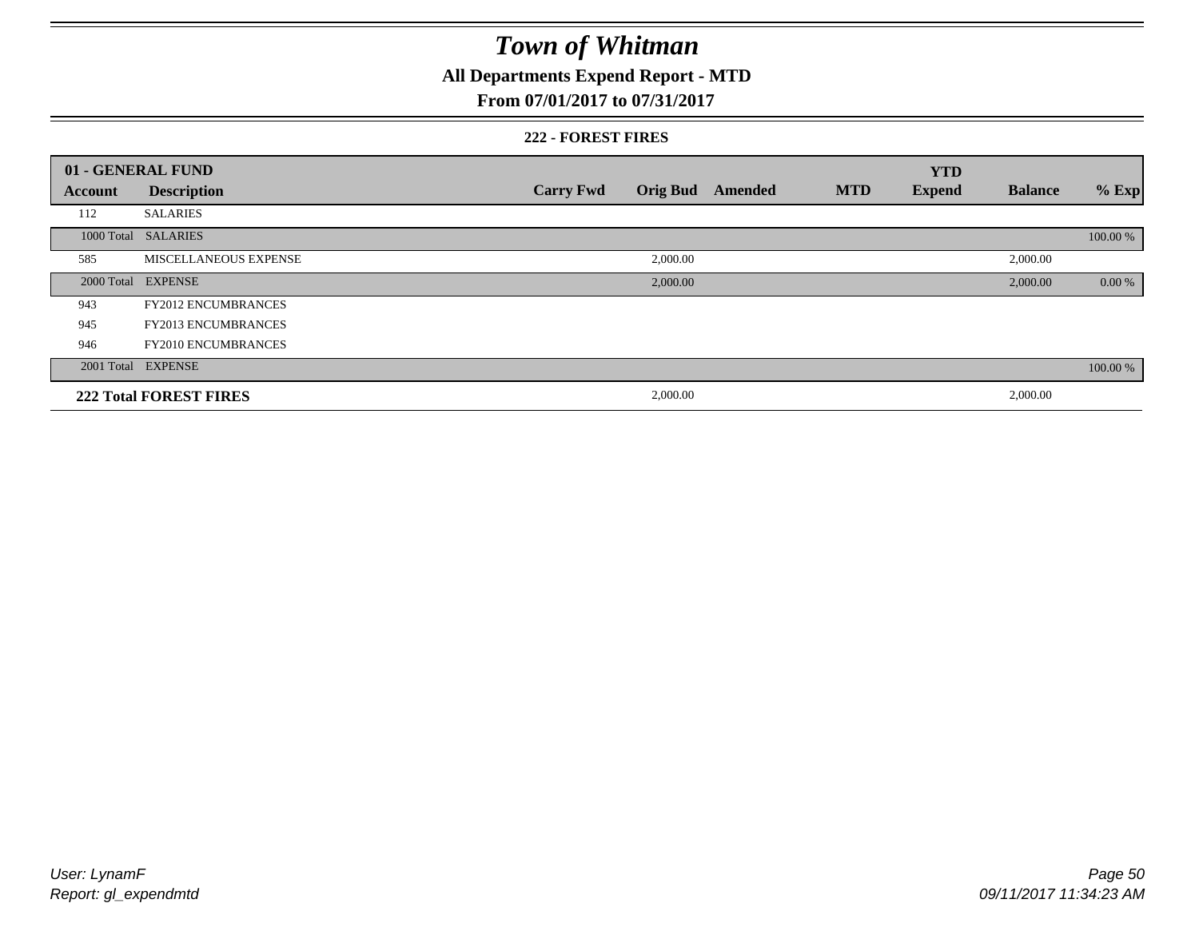# Town of Whitman

## All Departments Expend Report - MTD

## From 07/01/2017 to 07/31/2017

### 222 - FOREST FIRES

| 01 - GENERAL FUND | | | | | | | | |
|---|---|---|---|---|---|---|---|---|
| **Account** | **Description** | **Carry Fwd** | **Orig Bud** | **Amended** | **MTD** | **YTD Expend** | **Balance** | **% Exp** |
| 112 | SALARIES | | | | | | | |
| 1000 Total | SALARIES | | | | | | | 100.00 % |
| 585 | MISCELLANEOUS EXPENSE | | 2,000.00 | | | | 2,000.00 | |
| 2000 Total | EXPENSE | | 2,000.00 | | | | 2,000.00 | 0.00 % |
| 943 | FY2012 ENCUMBRANCES | | | | | | | |
| 945 | FY2013 ENCUMBRANCES | | | | | | | |
| 946 | FY2010 ENCUMBRANCES | | | | | | | |
| 2001 Total | EXPENSE | | | | | | | 100.00 % |
| **222 Total FOREST FIRES** | | | 2,000.00 | | | | 2,000.00 | |

*User: LynamF*
*Report: gl_expendmtd*

*09/11/2017 11:34:23 AM*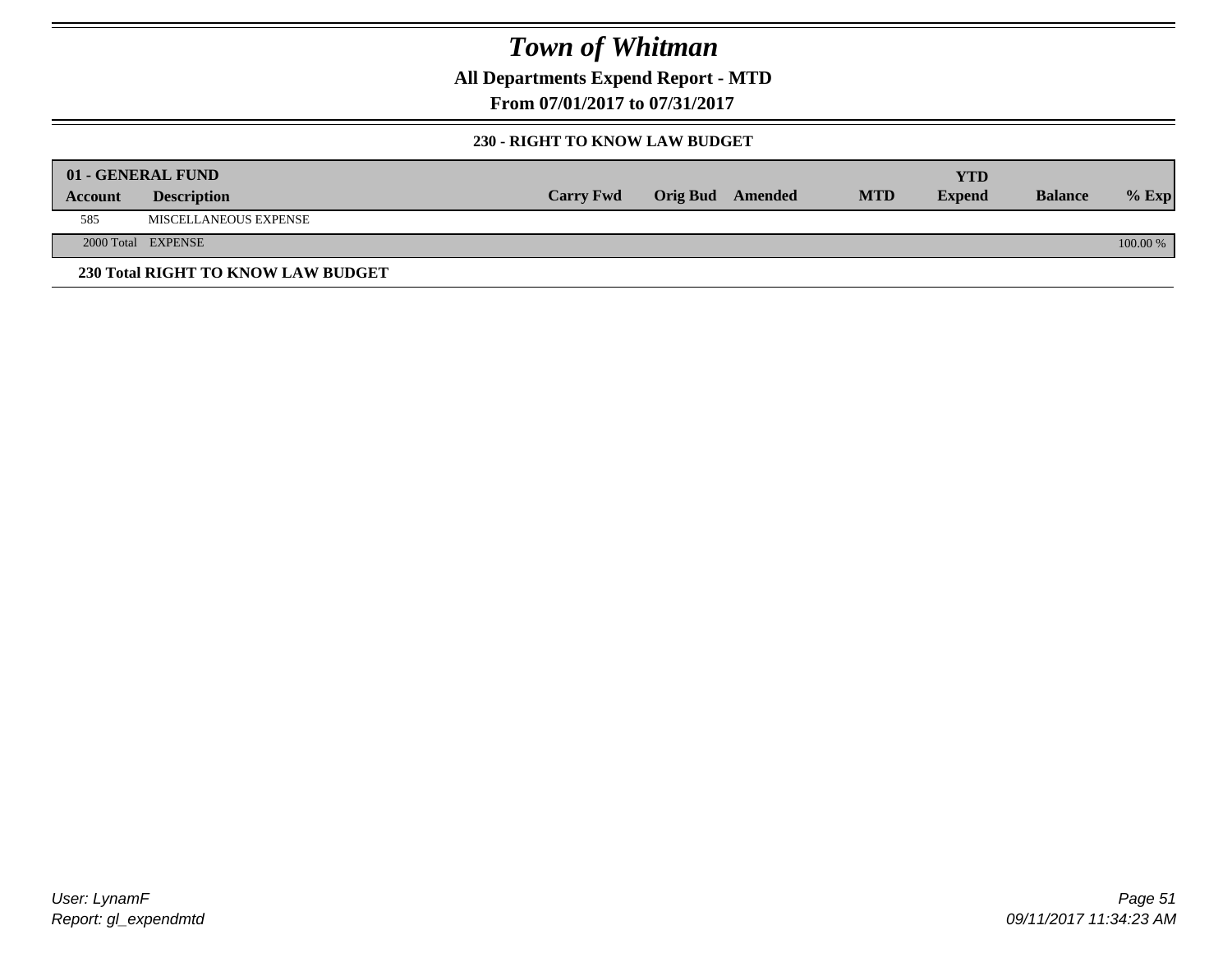# *Town of Whitman*

**All Departments Expend Report - MTD**

**From 07/01/2017 to 07/31/2017**

**230 - RIGHT TO KNOW LAW BUDGET**

| **01 - GENERAL FUND** | | | | | | | | |
|---|---|---|---|---|---|---|---|---|
| **Account** | **Description** | **Carry Fwd** | **Orig Bud** | **Amended** | **MTD** | **YTD Expend** | **Balance** | **% Exp** |
| 585 | MISCELLANEOUS EXPENSE | | | | | | | |
| 2000 Total | EXPENSE | | | | | | | 100.00 % |

**230 Total RIGHT TO KNOW LAW BUDGET**

*User: LynamF*
*Report: gl_expendmtd*

*09/11/2017 11:34:23 AM*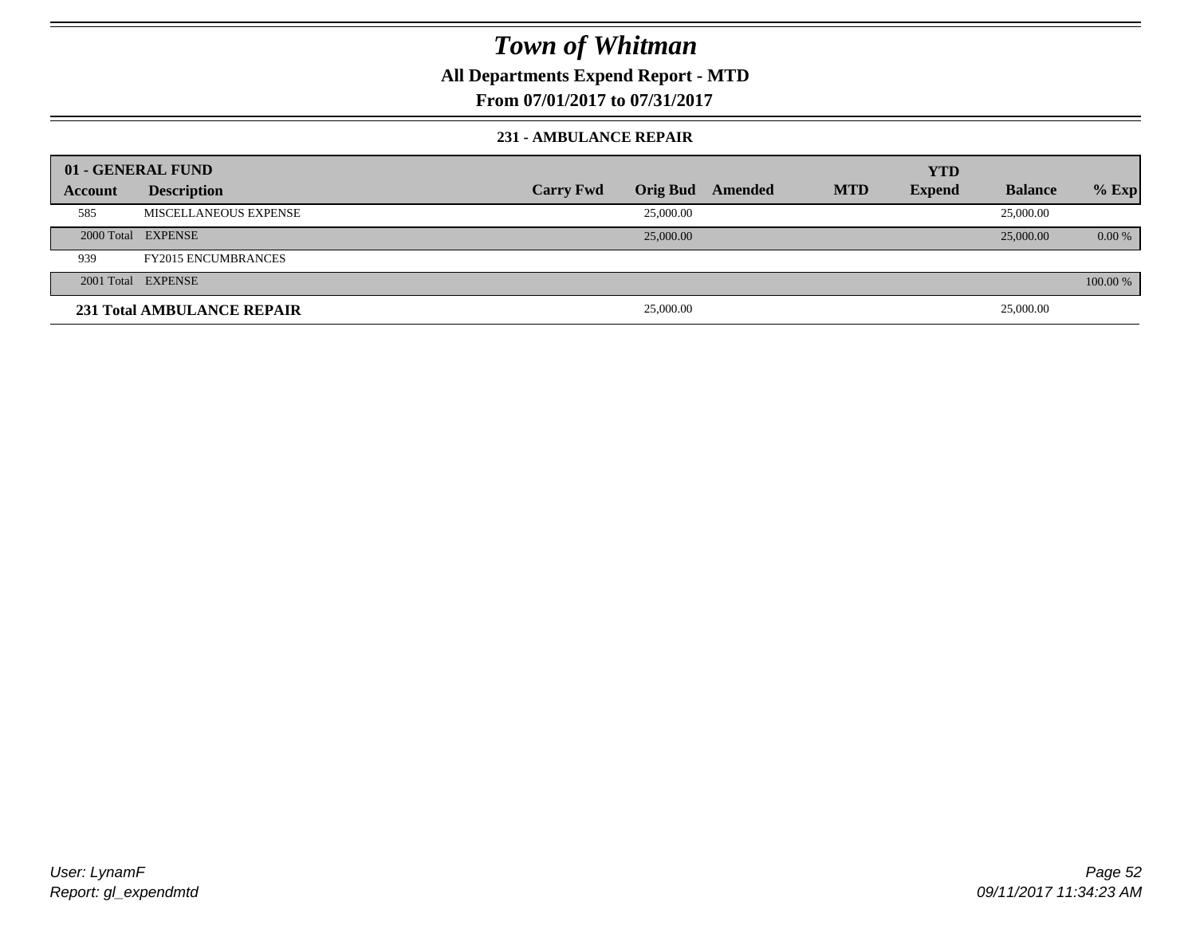# *Town of Whitman*

**All Departments Expend Report - MTD**

**From 07/01/2017 to 07/31/2017**

### 231 - AMBULANCE REPAIR

| 01 - GENERAL FUND | | | | | | YTD | | |
|---|---|---|---|---|---|---|---|---|
| **Account** | **Description** | **Carry Fwd** | **Orig Bud** | **Amended** | **MTD** | **Expend** | **Balance** | **% Exp** |
| 585 | MISCELLANEOUS EXPENSE | | 25,000.00 | | | | 25,000.00 | |
| 2000 Total | EXPENSE | | 25,000.00 | | | | 25,000.00 | 0.00 % |
| 939 | FY2015 ENCUMBRANCES | | | | | | | |
| 2001 Total | EXPENSE | | | | | | | 100.00 % |
| **231 Total AMBULANCE REPAIR** | | | 25,000.00 | | | | 25,000.00 | |

*User: LynamF*
*Report: gl_expendmtd*

*09/11/2017 11:34:23 AM*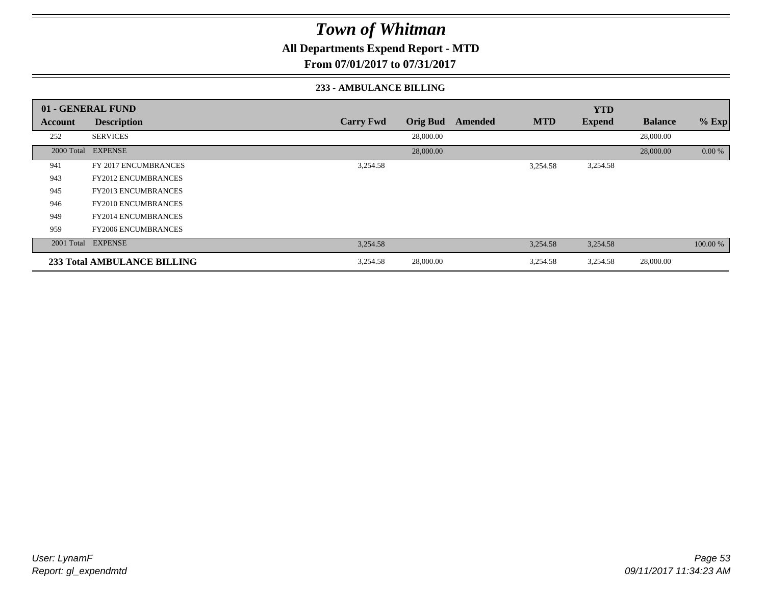# Town of Whitman

**All Departments Expend Report - MTD**

**From 07/01/2017 to 07/31/2017**

**233 - AMBULANCE BILLING**

| 01 - GENERAL FUND | | | | | | | | |
|---|---|---|---|---|---|---|---|---|
| **Account** | **Description** | **Carry Fwd** | **Orig Bud** | **Amended** | **MTD** | **YTD Expend** | **Balance** | **% Exp** |
| 252 | SERVICES | | 28,000.00 | | | | 28,000.00 | |
| 2000 Total | EXPENSE | | 28,000.00 | | | | 28,000.00 | 0.00 % |
| 941 | FY 2017 ENCUMBRANCES | 3,254.58 | | | 3,254.58 | 3,254.58 | | |
| 943 | FY2012 ENCUMBRANCES | | | | | | | |
| 945 | FY2013 ENCUMBRANCES | | | | | | | |
| 946 | FY2010 ENCUMBRANCES | | | | | | | |
| 949 | FY2014 ENCUMBRANCES | | | | | | | |
| 959 | FY2006 ENCUMBRANCES | | | | | | | |
| 2001 Total | EXPENSE | 3,254.58 | | | 3,254.58 | 3,254.58 | | 100.00 % |
| **233 Total AMBULANCE BILLING** | | 3,254.58 | 28,000.00 | | 3,254.58 | 3,254.58 | 28,000.00 | |

*User: LynamF*
*Report: gl_expendmtd*

*09/11/2017 11:34:23 AM*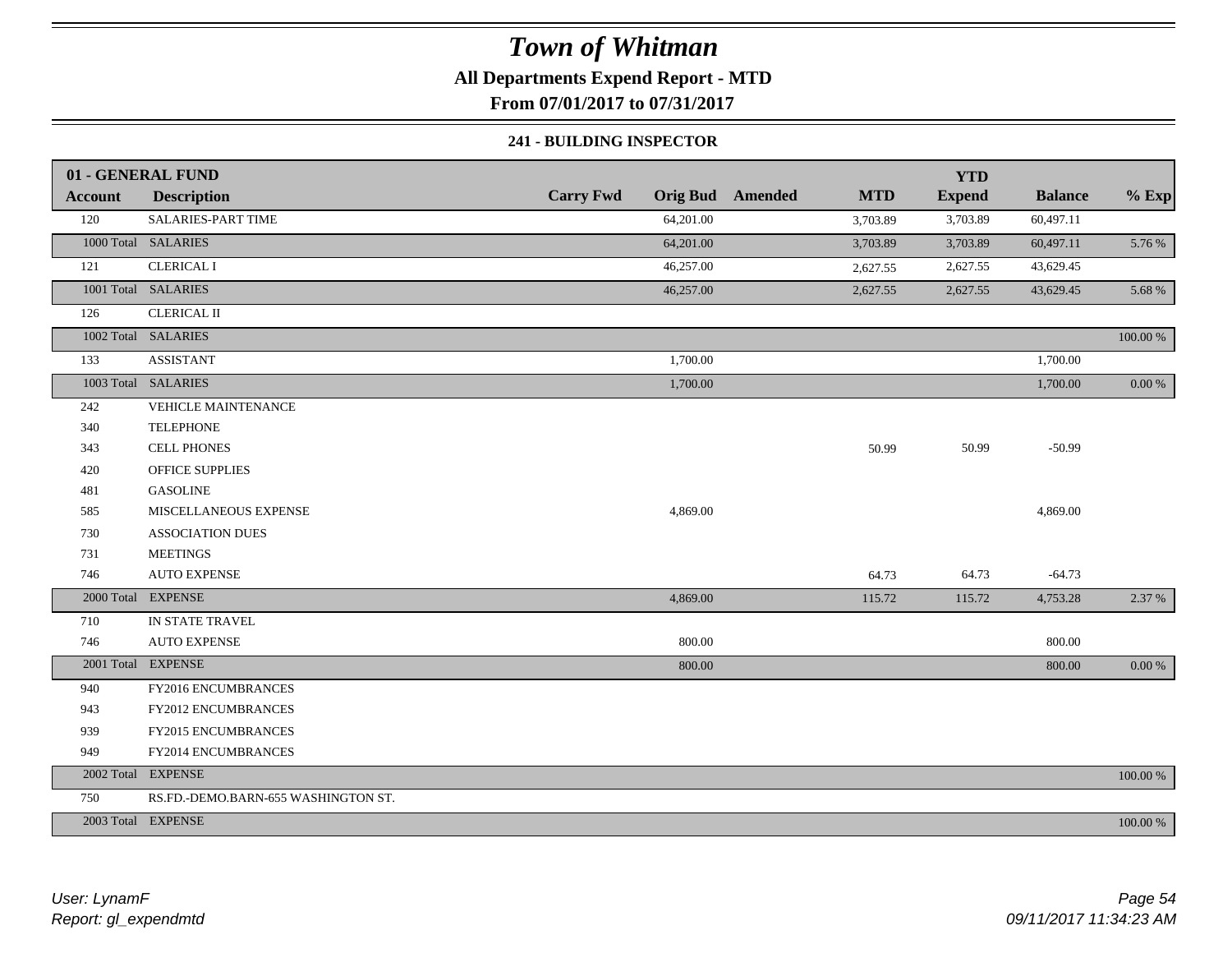# Town of Whitman

**All Departments Expend Report - MTD**

**From 07/01/2017 to 07/31/2017**

**241 - BUILDING INSPECTOR**

| 01 - GENERAL FUND | | | | | | | | |
|---|---|---|---|---|---|---|---|---|
| **Account** | **Description** | **Carry Fwd** | **Orig Bud** | **Amended** | **MTD** | **YTD Expend** | **Balance** | **% Exp** |
| 120 | SALARIES-PART TIME | | 64,201.00 | | 3,703.89 | 3,703.89 | 60,497.11 | |
| 1000 Total | SALARIES | | 64,201.00 | | 3,703.89 | 3,703.89 | 60,497.11 | 5.76 % |
| 121 | CLERICAL I | | 46,257.00 | | 2,627.55 | 2,627.55 | 43,629.45 | |
| 1001 Total | SALARIES | | 46,257.00 | | 2,627.55 | 2,627.55 | 43,629.45 | 5.68 % |
| 126 | CLERICAL II | | | | | | | |
| 1002 Total | SALARIES | | | | | | | 100.00 % |
| 133 | ASSISTANT | | 1,700.00 | | | | 1,700.00 | |
| 1003 Total | SALARIES | | 1,700.00 | | | | 1,700.00 | 0.00 % |
| 242 | VEHICLE MAINTENANCE | | | | | | | |
| 340 | TELEPHONE | | | | | | | |
| 343 | CELL PHONES | | | | 50.99 | 50.99 | -50.99 | |
| 420 | OFFICE SUPPLIES | | | | | | | |
| 481 | GASOLINE | | | | | | | |
| 585 | MISCELLANEOUS EXPENSE | | 4,869.00 | | | | 4,869.00 | |
| 730 | ASSOCIATION DUES | | | | | | | |
| 731 | MEETINGS | | | | | | | |
| 746 | AUTO EXPENSE | | | | 64.73 | 64.73 | -64.73 | |
| 2000 Total | EXPENSE | | 4,869.00 | | 115.72 | 115.72 | 4,753.28 | 2.37 % |
| 710 | IN STATE TRAVEL | | | | | | | |
| 746 | AUTO EXPENSE | | 800.00 | | | | 800.00 | |
| 2001 Total | EXPENSE | | 800.00 | | | | 800.00 | 0.00 % |
| 940 | FY2016 ENCUMBRANCES | | | | | | | |
| 943 | FY2012 ENCUMBRANCES | | | | | | | |
| 939 | FY2015 ENCUMBRANCES | | | | | | | |
| 949 | FY2014 ENCUMBRANCES | | | | | | | |
| 2002 Total | EXPENSE | | | | | | | 100.00 % |
| 750 | RS.FD.-DEMO.BARN-655 WASHINGTON ST. | | | | | | | |
| 2003 Total | EXPENSE | | | | | | | 100.00 % |

*User: LynamF*

*Report: gl_expendmtd*

*09/11/2017 11:34:23 AM*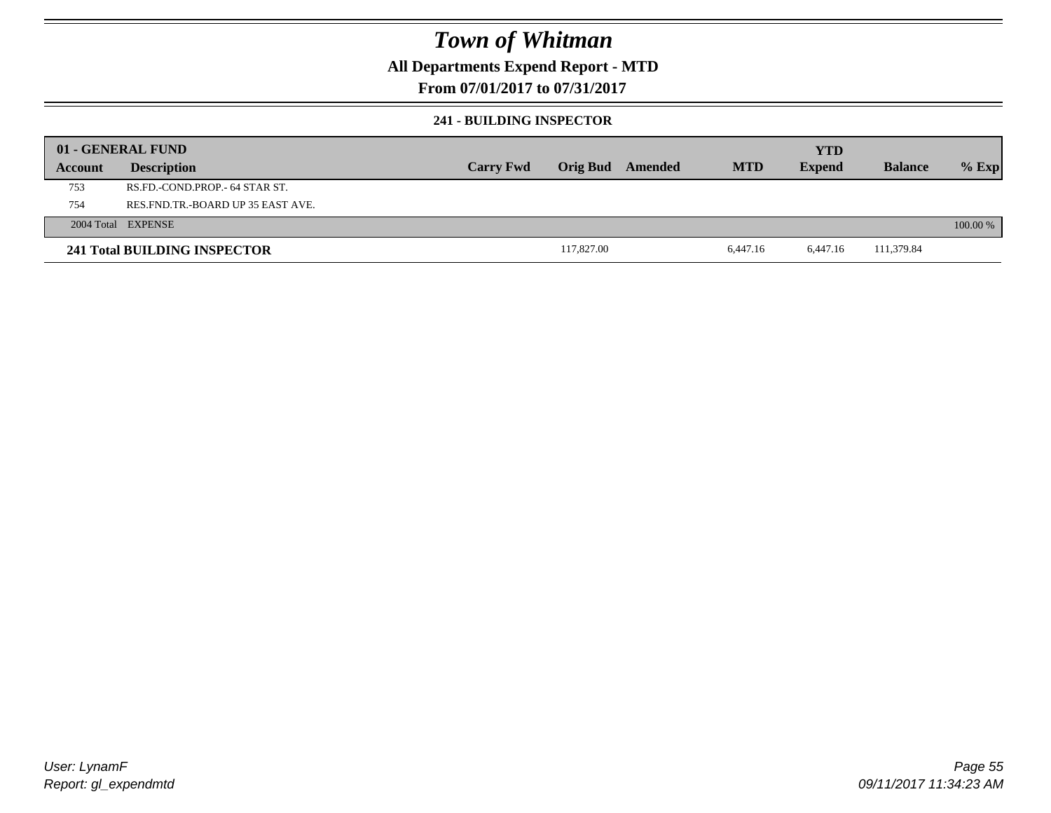# Town of Whitman

## All Departments Expend Report - MTD

### From 07/01/2017 to 07/31/2017

#### 241 - BUILDING INSPECTOR

| 01 - GENERAL FUND | | | | | | | | |
|---|---|---|---|---|---|---|---|---|
| **Account** | **Description** | **Carry Fwd** | **Orig Bud** | **Amended** | **MTD** | **YTD Expend** | **Balance** | **% Exp** |
| 753 | RS.FD.-COND.PROP.- 64 STAR ST. | | | | | | | |
| 754 | RES.FND.TR.-BOARD UP 35 EAST AVE. | | | | | | | |
| 2004 Total | EXPENSE | | | | | | | 100.00 % |
| **241 Total BUILDING INSPECTOR** | | | 117,827.00 | | 6,447.16 | 6,447.16 | 111,379.84 | |

User: LynamF
Report: gl_expendmtd

09/11/2017 11:34:23 AM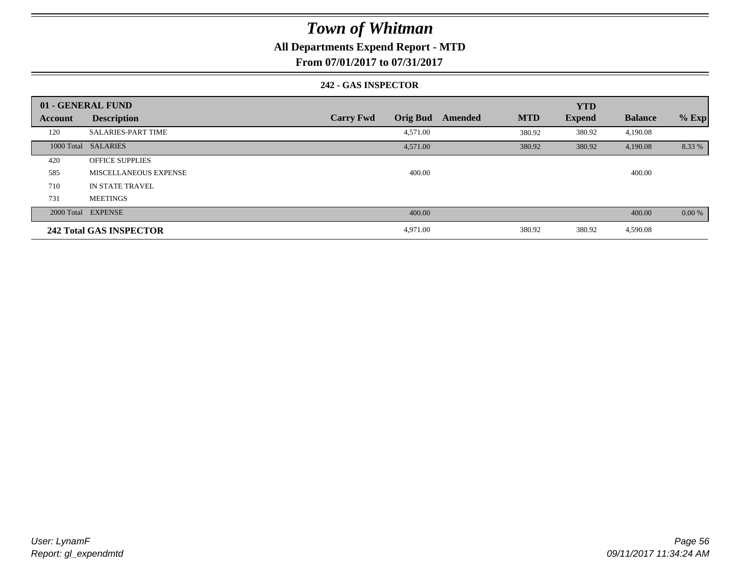# Town of Whitman

## All Departments Expend Report - MTD

### From 07/01/2017 to 07/31/2017

#### 242 - GAS INSPECTOR

| 01 - GENERAL FUND | | | | | | YTD | | |
|---|---|---|---|---|---|---|---|---|
| **Account** | **Description** | **Carry Fwd** | **Orig Bud** | **Amended** | **MTD** | **Expend** | **Balance** | **% Exp** |
| 120 | SALARIES-PART TIME | | 4,571.00 | | 380.92 | 380.92 | 4,190.08 | |
| 1000 Total | SALARIES | | 4,571.00 | | 380.92 | 380.92 | 4,190.08 | 8.33 % |
| 420 | OFFICE SUPPLIES | | | | | | | |
| 585 | MISCELLANEOUS EXPENSE | | 400.00 | | | | 400.00 | |
| 710 | IN STATE TRAVEL | | | | | | | |
| 731 | MEETINGS | | | | | | | |
| 2000 Total | EXPENSE | | 400.00 | | | | 400.00 | 0.00 % |
| **242 Total GAS INSPECTOR** | | | 4,971.00 | | 380.92 | 380.92 | 4,590.08 | |

*User: LynamF*
*Report: gl_expendmtd*

*09/11/2017 11:34:24 AM*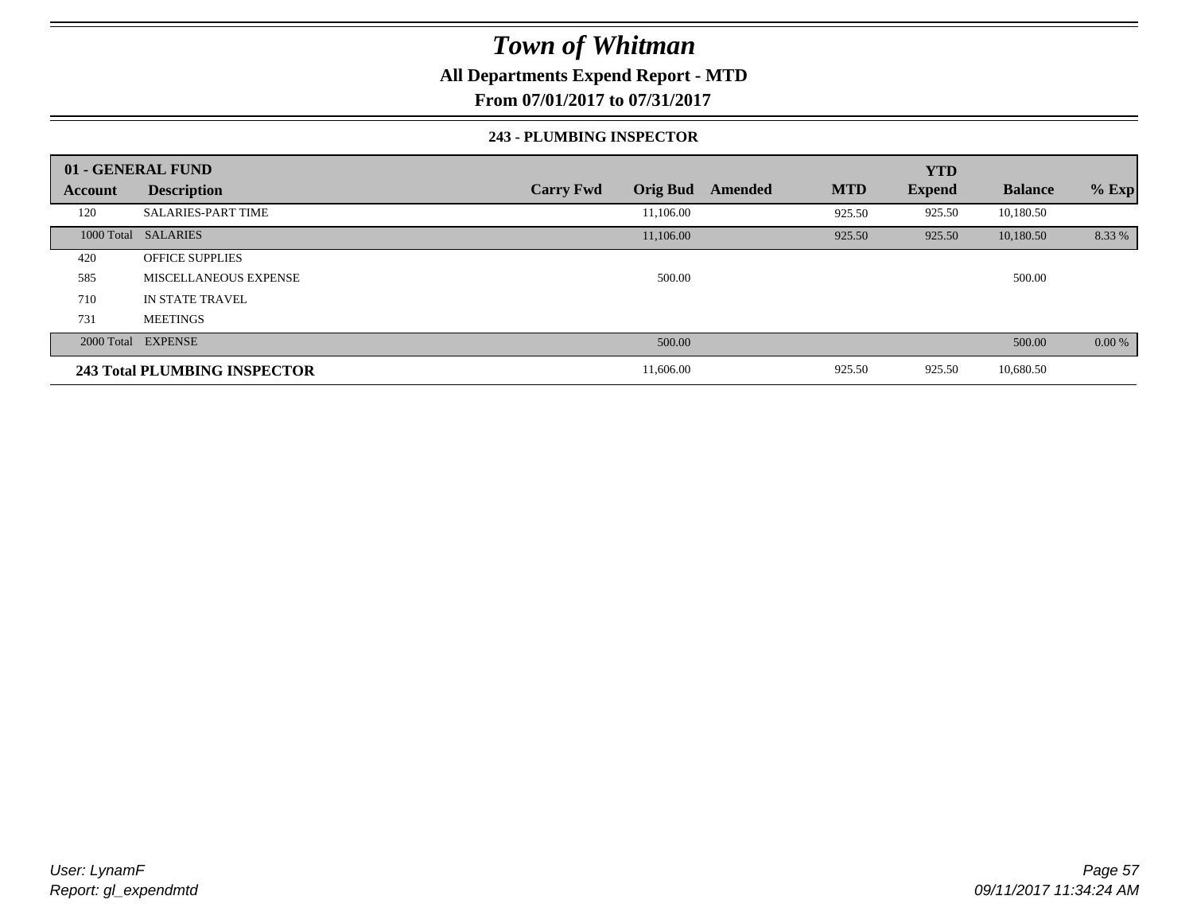# Town of Whitman

**All Departments Expend Report - MTD**

**From 07/01/2017 to 07/31/2017**

### 243 - PLUMBING INSPECTOR

| 01 - GENERAL FUND | | | | | | YTD | | |
|---|---|---|---|---|---|---|---|---|
| **Account** | **Description** | **Carry Fwd** | **Orig Bud** | **Amended** | **MTD** | **Expend** | **Balance** | **% Exp** |
| 120 | SALARIES-PART TIME | | 11,106.00 | | 925.50 | 925.50 | 10,180.50 | |
| 1000 Total | SALARIES | | 11,106.00 | | 925.50 | 925.50 | 10,180.50 | 8.33 % |
| 420 | OFFICE SUPPLIES | | | | | | | |
| 585 | MISCELLANEOUS EXPENSE | | 500.00 | | | | 500.00 | |
| 710 | IN STATE TRAVEL | | | | | | | |
| 731 | MEETINGS | | | | | | | |
| 2000 Total | EXPENSE | | 500.00 | | | | 500.00 | 0.00 % |
| **243 Total PLUMBING INSPECTOR** | | | 11,606.00 | | 925.50 | 925.50 | 10,680.50 | |

*User: LynamF*
*Report: gl_expendmtd*

*09/11/2017 11:34:24 AM*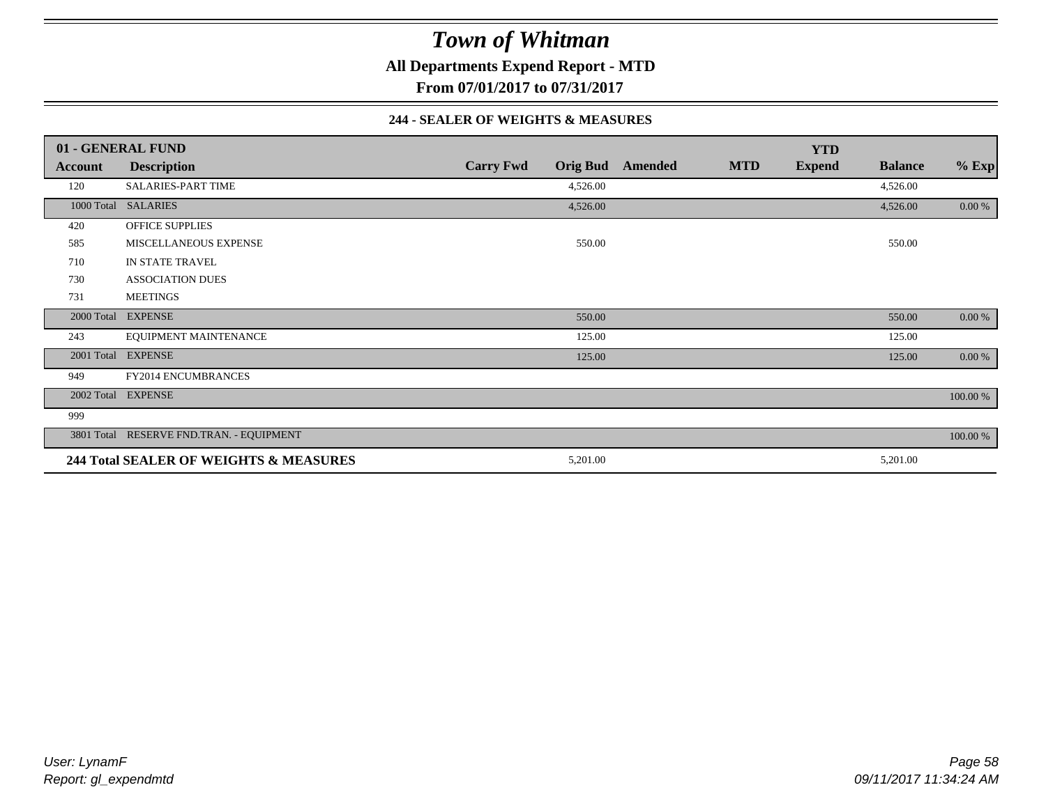# Town of Whitman

**All Departments Expend Report - MTD**

**From 07/01/2017 to 07/31/2017**

**244 - SEALER OF WEIGHTS & MEASURES**

| 01 - GENERAL FUND | | | | | | YTD | | |
|---|---|---|---|---|---|---|---|---|
| **Account** | **Description** | **Carry Fwd** | **Orig Bud** | **Amended** | **MTD** | **Expend** | **Balance** | **% Exp** |
| 120 | SALARIES-PART TIME | | 4,526.00 | | | | 4,526.00 | |
| 1000 Total | SALARIES | | 4,526.00 | | | | 4,526.00 | 0.00 % |
| 420 | OFFICE SUPPLIES | | | | | | | |
| 585 | MISCELLANEOUS EXPENSE | | 550.00 | | | | 550.00 | |
| 710 | IN STATE TRAVEL | | | | | | | |
| 730 | ASSOCIATION DUES | | | | | | | |
| 731 | MEETINGS | | | | | | | |
| 2000 Total | EXPENSE | | 550.00 | | | | 550.00 | 0.00 % |
| 243 | EQUIPMENT MAINTENANCE | | 125.00 | | | | 125.00 | |
| 2001 Total | EXPENSE | | 125.00 | | | | 125.00 | 0.00 % |
| 949 | FY2014 ENCUMBRANCES | | | | | | | |
| 2002 Total | EXPENSE | | | | | | | 100.00 % |
| 999 | | | | | | | | |
| 3801 Total | RESERVE FND.TRAN. - EQUIPMENT | | | | | | | 100.00 % |
| **244 Total SEALER OF WEIGHTS & MEASURES** | | | 5,201.00 | | | | 5,201.00 | |

*User: LynamF*
*Report: gl_expendmtd*

*09/11/2017 11:34:24 AM*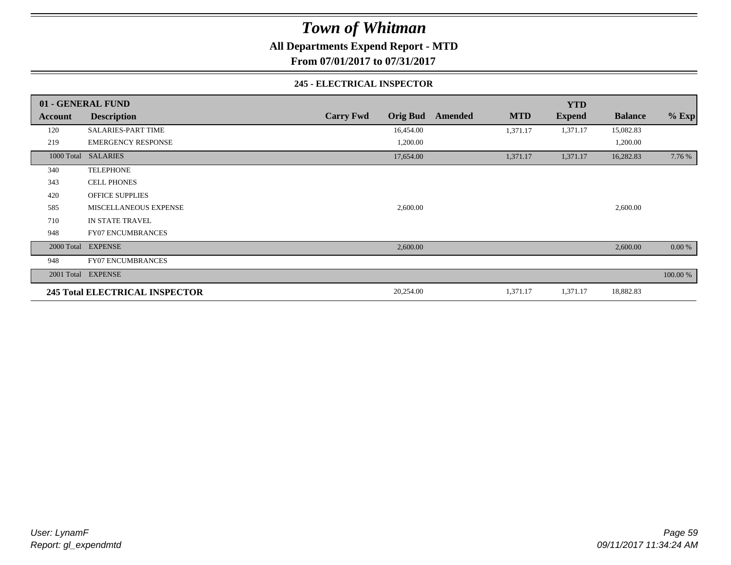# Town of Whitman

**All Departments Expend Report - MTD**

**From 07/01/2017 to 07/31/2017**

### 245 - ELECTRICAL INSPECTOR

| 01 - GENERAL FUND | | | | | | YTD | | |
|---|---|---|---|---|---|---|---|---|
| **Account** | **Description** | **Carry Fwd** | **Orig Bud** | **Amended** | **MTD** | **Expend** | **Balance** | **% Exp** |
| 120 | SALARIES-PART TIME | | 16,454.00 | | 1,371.17 | 1,371.17 | 15,082.83 | |
| 219 | EMERGENCY RESPONSE | | 1,200.00 | | | | 1,200.00 | |
| 1000 Total | SALARIES | | 17,654.00 | | 1,371.17 | 1,371.17 | 16,282.83 | 7.76 % |
| 340 | TELEPHONE | | | | | | | |
| 343 | CELL PHONES | | | | | | | |
| 420 | OFFICE SUPPLIES | | | | | | | |
| 585 | MISCELLANEOUS EXPENSE | | 2,600.00 | | | | 2,600.00 | |
| 710 | IN STATE TRAVEL | | | | | | | |
| 948 | FY07 ENCUMBRANCES | | | | | | | |
| 2000 Total | EXPENSE | | 2,600.00 | | | | 2,600.00 | 0.00 % |
| 948 | FY07 ENCUMBRANCES | | | | | | | |
| 2001 Total | EXPENSE | | | | | | | 100.00 % |
| **245 Total ELECTRICAL INSPECTOR** | | | 20,254.00 | | 1,371.17 | 1,371.17 | 18,882.83 | |

*User: LynamF*
*Report: gl_expendmtd*

*09/11/2017 11:34:24 AM*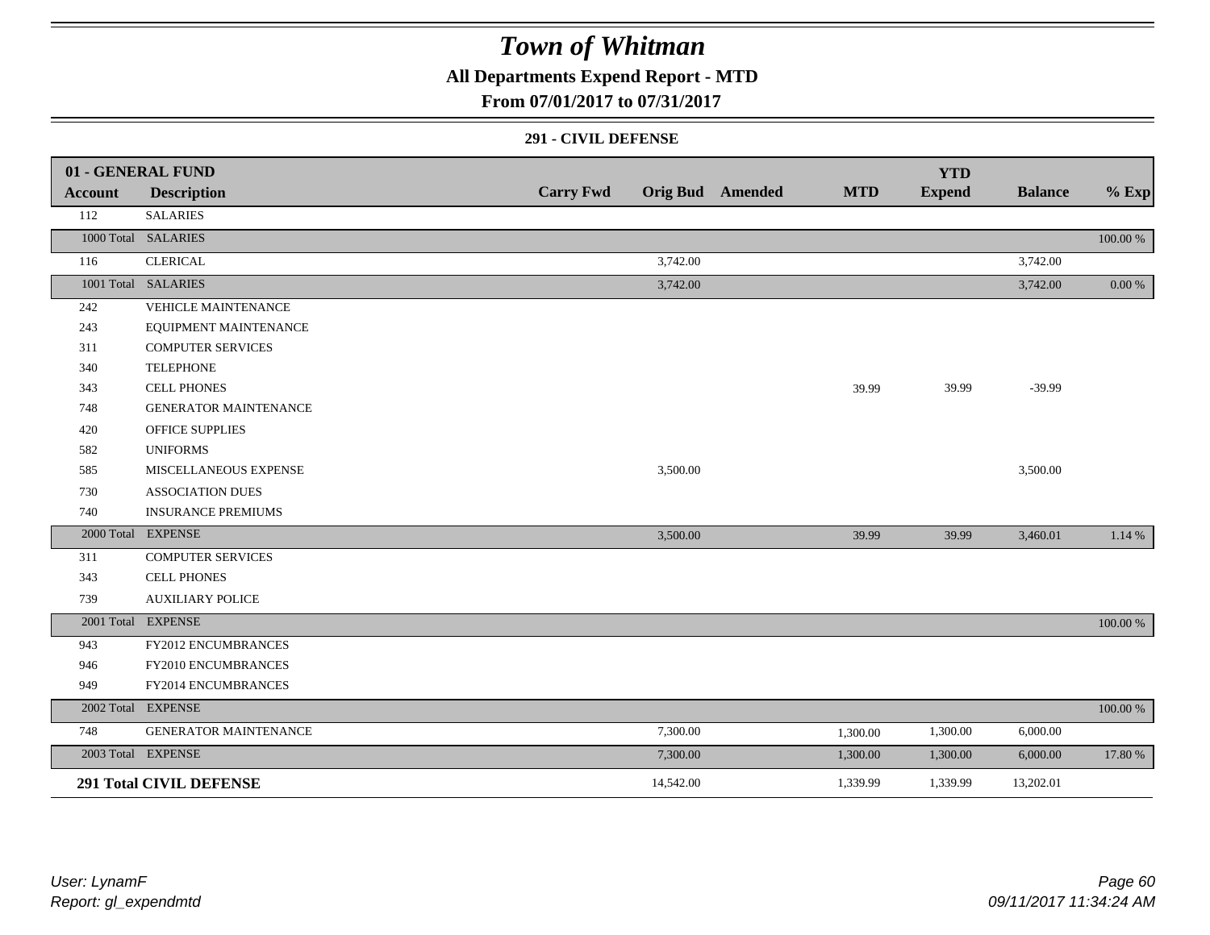# Town of Whitman

## All Departments Expend Report - MTD

### From 07/01/2017 to 07/31/2017

#### 291 - CIVIL DEFENSE

| 01 - GENERAL FUND | | | | | | YTD | | |
|---|---|---|---|---|---|---|---|---|
| **Account** | **Description** | **Carry Fwd** | **Orig Bud** | **Amended** | **MTD** | **Expend** | **Balance** | **% Exp** |
| 112 | SALARIES | | | | | | | |
| 1000 Total | SALARIES | | | | | | | 100.00 % |
| 116 | CLERICAL | | 3,742.00 | | | | 3,742.00 | |
| 1001 Total | SALARIES | | 3,742.00 | | | | 3,742.00 | 0.00 % |
| 242 | VEHICLE MAINTENANCE | | | | | | | |
| 243 | EQUIPMENT MAINTENANCE | | | | | | | |
| 311 | COMPUTER SERVICES | | | | | | | |
| 340 | TELEPHONE | | | | | | | |
| 343 | CELL PHONES | | | | 39.99 | 39.99 | -39.99 | |
| 748 | GENERATOR MAINTENANCE | | | | | | | |
| 420 | OFFICE SUPPLIES | | | | | | | |
| 582 | UNIFORMS | | | | | | | |
| 585 | MISCELLANEOUS EXPENSE | | 3,500.00 | | | | 3,500.00 | |
| 730 | ASSOCIATION DUES | | | | | | | |
| 740 | INSURANCE PREMIUMS | | | | | | | |
| 2000 Total | EXPENSE | | 3,500.00 | | 39.99 | 39.99 | 3,460.01 | 1.14 % |
| 311 | COMPUTER SERVICES | | | | | | | |
| 343 | CELL PHONES | | | | | | | |
| 739 | AUXILIARY POLICE | | | | | | | |
| 2001 Total | EXPENSE | | | | | | | 100.00 % |
| 943 | FY2012 ENCUMBRANCES | | | | | | | |
| 946 | FY2010 ENCUMBRANCES | | | | | | | |
| 949 | FY2014 ENCUMBRANCES | | | | | | | |
| 2002 Total | EXPENSE | | | | | | | 100.00 % |
| 748 | GENERATOR MAINTENANCE | | 7,300.00 | | 1,300.00 | 1,300.00 | 6,000.00 | |
| 2003 Total | EXPENSE | | 7,300.00 | | 1,300.00 | 1,300.00 | 6,000.00 | 17.80 % |
| **291 Total CIVIL DEFENSE** | | | 14,542.00 | | 1,339.99 | 1,339.99 | 13,202.01 | |

*User: LynamF*
*Report: gl_expendmtd*

*09/11/2017 11:34:24 AM*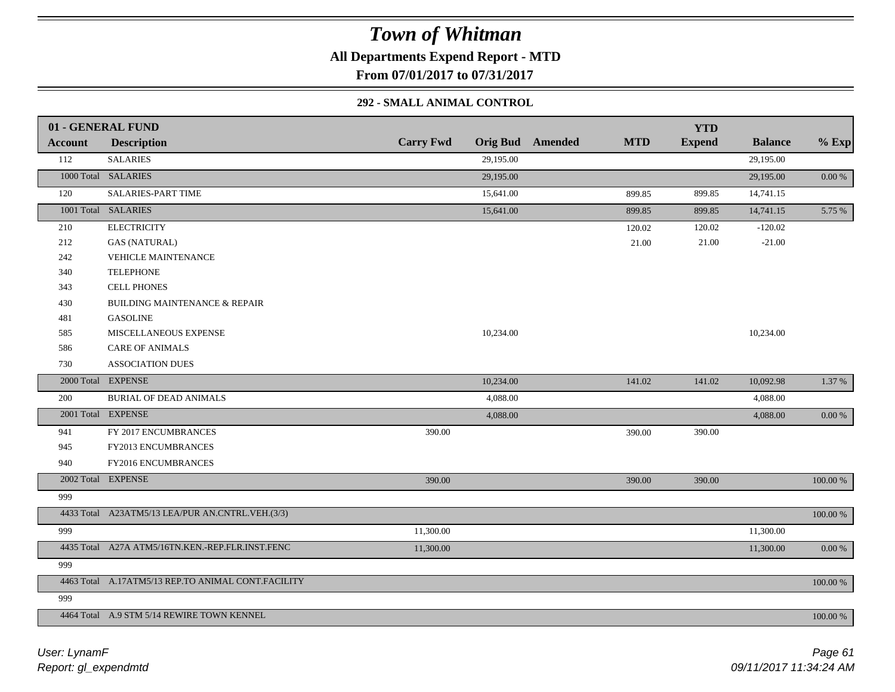# Town of Whitman

**All Departments Expend Report - MTD**

**From 07/01/2017 to 07/31/2017**

### 292 - SMALL ANIMAL CONTROL

| 01 - GENERAL FUND | | | | | | YTD | | |
|---|---|---|---|---|---|---|---|---|
| **Account** | **Description** | **Carry Fwd** | **Orig Bud** | **Amended** | **MTD** | **Expend** | **Balance** | **% Exp** |
| 112 | SALARIES | | 29,195.00 | | | | 29,195.00 | |
| 1000 Total | SALARIES | | 29,195.00 | | | | 29,195.00 | 0.00 % |
| 120 | SALARIES-PART TIME | | 15,641.00 | | 899.85 | 899.85 | 14,741.15 | |
| 1001 Total | SALARIES | | 15,641.00 | | 899.85 | 899.85 | 14,741.15 | 5.75 % |
| 210 | ELECTRICITY | | | | 120.02 | 120.02 | -120.02 | |
| 212 | GAS (NATURAL) | | | | 21.00 | 21.00 | -21.00 | |
| 242 | VEHICLE MAINTENANCE | | | | | | | |
| 340 | TELEPHONE | | | | | | | |
| 343 | CELL PHONES | | | | | | | |
| 430 | BUILDING MAINTENANCE & REPAIR | | | | | | | |
| 481 | GASOLINE | | | | | | | |
| 585 | MISCELLANEOUS EXPENSE | | 10,234.00 | | | | 10,234.00 | |
| 586 | CARE OF ANIMALS | | | | | | | |
| 730 | ASSOCIATION DUES | | | | | | | |
| 2000 Total | EXPENSE | | 10,234.00 | | 141.02 | 141.02 | 10,092.98 | 1.37 % |
| 200 | BURIAL OF DEAD ANIMALS | | 4,088.00 | | | | 4,088.00 | |
| 2001 Total | EXPENSE | | 4,088.00 | | | | 4,088.00 | 0.00 % |
| 941 | FY 2017 ENCUMBRANCES | 390.00 | | | 390.00 | 390.00 | | |
| 945 | FY2013 ENCUMBRANCES | | | | | | | |
| 940 | FY2016 ENCUMBRANCES | | | | | | | |
| 2002 Total | EXPENSE | 390.00 | | | 390.00 | 390.00 | | 100.00 % |
| 999 | | | | | | | | |
| 4433 Total | A23ATM5/13 LEA/PUR AN.CNTRL.VEH.(3/3) | | | | | | | 100.00 % |
| 999 | | 11,300.00 | | | | | 11,300.00 | |
| 4435 Total | A27A ATM5/16TN.KEN.-REP.FLR.INST.FENC | 11,300.00 | | | | | 11,300.00 | 0.00 % |
| 999 | | | | | | | | |
| 4463 Total | A.17ATM5/13 REP.TO ANIMAL CONT.FACILITY | | | | | | | 100.00 % |
| 999 | | | | | | | | |
| 4464 Total | A.9 STM 5/14 REWIRE TOWN KENNEL | | | | | | | 100.00 % |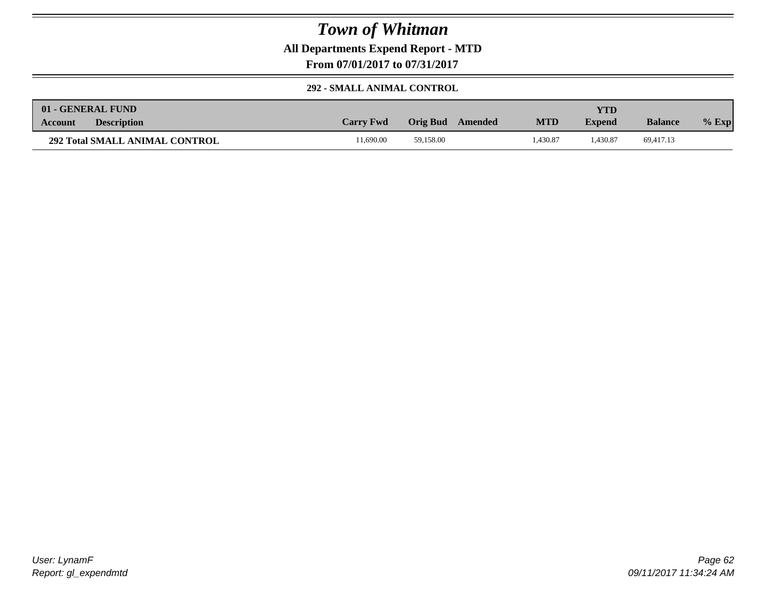# Town of Whitman

**All Departments Expend Report - MTD**

**From 07/01/2017 to 07/31/2017**

**292 - SMALL ANIMAL CONTROL**

| 01 - GENERAL FUND | | | | | | | | |
|---|---|---|---|---|---|---|---|---|
| **Account** | **Description** | **Carry Fwd** | **Orig Bud** | **Amended** | **MTD** | **YTD Expend** | **Balance** | **% Exp** |
| **292 Total SMALL ANIMAL CONTROL** | | 11,690.00 | 59,158.00 | | 1,430.87 | 1,430.87 | 69,417.13 | |

*User: LynamF*
*Report: gl_expendmtd*

*09/11/2017 11:34:24 AM*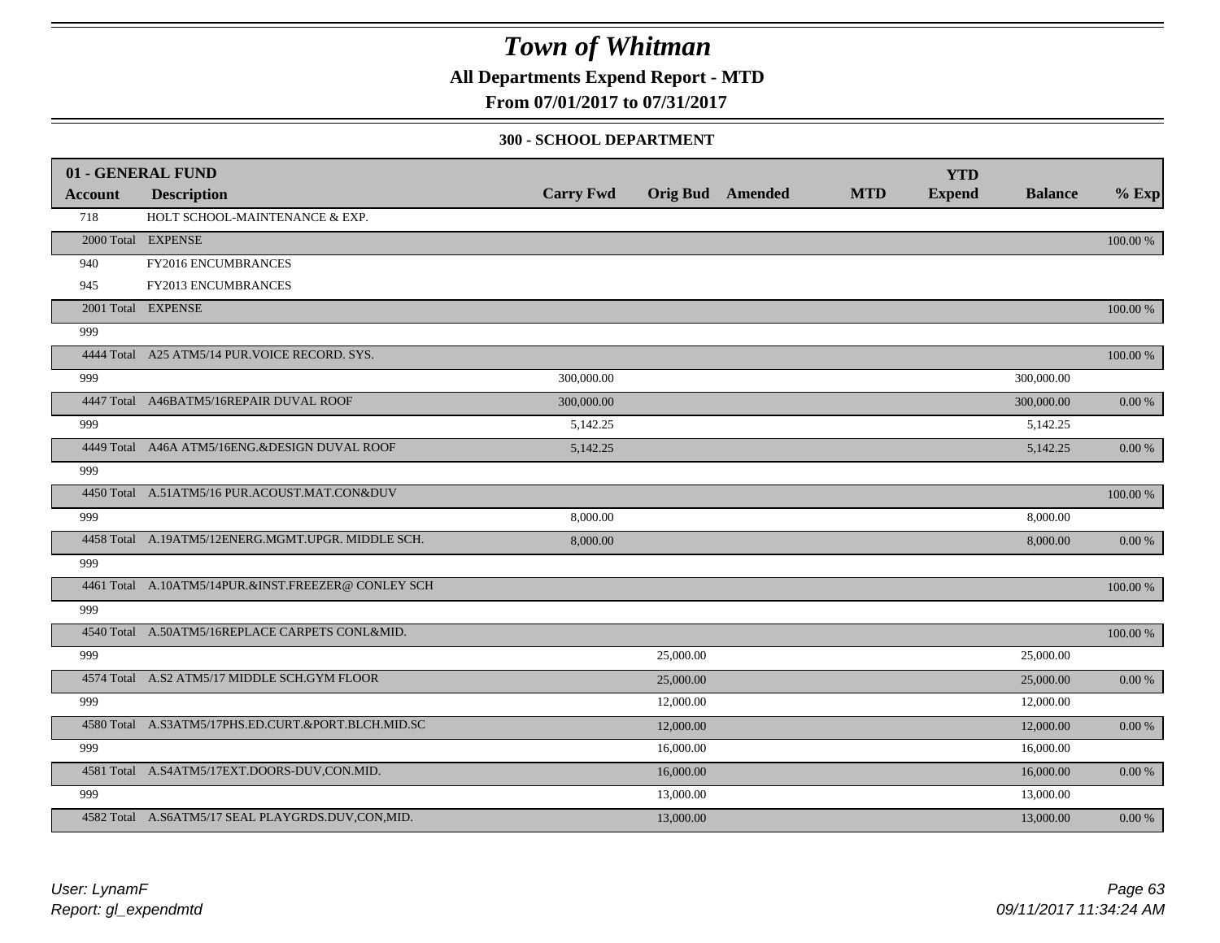# Town of Whitman

**All Departments Expend Report - MTD**

**From 07/01/2017 to 07/31/2017**

**300 - SCHOOL DEPARTMENT**

| 01 - GENERAL FUND | | | | | | YTD | | |
|---|---|---|---|---|---|---|---|---|
| **Account** | **Description** | **Carry Fwd** | **Orig Bud** | **Amended** | **MTD** | **Expend** | **Balance** | **% Exp** |
| 718 | HOLT SCHOOL-MAINTENANCE & EXP. | | | | | | | |
| 2000 Total | EXPENSE | | | | | | | 100.00 % |
| 940 | FY2016 ENCUMBRANCES | | | | | | | |
| 945 | FY2013 ENCUMBRANCES | | | | | | | |
| 2001 Total | EXPENSE | | | | | | | 100.00 % |
| 999 | | | | | | | | |
| 4444 Total | A25 ATM5/14 PUR.VOICE RECORD. SYS. | | | | | | | 100.00 % |
| 999 | | 300,000.00 | | | | | 300,000.00 | |
| 4447 Total | A46BATM5/16REPAIR DUVAL ROOF | 300,000.00 | | | | | 300,000.00 | 0.00 % |
| 999 | | 5,142.25 | | | | | 5,142.25 | |
| 4449 Total | A46A ATM5/16ENG.&DESIGN DUVAL ROOF | 5,142.25 | | | | | 5,142.25 | 0.00 % |
| 999 | | | | | | | | |
| 4450 Total | A.51ATM5/16 PUR.ACOUST.MAT.CON&DUV | | | | | | | 100.00 % |
| 999 | | 8,000.00 | | | | | 8,000.00 | |
| 4458 Total | A.19ATM5/12ENERG.MGMT.UPGR. MIDDLE SCH. | 8,000.00 | | | | | 8,000.00 | 0.00 % |
| 999 | | | | | | | | |
| 4461 Total | A.10ATM5/14PUR.&INST.FREEZER@ CONLEY SCH | | | | | | | 100.00 % |
| 999 | | | | | | | | |
| 4540 Total | A.50ATM5/16REPLACE CARPETS CONL&MID. | | | | | | | 100.00 % |
| 999 | | | 25,000.00 | | | | 25,000.00 | |
| 4574 Total | A.S2 ATM5/17 MIDDLE SCH.GYM FLOOR | | 25,000.00 | | | | 25,000.00 | 0.00 % |
| 999 | | | 12,000.00 | | | | 12,000.00 | |
| 4580 Total | A.S3ATM5/17PHS.ED.CURT.&PORT.BLCH.MID.SC | | 12,000.00 | | | | 12,000.00 | 0.00 % |
| 999 | | | 16,000.00 | | | | 16,000.00 | |
| 4581 Total | A.S4ATM5/17EXT.DOORS-DUV,CON.MID. | | 16,000.00 | | | | 16,000.00 | 0.00 % |
| 999 | | | 13,000.00 | | | | 13,000.00 | |
| 4582 Total | A.S6ATM5/17 SEAL PLAYGRDS.DUV,CON,MID. | | 13,000.00 | | | | 13,000.00 | 0.00 % |

*User: LynamF*
*Report: gl_expendmtd*

*09/11/2017 11:34:24 AM*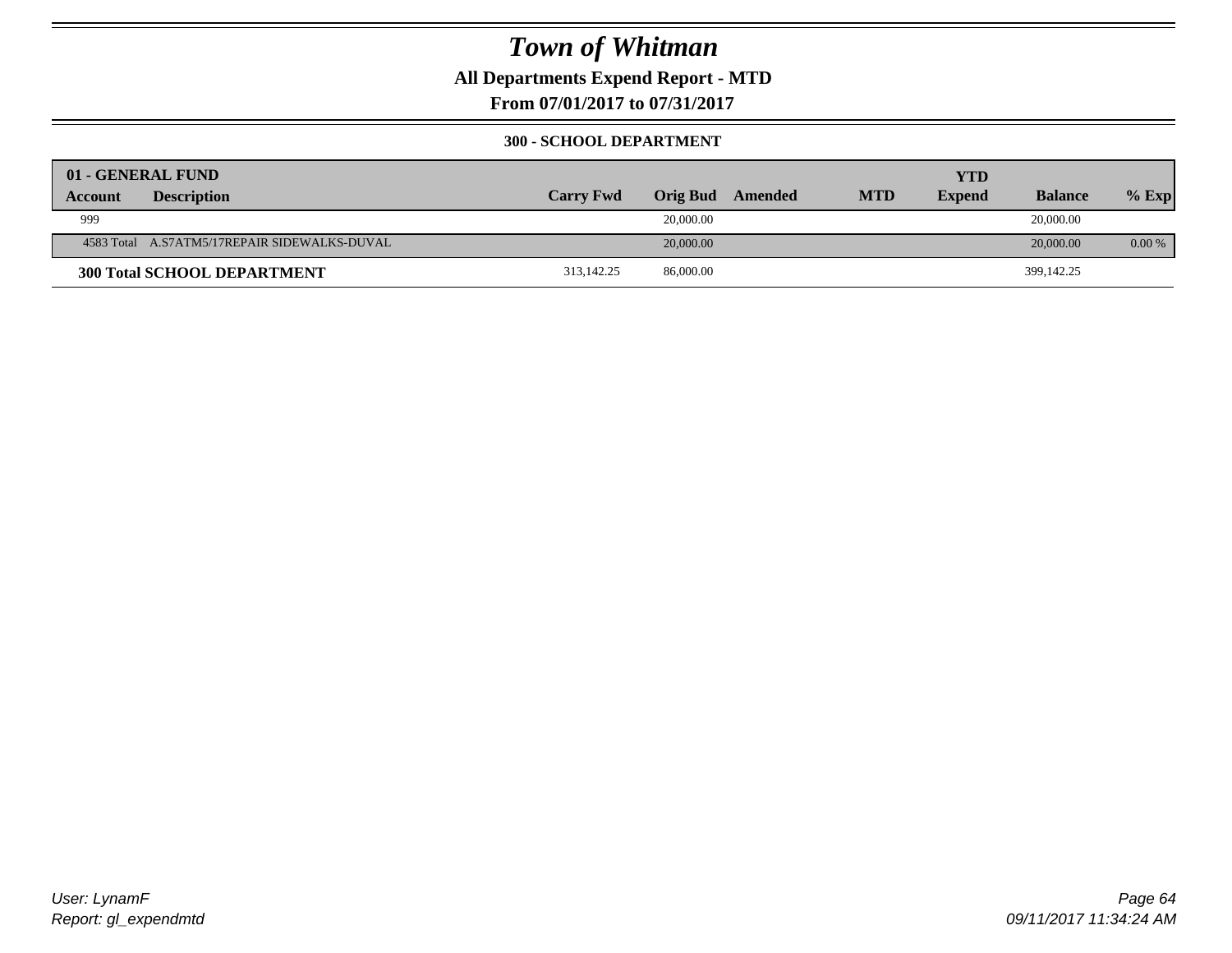# Town of Whitman

**All Departments Expend Report - MTD**

**From 07/01/2017 to 07/31/2017**

**300 - SCHOOL DEPARTMENT**

| 01 - GENERAL FUND | | | | | | YTD | | |
|---|---|---|---|---|---|---|---|---|
| **Account** | **Description** | **Carry Fwd** | **Orig Bud** | **Amended** | **MTD** | **Expend** | **Balance** | **% Exp** |
| 999 | | | 20,000.00 | | | | 20,000.00 | |
| 4583 Total | A.S7ATM5/17REPAIR SIDEWALKS-DUVAL | | 20,000.00 | | | | 20,000.00 | 0.00 % |
| **300 Total SCHOOL DEPARTMENT** | | 313,142.25 | 86,000.00 | | | | 399,142.25 | |

*User: LynamF*

*Report: gl_expendmtd*

*09/11/2017 11:34:24 AM*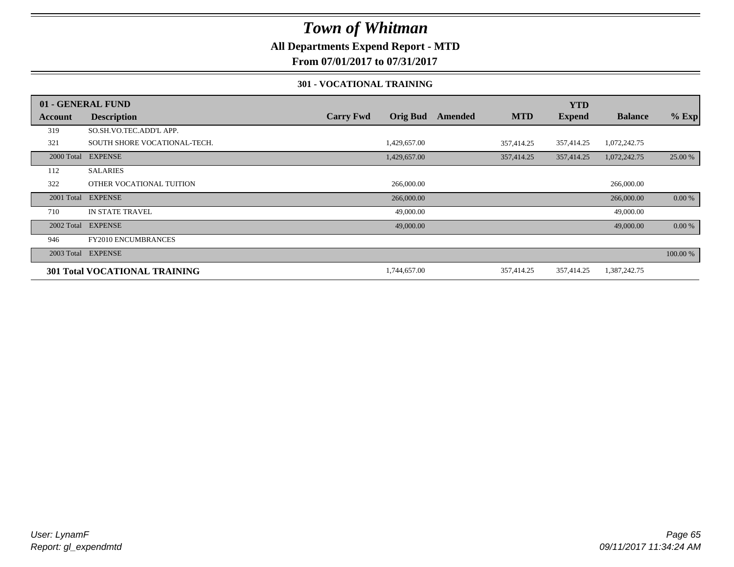# *Town of Whitman*

**All Departments Expend Report - MTD**

**From 07/01/2017 to 07/31/2017**

### 301 - VOCATIONAL TRAINING

| 01 - GENERAL FUND | | | | | | YTD | | |
|---|---|---|---|---|---|---|---|---|
| **Account** | **Description** | **Carry Fwd** | **Orig Bud** | **Amended** | **MTD** | **Expend** | **Balance** | **% Exp** |
| 319 | SO.SH.VO.TEC.ADD'L APP. | | | | | | | |
| 321 | SOUTH SHORE VOCATIONAL-TECH. | | 1,429,657.00 | | 357,414.25 | 357,414.25 | 1,072,242.75 | |
| 2000 Total | EXPENSE | | 1,429,657.00 | | 357,414.25 | 357,414.25 | 1,072,242.75 | 25.00 % |
| 112 | SALARIES | | | | | | | |
| 322 | OTHER VOCATIONAL TUITION | | 266,000.00 | | | | 266,000.00 | |
| 2001 Total | EXPENSE | | 266,000.00 | | | | 266,000.00 | 0.00 % |
| 710 | IN STATE TRAVEL | | 49,000.00 | | | | 49,000.00 | |
| 2002 Total | EXPENSE | | 49,000.00 | | | | 49,000.00 | 0.00 % |
| 946 | FY2010 ENCUMBRANCES | | | | | | | |
| 2003 Total | EXPENSE | | | | | | | 100.00 % |
| **301 Total VOCATIONAL TRAINING** | | | 1,744,657.00 | | 357,414.25 | 357,414.25 | 1,387,242.75 | |

*User: LynamF*
*Report: gl_expendmtd*

*09/11/2017 11:34:24 AM*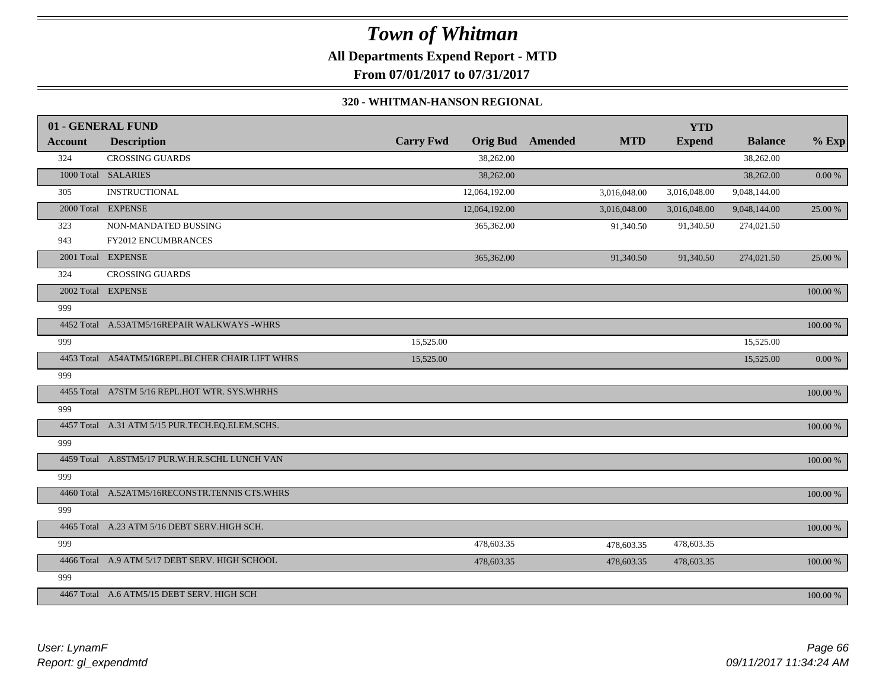# Town of Whitman

**All Departments Expend Report - MTD**

**From 07/01/2017 to 07/31/2017**

**320 - WHITMAN-HANSON REGIONAL**

| 01 - GENERAL FUND | | | | | | YTD | | |
|---|---|---|---|---|---|---|---|---|
| **Account** | **Description** | **Carry Fwd** | **Orig Bud** | **Amended** | **MTD** | **Expend** | **Balance** | **% Exp** |
| 324 | CROSSING GUARDS | | 38,262.00 | | | | 38,262.00 | |
| 1000 Total | SALARIES | | 38,262.00 | | | | 38,262.00 | 0.00 % |
| 305 | INSTRUCTIONAL | | 12,064,192.00 | | 3,016,048.00 | 3,016,048.00 | 9,048,144.00 | |
| 2000 Total | EXPENSE | | 12,064,192.00 | | 3,016,048.00 | 3,016,048.00 | 9,048,144.00 | 25.00 % |
| 323 | NON-MANDATED BUSSING | | 365,362.00 | | 91,340.50 | 91,340.50 | 274,021.50 | |
| 943 | FY2012 ENCUMBRANCES | | | | | | | |
| 2001 Total | EXPENSE | | 365,362.00 | | 91,340.50 | 91,340.50 | 274,021.50 | 25.00 % |
| 324 | CROSSING GUARDS | | | | | | | |
| 2002 Total | EXPENSE | | | | | | | 100.00 % |
| 999 | | | | | | | | |
| 4452 Total | A.53ATM5/16REPAIR WALKWAYS -WHRS | | | | | | | 100.00 % |
| 999 | | 15,525.00 | | | | | 15,525.00 | |
| 4453 Total | A54ATM5/16REPL.BLCHER CHAIR LIFT WHRS | 15,525.00 | | | | | 15,525.00 | 0.00 % |
| 999 | | | | | | | | |
| 4455 Total | A7STM 5/16 REPL.HOT WTR. SYS.WHRHS | | | | | | | 100.00 % |
| 999 | | | | | | | | |
| 4457 Total | A.31 ATM 5/15 PUR.TECH.EQ.ELEM.SCHS. | | | | | | | 100.00 % |
| 999 | | | | | | | | |
| 4459 Total | A.8STM5/17 PUR.W.H.R.SCHL LUNCH VAN | | | | | | | 100.00 % |
| 999 | | | | | | | | |
| 4460 Total | A.52ATM5/16RECONSTR.TENNIS CTS.WHRS | | | | | | | 100.00 % |
| 999 | | | | | | | | |
| 4465 Total | A.23 ATM 5/16 DEBT SERV.HIGH SCH. | | | | | | | 100.00 % |
| 999 | | | 478,603.35 | | 478,603.35 | 478,603.35 | | |
| 4466 Total | A.9 ATM 5/17 DEBT SERV. HIGH SCHOOL | | 478,603.35 | | 478,603.35 | 478,603.35 | | 100.00 % |
| 999 | | | | | | | | |
| 4467 Total | A.6 ATM5/15 DEBT SERV. HIGH SCH | | | | | | | 100.00 % |

*User: LynamF*
*Report: gl_expendmtd*

*09/11/2017 11:34:24 AM*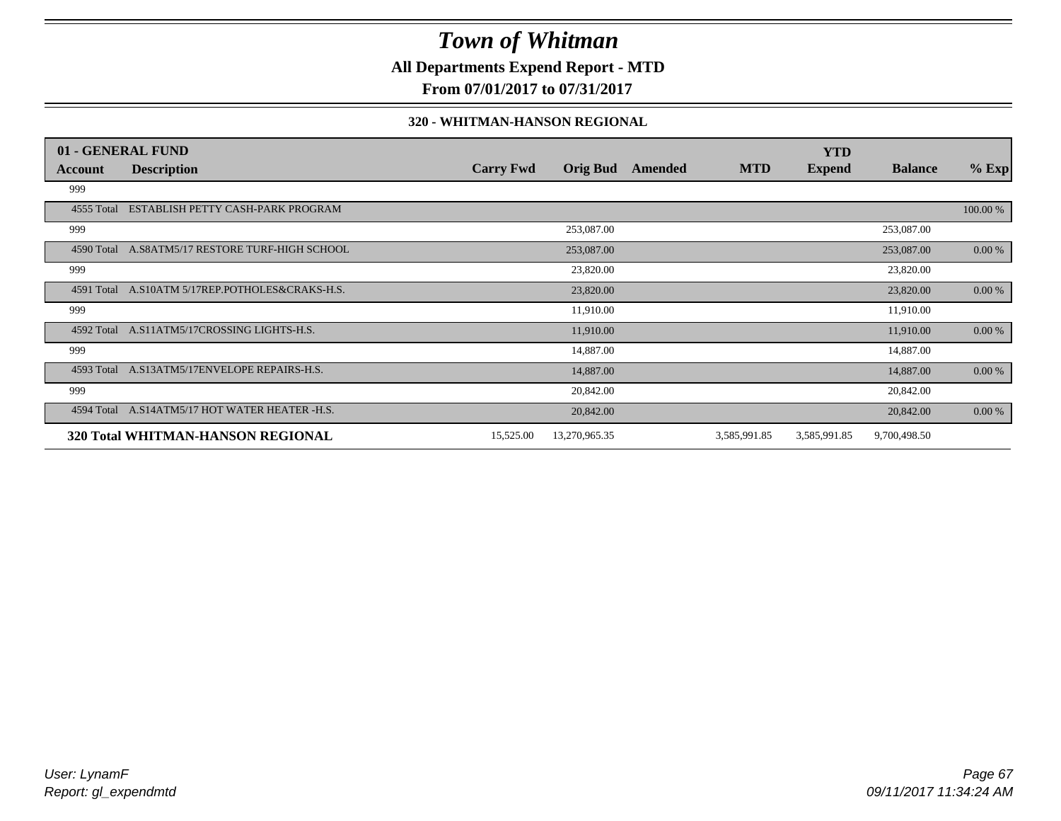# Town of Whitman

**All Departments Expend Report - MTD**

**From 07/01/2017 to 07/31/2017**

**320 - WHITMAN-HANSON REGIONAL**

| 01 - GENERAL FUND | | | | | | YTD | | |
|---|---|---|---|---|---|---|---|---|
| **Account** | **Description** | **Carry Fwd** | **Orig Bud** | **Amended** | **MTD** | **Expend** | **Balance** | **% Exp** |
| 999 | | | | | | | | |
| 4555 Total | ESTABLISH PETTY CASH-PARK PROGRAM | | | | | | | 100.00 % |
| 999 | | | 253,087.00 | | | | 253,087.00 | |
| 4590 Total | A.S8ATM5/17 RESTORE TURF-HIGH SCHOOL | | 253,087.00 | | | | 253,087.00 | 0.00 % |
| 999 | | | 23,820.00 | | | | 23,820.00 | |
| 4591 Total | A.S10ATM 5/17REP.POTHOLES&CRAKS-H.S. | | 23,820.00 | | | | 23,820.00 | 0.00 % |
| 999 | | | 11,910.00 | | | | 11,910.00 | |
| 4592 Total | A.S11ATM5/17CROSSING LIGHTS-H.S. | | 11,910.00 | | | | 11,910.00 | 0.00 % |
| 999 | | | 14,887.00 | | | | 14,887.00 | |
| 4593 Total | A.S13ATM5/17ENVELOPE REPAIRS-H.S. | | 14,887.00 | | | | 14,887.00 | 0.00 % |
| 999 | | | 20,842.00 | | | | 20,842.00 | |
| 4594 Total | A.S14ATM5/17 HOT WATER HEATER -H.S. | | 20,842.00 | | | | 20,842.00 | 0.00 % |
| **320 Total WHITMAN-HANSON REGIONAL** | | 15,525.00 | 13,270,965.35 | | 3,585,991.85 | 3,585,991.85 | 9,700,498.50 | |

*User: LynamF*
*Report: gl_expendmtd*

*09/11/2017 11:34:24 AM*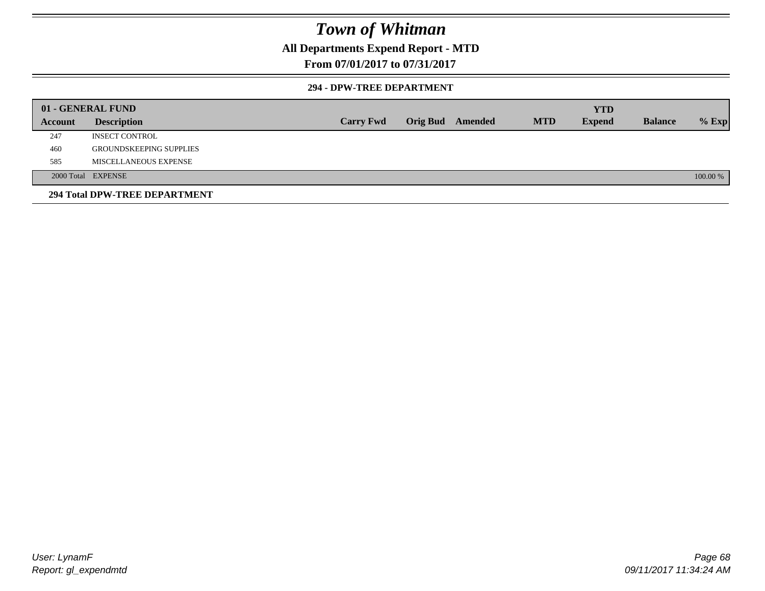# Town of Whitman

## All Departments Expend Report - MTD

### From 07/01/2017 to 07/31/2017

#### 294 - DPW-TREE DEPARTMENT

| 01 - GENERAL FUND | | | | | | YTD | | |
|---|---|---|---|---|---|---|---|---|
| **Account** | **Description** | **Carry Fwd** | **Orig Bud** | **Amended** | **MTD** | **Expend** | **Balance** | **% Exp** |
| 247 | INSECT CONTROL | | | | | | | |
| 460 | GROUNDSKEEPING SUPPLIES | | | | | | | |
| 585 | MISCELLANEOUS EXPENSE | | | | | | | |
| 2000 Total | EXPENSE | | | | | | | 100.00 % |

**294 Total DPW-TREE DEPARTMENT**

*User: LynamF*
*Report: gl_expendmtd*

*09/11/2017 11:34:24 AM*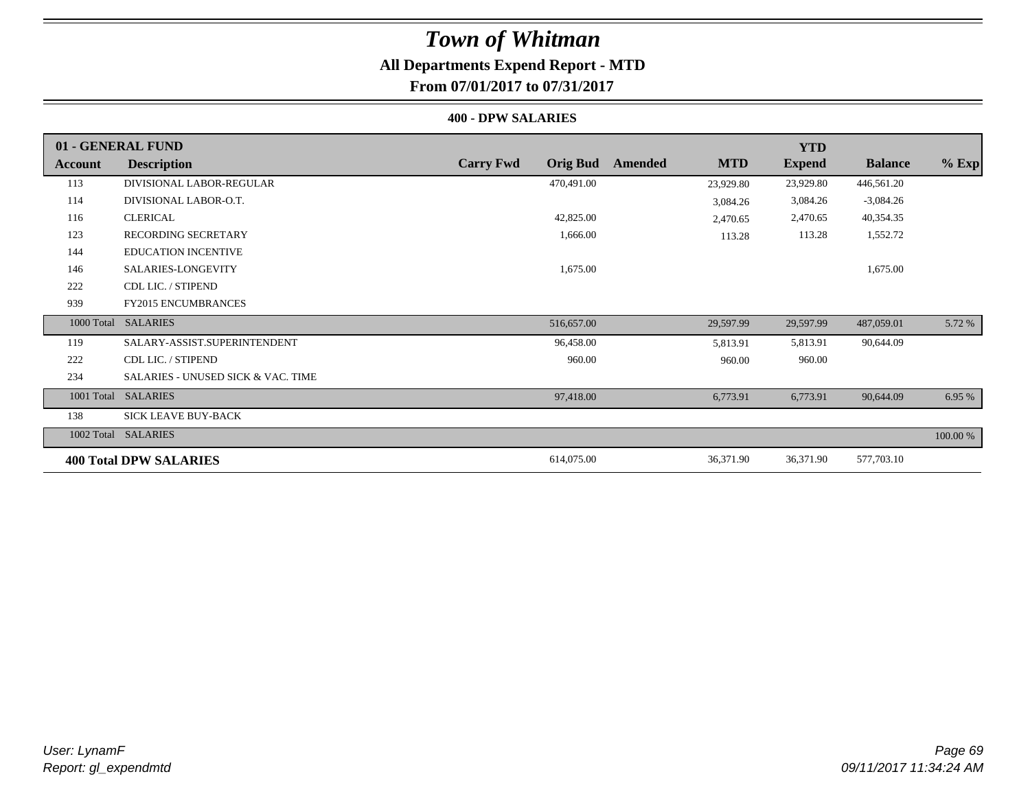# Town of Whitman

## All Departments Expend Report - MTD

### From 07/01/2017 to 07/31/2017

#### 400 - DPW SALARIES

| 01 - GENERAL FUND | | | | | | YTD | | |
|---|---|---|---|---|---|---|---|---|
| **Account** | **Description** | **Carry Fwd** | **Orig Bud** | **Amended** | **MTD** | **Expend** | **Balance** | **% Exp** |
| 113 | DIVISIONAL LABOR-REGULAR | | 470,491.00 | | 23,929.80 | 23,929.80 | 446,561.20 | |
| 114 | DIVISIONAL LABOR-O.T. | | | | 3,084.26 | 3,084.26 | -3,084.26 | |
| 116 | CLERICAL | | 42,825.00 | | 2,470.65 | 2,470.65 | 40,354.35 | |
| 123 | RECORDING SECRETARY | | 1,666.00 | | 113.28 | 113.28 | 1,552.72 | |
| 144 | EDUCATION INCENTIVE | | | | | | | |
| 146 | SALARIES-LONGEVITY | | 1,675.00 | | | | 1,675.00 | |
| 222 | CDL LIC. / STIPEND | | | | | | | |
| 939 | FY2015 ENCUMBRANCES | | | | | | | |
| 1000 Total | SALARIES | | 516,657.00 | | 29,597.99 | 29,597.99 | 487,059.01 | 5.72 % |
| 119 | SALARY-ASSIST.SUPERINTENDENT | | 96,458.00 | | 5,813.91 | 5,813.91 | 90,644.09 | |
| 222 | CDL LIC. / STIPEND | | 960.00 | | 960.00 | 960.00 | | |
| 234 | SALARIES - UNUSED SICK & VAC. TIME | | | | | | | |
| 1001 Total | SALARIES | | 97,418.00 | | 6,773.91 | 6,773.91 | 90,644.09 | 6.95 % |
| 138 | SICK LEAVE BUY-BACK | | | | | | | |
| 1002 Total | SALARIES | | | | | | | 100.00 % |
| **400 Total DPW SALARIES** | | | 614,075.00 | | 36,371.90 | 36,371.90 | 577,703.10 | |

*User: LynamF*
*Report: gl_expendmtd*

*09/11/2017 11:34:24 AM*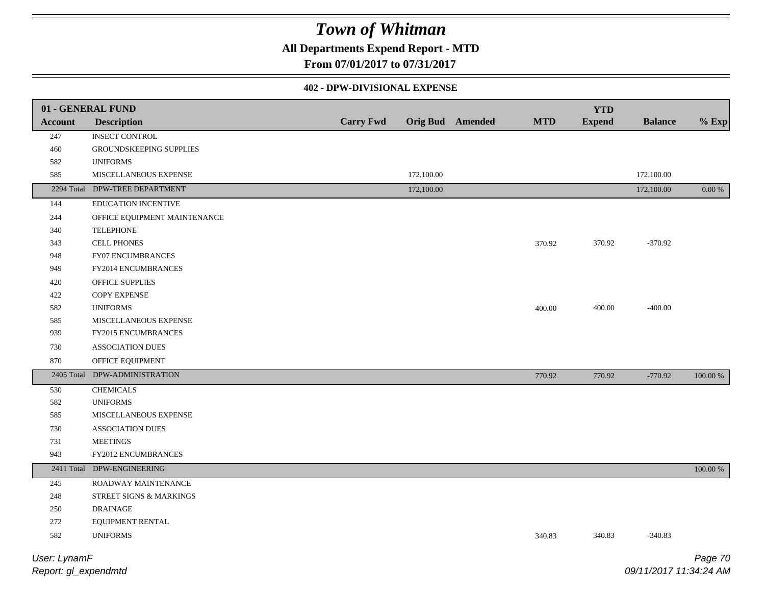# Town of Whitman

**All Departments Expend Report - MTD**

**From 07/01/2017 to 07/31/2017**

### 402 - DPW-DIVISIONAL EXPENSE

| 01 - GENERAL FUND | | | | | | YTD | | |
|---|---|---|---|---|---|---|---|---|
| **Account** | **Description** | **Carry Fwd** | **Orig Bud** | **Amended** | **MTD** | **Expend** | **Balance** | **% Exp** |
| 247 | INSECT CONTROL | | | | | | | |
| 460 | GROUNDSKEEPING SUPPLIES | | | | | | | |
| 582 | UNIFORMS | | | | | | | |
| 585 | MISCELLANEOUS EXPENSE | | 172,100.00 | | | | 172,100.00 | |
| 2294 Total | DPW-TREE DEPARTMENT | | 172,100.00 | | | | 172,100.00 | 0.00 % |
| 144 | EDUCATION INCENTIVE | | | | | | | |
| 244 | OFFICE EQUIPMENT MAINTENANCE | | | | | | | |
| 340 | TELEPHONE | | | | | | | |
| 343 | CELL PHONES | | | | 370.92 | 370.92 | -370.92 | |
| 948 | FY07 ENCUMBRANCES | | | | | | | |
| 949 | FY2014 ENCUMBRANCES | | | | | | | |
| 420 | OFFICE SUPPLIES | | | | | | | |
| 422 | COPY EXPENSE | | | | | | | |
| 582 | UNIFORMS | | | | 400.00 | 400.00 | -400.00 | |
| 585 | MISCELLANEOUS EXPENSE | | | | | | | |
| 939 | FY2015 ENCUMBRANCES | | | | | | | |
| 730 | ASSOCIATION DUES | | | | | | | |
| 870 | OFFICE EQUIPMENT | | | | | | | |
| 2405 Total | DPW-ADMINISTRATION | | | | 770.92 | 770.92 | -770.92 | 100.00 % |
| 530 | CHEMICALS | | | | | | | |
| 582 | UNIFORMS | | | | | | | |
| 585 | MISCELLANEOUS EXPENSE | | | | | | | |
| 730 | ASSOCIATION DUES | | | | | | | |
| 731 | MEETINGS | | | | | | | |
| 943 | FY2012 ENCUMBRANCES | | | | | | | |
| 2411 Total | DPW-ENGINEERING | | | | | | | 100.00 % |
| 245 | ROADWAY MAINTENANCE | | | | | | | |
| 248 | STREET SIGNS & MARKINGS | | | | | | | |
| 250 | DRAINAGE | | | | | | | |
| 272 | EQUIPMENT RENTAL | | | | | | | |
| 582 | UNIFORMS | | | | 340.83 | 340.83 | -340.83 | |

User: LynamF
Report: gl_expendmtd

09/11/2017 11:34:24 AM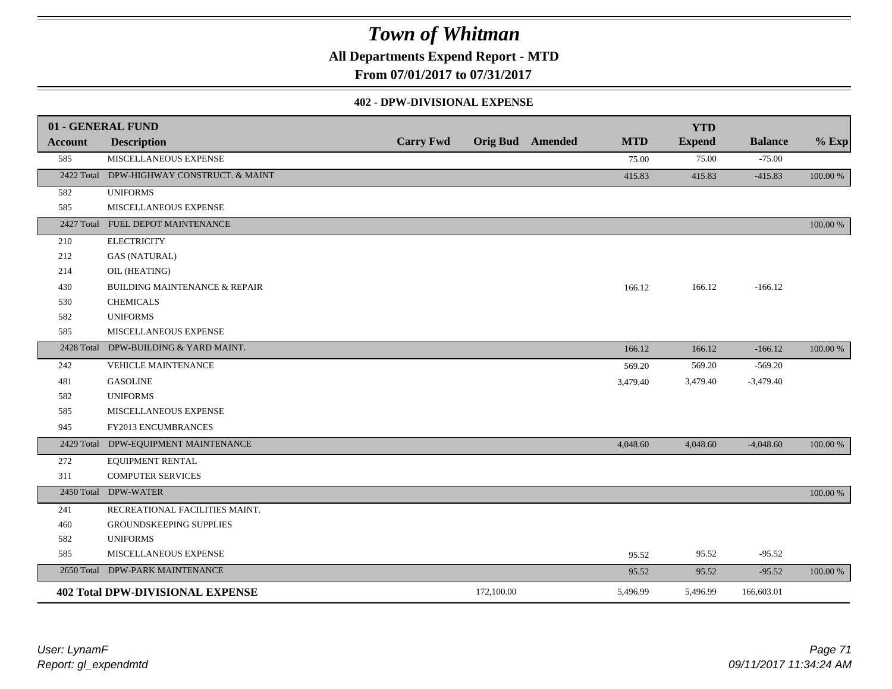# Town of Whitman

**All Departments Expend Report - MTD**

**From 07/01/2017 to 07/31/2017**

### 402 - DPW-DIVISIONAL EXPENSE

| 01 - GENERAL FUND | | | | | | YTD | | |
|---|---|---|---|---|---|---|---|---|
| **Account** | **Description** | **Carry Fwd** | **Orig Bud** | **Amended** | **MTD** | **Expend** | **Balance** | **% Exp** |
| 585 | MISCELLANEOUS EXPENSE | | | | 75.00 | 75.00 | -75.00 | |
| 2422 Total | DPW-HIGHWAY CONSTRUCT. & MAINT | | | | 415.83 | 415.83 | -415.83 | 100.00 % |
| 582 | UNIFORMS | | | | | | | |
| 585 | MISCELLANEOUS EXPENSE | | | | | | | |
| 2427 Total | FUEL DEPOT MAINTENANCE | | | | | | | 100.00 % |
| 210 | ELECTRICITY | | | | | | | |
| 212 | GAS (NATURAL) | | | | | | | |
| 214 | OIL (HEATING) | | | | | | | |
| 430 | BUILDING MAINTENANCE & REPAIR | | | | 166.12 | 166.12 | -166.12 | |
| 530 | CHEMICALS | | | | | | | |
| 582 | UNIFORMS | | | | | | | |
| 585 | MISCELLANEOUS EXPENSE | | | | | | | |
| 2428 Total | DPW-BUILDING & YARD MAINT. | | | | 166.12 | 166.12 | -166.12 | 100.00 % |
| 242 | VEHICLE MAINTENANCE | | | | 569.20 | 569.20 | -569.20 | |
| 481 | GASOLINE | | | | 3,479.40 | 3,479.40 | -3,479.40 | |
| 582 | UNIFORMS | | | | | | | |
| 585 | MISCELLANEOUS EXPENSE | | | | | | | |
| 945 | FY2013 ENCUMBRANCES | | | | | | | |
| 2429 Total | DPW-EQUIPMENT MAINTENANCE | | | | 4,048.60 | 4,048.60 | -4,048.60 | 100.00 % |
| 272 | EQUIPMENT RENTAL | | | | | | | |
| 311 | COMPUTER SERVICES | | | | | | | |
| 2450 Total | DPW-WATER | | | | | | | 100.00 % |
| 241 | RECREATIONAL FACILITIES MAINT. | | | | | | | |
| 460 | GROUNDSKEEPING SUPPLIES | | | | | | | |
| 582 | UNIFORMS | | | | | | | |
| 585 | MISCELLANEOUS EXPENSE | | | | 95.52 | 95.52 | -95.52 | |
| 2650 Total | DPW-PARK MAINTENANCE | | | | 95.52 | 95.52 | -95.52 | 100.00 % |
| **402 Total DPW-DIVISIONAL EXPENSE** | | | 172,100.00 | | 5,496.99 | 5,496.99 | 166,603.01 | |

User: LynamF

Report: gl_expendmtd

09/11/2017 11:34:24 AM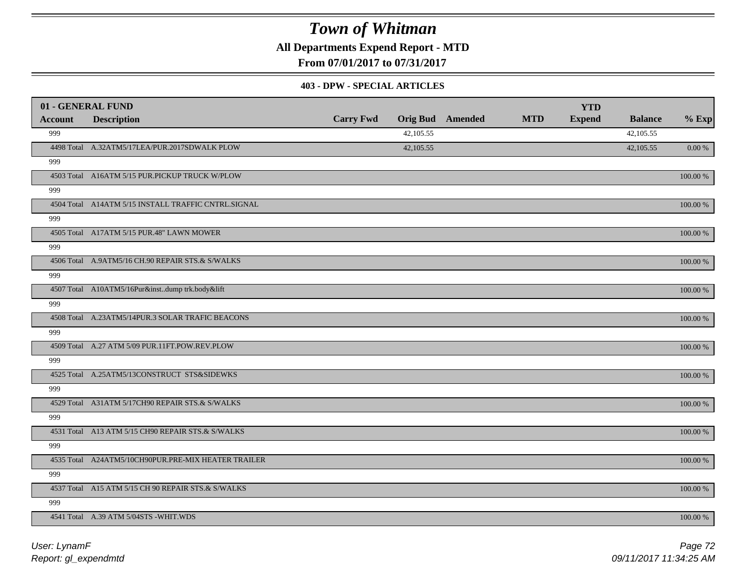# Town of Whitman

**All Departments Expend Report - MTD**

**From 07/01/2017 to 07/31/2017**

**403 - DPW - SPECIAL ARTICLES**

| 01 - GENERAL FUND | | | | | | YTD | | |
|---|---|---|---|---|---|---|---|---|
| **Account** | **Description** | **Carry Fwd** | **Orig Bud** | **Amended** | **MTD** | **Expend** | **Balance** | **% Exp** |
| 999 | | | 42,105.55 | | | | 42,105.55 | |
| 4498 Total | A.32ATM5/17LEA/PUR.2017SDWALK PLOW | | 42,105.55 | | | | 42,105.55 | 0.00 % |
| 999 | | | | | | | | |
| 4503 Total | A16ATM 5/15 PUR.PICKUP TRUCK W/PLOW | | | | | | | 100.00 % |
| 999 | | | | | | | | |
| 4504 Total | A14ATM 5/15 INSTALL TRAFFIC CNTRL.SIGNAL | | | | | | | 100.00 % |
| 999 | | | | | | | | |
| 4505 Total | A17ATM 5/15 PUR.48" LAWN MOWER | | | | | | | 100.00 % |
| 999 | | | | | | | | |
| 4506 Total | A.9ATM5/16 CH.90 REPAIR STS.& S/WALKS | | | | | | | 100.00 % |
| 999 | | | | | | | | |
| 4507 Total | A10ATM5/16Pur&inst..dump trk.body&lift | | | | | | | 100.00 % |
| 999 | | | | | | | | |
| 4508 Total | A.23ATM5/14PUR.3 SOLAR TRAFIC BEACONS | | | | | | | 100.00 % |
| 999 | | | | | | | | |
| 4509 Total | A.27 ATM 5/09 PUR.11FT.POW.REV.PLOW | | | | | | | 100.00 % |
| 999 | | | | | | | | |
| 4525 Total | A.25ATM5/13CONSTRUCT STS&SIDEWKS | | | | | | | 100.00 % |
| 999 | | | | | | | | |
| 4529 Total | A31ATM 5/17CH90 REPAIR STS.& S/WALKS | | | | | | | 100.00 % |
| 999 | | | | | | | | |
| 4531 Total | A13 ATM 5/15 CH90 REPAIR STS.& S/WALKS | | | | | | | 100.00 % |
| 999 | | | | | | | | |
| 4535 Total | A24ATM5/10CH90PUR.PRE-MIX HEATER TRAILER | | | | | | | 100.00 % |
| 999 | | | | | | | | |
| 4537 Total | A15 ATM 5/15 CH 90 REPAIR STS.& S/WALKS | | | | | | | 100.00 % |
| 999 | | | | | | | | |
| 4541 Total | A.39 ATM 5/04STS -WHIT.WDS | | | | | | | 100.00 % |

*User: LynamF*

*Report: gl_expendmtd*

*09/11/2017 11:34:25 AM*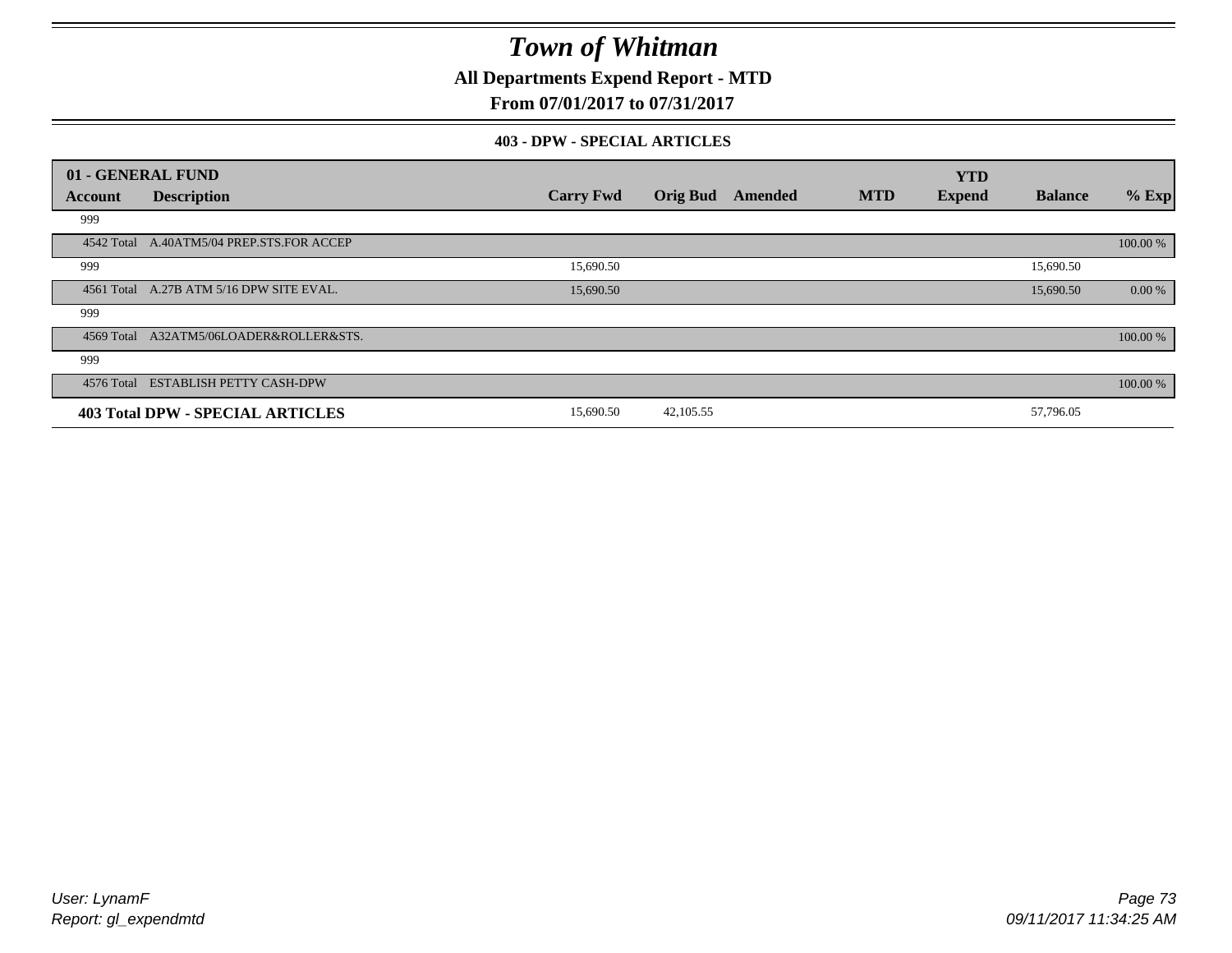# *Town of Whitman*

**All Departments Expend Report - MTD**

**From 07/01/2017 to 07/31/2017**

**403 - DPW - SPECIAL ARTICLES**

| 01 - GENERAL FUND | | | | | | YTD | | |
|---|---|---|---|---|---|---|---|---|
| **Account** | **Description** | **Carry Fwd** | **Orig Bud** | **Amended** | **MTD** | **Expend** | **Balance** | **% Exp** |
| 999 | | | | | | | | |
| 4542 Total | A.40ATM5/04 PREP.STS.FOR ACCEP | | | | | | | 100.00 % |
| 999 | | 15,690.50 | | | | | 15,690.50 | |
| 4561 Total | A.27B ATM 5/16 DPW SITE EVAL. | 15,690.50 | | | | | 15,690.50 | 0.00 % |
| 999 | | | | | | | | |
| 4569 Total | A32ATM5/06LOADER&ROLLER&STS. | | | | | | | 100.00 % |
| 999 | | | | | | | | |
| 4576 Total | ESTABLISH PETTY CASH-DPW | | | | | | | 100.00 % |
| **403 Total DPW - SPECIAL ARTICLES** | | 15,690.50 | 42,105.55 | | | | 57,796.05 | |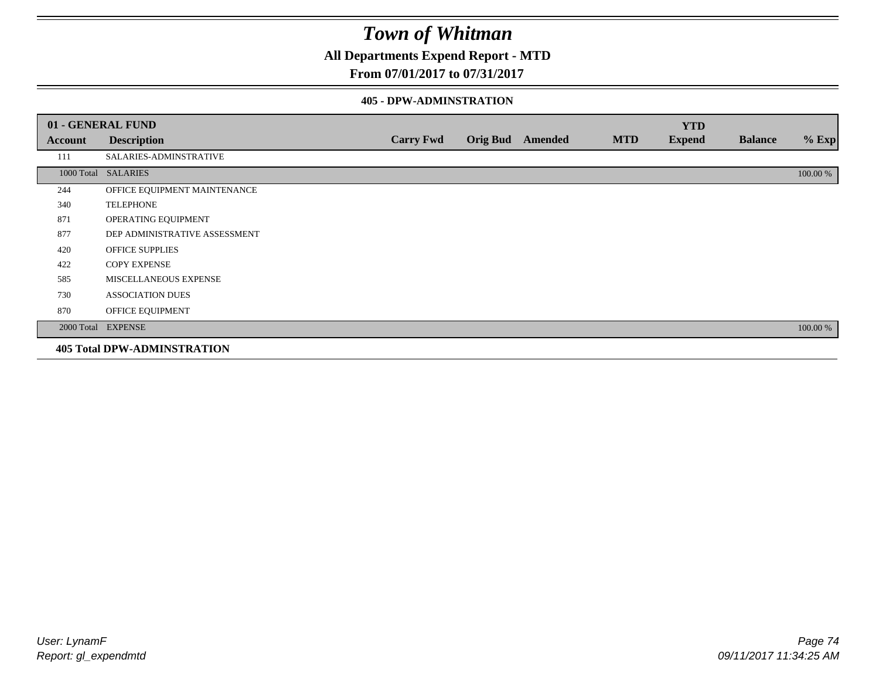# Town of Whitman

## All Departments Expend Report - MTD

## From 07/01/2017 to 07/31/2017

### 405 - DPW-ADMINSTRATION

| 01 - GENERAL FUND | | | | | | YTD | | |
|---|---|---|---|---|---|---|---|---|
| Account | Description | Carry Fwd | Orig Bud | Amended | MTD | Expend | Balance | % Exp |
| 111 | SALARIES-ADMINSTRATIVE | | | | | | | |
| 1000 Total | SALARIES | | | | | | | 100.00 % |
| 244 | OFFICE EQUIPMENT MAINTENANCE | | | | | | | |
| 340 | TELEPHONE | | | | | | | |
| 871 | OPERATING EQUIPMENT | | | | | | | |
| 877 | DEP ADMINISTRATIVE ASSESSMENT | | | | | | | |
| 420 | OFFICE SUPPLIES | | | | | | | |
| 422 | COPY EXPENSE | | | | | | | |
| 585 | MISCELLANEOUS EXPENSE | | | | | | | |
| 730 | ASSOCIATION DUES | | | | | | | |
| 870 | OFFICE EQUIPMENT | | | | | | | |
| 2000 Total | EXPENSE | | | | | | | 100.00 % |

**405 Total DPW-ADMINSTRATION**

*User: LynamF*
*Report: gl_expendmtd*

*09/11/2017 11:34:25 AM*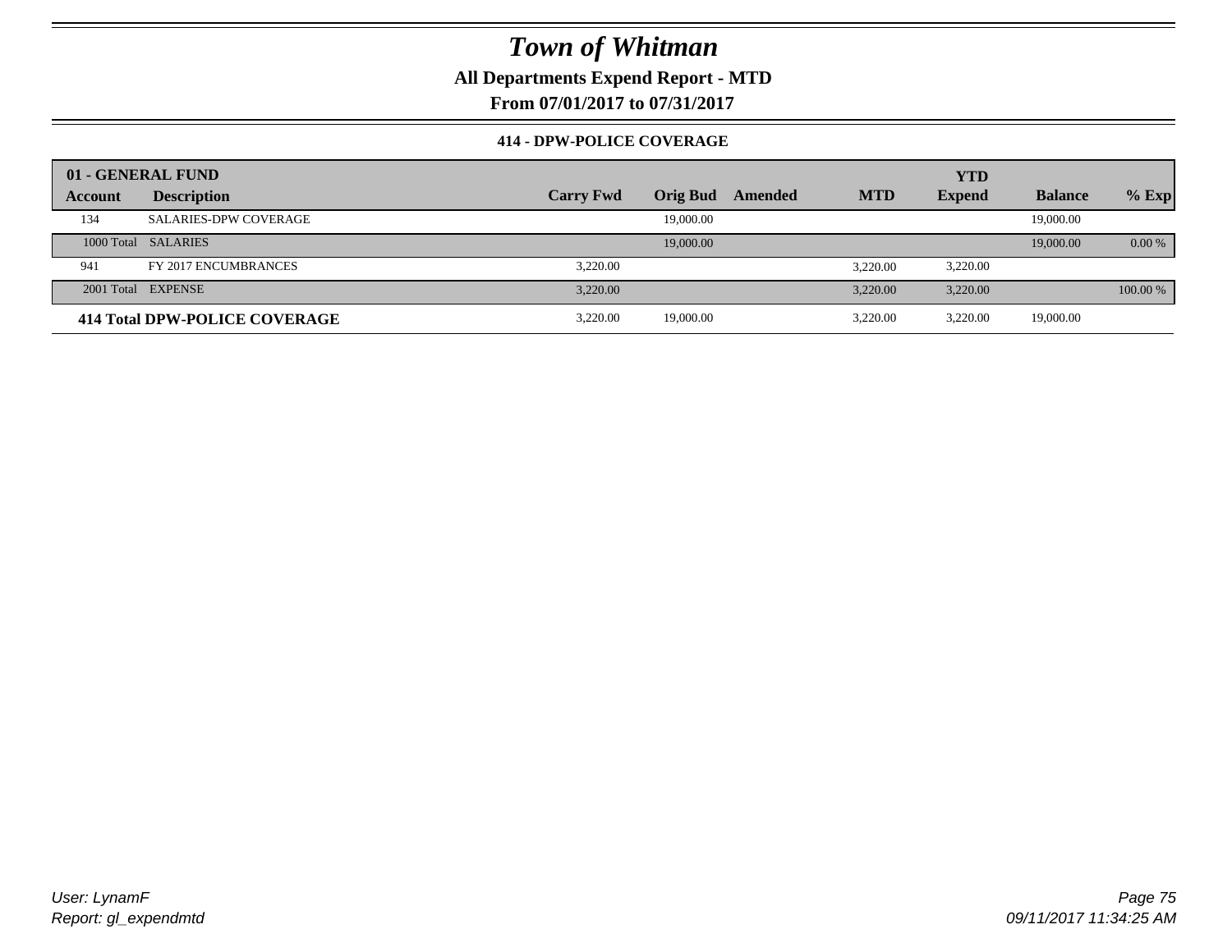# Town of Whitman

**All Departments Expend Report - MTD**

**From 07/01/2017 to 07/31/2017**

### 414 - DPW-POLICE COVERAGE

| 01 - GENERAL FUND | | | | | | YTD | | |
|---|---|---|---|---|---|---|---|---|
| **Account** | **Description** | **Carry Fwd** | **Orig Bud** | **Amended** | **MTD** | **Expend** | **Balance** | **% Exp** |
| 134 | SALARIES-DPW COVERAGE | | 19,000.00 | | | | 19,000.00 | |
| 1000 Total | SALARIES | | 19,000.00 | | | | 19,000.00 | 0.00 % |
| 941 | FY 2017 ENCUMBRANCES | 3,220.00 | | | 3,220.00 | 3,220.00 | | |
| 2001 Total | EXPENSE | 3,220.00 | | | 3,220.00 | 3,220.00 | | 100.00 % |
| **414 Total DPW-POLICE COVERAGE** | | 3,220.00 | 19,000.00 | | 3,220.00 | 3,220.00 | 19,000.00 | |

*User: LynamF*
*Report: gl_expendmtd*

*09/11/2017 11:34:25 AM*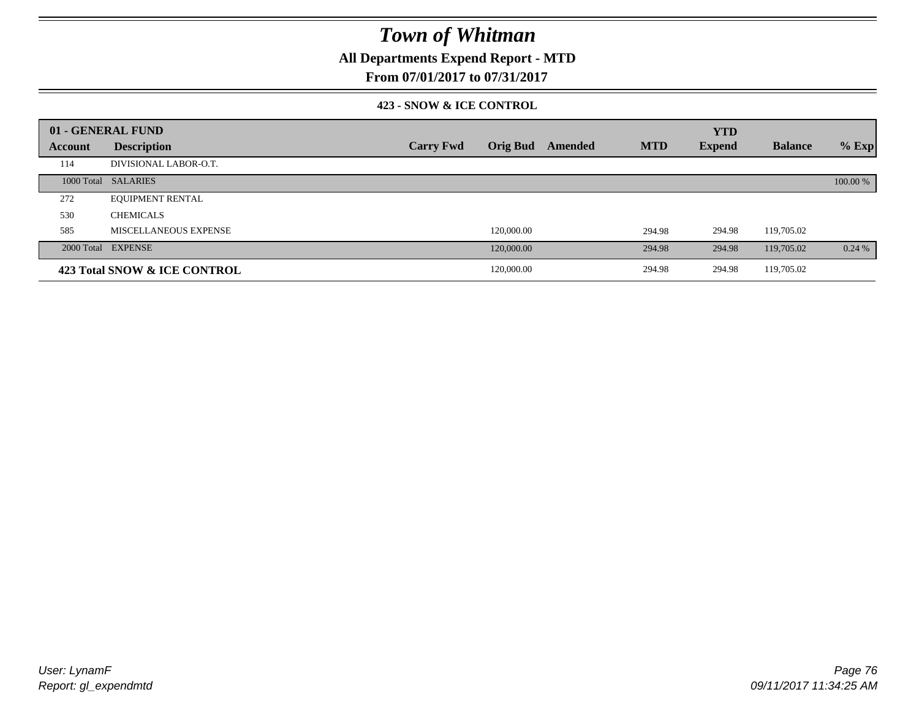# Town of Whitman

## All Departments Expend Report - MTD

## From 07/01/2017 to 07/31/2017

### 423 - SNOW & ICE CONTROL

| 01 - GENERAL FUND | | | | | | YTD | | |
|---|---|---|---|---|---|---|---|---|
| **Account** | **Description** | **Carry Fwd** | **Orig Bud** | **Amended** | **MTD** | **Expend** | **Balance** | **% Exp** |
| 114 | DIVISIONAL LABOR-O.T. | | | | | | | |
| 1000 Total | SALARIES | | | | | | | 100.00 % |
| 272 | EQUIPMENT RENTAL | | | | | | | |
| 530 | CHEMICALS | | | | | | | |
| 585 | MISCELLANEOUS EXPENSE | | 120,000.00 | | 294.98 | 294.98 | 119,705.02 | |
| 2000 Total | EXPENSE | | 120,000.00 | | 294.98 | 294.98 | 119,705.02 | 0.24 % |
| **423 Total SNOW & ICE CONTROL** | | | 120,000.00 | | 294.98 | 294.98 | 119,705.02 | |

*User: LynamF*
*Report: gl_expendmtd*

*09/11/2017 11:34:25 AM*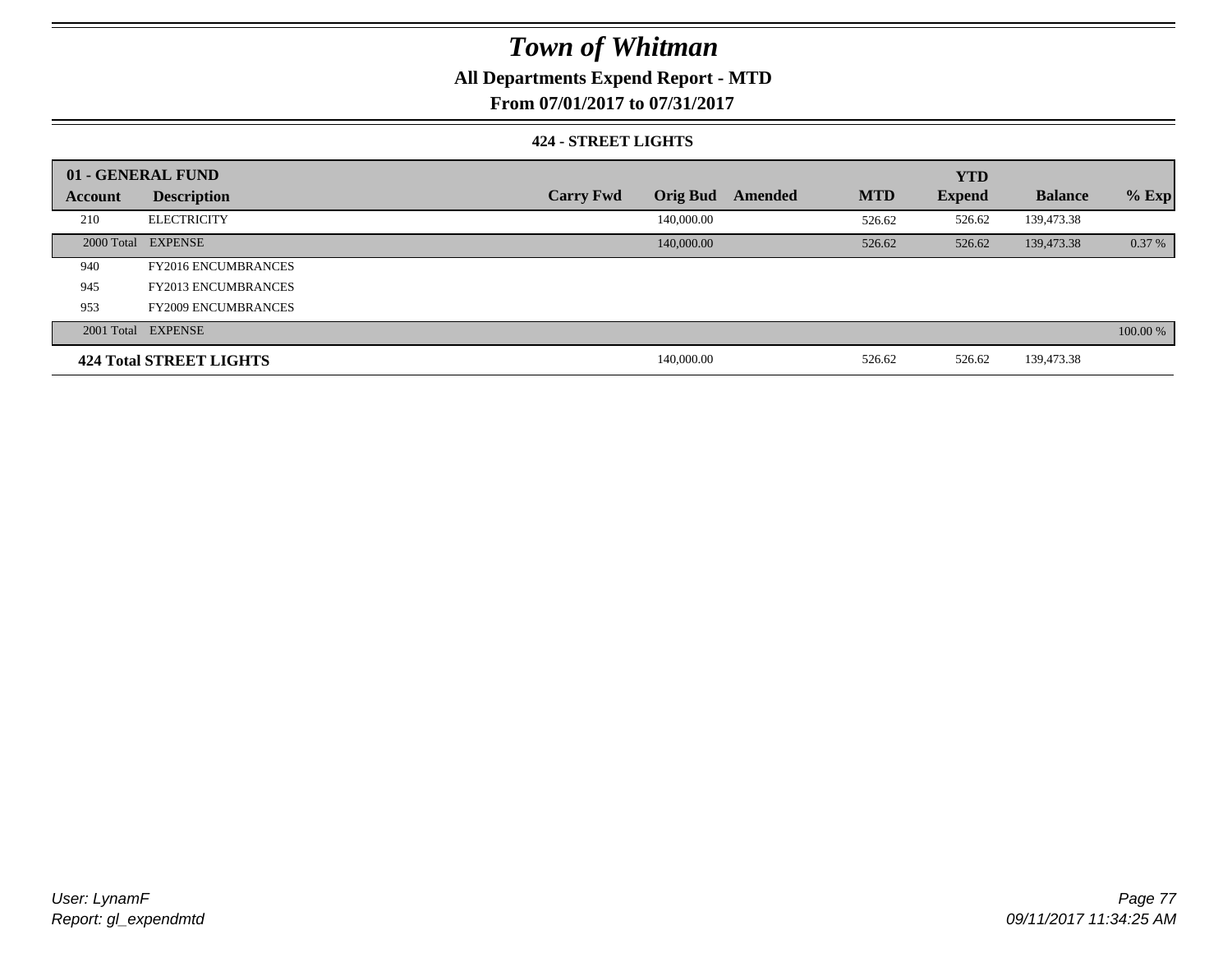# Town of Whitman

## All Departments Expend Report - MTD

## From 07/01/2017 to 07/31/2017

### 424 - STREET LIGHTS

| 01 - GENERAL FUND | | | | | | YTD | | |
|---|---|---|---|---|---|---|---|---|
| **Account** | **Description** | **Carry Fwd** | **Orig Bud** | **Amended** | **MTD** | **Expend** | **Balance** | **% Exp** |
| 210 | ELECTRICITY | | 140,000.00 | | 526.62 | 526.62 | 139,473.38 | |
| 2000 Total | EXPENSE | | 140,000.00 | | 526.62 | 526.62 | 139,473.38 | 0.37 % |
| 940 | FY2016 ENCUMBRANCES | | | | | | | |
| 945 | FY2013 ENCUMBRANCES | | | | | | | |
| 953 | FY2009 ENCUMBRANCES | | | | | | | |
| 2001 Total | EXPENSE | | | | | | | 100.00 % |
| **424 Total STREET LIGHTS** | | | 140,000.00 | | 526.62 | 526.62 | 139,473.38 | |

*User: LynamF*
*Report: gl_expendmtd*

*09/11/2017 11:34:25 AM*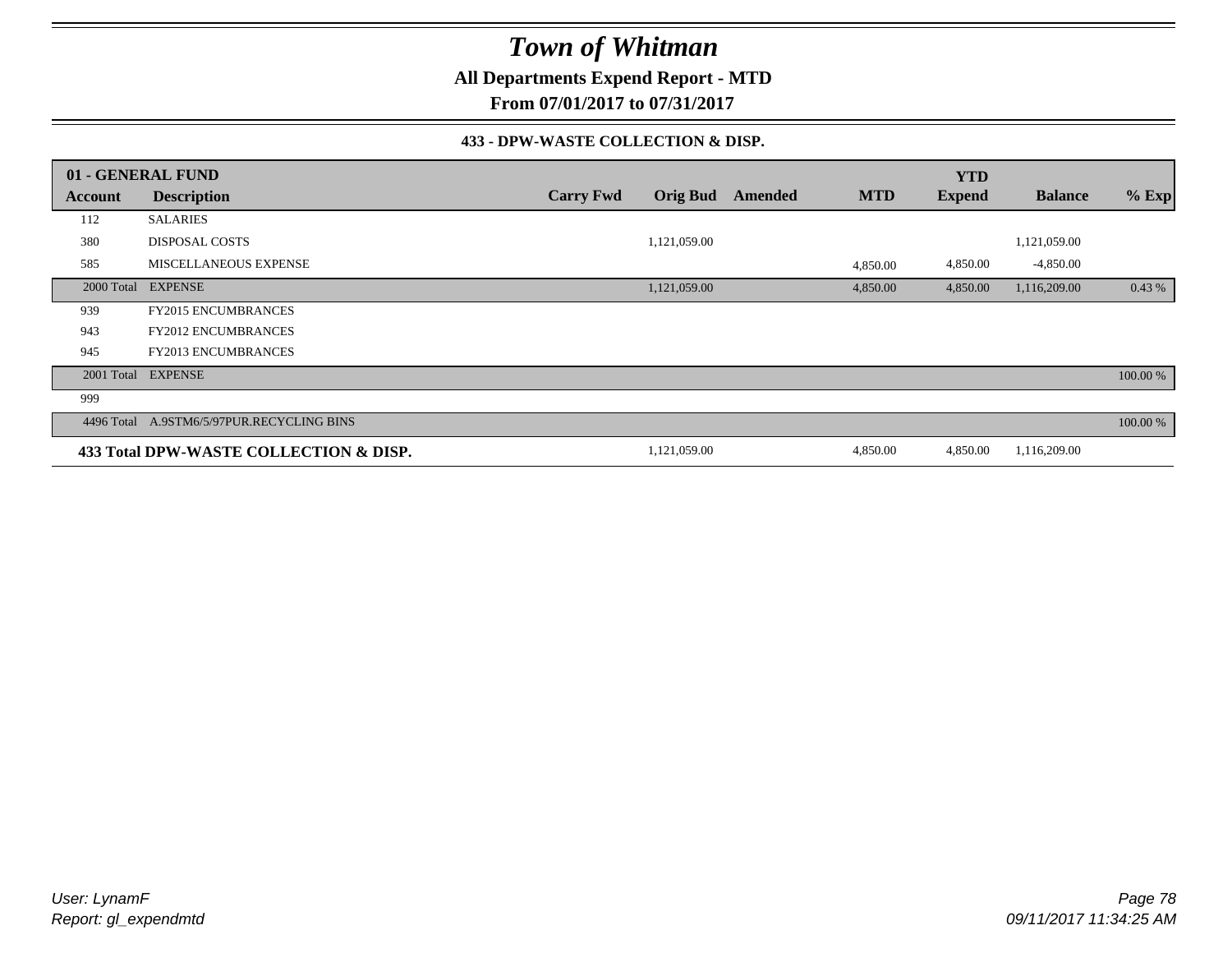# Town of Whitman

**All Departments Expend Report - MTD**

**From 07/01/2017 to 07/31/2017**

**433 - DPW-WASTE COLLECTION & DISP.**

| 01 - GENERAL FUND | | | | | | YTD | | |
|---|---|---|---|---|---|---|---|---|
| **Account** | **Description** | **Carry Fwd** | **Orig Bud** | **Amended** | **MTD** | **Expend** | **Balance** | **% Exp** |
| 112 | SALARIES | | | | | | | |
| 380 | DISPOSAL COSTS | | 1,121,059.00 | | | | 1,121,059.00 | |
| 585 | MISCELLANEOUS EXPENSE | | | | 4,850.00 | 4,850.00 | -4,850.00 | |
| 2000 Total | EXPENSE | | 1,121,059.00 | | 4,850.00 | 4,850.00 | 1,116,209.00 | 0.43 % |
| 939 | FY2015 ENCUMBRANCES | | | | | | | |
| 943 | FY2012 ENCUMBRANCES | | | | | | | |
| 945 | FY2013 ENCUMBRANCES | | | | | | | |
| 2001 Total | EXPENSE | | | | | | | 100.00 % |
| 999 | | | | | | | | |
| 4496 Total | A.9STM6/5/97PUR.RECYCLING BINS | | | | | | | 100.00 % |
| **433 Total DPW-WASTE COLLECTION & DISP.** | | | 1,121,059.00 | | 4,850.00 | 4,850.00 | 1,116,209.00 | |

*User: LynamF*

*Report: gl_expendmtd*

*09/11/2017 11:34:25 AM*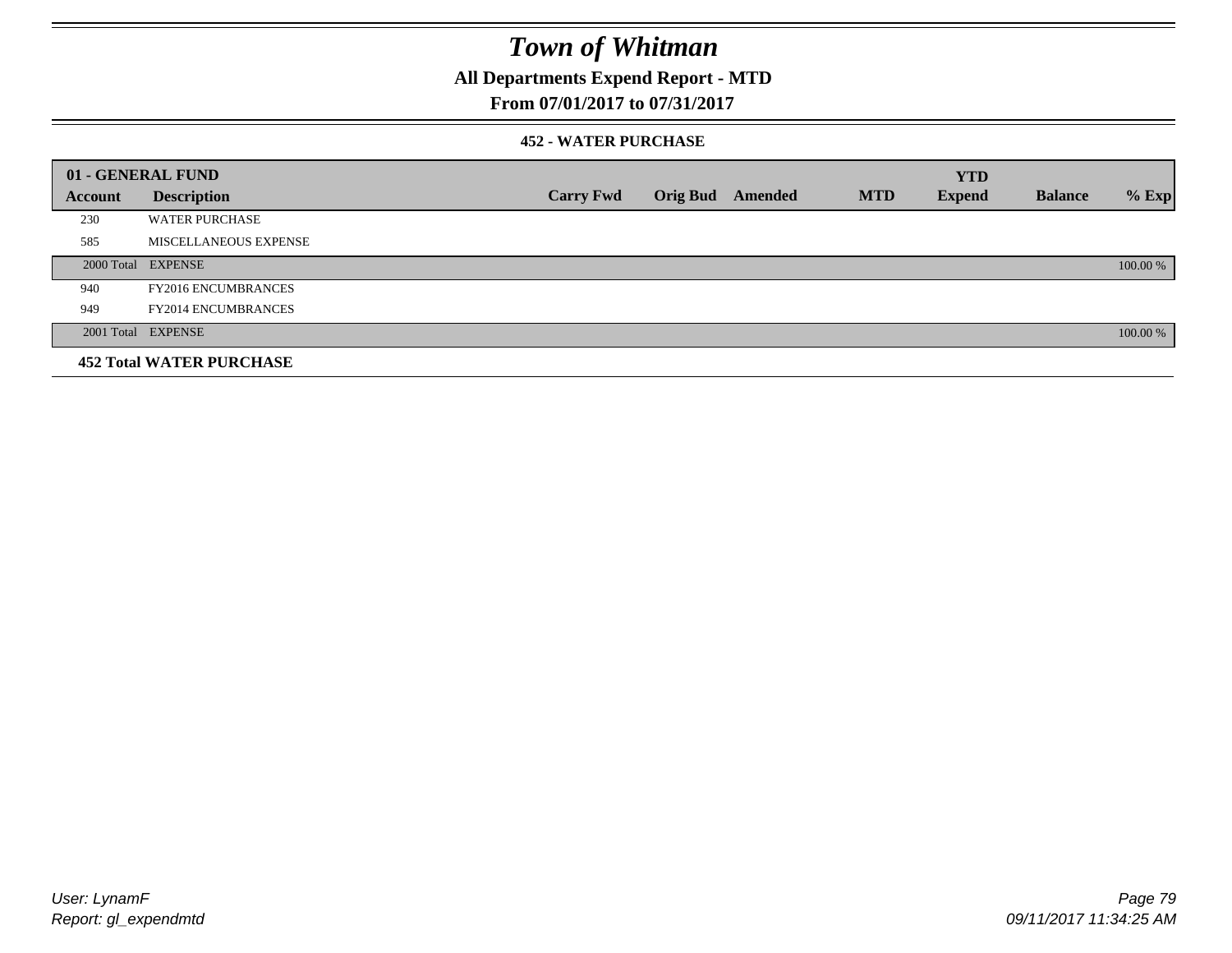# Town of Whitman

## All Departments Expend Report - MTD

## From 07/01/2017 to 07/31/2017

### 452 - WATER PURCHASE

| 01 - GENERAL FUND | | | | | | YTD | | |
|---|---|---|---|---|---|---|---|---|
| Account | Description | Carry Fwd | Orig Bud | Amended | MTD | Expend | Balance | % Exp |
| 230 | WATER PURCHASE | | | | | | | |
| 585 | MISCELLANEOUS EXPENSE | | | | | | | |
| 2000 Total | EXPENSE | | | | | | | 100.00 % |
| 940 | FY2016 ENCUMBRANCES | | | | | | | |
| 949 | FY2014 ENCUMBRANCES | | | | | | | |
| 2001 Total | EXPENSE | | | | | | | 100.00 % |
| **452 Total WATER PURCHASE** | | | | | | | | |

User: LynamF
Report: gl_expendmtd

09/11/2017 11:34:25 AM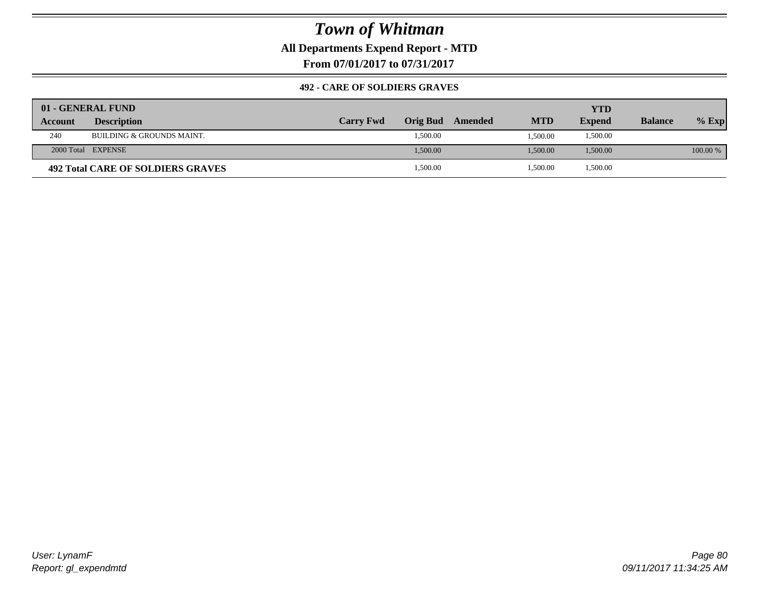# Town of Whitman

**All Departments Expend Report - MTD**

**From 07/01/2017 to 07/31/2017**

### 492 - CARE OF SOLDIERS GRAVES

| 01 - GENERAL FUND | | | | | | YTD | | |
|---|---|---|---|---|---|---|---|---|
| **Account** | **Description** | **Carry Fwd** | **Orig Bud** | **Amended** | **MTD** | **Expend** | **Balance** | **% Exp** |
| 240 | BUILDING & GROUNDS MAINT. | | 1,500.00 | | 1,500.00 | 1,500.00 | | |
| 2000 Total | EXPENSE | | 1,500.00 | | 1,500.00 | 1,500.00 | | 100.00 % |
| **492 Total CARE OF SOLDIERS GRAVES** | | | 1,500.00 | | 1,500.00 | 1,500.00 | | |

User: LynamF
Report: gl_expendmtd

09/11/2017 11:34:25 AM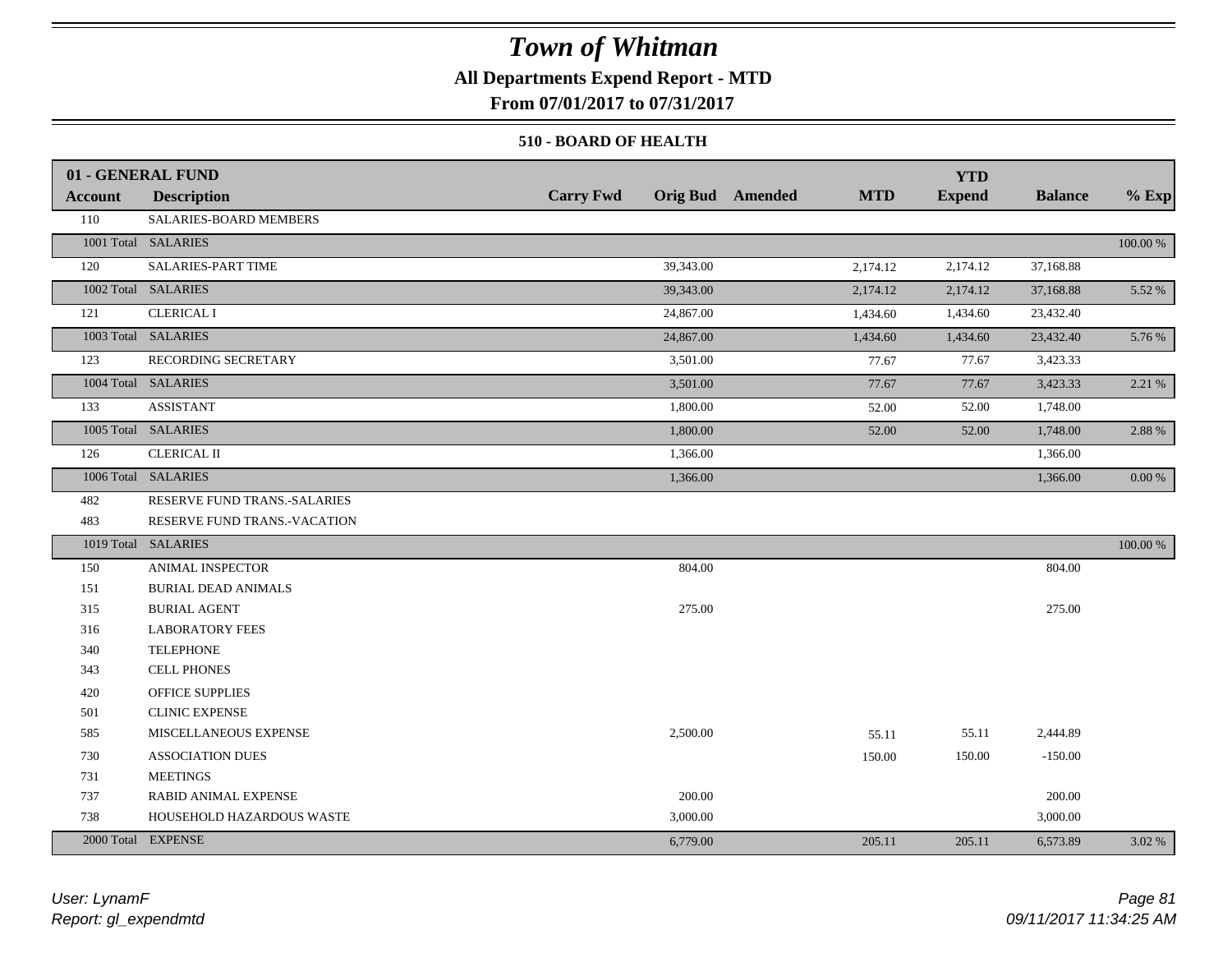# Town of Whitman

**All Departments Expend Report - MTD**

**From 07/01/2017 to 07/31/2017**

### 510 - BOARD OF HEALTH

| 01 - GENERAL FUND | | | | | | YTD | | |
|---|---|---|---|---|---|---|---|---|
| **Account** | **Description** | **Carry Fwd** | **Orig Bud** | **Amended** | **MTD** | **Expend** | **Balance** | **% Exp** |
| 110 | SALARIES-BOARD MEMBERS | | | | | | | |
| 1001 Total | SALARIES | | | | | | | 100.00 % |
| 120 | SALARIES-PART TIME | | 39,343.00 | | 2,174.12 | 2,174.12 | 37,168.88 | |
| 1002 Total | SALARIES | | 39,343.00 | | 2,174.12 | 2,174.12 | 37,168.88 | 5.52 % |
| 121 | CLERICAL I | | 24,867.00 | | 1,434.60 | 1,434.60 | 23,432.40 | |
| 1003 Total | SALARIES | | 24,867.00 | | 1,434.60 | 1,434.60 | 23,432.40 | 5.76 % |
| 123 | RECORDING SECRETARY | | 3,501.00 | | 77.67 | 77.67 | 3,423.33 | |
| 1004 Total | SALARIES | | 3,501.00 | | 77.67 | 77.67 | 3,423.33 | 2.21 % |
| 133 | ASSISTANT | | 1,800.00 | | 52.00 | 52.00 | 1,748.00 | |
| 1005 Total | SALARIES | | 1,800.00 | | 52.00 | 52.00 | 1,748.00 | 2.88 % |
| 126 | CLERICAL II | | 1,366.00 | | | | 1,366.00 | |
| 1006 Total | SALARIES | | 1,366.00 | | | | 1,366.00 | 0.00 % |
| 482 | RESERVE FUND TRANS.-SALARIES | | | | | | | |
| 483 | RESERVE FUND TRANS.-VACATION | | | | | | | |
| 1019 Total | SALARIES | | | | | | | 100.00 % |
| 150 | ANIMAL INSPECTOR | | 804.00 | | | | 804.00 | |
| 151 | BURIAL DEAD ANIMALS | | | | | | | |
| 315 | BURIAL AGENT | | 275.00 | | | | 275.00 | |
| 316 | LABORATORY FEES | | | | | | | |
| 340 | TELEPHONE | | | | | | | |
| 343 | CELL PHONES | | | | | | | |
| 420 | OFFICE SUPPLIES | | | | | | | |
| 501 | CLINIC EXPENSE | | | | | | | |
| 585 | MISCELLANEOUS EXPENSE | | 2,500.00 | | 55.11 | 55.11 | 2,444.89 | |
| 730 | ASSOCIATION DUES | | | | 150.00 | 150.00 | -150.00 | |
| 731 | MEETINGS | | | | | | | |
| 737 | RABID ANIMAL EXPENSE | | 200.00 | | | | 200.00 | |
| 738 | HOUSEHOLD HAZARDOUS WASTE | | 3,000.00 | | | | 3,000.00 | |
| 2000 Total | EXPENSE | | 6,779.00 | | 205.11 | 205.11 | 6,573.89 | 3.02 % |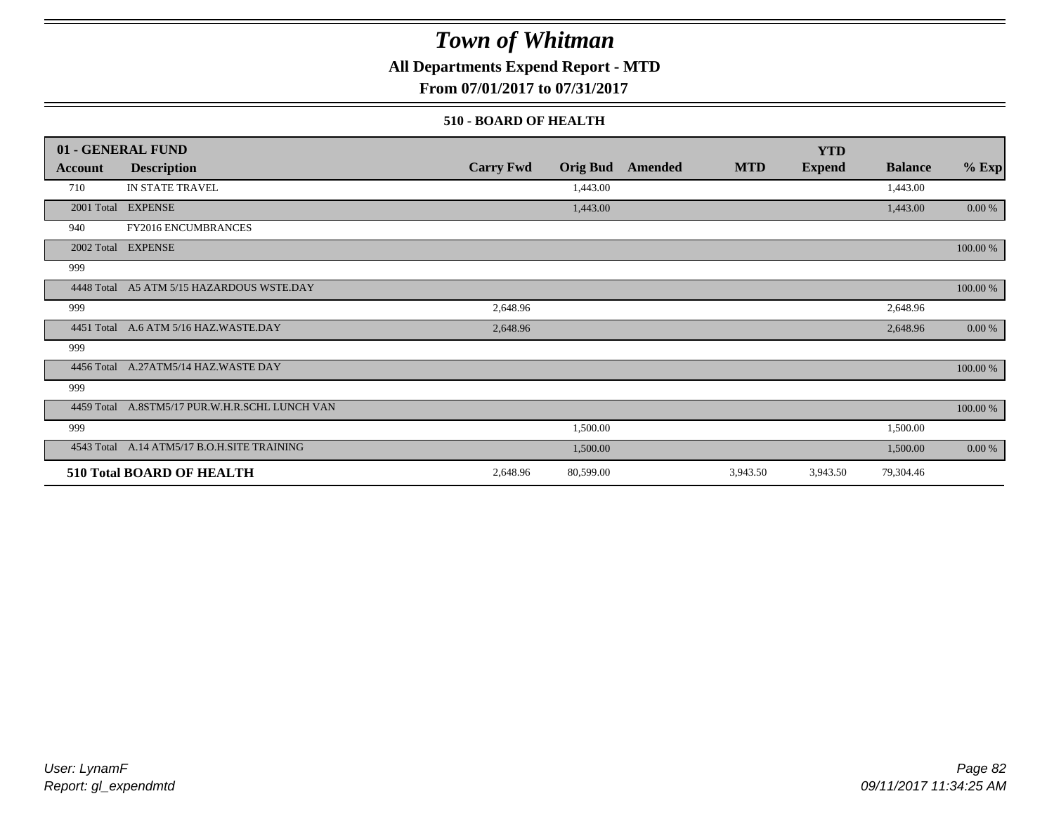# Town of Whitman

**All Departments Expend Report - MTD**

**From 07/01/2017 to 07/31/2017**

### 510 - BOARD OF HEALTH

| 01 - GENERAL FUND | | | | | | | | |
|---|---|---|---|---|---|---|---|---|
| **Account** | **Description** | **Carry Fwd** | **Orig Bud** | **Amended** | **MTD** | **YTD Expend** | **Balance** | **% Exp** |
| 710 | IN STATE TRAVEL | | 1,443.00 | | | | 1,443.00 | |
| 2001 Total | EXPENSE | | 1,443.00 | | | | 1,443.00 | 0.00 % |
| 940 | FY2016 ENCUMBRANCES | | | | | | | |
| 2002 Total | EXPENSE | | | | | | | 100.00 % |
| 999 | | | | | | | | |
| 4448 Total | A5 ATM 5/15 HAZARDOUS WSTE.DAY | | | | | | | 100.00 % |
| 999 | | 2,648.96 | | | | | 2,648.96 | |
| 4451 Total | A.6 ATM 5/16 HAZ.WASTE.DAY | 2,648.96 | | | | | 2,648.96 | 0.00 % |
| 999 | | | | | | | | |
| 4456 Total | A.27ATM5/14 HAZ.WASTE DAY | | | | | | | 100.00 % |
| 999 | | | | | | | | |
| 4459 Total | A.8STM5/17 PUR.W.H.R.SCHL LUNCH VAN | | | | | | | 100.00 % |
| 999 | | | 1,500.00 | | | | 1,500.00 | |
| 4543 Total | A.14 ATM5/17 B.O.H.SITE TRAINING | | 1,500.00 | | | | 1,500.00 | 0.00 % |
| **510 Total BOARD OF HEALTH** | | 2,648.96 | 80,599.00 | | 3,943.50 | 3,943.50 | 79,304.46 | |

User: LynamF

Report: gl_expendmtd

09/11/2017 11:34:25 AM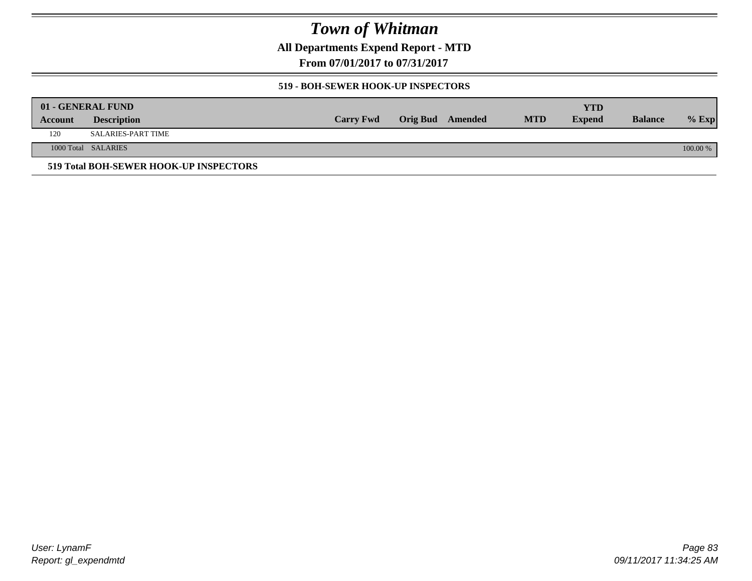# Town of Whitman

**All Departments Expend Report - MTD**

**From 07/01/2017 to 07/31/2017**

### 519 - BOH-SEWER HOOK-UP INSPECTORS

| 01 - GENERAL FUND | | | | | | YTD | | |
|---|---|---|---|---|---|---|---|---|
| Account | Description | Carry Fwd | Orig Bud | Amended | MTD | Expend | Balance | % Exp |
| 120 | SALARIES-PART TIME | | | | | | | |
| 1000 Total | SALARIES | | | | | | | 100.00 % |

**519 Total BOH-SEWER HOOK-UP INSPECTORS**

User: LynamF
Report: gl_expendmtd

09/11/2017 11:34:25 AM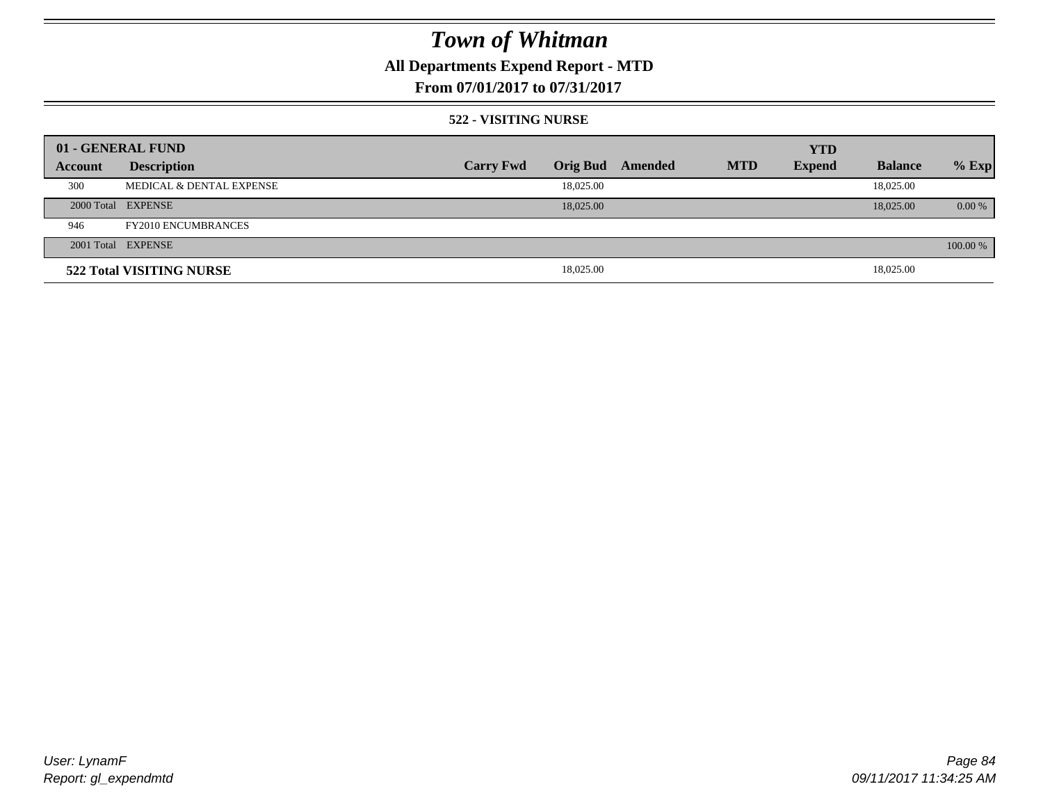# Town of Whitman

## All Departments Expend Report - MTD

### From 07/01/2017 to 07/31/2017

#### 522 - VISITING NURSE

| 01 - GENERAL FUND | | | | | | YTD | | |
|---|---|---|---|---|---|---|---|---|
| **Account** | **Description** | **Carry Fwd** | **Orig Bud** | **Amended** | **MTD** | **Expend** | **Balance** | **% Exp** |
| 300 | MEDICAL & DENTAL EXPENSE | | 18,025.00 | | | | 18,025.00 | |
| 2000 Total | EXPENSE | | 18,025.00 | | | | 18,025.00 | 0.00 % |
| 946 | FY2010 ENCUMBRANCES | | | | | | | |
| 2001 Total | EXPENSE | | | | | | | 100.00 % |
| **522 Total VISITING NURSE** | | | 18,025.00 | | | | 18,025.00 | |

User: LynamF
Report: gl_expendmtd

09/11/2017 11:34:25 AM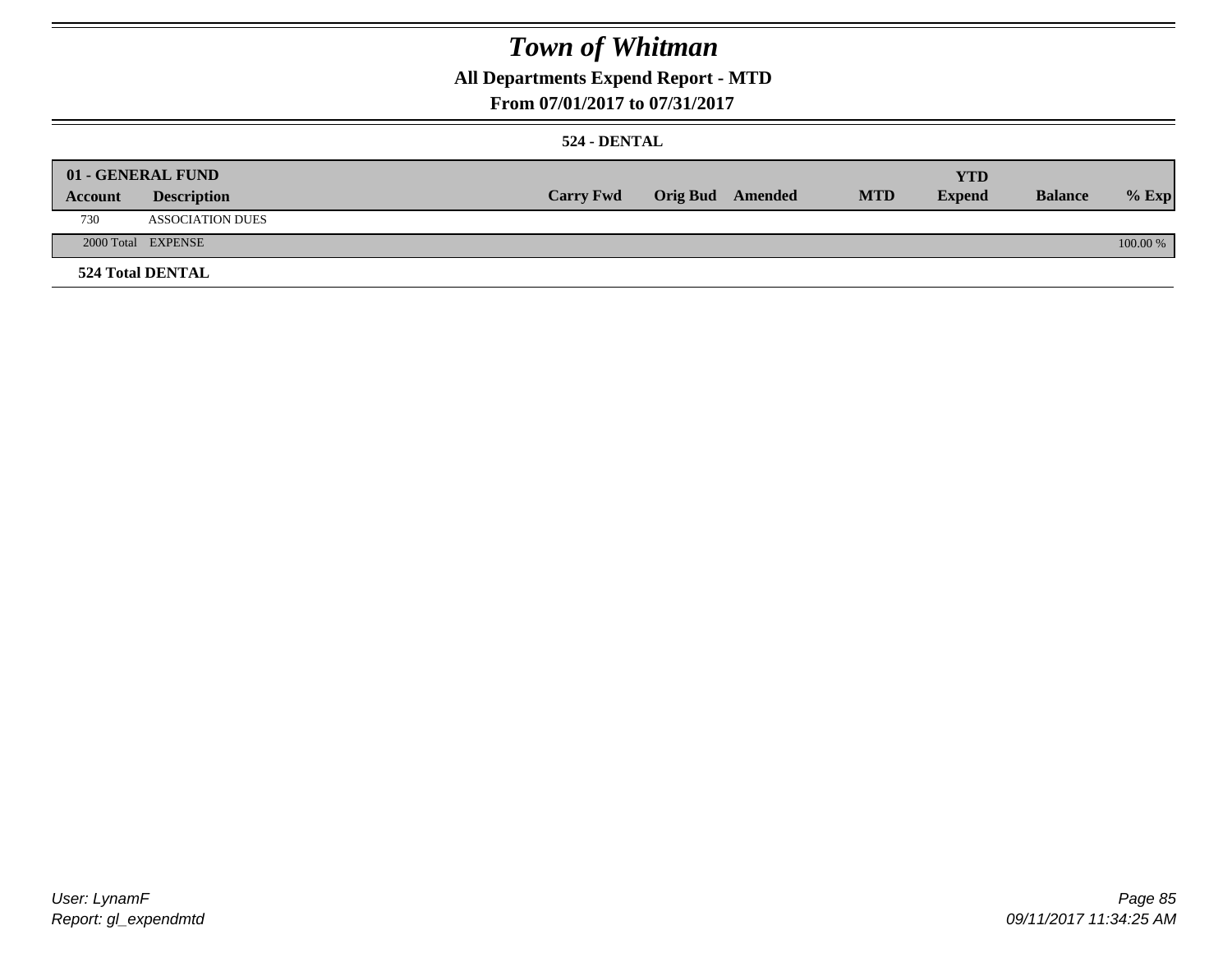# Town of Whitman

## All Departments Expend Report - MTD

## From 07/01/2017 to 07/31/2017

### 524 - DENTAL

| 01 - GENERAL FUND | | | | | | YTD | | |
|---|---|---|---|---|---|---|---|---|
| Account | Description | Carry Fwd | Orig Bud | Amended | MTD | Expend | Balance | % Exp |
| 730 | ASSOCIATION DUES | | | | | | | |
| 2000 Total | EXPENSE | | | | | | | 100.00 % |

**524 Total DENTAL**

User: LynamF
Report: gl_expendmtd

09/11/2017 11:34:25 AM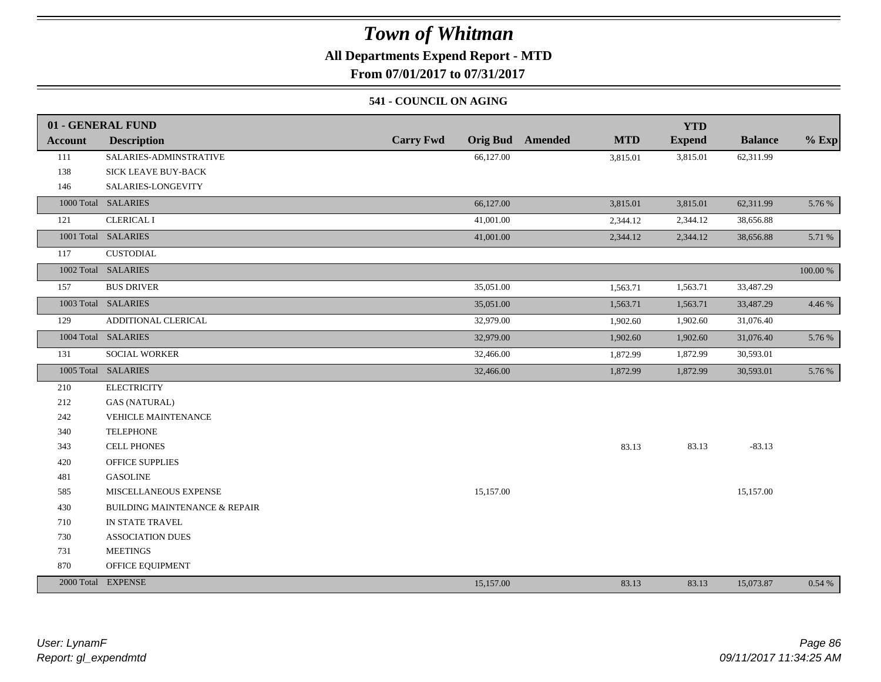# Town of Whitman

## All Departments Expend Report - MTD

### From 07/01/2017 to 07/31/2017

#### 541 - COUNCIL ON AGING

| 01 - GENERAL FUND | | | | | | YTD | | |
|---|---|---|---|---|---|---|---|---|
| **Account** | **Description** | **Carry Fwd** | **Orig Bud** | **Amended** | **MTD** | **Expend** | **Balance** | **% Exp** |
| 111 | SALARIES-ADMINSTRATIVE | | 66,127.00 | | 3,815.01 | 3,815.01 | 62,311.99 | |
| 138 | SICK LEAVE BUY-BACK | | | | | | | |
| 146 | SALARIES-LONGEVITY | | | | | | | |
| 1000 Total | SALARIES | | 66,127.00 | | 3,815.01 | 3,815.01 | 62,311.99 | 5.76 % |
| 121 | CLERICAL I | | 41,001.00 | | 2,344.12 | 2,344.12 | 38,656.88 | |
| 1001 Total | SALARIES | | 41,001.00 | | 2,344.12 | 2,344.12 | 38,656.88 | 5.71 % |
| 117 | CUSTODIAL | | | | | | | |
| 1002 Total | SALARIES | | | | | | | 100.00 % |
| 157 | BUS DRIVER | | 35,051.00 | | 1,563.71 | 1,563.71 | 33,487.29 | |
| 1003 Total | SALARIES | | 35,051.00 | | 1,563.71 | 1,563.71 | 33,487.29 | 4.46 % |
| 129 | ADDITIONAL CLERICAL | | 32,979.00 | | 1,902.60 | 1,902.60 | 31,076.40 | |
| 1004 Total | SALARIES | | 32,979.00 | | 1,902.60 | 1,902.60 | 31,076.40 | 5.76 % |
| 131 | SOCIAL WORKER | | 32,466.00 | | 1,872.99 | 1,872.99 | 30,593.01 | |
| 1005 Total | SALARIES | | 32,466.00 | | 1,872.99 | 1,872.99 | 30,593.01 | 5.76 % |
| 210 | ELECTRICITY | | | | | | | |
| 212 | GAS (NATURAL) | | | | | | | |
| 242 | VEHICLE MAINTENANCE | | | | | | | |
| 340 | TELEPHONE | | | | | | | |
| 343 | CELL PHONES | | | | 83.13 | 83.13 | -83.13 | |
| 420 | OFFICE SUPPLIES | | | | | | | |
| 481 | GASOLINE | | | | | | | |
| 585 | MISCELLANEOUS EXPENSE | | 15,157.00 | | | | 15,157.00 | |
| 430 | BUILDING MAINTENANCE & REPAIR | | | | | | | |
| 710 | IN STATE TRAVEL | | | | | | | |
| 730 | ASSOCIATION DUES | | | | | | | |
| 731 | MEETINGS | | | | | | | |
| 870 | OFFICE EQUIPMENT | | | | | | | |
| 2000 Total | EXPENSE | | 15,157.00 | | 83.13 | 83.13 | 15,073.87 | 0.54 % |

*User: LynamF*
*Report: gl_expendmtd*

*09/11/2017 11:34:25 AM*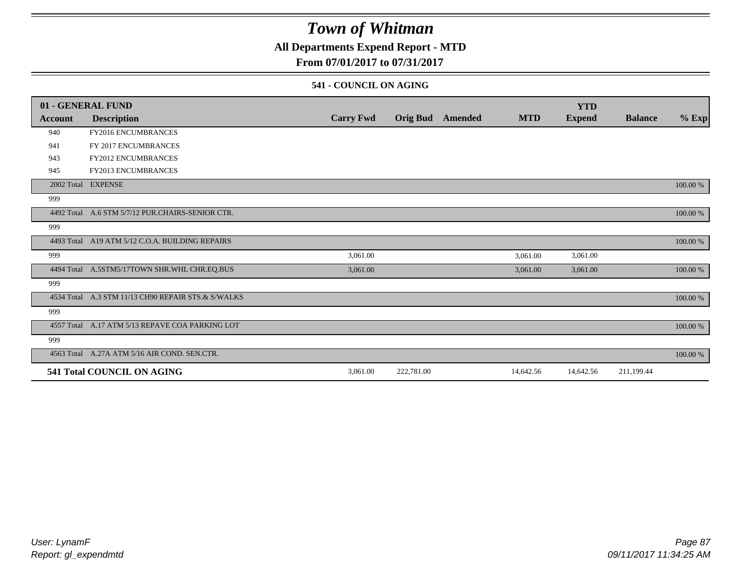# Town of Whitman

## All Departments Expend Report - MTD

### From 07/01/2017 to 07/31/2017

#### 541 - COUNCIL ON AGING

| 01 - GENERAL FUND | | | | | | YTD | | |
|---|---|---|---|---|---|---|---|---|
| **Account** | **Description** | **Carry Fwd** | **Orig Bud** | **Amended** | **MTD** | **Expend** | **Balance** | **% Exp** |
| 940 | FY2016 ENCUMBRANCES | | | | | | | |
| 941 | FY 2017 ENCUMBRANCES | | | | | | | |
| 943 | FY2012 ENCUMBRANCES | | | | | | | |
| 945 | FY2013 ENCUMBRANCES | | | | | | | |
| 2002 Total | EXPENSE | | | | | | | 100.00 % |
| 999 | | | | | | | | |
| 4492 Total | A.6 STM 5/7/12 PUR.CHAIRS-SENIOR CTR. | | | | | | | 100.00 % |
| 999 | | | | | | | | |
| 4493 Total | A19 ATM 5/12 C.O.A. BUILDING REPAIRS | | | | | | | 100.00 % |
| 999 | | 3,061.00 | | | 3,061.00 | 3,061.00 | | |
| 4494 Total | A.5STM5/17TOWN SHR.WHL CHR.EQ.BUS | 3,061.00 | | | 3,061.00 | 3,061.00 | | 100.00 % |
| 999 | | | | | | | | |
| 4534 Total | A.3 STM 11/13 CH90 REPAIR STS.& S/WALKS | | | | | | | 100.00 % |
| 999 | | | | | | | | |
| 4557 Total | A.17 ATM 5/13 REPAVE COA PARKING LOT | | | | | | | 100.00 % |
| 999 | | | | | | | | |
| 4563 Total | A.27A ATM 5/16 AIR COND. SEN.CTR. | | | | | | | 100.00 % |
| **541 Total COUNCIL ON AGING** | | 3,061.00 | 222,781.00 | | 14,642.56 | 14,642.56 | 211,199.44 | |

*User: LynamF*
*Report: gl_expendmtd*

*09/11/2017 11:34:25 AM*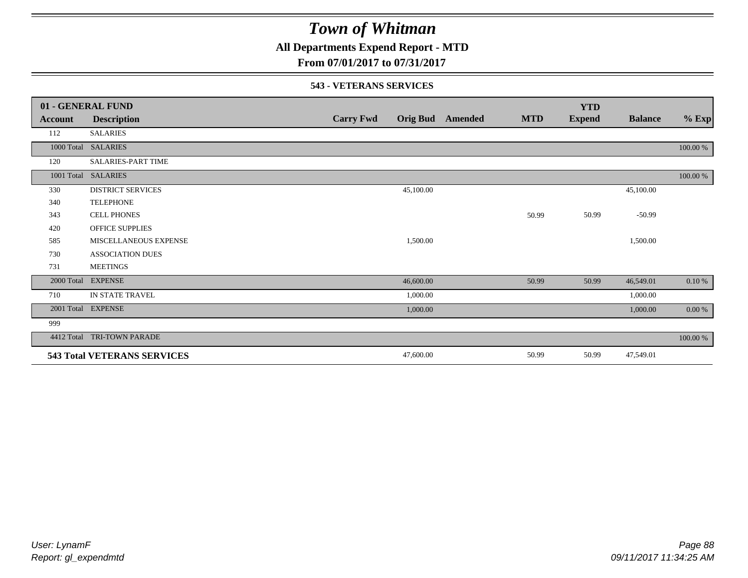# Town of Whitman

**All Departments Expend Report - MTD**

**From 07/01/2017 to 07/31/2017**

**543 - VETERANS SERVICES**

| 01 - GENERAL FUND | | | | | | | | |
|---|---|---|---|---|---|---|---|---|
| **Account** | **Description** | **Carry Fwd** | **Orig Bud** | **Amended** | **MTD** | **YTD Expend** | **Balance** | **% Exp** |
| 112 | SALARIES | | | | | | | |
| 1000 Total | SALARIES | | | | | | | 100.00 % |
| 120 | SALARIES-PART TIME | | | | | | | |
| 1001 Total | SALARIES | | | | | | | 100.00 % |
| 330 | DISTRICT SERVICES | | 45,100.00 | | | | 45,100.00 | |
| 340 | TELEPHONE | | | | | | | |
| 343 | CELL PHONES | | | | 50.99 | 50.99 | -50.99 | |
| 420 | OFFICE SUPPLIES | | | | | | | |
| 585 | MISCELLANEOUS EXPENSE | | 1,500.00 | | | | 1,500.00 | |
| 730 | ASSOCIATION DUES | | | | | | | |
| 731 | MEETINGS | | | | | | | |
| 2000 Total | EXPENSE | | 46,600.00 | | 50.99 | 50.99 | 46,549.01 | 0.10 % |
| 710 | IN STATE TRAVEL | | 1,000.00 | | | | 1,000.00 | |
| 2001 Total | EXPENSE | | 1,000.00 | | | | 1,000.00 | 0.00 % |
| 999 | | | | | | | | |
| 4412 Total | TRI-TOWN PARADE | | | | | | | 100.00 % |
| **543 Total VETERANS SERVICES** | | | 47,600.00 | | 50.99 | 50.99 | 47,549.01 | |

*User: LynamF*
*Report: gl_expendmtd*

*09/11/2017 11:34:25 AM*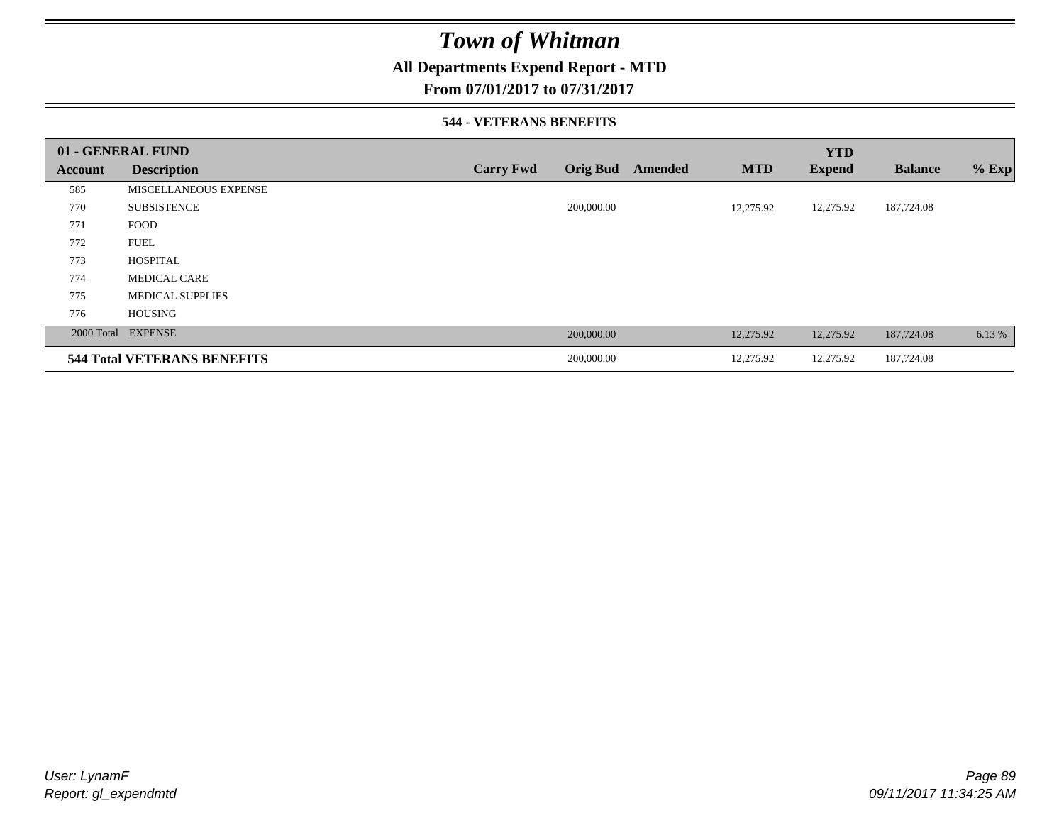# Town of Whitman

**All Departments Expend Report - MTD**

**From 07/01/2017 to 07/31/2017**

**544 - VETERANS BENEFITS**

| **01 - GENERAL FUND** | | | | | | | | |
|---|---|---|---|---|---|---|---|---|
| **Account** | **Description** | **Carry Fwd** | **Orig Bud** | **Amended** | **MTD** | **YTD Expend** | **Balance** | **% Exp** |
| 585 | MISCELLANEOUS EXPENSE | | | | | | | |
| 770 | SUBSISTENCE | | 200,000.00 | | 12,275.92 | 12,275.92 | 187,724.08 | |
| 771 | FOOD | | | | | | | |
| 772 | FUEL | | | | | | | |
| 773 | HOSPITAL | | | | | | | |
| 774 | MEDICAL CARE | | | | | | | |
| 775 | MEDICAL SUPPLIES | | | | | | | |
| 776 | HOUSING | | | | | | | |
| 2000 Total | EXPENSE | | 200,000.00 | | 12,275.92 | 12,275.92 | 187,724.08 | 6.13 % |
| **544 Total VETERANS BENEFITS** | | | 200,000.00 | | 12,275.92 | 12,275.92 | 187,724.08 | |

*User: LynamF*
*Report: gl_expendmtd*

*09/11/2017 11:34:25 AM*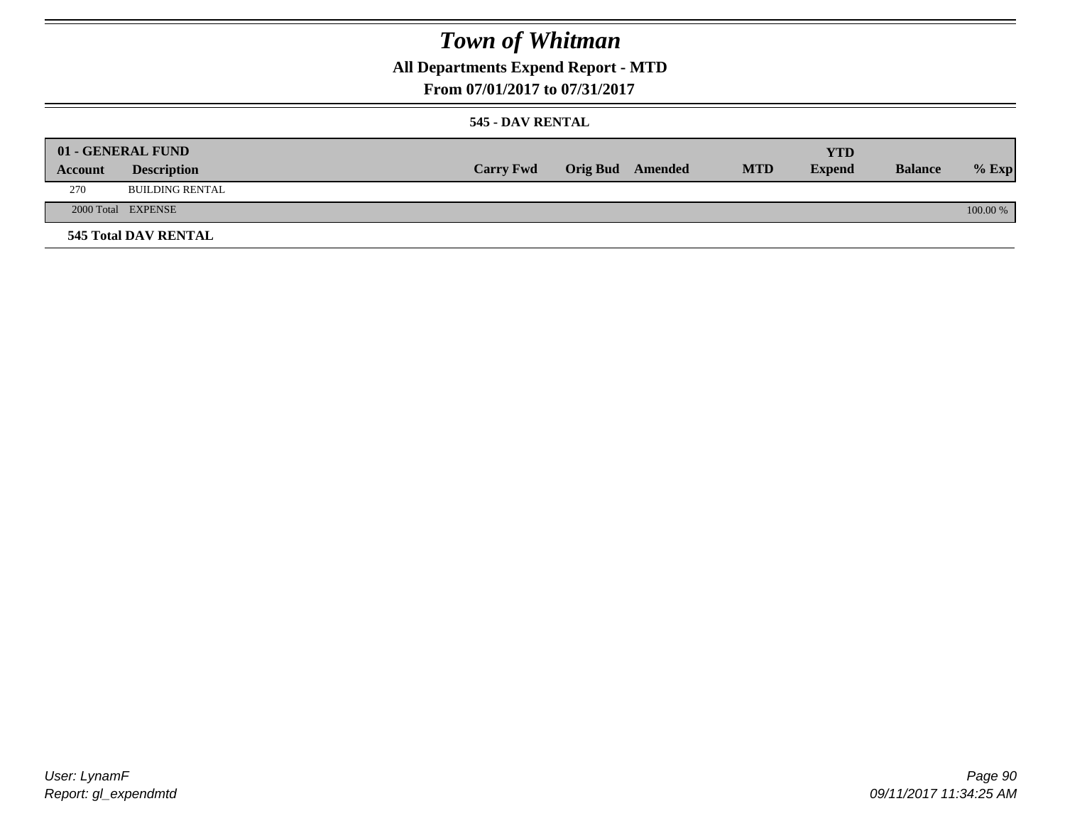# Town of Whitman

## All Departments Expend Report - MTD

### From 07/01/2017 to 07/31/2017

#### 545 - DAV RENTAL

| 01 - GENERAL FUND | | | | | | YTD | | |
|---|---|---|---|---|---|---|---|---|
| Account | Description | Carry Fwd | Orig Bud | Amended | MTD | Expend | Balance | % Exp |
| 270 | BUILDING RENTAL | | | | | | | |
| 2000 Total | EXPENSE | | | | | | | 100.00 % |

**545 Total DAV RENTAL**

User: LynamF
Report: gl_expendmtd

09/11/2017 11:34:25 AM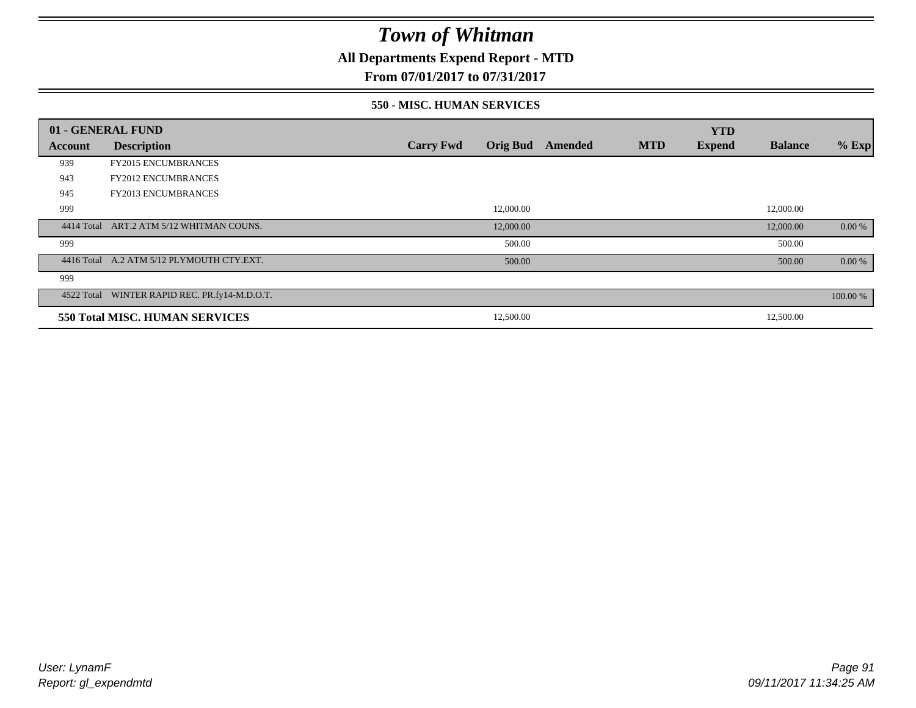# Town of Whitman

**All Departments Expend Report - MTD**

**From 07/01/2017 to 07/31/2017**

**550 - MISC. HUMAN SERVICES**

| 01 - GENERAL FUND | | | | | | YTD | | |
|---|---|---|---|---|---|---|---|---|
| **Account** | **Description** | **Carry Fwd** | **Orig Bud** | **Amended** | **MTD** | **Expend** | **Balance** | **% Exp** |
| 939 | FY2015 ENCUMBRANCES | | | | | | | |
| 943 | FY2012 ENCUMBRANCES | | | | | | | |
| 945 | FY2013 ENCUMBRANCES | | | | | | | |
| 999 | | | 12,000.00 | | | | 12,000.00 | |
| 4414 Total | ART.2 ATM 5/12 WHITMAN COUNS. | | 12,000.00 | | | | 12,000.00 | 0.00 % |
| 999 | | | 500.00 | | | | 500.00 | |
| 4416 Total | A.2 ATM 5/12 PLYMOUTH CTY.EXT. | | 500.00 | | | | 500.00 | 0.00 % |
| 999 | | | | | | | | |
| 4522 Total | WINTER RAPID REC. PR.fy14-M.D.O.T. | | | | | | | 100.00 % |
| **550 Total MISC. HUMAN SERVICES** | | | 12,500.00 | | | | 12,500.00 | |

*User: LynamF*
*Report: gl_expendmtd*

*09/11/2017 11:34:25 AM*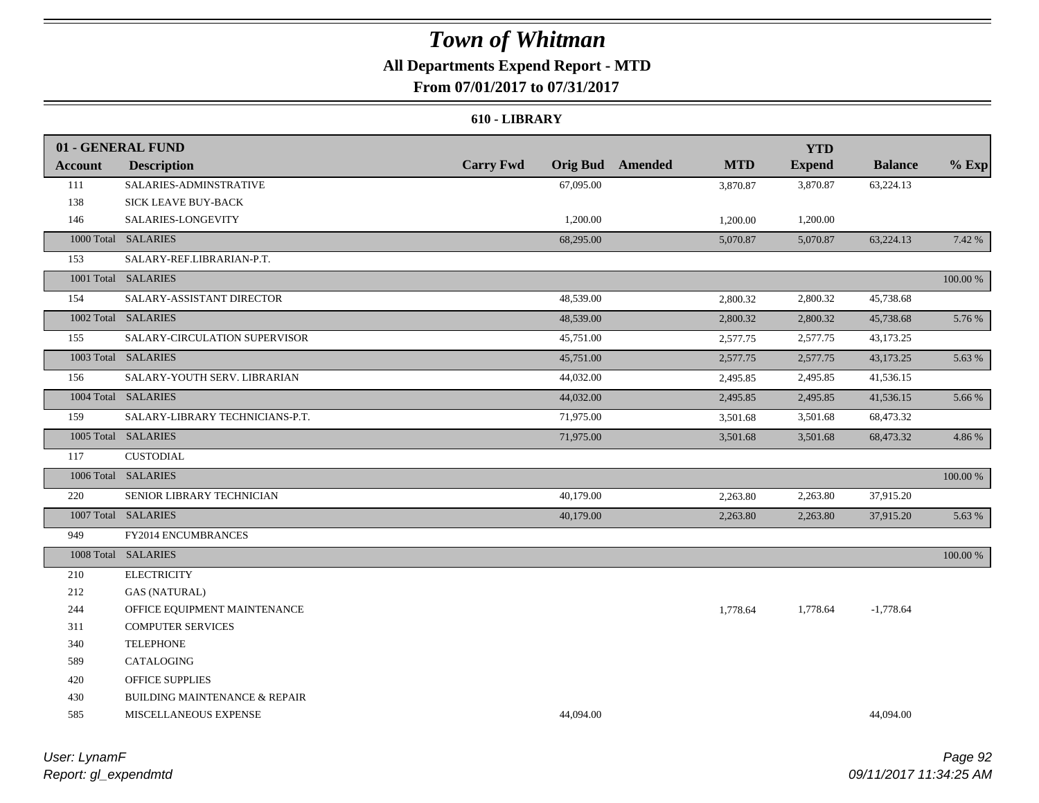# Town of Whitman

## All Departments Expend Report - MTD

### From 07/01/2017 to 07/31/2017

#### 610 - LIBRARY

| 01 - GENERAL FUND | | | | | | YTD | | |
|---|---|---|---|---|---|---|---|---|
| Account | Description | Carry Fwd | Orig Bud | Amended | MTD | Expend | Balance | % Exp |
| 111 | SALARIES-ADMINSTRATIVE | | 67,095.00 | | 3,870.87 | 3,870.87 | 63,224.13 | |
| 138 | SICK LEAVE BUY-BACK | | | | | | | |
| 146 | SALARIES-LONGEVITY | | 1,200.00 | | 1,200.00 | 1,200.00 | | |
| 1000 Total | SALARIES | | 68,295.00 | | 5,070.87 | 5,070.87 | 63,224.13 | 7.42 % |
| 153 | SALARY-REF.LIBRARIAN-P.T. | | | | | | | |
| 1001 Total | SALARIES | | | | | | | 100.00 % |
| 154 | SALARY-ASSISTANT DIRECTOR | | 48,539.00 | | 2,800.32 | 2,800.32 | 45,738.68 | |
| 1002 Total | SALARIES | | 48,539.00 | | 2,800.32 | 2,800.32 | 45,738.68 | 5.76 % |
| 155 | SALARY-CIRCULATION SUPERVISOR | | 45,751.00 | | 2,577.75 | 2,577.75 | 43,173.25 | |
| 1003 Total | SALARIES | | 45,751.00 | | 2,577.75 | 2,577.75 | 43,173.25 | 5.63 % |
| 156 | SALARY-YOUTH SERV. LIBRARIAN | | 44,032.00 | | 2,495.85 | 2,495.85 | 41,536.15 | |
| 1004 Total | SALARIES | | 44,032.00 | | 2,495.85 | 2,495.85 | 41,536.15 | 5.66 % |
| 159 | SALARY-LIBRARY TECHNICIANS-P.T. | | 71,975.00 | | 3,501.68 | 3,501.68 | 68,473.32 | |
| 1005 Total | SALARIES | | 71,975.00 | | 3,501.68 | 3,501.68 | 68,473.32 | 4.86 % |
| 117 | CUSTODIAL | | | | | | | |
| 1006 Total | SALARIES | | | | | | | 100.00 % |
| 220 | SENIOR LIBRARY TECHNICIAN | | 40,179.00 | | 2,263.80 | 2,263.80 | 37,915.20 | |
| 1007 Total | SALARIES | | 40,179.00 | | 2,263.80 | 2,263.80 | 37,915.20 | 5.63 % |
| 949 | FY2014 ENCUMBRANCES | | | | | | | |
| 1008 Total | SALARIES | | | | | | | 100.00 % |
| 210 | ELECTRICITY | | | | | | | |
| 212 | GAS (NATURAL) | | | | | | | |
| 244 | OFFICE EQUIPMENT MAINTENANCE | | | | 1,778.64 | 1,778.64 | -1,778.64 | |
| 311 | COMPUTER SERVICES | | | | | | | |
| 340 | TELEPHONE | | | | | | | |
| 589 | CATALOGING | | | | | | | |
| 420 | OFFICE SUPPLIES | | | | | | | |
| 430 | BUILDING MAINTENANCE & REPAIR | | | | | | | |
| 585 | MISCELLANEOUS EXPENSE | | 44,094.00 | | | | 44,094.00 | |

*User: LynamF*
*Report: gl_expendmtd*

*09/11/2017 11:34:25 AM*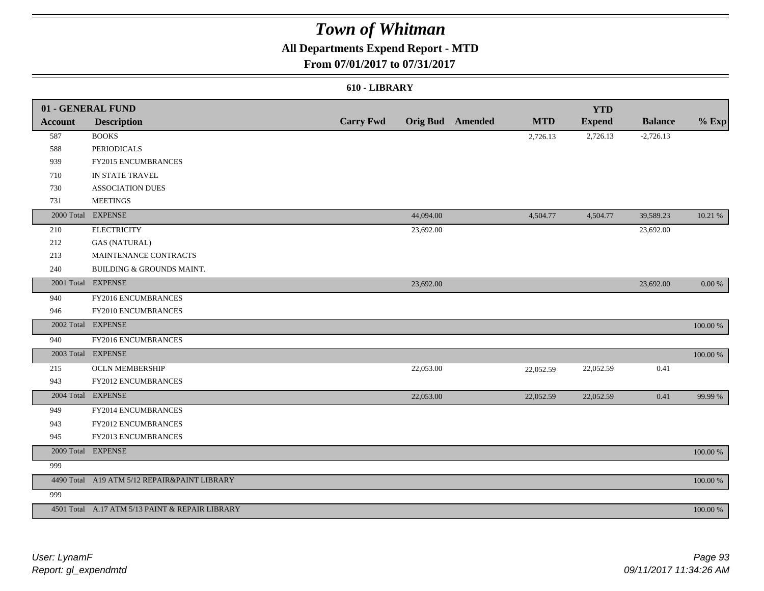# Town of Whitman

## All Departments Expend Report - MTD

## From 07/01/2017 to 07/31/2017

### 610 - LIBRARY

| 01 - GENERAL FUND | | | | | | YTD | | |
|---|---|---|---|---|---|---|---|---|
| **Account** | **Description** | **Carry Fwd** | **Orig Bud** | **Amended** | **MTD** | **Expend** | **Balance** | **% Exp** |
| 587 | BOOKS | | | | 2,726.13 | 2,726.13 | -2,726.13 | |
| 588 | PERIODICALS | | | | | | | |
| 939 | FY2015 ENCUMBRANCES | | | | | | | |
| 710 | IN STATE TRAVEL | | | | | | | |
| 730 | ASSOCIATION DUES | | | | | | | |
| 731 | MEETINGS | | | | | | | |
| 2000 Total | EXPENSE | | 44,094.00 | | 4,504.77 | 4,504.77 | 39,589.23 | 10.21 % |
| 210 | ELECTRICITY | | 23,692.00 | | | | 23,692.00 | |
| 212 | GAS (NATURAL) | | | | | | | |
| 213 | MAINTENANCE CONTRACTS | | | | | | | |
| 240 | BUILDING & GROUNDS MAINT. | | | | | | | |
| 2001 Total | EXPENSE | | 23,692.00 | | | | 23,692.00 | 0.00 % |
| 940 | FY2016 ENCUMBRANCES | | | | | | | |
| 946 | FY2010 ENCUMBRANCES | | | | | | | |
| 2002 Total | EXPENSE | | | | | | | 100.00 % |
| 940 | FY2016 ENCUMBRANCES | | | | | | | |
| 2003 Total | EXPENSE | | | | | | | 100.00 % |
| 215 | OCLN MEMBERSHIP | | 22,053.00 | | 22,052.59 | 22,052.59 | 0.41 | |
| 943 | FY2012 ENCUMBRANCES | | | | | | | |
| 2004 Total | EXPENSE | | 22,053.00 | | 22,052.59 | 22,052.59 | 0.41 | 99.99 % |
| 949 | FY2014 ENCUMBRANCES | | | | | | | |
| 943 | FY2012 ENCUMBRANCES | | | | | | | |
| 945 | FY2013 ENCUMBRANCES | | | | | | | |
| 2009 Total | EXPENSE | | | | | | | 100.00 % |
| 999 | | | | | | | | |
| 4490 Total | A19 ATM 5/12 REPAIR&PAINT LIBRARY | | | | | | | 100.00 % |
| 999 | | | | | | | | |
| 4501 Total | A.17 ATM 5/13 PAINT & REPAIR LIBRARY | | | | | | | 100.00 % |

*User: LynamF*
*Report: gl_expendmtd*

*09/11/2017 11:34:26 AM*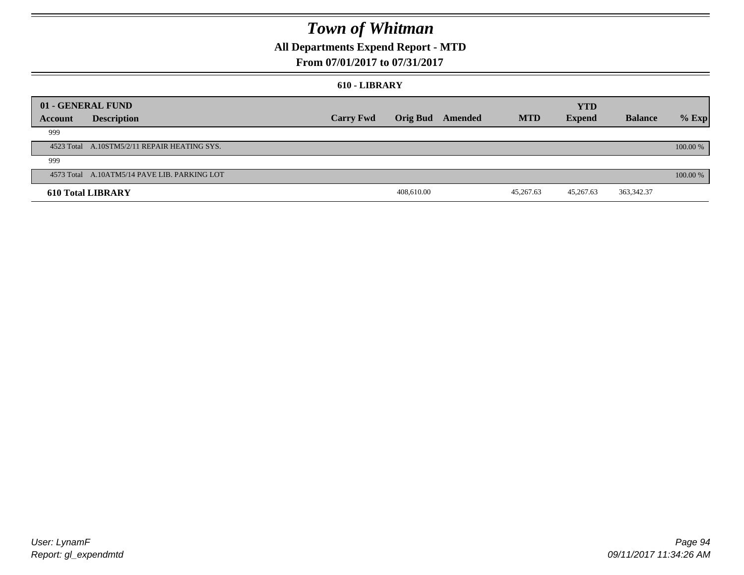# Town of Whitman

## All Departments Expend Report - MTD

### From 07/01/2017 to 07/31/2017

#### 610 - LIBRARY

| 01 - GENERAL FUND | | | | | | YTD | | |
|---|---|---|---|---|---|---|---|---|
| **Account** | **Description** | **Carry Fwd** | **Orig Bud** | **Amended** | **MTD** | **Expend** | **Balance** | **% Exp** |
| 999 | | | | | | | | |
| 4523 Total | A.10STM5/2/11 REPAIR HEATING SYS. | | | | | | | 100.00 % |
| 999 | | | | | | | | |
| 4573 Total | A.10ATM5/14 PAVE LIB. PARKING LOT | | | | | | | 100.00 % |
| **610 Total LIBRARY** | | | 408,610.00 | | 45,267.63 | 45,267.63 | 363,342.37 | |

User: LynamF
Report: gl_expendmtd

09/11/2017 11:34:26 AM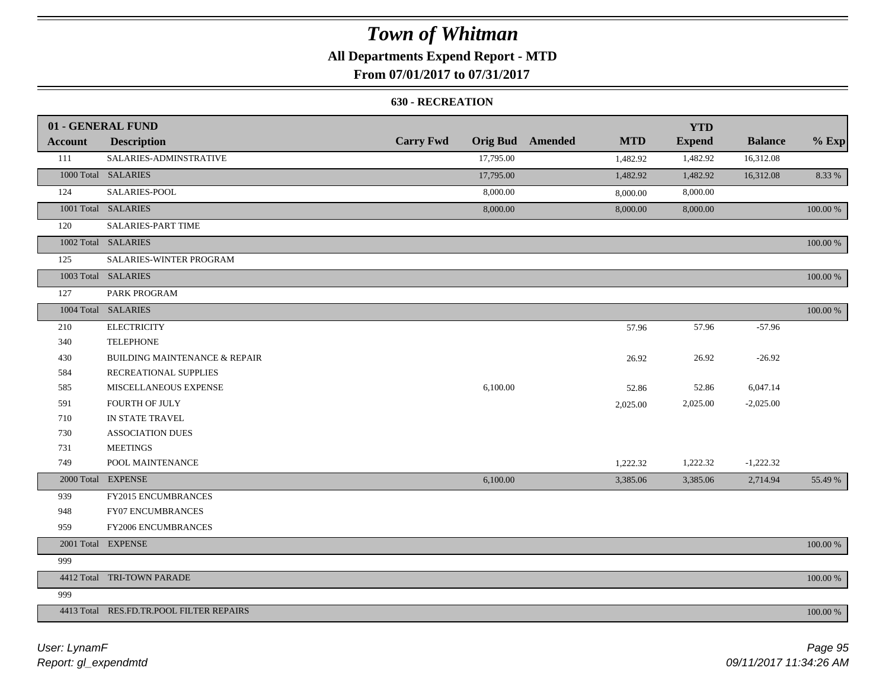# Town of Whitman

**All Departments Expend Report - MTD**

**From 07/01/2017 to 07/31/2017**

### 630 - RECREATION

| 01 - GENERAL FUND | | | | | | YTD | | |
|---|---|---|---|---|---|---|---|---|
| **Account** | **Description** | **Carry Fwd** | **Orig Bud** | **Amended** | **MTD** | **Expend** | **Balance** | **% Exp** |
| 111 | SALARIES-ADMINSTRATIVE | | 17,795.00 | | 1,482.92 | 1,482.92 | 16,312.08 | |
| 1000 Total | SALARIES | | 17,795.00 | | 1,482.92 | 1,482.92 | 16,312.08 | 8.33 % |
| 124 | SALARIES-POOL | | 8,000.00 | | 8,000.00 | 8,000.00 | | |
| 1001 Total | SALARIES | | 8,000.00 | | 8,000.00 | 8,000.00 | | 100.00 % |
| 120 | SALARIES-PART TIME | | | | | | | |
| 1002 Total | SALARIES | | | | | | | 100.00 % |
| 125 | SALARIES-WINTER PROGRAM | | | | | | | |
| 1003 Total | SALARIES | | | | | | | 100.00 % |
| 127 | PARK PROGRAM | | | | | | | |
| 1004 Total | SALARIES | | | | | | | 100.00 % |
| 210 | ELECTRICITY | | | | 57.96 | 57.96 | -57.96 | |
| 340 | TELEPHONE | | | | | | | |
| 430 | BUILDING MAINTENANCE & REPAIR | | | | 26.92 | 26.92 | -26.92 | |
| 584 | RECREATIONAL SUPPLIES | | | | | | | |
| 585 | MISCELLANEOUS EXPENSE | | 6,100.00 | | 52.86 | 52.86 | 6,047.14 | |
| 591 | FOURTH OF JULY | | | | 2,025.00 | 2,025.00 | -2,025.00 | |
| 710 | IN STATE TRAVEL | | | | | | | |
| 730 | ASSOCIATION DUES | | | | | | | |
| 731 | MEETINGS | | | | | | | |
| 749 | POOL MAINTENANCE | | | | 1,222.32 | 1,222.32 | -1,222.32 | |
| 2000 Total | EXPENSE | | 6,100.00 | | 3,385.06 | 3,385.06 | 2,714.94 | 55.49 % |
| 939 | FY2015 ENCUMBRANCES | | | | | | | |
| 948 | FY07 ENCUMBRANCES | | | | | | | |
| 959 | FY2006 ENCUMBRANCES | | | | | | | |
| 2001 Total | EXPENSE | | | | | | | 100.00 % |
| 999 | | | | | | | | |
| 4412 Total | TRI-TOWN PARADE | | | | | | | 100.00 % |
| 999 | | | | | | | | |
| 4413 Total | RES.FD.TR.POOL FILTER REPAIRS | | | | | | | 100.00 % |

*User: LynamF*
*Report: gl_expendmtd*

*09/11/2017 11:34:26 AM*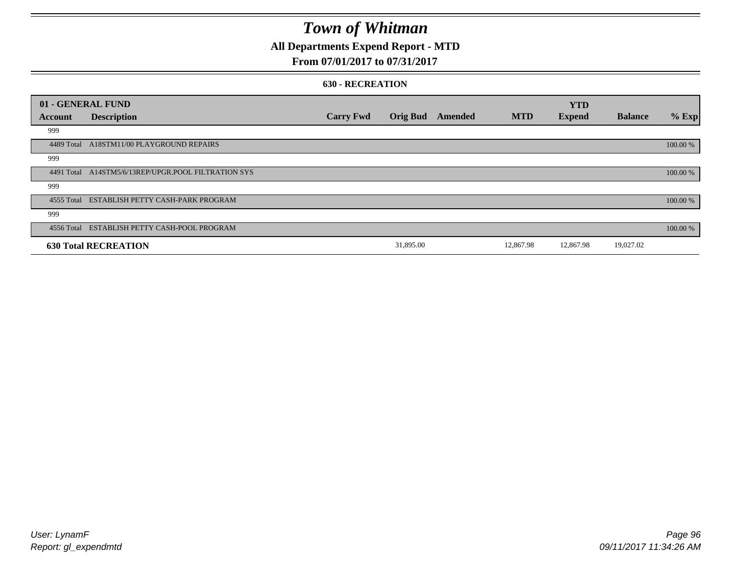# Town of Whitman

## All Departments Expend Report - MTD

### From 07/01/2017 to 07/31/2017

#### 630 - RECREATION

| 01 - GENERAL FUND | | | | | | YTD | | |
|---|---|---|---|---|---|---|---|---|
| **Account** | **Description** | **Carry Fwd** | **Orig Bud** | **Amended** | **MTD** | **Expend** | **Balance** | **% Exp** |
| 999 | | | | | | | | |
| 4489 Total | A18STM11/00 PLAYGROUND REPAIRS | | | | | | | 100.00 % |
| 999 | | | | | | | | |
| 4491 Total | A14STM5/6/13REP/UPGR.POOL FILTRATION SYS | | | | | | | 100.00 % |
| 999 | | | | | | | | |
| 4555 Total | ESTABLISH PETTY CASH-PARK PROGRAM | | | | | | | 100.00 % |
| 999 | | | | | | | | |
| 4556 Total | ESTABLISH PETTY CASH-POOL PROGRAM | | | | | | | 100.00 % |
| **630 Total RECREATION** | | | 31,895.00 | | 12,867.98 | 12,867.98 | 19,027.02 | |

User: LynamF
Report: gl_expendmtd

09/11/2017 11:34:26 AM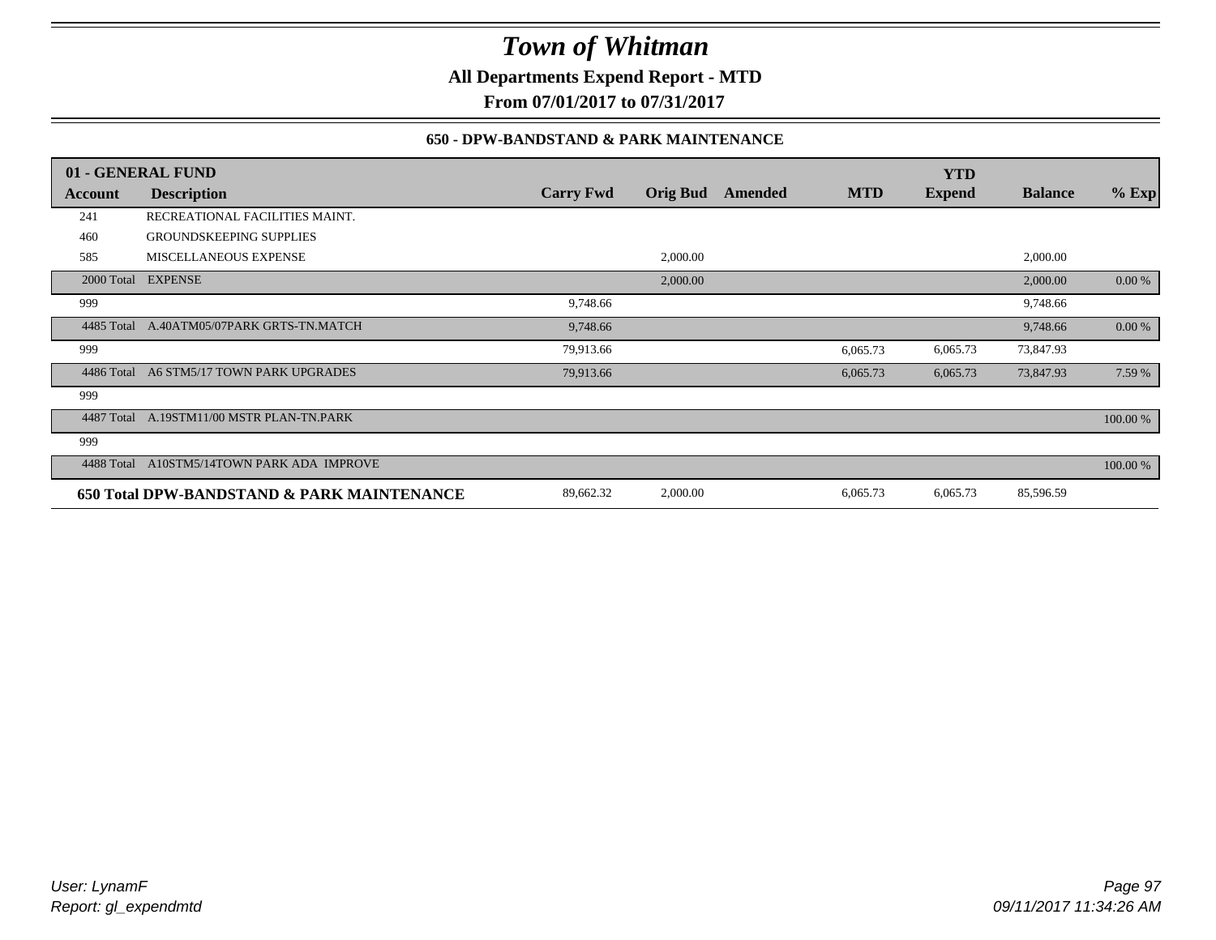# Town of Whitman

**All Departments Expend Report - MTD**

**From 07/01/2017 to 07/31/2017**

**650 - DPW-BANDSTAND & PARK MAINTENANCE**

| **01 - GENERAL FUND** | | | | | | **YTD** | | |
|---|---|---|---|---|---|---|---|---|
| **Account** | **Description** | **Carry Fwd** | **Orig Bud** | **Amended** | **MTD** | **Expend** | **Balance** | **% Exp** |
| 241 | RECREATIONAL FACILITIES MAINT. | | | | | | | |
| 460 | GROUNDSKEEPING SUPPLIES | | | | | | | |
| 585 | MISCELLANEOUS EXPENSE | | 2,000.00 | | | | 2,000.00 | |
| 2000 Total | EXPENSE | | 2,000.00 | | | | 2,000.00 | 0.00 % |
| 999 | | 9,748.66 | | | | | 9,748.66 | |
| 4485 Total | A.40ATM05/07PARK GRTS-TN.MATCH | 9,748.66 | | | | | 9,748.66 | 0.00 % |
| 999 | | 79,913.66 | | | 6,065.73 | 6,065.73 | 73,847.93 | |
| 4486 Total | A6 STM5/17 TOWN PARK UPGRADES | 79,913.66 | | | 6,065.73 | 6,065.73 | 73,847.93 | 7.59 % |
| 999 | | | | | | | | |
| 4487 Total | A.19STM11/00 MSTR PLAN-TN.PARK | | | | | | | 100.00 % |
| 999 | | | | | | | | |
| 4488 Total | A10STM5/14TOWN PARK ADA IMPROVE | | | | | | | 100.00 % |
| **650 Total DPW-BANDSTAND & PARK MAINTENANCE** | | 89,662.32 | 2,000.00 | | 6,065.73 | 6,065.73 | 85,596.59 | |

*User: LynamF*
*Report: gl_expendmtd*

*09/11/2017 11:34:26 AM*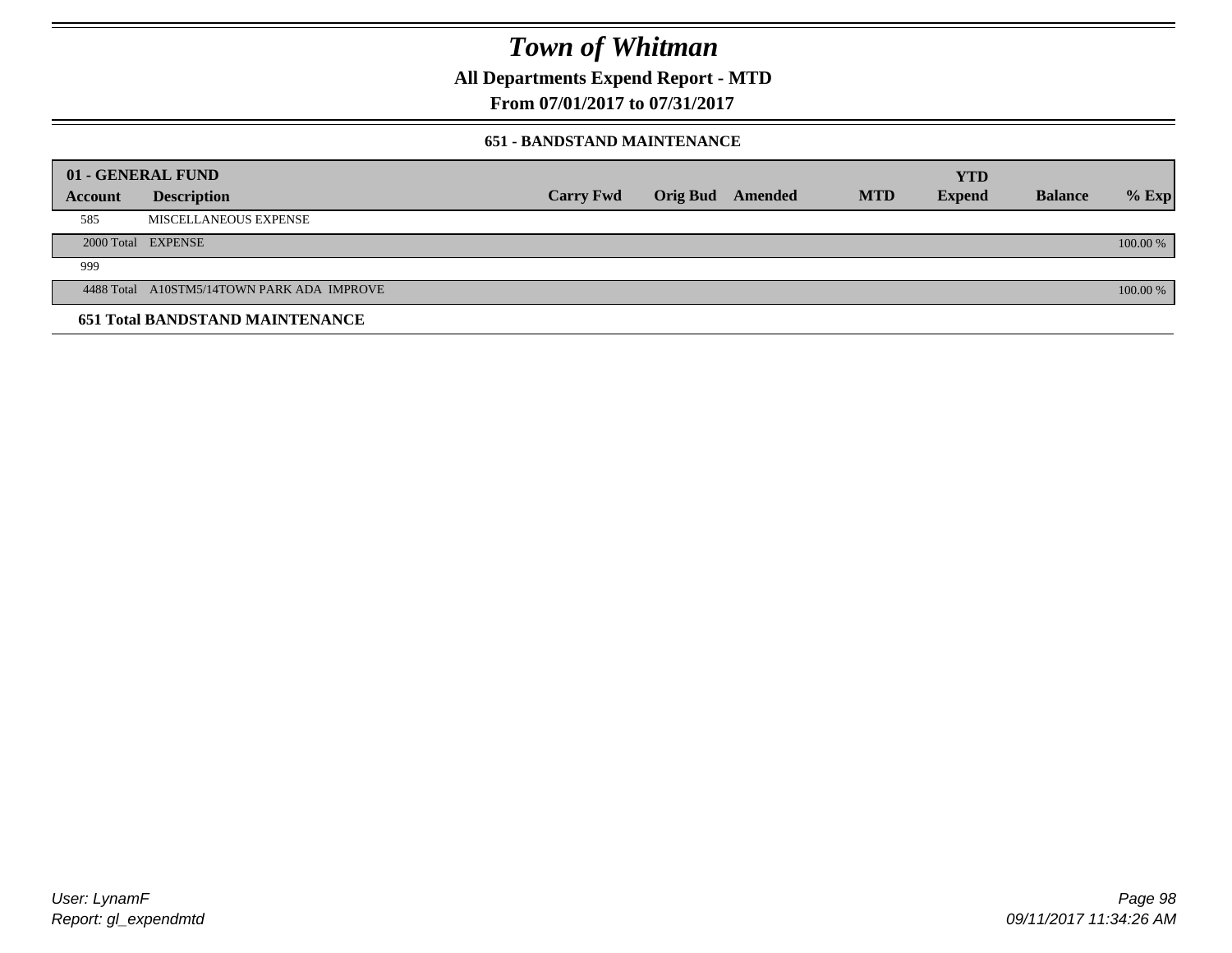# Town of Whitman

**All Departments Expend Report - MTD**

**From 07/01/2017 to 07/31/2017**

### 651 - BANDSTAND MAINTENANCE

| 01 - GENERAL FUND | | | | | | YTD | | |
|---|---|---|---|---|---|---|---|---|
| Account | Description | Carry Fwd | Orig Bud | Amended | MTD | Expend | Balance | % Exp |
| 585 | MISCELLANEOUS EXPENSE | | | | | | | |
| 2000 Total | EXPENSE | | | | | | | 100.00 % |
| 999 | | | | | | | | |
| 4488 Total | A10STM5/14TOWN PARK ADA IMPROVE | | | | | | | 100.00 % |
| **651 Total BANDSTAND MAINTENANCE** | | | | | | | | |

User: LynamF
Report: gl_expendmtd

09/11/2017 11:34:26 AM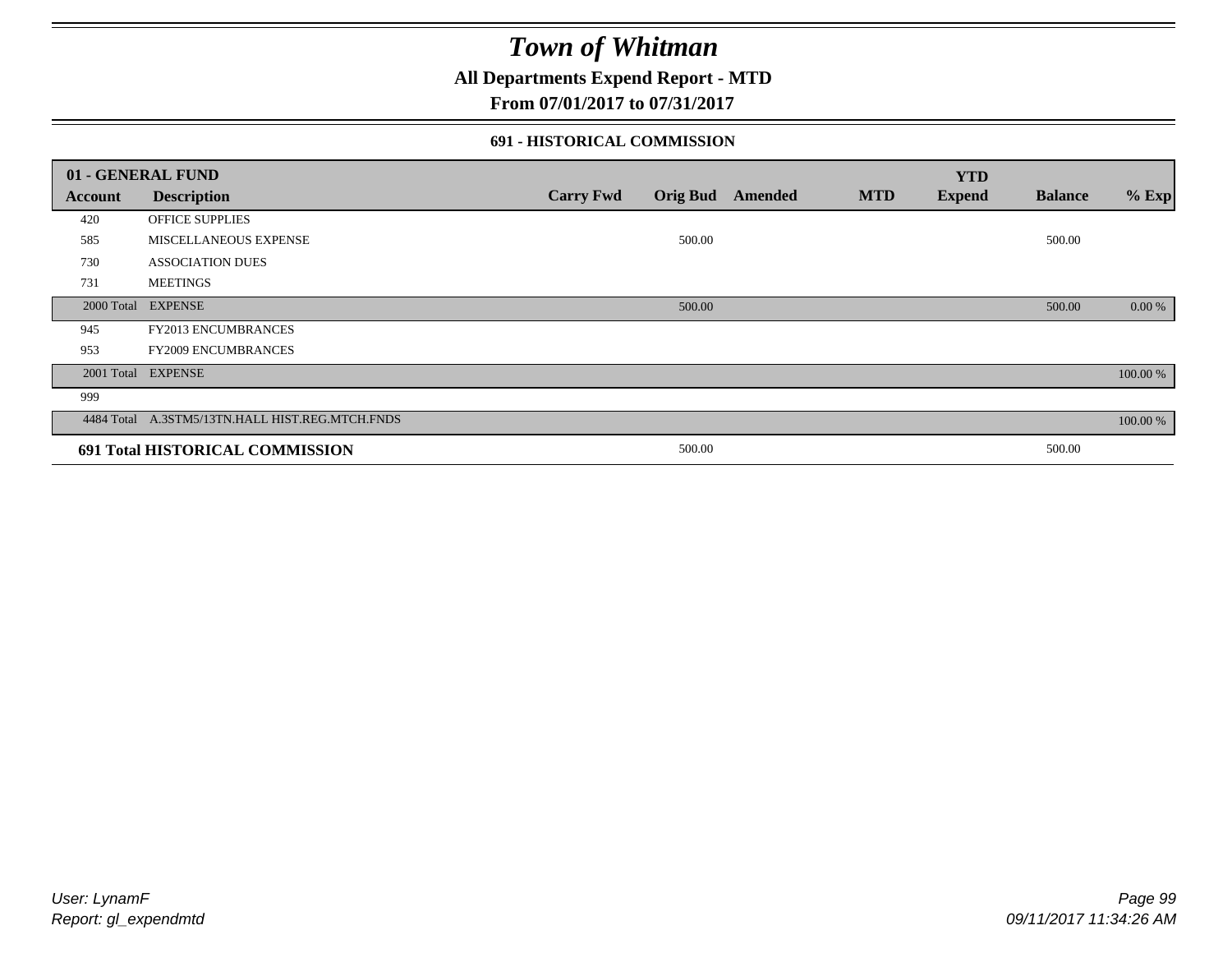# Town of Whitman

## All Departments Expend Report - MTD

## From 07/01/2017 to 07/31/2017

### 691 - HISTORICAL COMMISSION

| 01 - GENERAL FUND | | | | | | YTD | | |
|---|---|---|---|---|---|---|---|---|
| Account | Description | Carry Fwd | Orig Bud | Amended | MTD | Expend | Balance | % Exp |
| 420 | OFFICE SUPPLIES | | | | | | | |
| 585 | MISCELLANEOUS EXPENSE | | 500.00 | | | | 500.00 | |
| 730 | ASSOCIATION DUES | | | | | | | |
| 731 | MEETINGS | | | | | | | |
| 2000 Total | EXPENSE | | 500.00 | | | | 500.00 | 0.00 % |
| 945 | FY2013 ENCUMBRANCES | | | | | | | |
| 953 | FY2009 ENCUMBRANCES | | | | | | | |
| 2001 Total | EXPENSE | | | | | | | 100.00 % |
| 999 | | | | | | | | |
| 4484 Total | A.3STM5/13TN.HALL HIST.REG.MTCH.FNDS | | | | | | | 100.00 % |
| **691 Total HISTORICAL COMMISSION** | | | 500.00 | | | | 500.00 | |

User: LynamF
Report: gl_expendmtd
09/11/2017 11:34:26 AM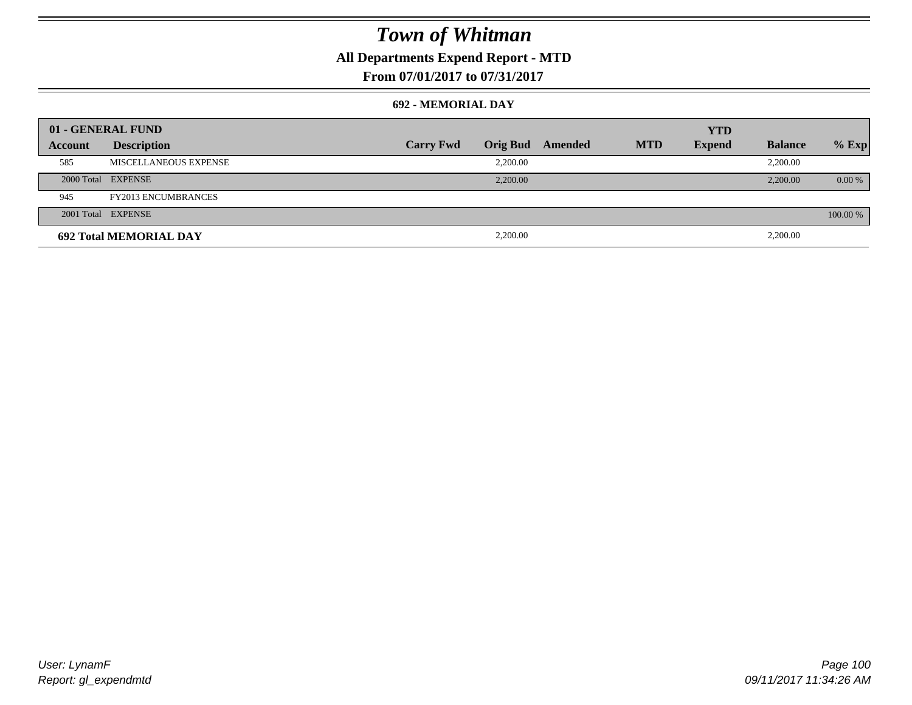# Town of Whitman

## All Departments Expend Report - MTD

## From 07/01/2017 to 07/31/2017

### 692 - MEMORIAL DAY

| 01 - GENERAL FUND | | | | | | YTD | | |
|---|---|---|---|---|---|---|---|---|
| **Account** | **Description** | **Carry Fwd** | **Orig Bud** | **Amended** | **MTD** | **Expend** | **Balance** | **% Exp** |
| 585 | MISCELLANEOUS EXPENSE | | 2,200.00 | | | | 2,200.00 | |
| 2000 Total | EXPENSE | | 2,200.00 | | | | 2,200.00 | 0.00 % |
| 945 | FY2013 ENCUMBRANCES | | | | | | | |
| 2001 Total | EXPENSE | | | | | | | 100.00 % |
| **692 Total MEMORIAL DAY** | | | 2,200.00 | | | | 2,200.00 | |

User: LynamF
Report: gl_expendmtd

09/11/2017 11:34:26 AM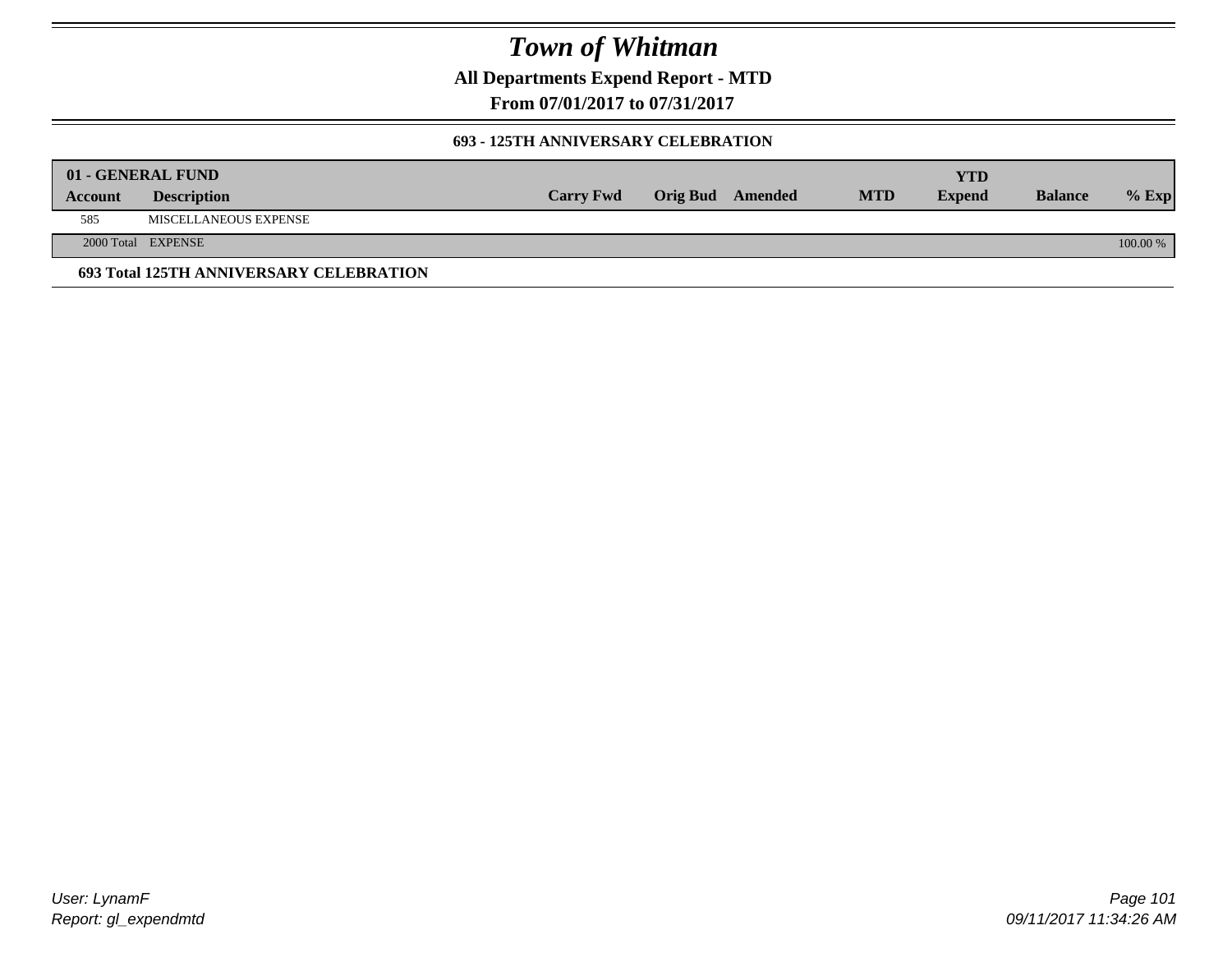# Town of Whitman

**All Departments Expend Report - MTD**

**From 07/01/2017 to 07/31/2017**

**693 - 125TH ANNIVERSARY CELEBRATION**

| 01 - GENERAL FUND | | | | | | | | |
|---|---|---|---|---|---|---|---|---|
| **Account** | **Description** | **Carry Fwd** | **Orig Bud** | **Amended** | **MTD** | **YTD Expend** | **Balance** | **% Exp** |
| 585 | MISCELLANEOUS EXPENSE | | | | | | | |
| 2000 Total | EXPENSE | | | | | | | 100.00 % |

**693 Total 125TH ANNIVERSARY CELEBRATION**

*User: LynamF*
*Report: gl_expendmtd*

*09/11/2017 11:34:26 AM*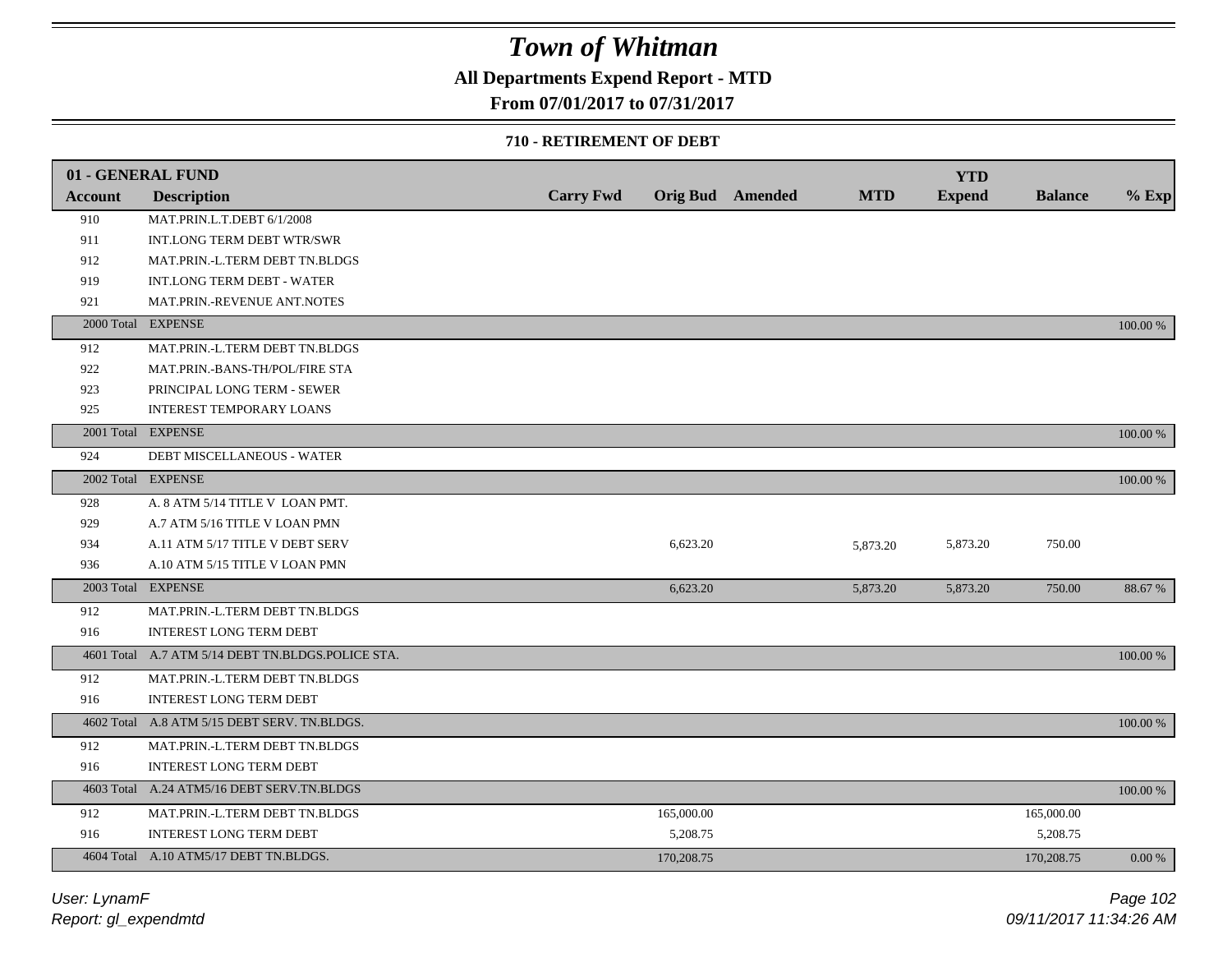# Town of Whitman

**All Departments Expend Report - MTD**

**From 07/01/2017 to 07/31/2017**

**710 - RETIREMENT OF DEBT**

| 01 - GENERAL FUND | | | | | | YTD | | |
|---|---|---|---|---|---|---|---|---|
| **Account** | **Description** | **Carry Fwd** | **Orig Bud** | **Amended** | **MTD** | **Expend** | **Balance** | **% Exp** |
| 910 | MAT.PRIN.L.T.DEBT 6/1/2008 | | | | | | | |
| 911 | INT.LONG TERM DEBT WTR/SWR | | | | | | | |
| 912 | MAT.PRIN.-L.TERM DEBT TN.BLDGS | | | | | | | |
| 919 | INT.LONG TERM DEBT - WATER | | | | | | | |
| 921 | MAT.PRIN.-REVENUE ANT.NOTES | | | | | | | |
| 2000 Total | EXPENSE | | | | | | | 100.00 % |
| 912 | MAT.PRIN.-L.TERM DEBT TN.BLDGS | | | | | | | |
| 922 | MAT.PRIN.-BANS-TH/POL/FIRE STA | | | | | | | |
| 923 | PRINCIPAL LONG TERM - SEWER | | | | | | | |
| 925 | INTEREST TEMPORARY LOANS | | | | | | | |
| 2001 Total | EXPENSE | | | | | | | 100.00 % |
| 924 | DEBT MISCELLANEOUS - WATER | | | | | | | |
| 2002 Total | EXPENSE | | | | | | | 100.00 % |
| 928 | A. 8 ATM 5/14 TITLE V LOAN PMT. | | | | | | | |
| 929 | A.7 ATM 5/16 TITLE V LOAN PMN | | | | | | | |
| 934 | A.11 ATM 5/17 TITLE V DEBT SERV | | 6,623.20 | | 5,873.20 | 5,873.20 | 750.00 | |
| 936 | A.10 ATM 5/15 TITLE V LOAN PMN | | | | | | | |
| 2003 Total | EXPENSE | | 6,623.20 | | 5,873.20 | 5,873.20 | 750.00 | 88.67 % |
| 912 | MAT.PRIN.-L.TERM DEBT TN.BLDGS | | | | | | | |
| 916 | INTEREST LONG TERM DEBT | | | | | | | |
| 4601 Total | A.7 ATM 5/14 DEBT TN.BLDGS.POLICE STA. | | | | | | | 100.00 % |
| 912 | MAT.PRIN.-L.TERM DEBT TN.BLDGS | | | | | | | |
| 916 | INTEREST LONG TERM DEBT | | | | | | | |
| 4602 Total | A.8 ATM 5/15 DEBT SERV. TN.BLDGS. | | | | | | | 100.00 % |
| 912 | MAT.PRIN.-L.TERM DEBT TN.BLDGS | | | | | | | |
| 916 | INTEREST LONG TERM DEBT | | | | | | | |
| 4603 Total | A.24 ATM5/16 DEBT SERV.TN.BLDGS | | | | | | | 100.00 % |
| 912 | MAT.PRIN.-L.TERM DEBT TN.BLDGS | | 165,000.00 | | | | 165,000.00 | |
| 916 | INTEREST LONG TERM DEBT | | 5,208.75 | | | | 5,208.75 | |
| 4604 Total | A.10 ATM5/17 DEBT TN.BLDGS. | | 170,208.75 | | | | 170,208.75 | 0.00 % |

User: LynamF
Report: gl_expendmtd

09/11/2017 11:34:26 AM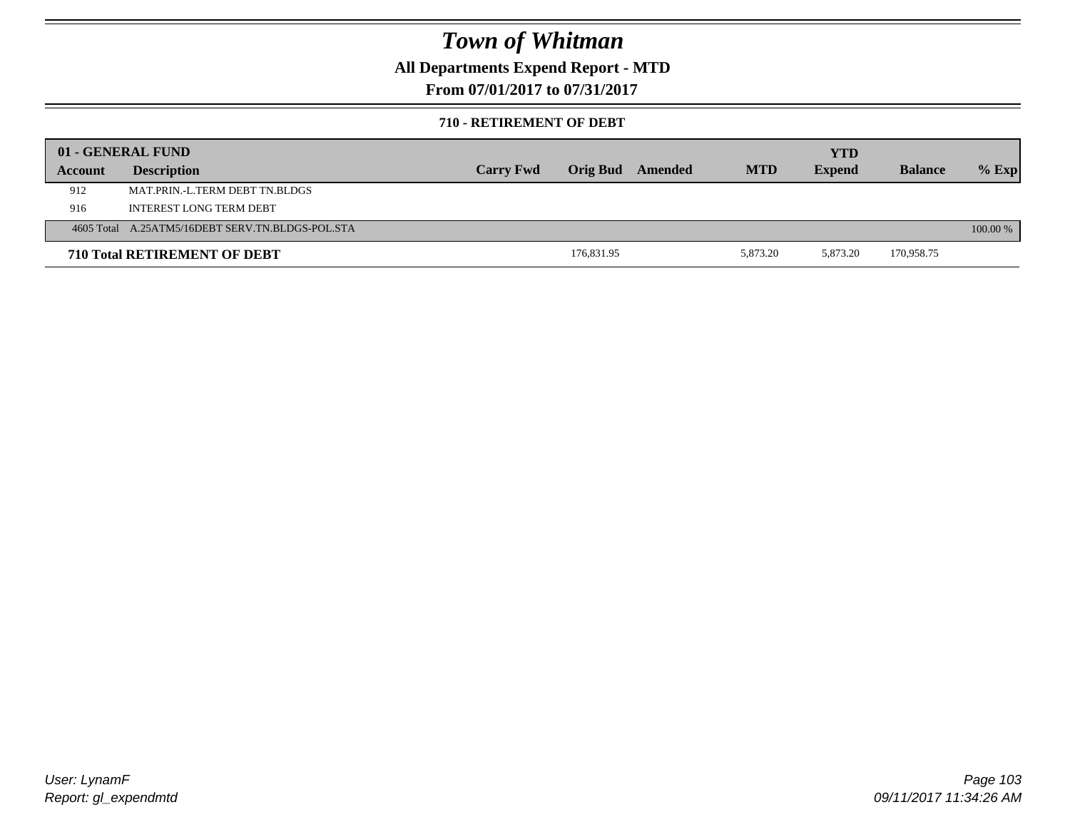# Town of Whitman

## All Departments Expend Report - MTD

## From 07/01/2017 to 07/31/2017

### 710 - RETIREMENT OF DEBT

| 01 - GENERAL FUND | | | | | | YTD | | |
|---|---|---|---|---|---|---|---|---|
| Account | Description | Carry Fwd | Orig Bud | Amended | MTD | Expend | Balance | % Exp |
| 912 | MAT.PRIN.-L.TERM DEBT TN.BLDGS | | | | | | | |
| 916 | INTEREST LONG TERM DEBT | | | | | | | |
| 4605 Total | A.25ATM5/16DEBT SERV.TN.BLDGS-POL.STA | | | | | | | 100.00 % |
| **710 Total RETIREMENT OF DEBT** | | | 176,831.95 | | 5,873.20 | 5,873.20 | 170,958.75 | |

User: LynamF

Report: gl_expendmtd

09/11/2017 11:34:26 AM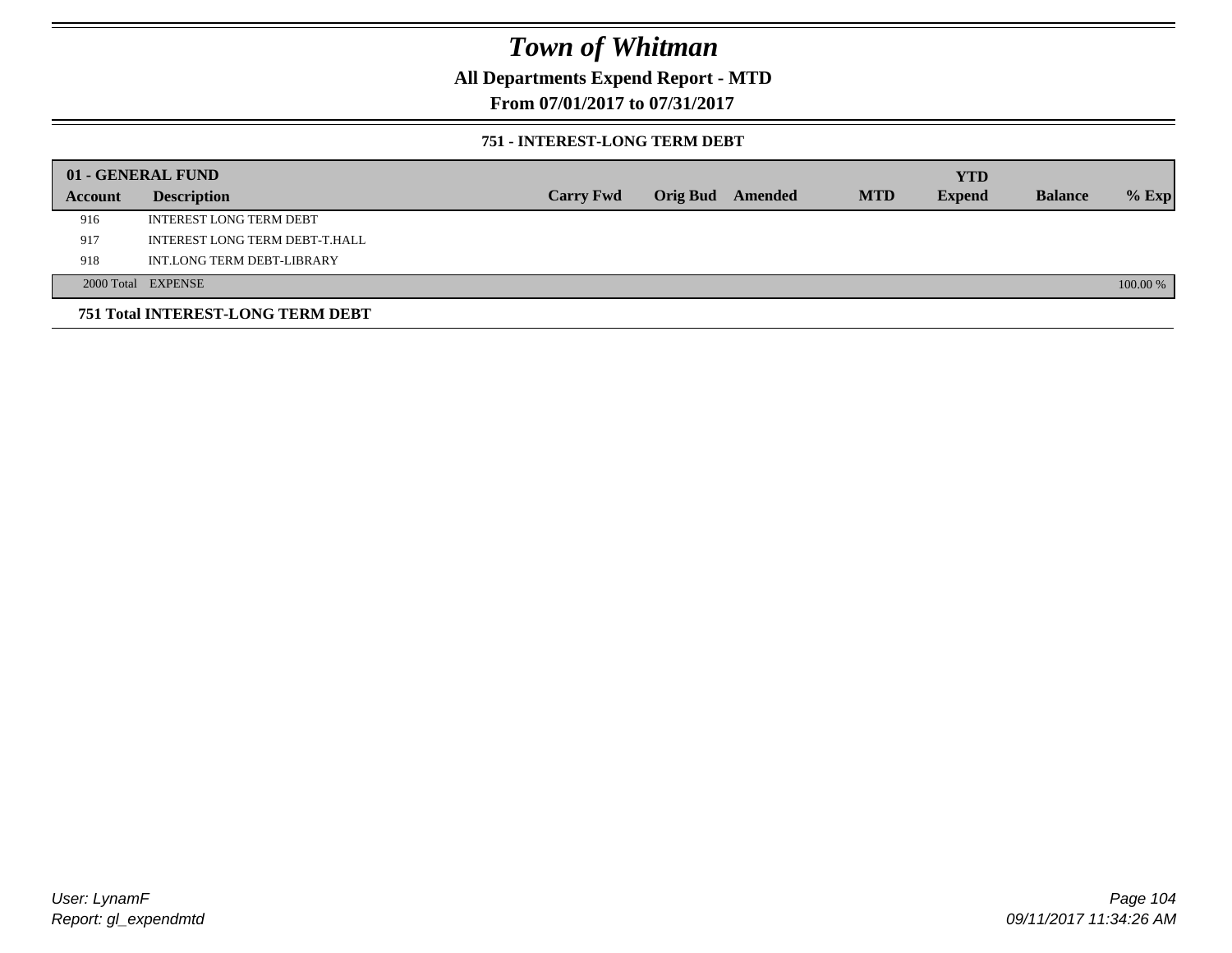# Town of Whitman

## All Departments Expend Report - MTD

## From 07/01/2017 to 07/31/2017

### 751 - INTEREST-LONG TERM DEBT

| 01 - GENERAL FUND | | | | | | | | | |
|---|---|---|---|---|---|---|---|---|---|
| **Account** | **Description** | **Carry Fwd** | **Orig Bud** | **Amended** | **MTD** | **YTD Expend** | **Balance** | **% Exp** |
| 916 | INTEREST LONG TERM DEBT | | | | | | | |
| 917 | INTEREST LONG TERM DEBT-T.HALL | | | | | | | |
| 918 | INT.LONG TERM DEBT-LIBRARY | | | | | | | |
| 2000 Total | EXPENSE | | | | | | | 100.00 % |

**751 Total INTEREST-LONG TERM DEBT**

User: LynamF
Report: gl_expendmtd

09/11/2017 11:34:26 AM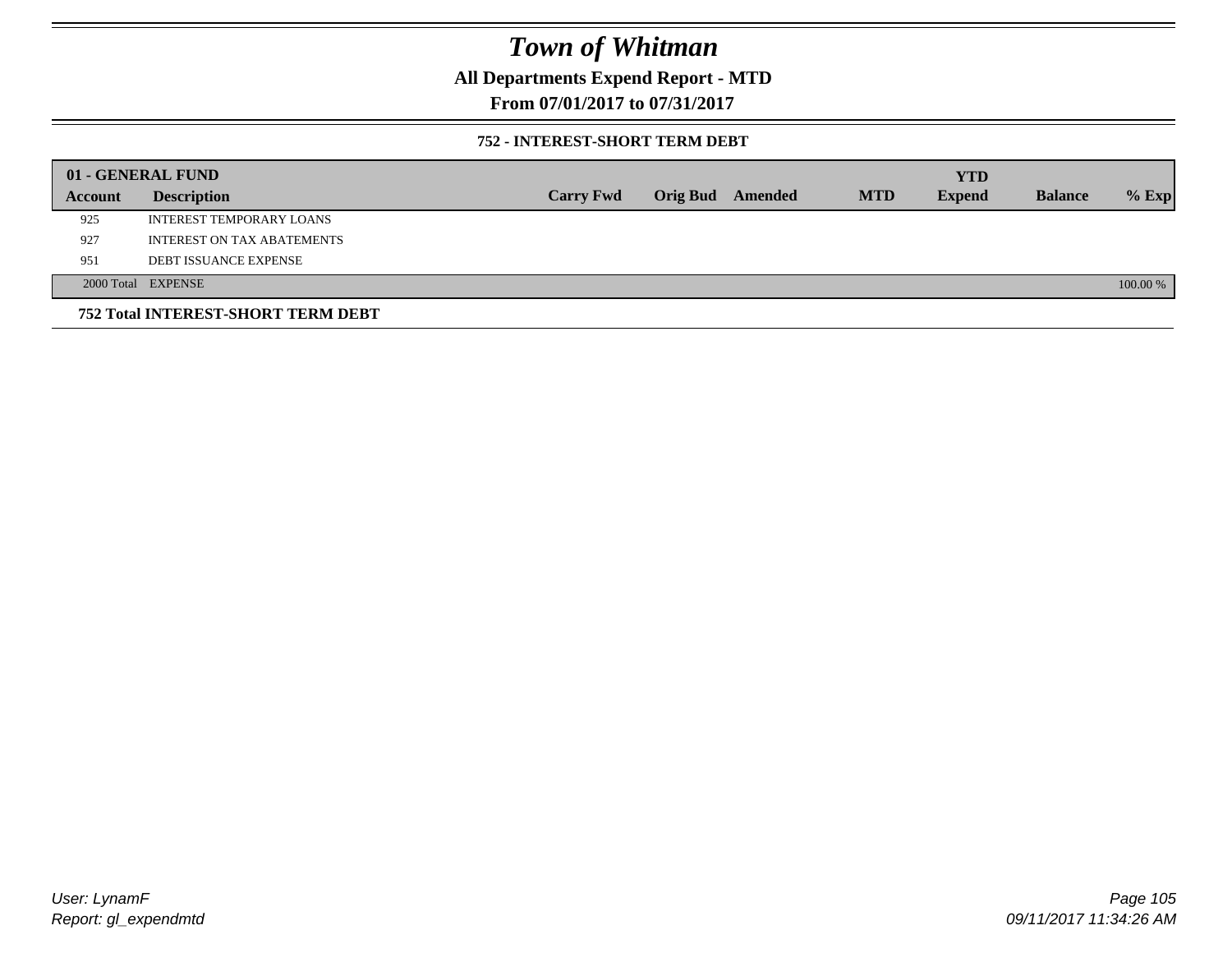# Town of Whitman

## All Departments Expend Report - MTD

## From 07/01/2017 to 07/31/2017

### 752 - INTEREST-SHORT TERM DEBT

| 01 - GENERAL FUND | | | | | | YTD | | |
|---|---|---|---|---|---|---|---|---|
| **Account** | **Description** | **Carry Fwd** | **Orig Bud** | **Amended** | **MTD** | **Expend** | **Balance** | **% Exp** |
| 925 | INTEREST TEMPORARY LOANS | | | | | | | |
| 927 | INTEREST ON TAX ABATEMENTS | | | | | | | |
| 951 | DEBT ISSUANCE EXPENSE | | | | | | | |
| 2000 Total | EXPENSE | | | | | | | 100.00 % |

**752 Total INTEREST-SHORT TERM DEBT**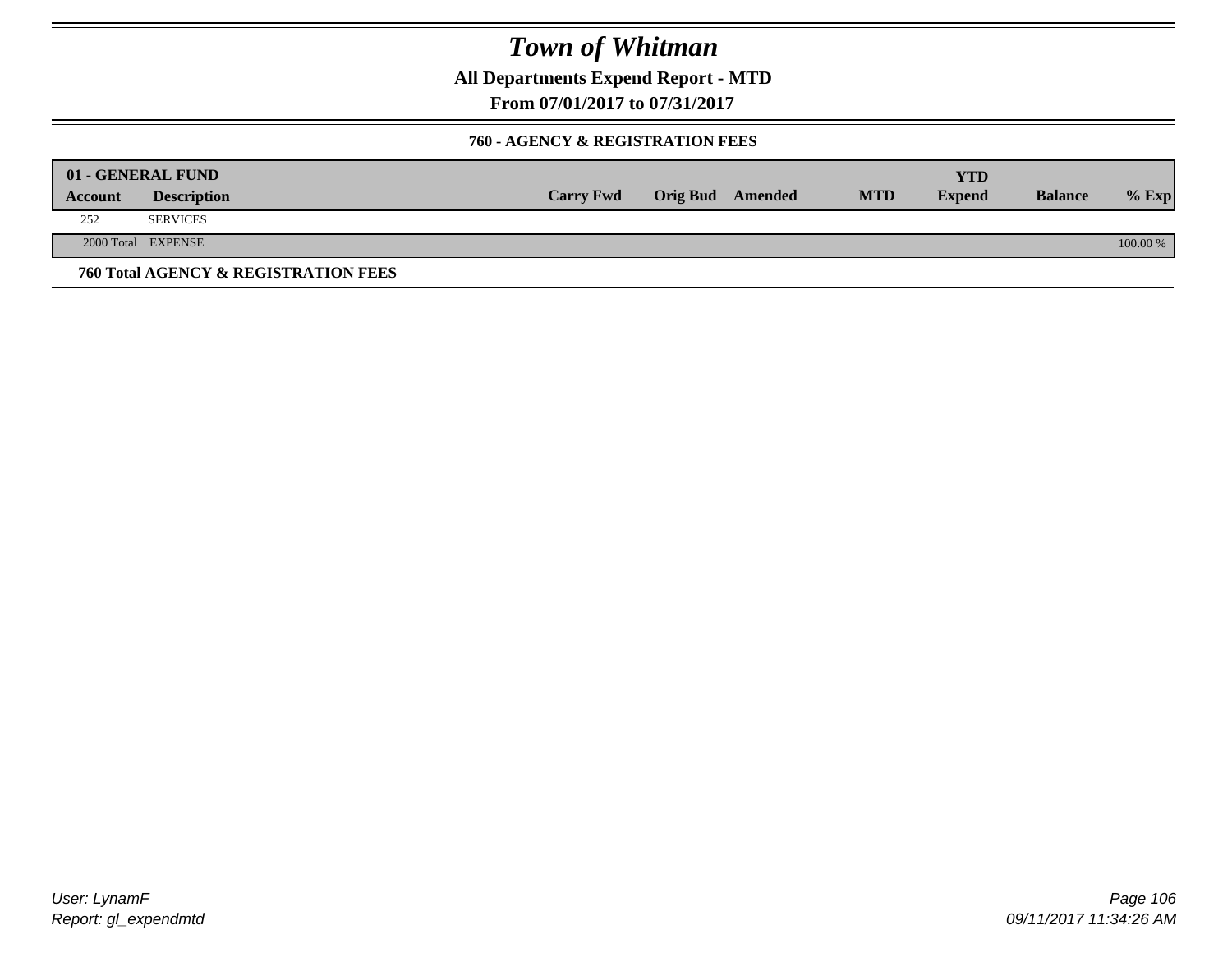# Town of Whitman

**All Departments Expend Report - MTD**

**From 07/01/2017 to 07/31/2017**

**760 - AGENCY & REGISTRATION FEES**

| 01 - GENERAL FUND | | | | | | YTD | | |
|---|---|---|---|---|---|---|---|---|
| **Account** | **Description** | **Carry Fwd** | **Orig Bud** | **Amended** | **MTD** | **Expend** | **Balance** | **% Exp** |
| 252 | SERVICES | | | | | | | |
| 2000 Total | EXPENSE | | | | | | | 100.00 % |

**760 Total AGENCY & REGISTRATION FEES**

*User: LynamF*
*Report: gl_expendmtd*

*09/11/2017 11:34:26 AM*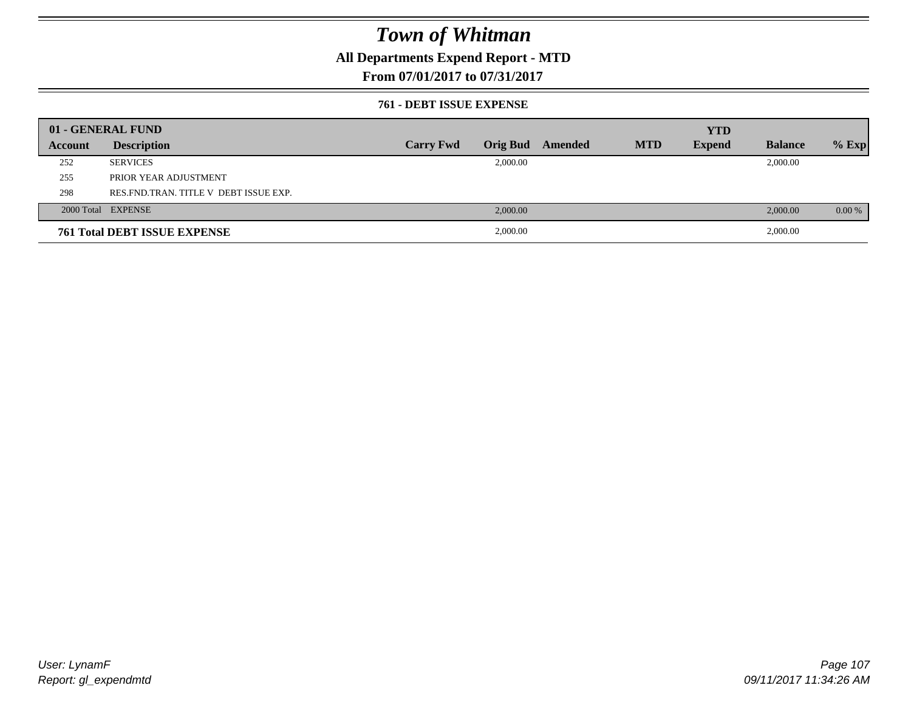# Town of Whitman

## All Departments Expend Report - MTD

## From 07/01/2017 to 07/31/2017

### 761 - DEBT ISSUE EXPENSE

| 01 - GENERAL FUND | | | | | | | | |
|---|---|---|---|---|---|---|---|---|
| **Account** | **Description** | **Carry Fwd** | **Orig Bud** | **Amended** | **MTD** | **YTD Expend** | **Balance** | **% Exp** |
| 252 | SERVICES | | 2,000.00 | | | | 2,000.00 | |
| 255 | PRIOR YEAR ADJUSTMENT | | | | | | | |
| 298 | RES.FND.TRAN. TITLE V DEBT ISSUE EXP. | | | | | | | |
| 2000 Total | EXPENSE | | 2,000.00 | | | | 2,000.00 | 0.00 % |
| **761 Total DEBT ISSUE EXPENSE** | | | 2,000.00 | | | | 2,000.00 | |

User: LynamF
Report: gl_expendmtd

09/11/2017 11:34:26 AM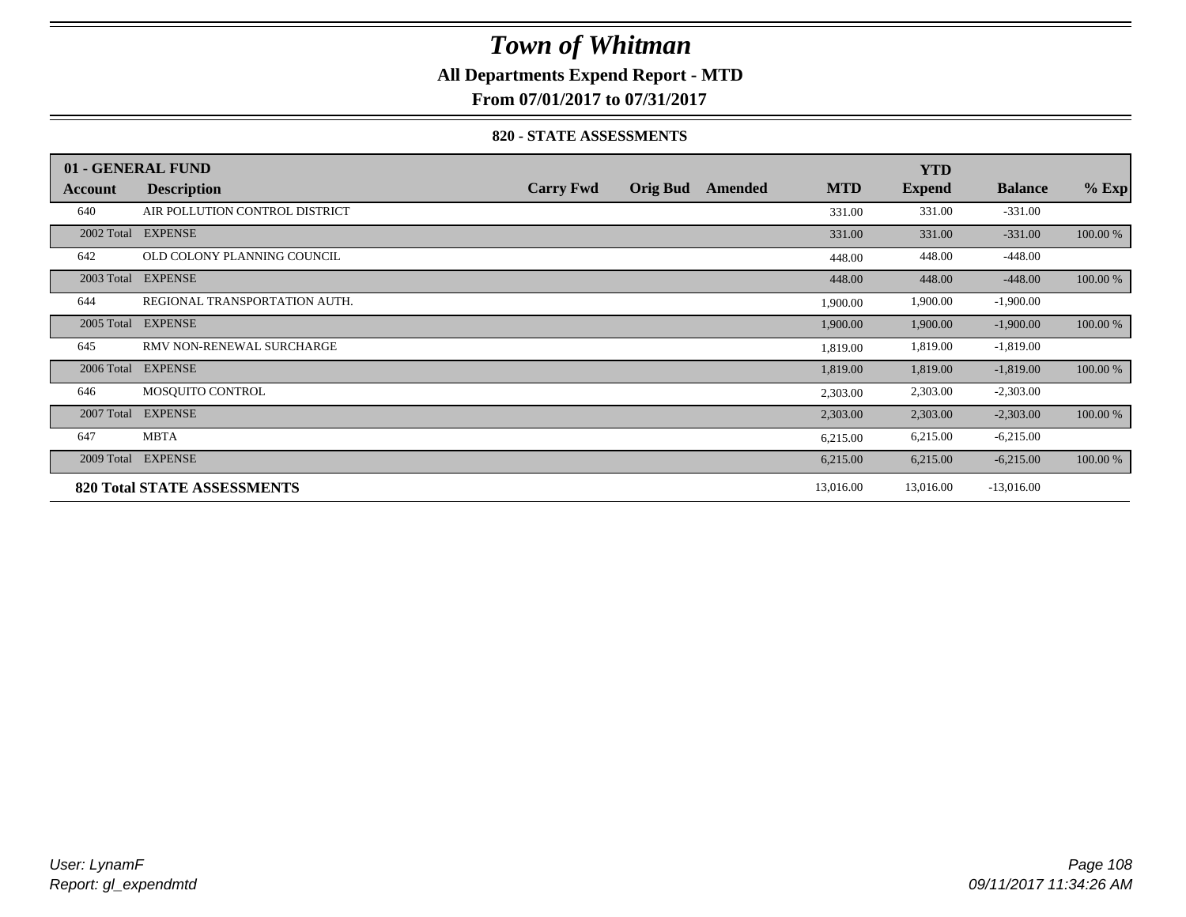# Town of Whitman

**All Departments Expend Report - MTD**

**From 07/01/2017 to 07/31/2017**

### 820 - STATE ASSESSMENTS

| 01 - GENERAL FUND | | | | | | YTD | | |
|---|---|---|---|---|---|---|---|---|
| **Account** | **Description** | **Carry Fwd** | **Orig Bud** | **Amended** | **MTD** | **Expend** | **Balance** | **% Exp** |
| 640 | AIR POLLUTION CONTROL DISTRICT | | | | 331.00 | 331.00 | -331.00 | |
| 2002 Total | EXPENSE | | | | 331.00 | 331.00 | -331.00 | 100.00 % |
| 642 | OLD COLONY PLANNING COUNCIL | | | | 448.00 | 448.00 | -448.00 | |
| 2003 Total | EXPENSE | | | | 448.00 | 448.00 | -448.00 | 100.00 % |
| 644 | REGIONAL TRANSPORTATION AUTH. | | | | 1,900.00 | 1,900.00 | -1,900.00 | |
| 2005 Total | EXPENSE | | | | 1,900.00 | 1,900.00 | -1,900.00 | 100.00 % |
| 645 | RMV NON-RENEWAL SURCHARGE | | | | 1,819.00 | 1,819.00 | -1,819.00 | |
| 2006 Total | EXPENSE | | | | 1,819.00 | 1,819.00 | -1,819.00 | 100.00 % |
| 646 | MOSQUITO CONTROL | | | | 2,303.00 | 2,303.00 | -2,303.00 | |
| 2007 Total | EXPENSE | | | | 2,303.00 | 2,303.00 | -2,303.00 | 100.00 % |
| 647 | MBTA | | | | 6,215.00 | 6,215.00 | -6,215.00 | |
| 2009 Total | EXPENSE | | | | 6,215.00 | 6,215.00 | -6,215.00 | 100.00 % |
| **820 Total STATE ASSESSMENTS** | | | | | 13,016.00 | 13,016.00 | -13,016.00 | |

*User: LynamF*
*Report: gl_expendmtd*
*09/11/2017 11:34:26 AM*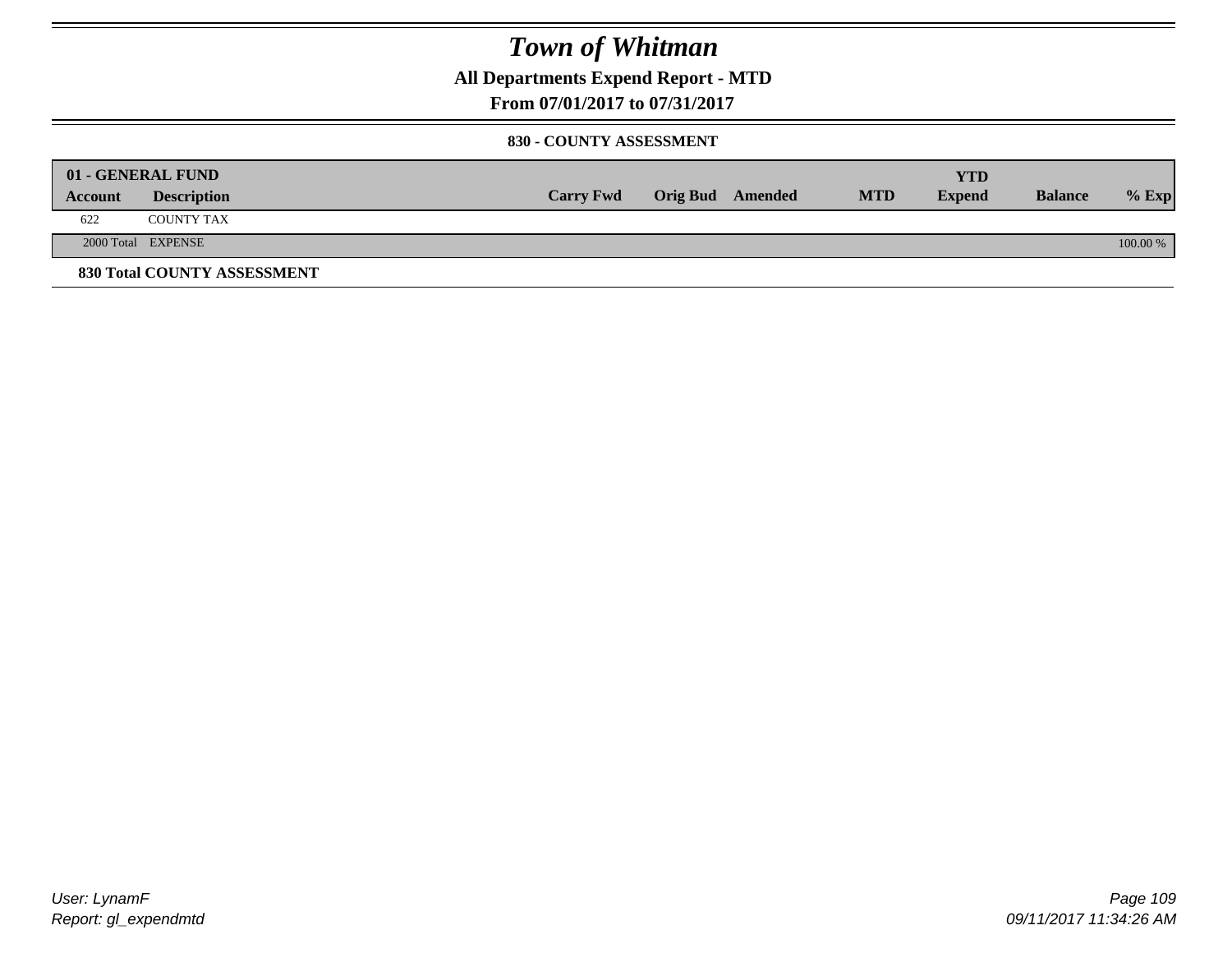# Town of Whitman

## All Departments Expend Report - MTD

## From 07/01/2017 to 07/31/2017

### 830 - COUNTY ASSESSMENT

| 01 - GENERAL FUND | | | | | | YTD | | |
|---|---|---|---|---|---|---|---|---|
| Account | Description | Carry Fwd | Orig Bud | Amended | MTD | Expend | Balance | % Exp |
| 622 | COUNTY TAX | | | | | | | |
| 2000 Total | EXPENSE | | | | | | | 100.00 % |

**830 Total COUNTY ASSESSMENT**

User: LynamF
Report: gl_expendmtd

09/11/2017 11:34:26 AM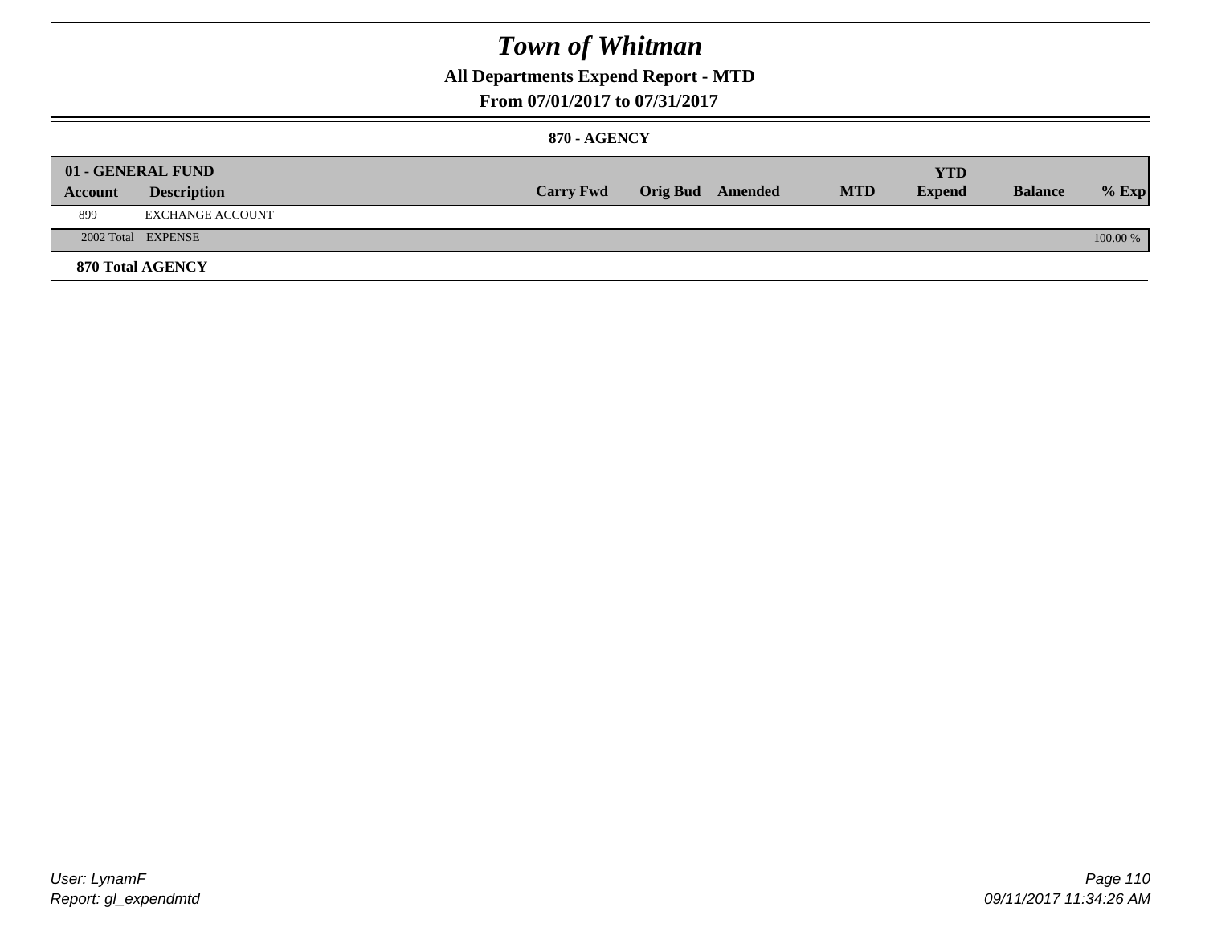# Town of Whitman

## All Departments Expend Report - MTD

### From 07/01/2017 to 07/31/2017

#### 870 - AGENCY

| 01 - GENERAL FUND | | | | | | YTD | | |
|---|---|---|---|---|---|---|---|---|
| **Account** | **Description** | **Carry Fwd** | **Orig Bud** | **Amended** | **MTD** | **Expend** | **Balance** | **% Exp** |
| 899 | EXCHANGE ACCOUNT | | | | | | | |
| 2002 Total | EXPENSE | | | | | | | 100.00 % |

**870 Total AGENCY**

User: LynamF
Report: gl_expendmtd

09/11/2017 11:34:26 AM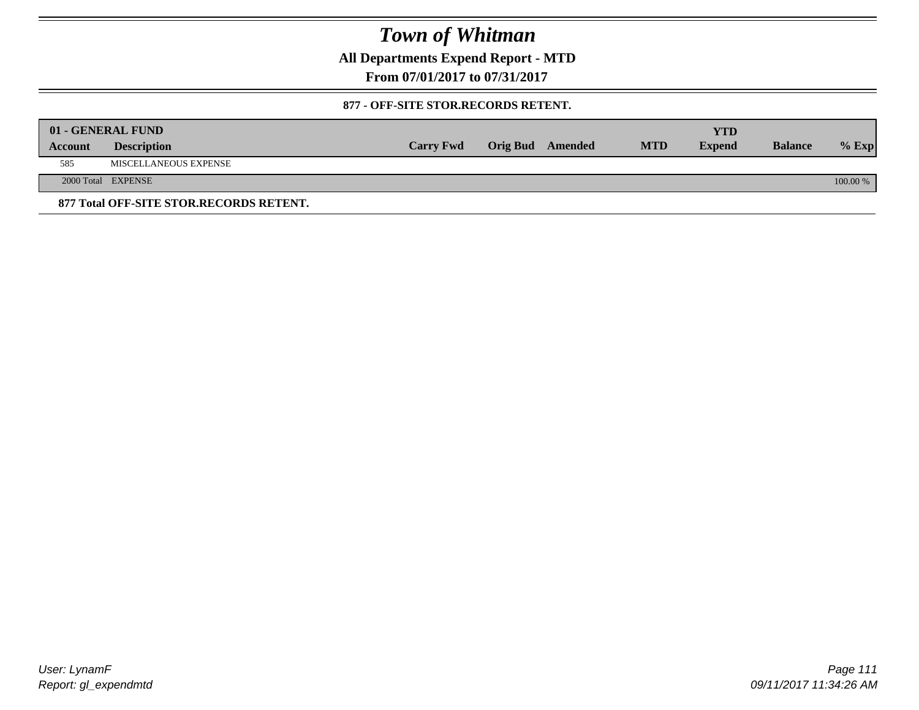# Town of Whitman

**All Departments Expend Report - MTD**

**From 07/01/2017 to 07/31/2017**

**877 - OFF-SITE STOR.RECORDS RETENT.**

| 01 - GENERAL FUND | | | | | | | | |
|---|---|---|---|---|---|---|---|---|
| **Account** | **Description** | **Carry Fwd** | **Orig Bud** | **Amended** | **MTD** | **YTD Expend** | **Balance** | **% Exp** |
| 585 | MISCELLANEOUS EXPENSE | | | | | | | |
| 2000 Total | EXPENSE | | | | | | | 100.00 % |

**877 Total OFF-SITE STOR.RECORDS RETENT.**

User: LynamF
Report: gl_expendmtd

09/11/2017 11:34:26 AM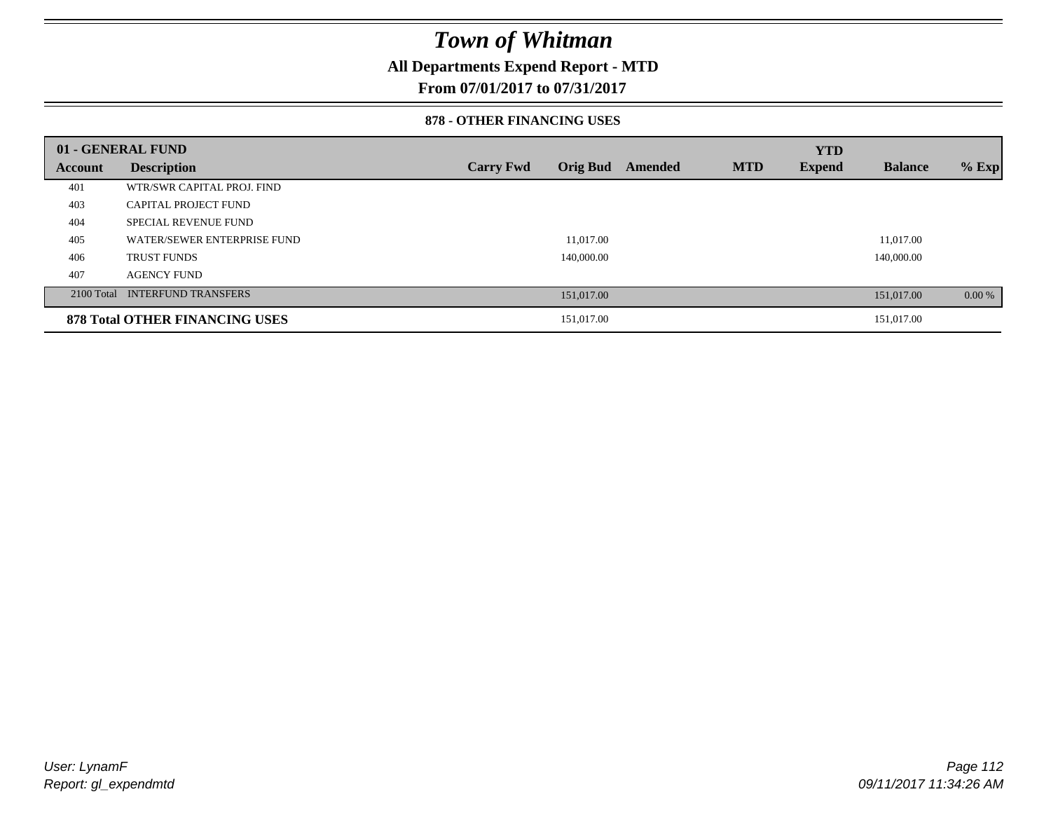# *Town of Whitman*

**All Departments Expend Report - MTD**

**From 07/01/2017 to 07/31/2017**

**878 - OTHER FINANCING USES**

| 01 - GENERAL FUND | | | | | | YTD | | |
|---|---|---|---|---|---|---|---|---|
| **Account** | **Description** | **Carry Fwd** | **Orig Bud** | **Amended** | **MTD** | **Expend** | **Balance** | **% Exp** |
| 401 | WTR/SWR CAPITAL PROJ. FIND | | | | | | | |
| 403 | CAPITAL PROJECT FUND | | | | | | | |
| 404 | SPECIAL REVENUE FUND | | | | | | | |
| 405 | WATER/SEWER ENTERPRISE FUND | | 11,017.00 | | | | 11,017.00 | |
| 406 | TRUST FUNDS | | 140,000.00 | | | | 140,000.00 | |
| 407 | AGENCY FUND | | | | | | | |
| 2100 Total | INTERFUND TRANSFERS | | 151,017.00 | | | | 151,017.00 | 0.00 % |
| **878 Total OTHER FINANCING USES** | | | 151,017.00 | | | | 151,017.00 | |

*User: LynamF*
*Report: gl_expendmtd*

*09/11/2017 11:34:26 AM*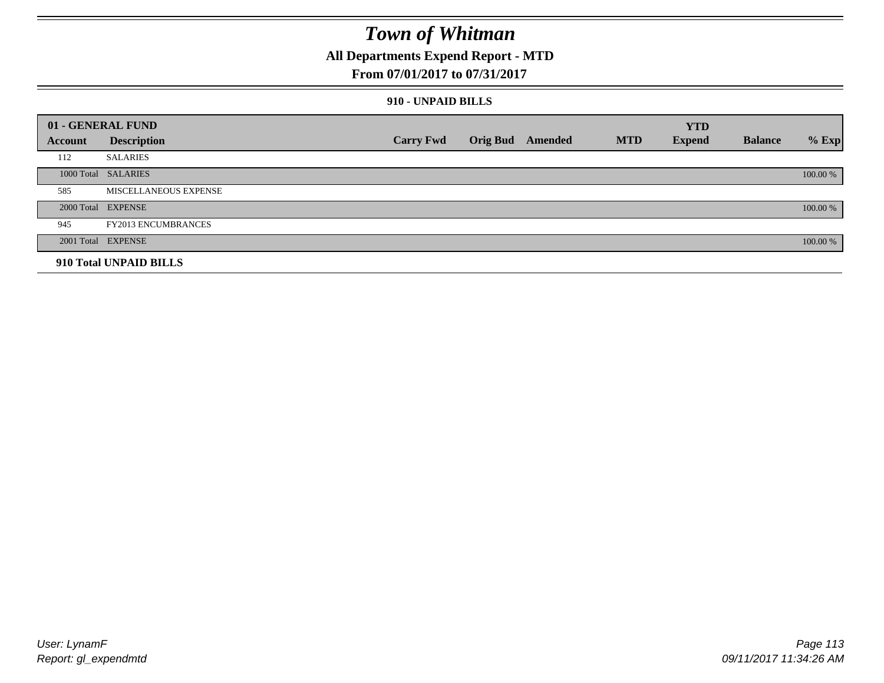# Town of Whitman

## All Departments Expend Report - MTD

### From 07/01/2017 to 07/31/2017

#### 910 - UNPAID BILLS

| 01 - GENERAL FUND | | | | | | YTD | | |
|---|---|---|---|---|---|---|---|---|
| Account | Description | Carry Fwd | Orig Bud | Amended | MTD | Expend | Balance | % Exp |
| 112 | SALARIES | | | | | | | |
| 1000 Total | SALARIES | | | | | | | 100.00 % |
| 585 | MISCELLANEOUS EXPENSE | | | | | | | |
| 2000 Total | EXPENSE | | | | | | | 100.00 % |
| 945 | FY2013 ENCUMBRANCES | | | | | | | |
| 2001 Total | EXPENSE | | | | | | | 100.00 % |
| **910 Total UNPAID BILLS** | | | | | | | | |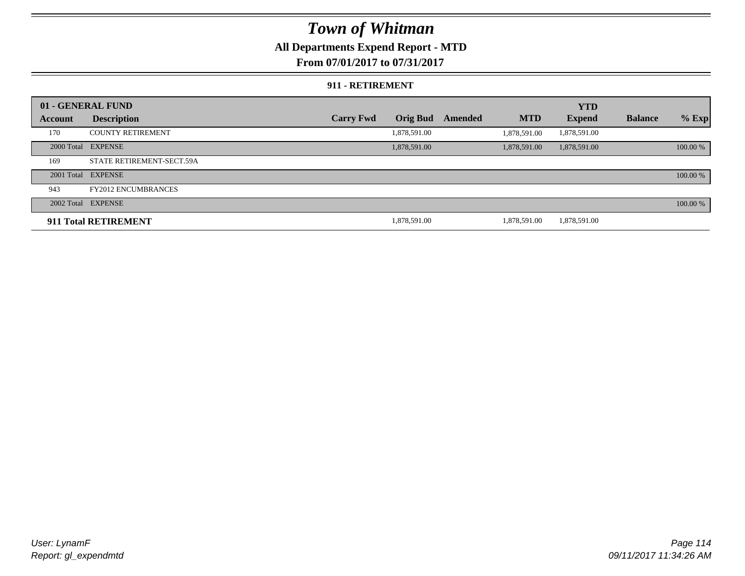# Town of Whitman

**All Departments Expend Report - MTD**

**From 07/01/2017 to 07/31/2017**

**911 - RETIREMENT**

| 01 - GENERAL FUND | | | | | | | | |
|---|---|---|---|---|---|---|---|---|
| **Account** | **Description** | **Carry Fwd** | **Orig Bud** | **Amended** | **MTD** | **YTD Expend** | **Balance** | **% Exp** |
| 170 | COUNTY RETIREMENT | | 1,878,591.00 | | 1,878,591.00 | 1,878,591.00 | | |
| 2000 Total | EXPENSE | | 1,878,591.00 | | 1,878,591.00 | 1,878,591.00 | | 100.00 % |
| 169 | STATE RETIREMENT-SECT.59A | | | | | | | |
| 2001 Total | EXPENSE | | | | | | | 100.00 % |
| 943 | FY2012 ENCUMBRANCES | | | | | | | |
| 2002 Total | EXPENSE | | | | | | | 100.00 % |
| **911 Total RETIREMENT** | | | 1,878,591.00 | | 1,878,591.00 | 1,878,591.00 | | |

*User: LynamF*
*Report: gl_expendmtd*

*09/11/2017 11:34:26 AM*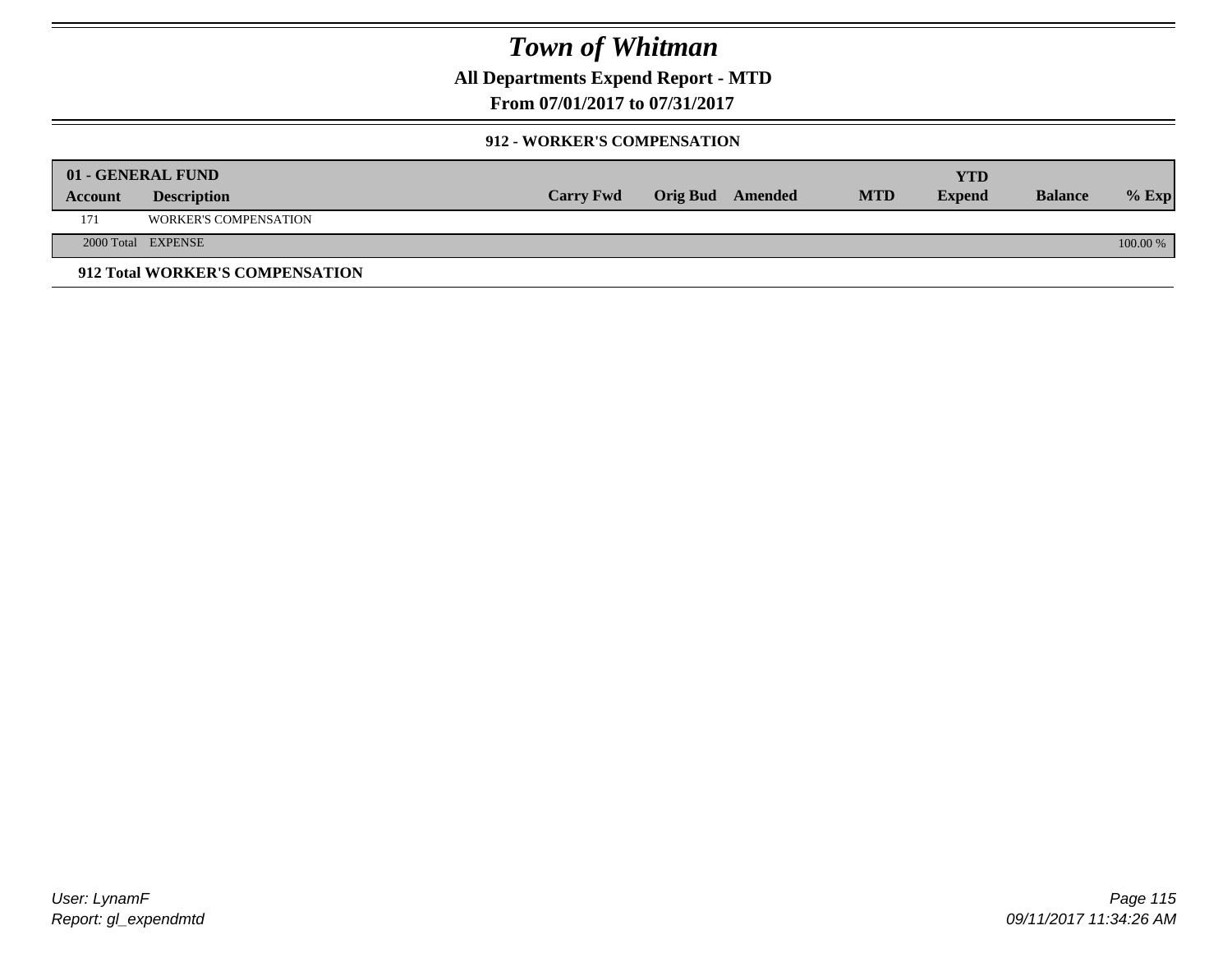# Town of Whitman

## All Departments Expend Report - MTD

## From 07/01/2017 to 07/31/2017

### 912 - WORKER'S COMPENSATION

| 01 - GENERAL FUND | | | | | | YTD | | |
|---|---|---|---|---|---|---|---|---|
| Account | Description | Carry Fwd | Orig Bud | Amended | MTD | Expend | Balance | % Exp |
| 171 | WORKER'S COMPENSATION | | | | | | | |
| 2000 Total | EXPENSE | | | | | | | 100.00 % |

**912 Total WORKER'S COMPENSATION**

*User: LynamF*
*Report: gl_expendmtd*

*09/11/2017 11:34:26 AM*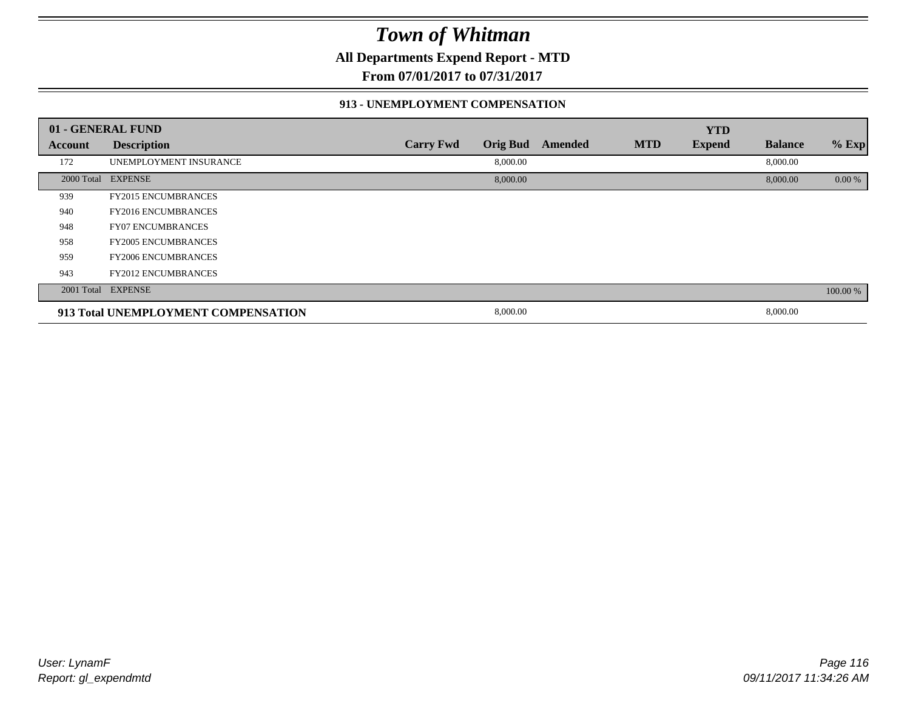# Town of Whitman

**All Departments Expend Report - MTD**

**From 07/01/2017 to 07/31/2017**

### 913 - UNEMPLOYMENT COMPENSATION

| 01 - GENERAL FUND | | | | | | YTD | | |
|---|---|---|---|---|---|---|---|---|
| **Account** | **Description** | **Carry Fwd** | **Orig Bud** | **Amended** | **MTD** | **Expend** | **Balance** | **% Exp** |
| 172 | UNEMPLOYMENT INSURANCE | | 8,000.00 | | | | 8,000.00 | |
| 2000 Total | EXPENSE | | 8,000.00 | | | | 8,000.00 | 0.00 % |
| 939 | FY2015 ENCUMBRANCES | | | | | | | |
| 940 | FY2016 ENCUMBRANCES | | | | | | | |
| 948 | FY07 ENCUMBRANCES | | | | | | | |
| 958 | FY2005 ENCUMBRANCES | | | | | | | |
| 959 | FY2006 ENCUMBRANCES | | | | | | | |
| 943 | FY2012 ENCUMBRANCES | | | | | | | |
| 2001 Total | EXPENSE | | | | | | | 100.00 % |
| **913 Total UNEMPLOYMENT COMPENSATION** | | | 8,000.00 | | | | 8,000.00 | |

User: LynamF
Report: gl_expendmtd

09/11/2017 11:34:26 AM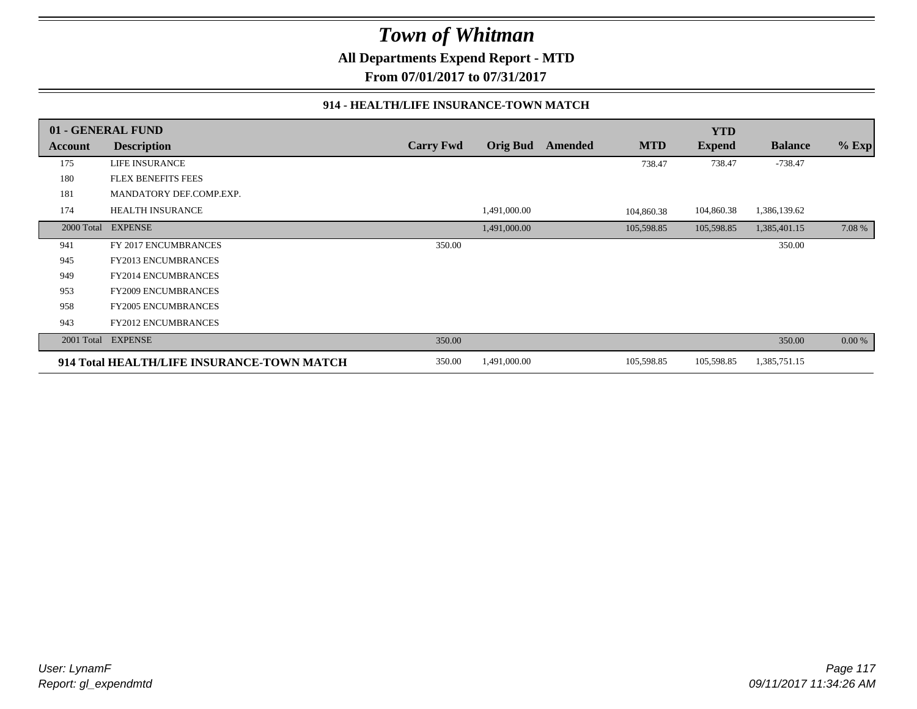# Town of Whitman

**All Departments Expend Report - MTD**

**From 07/01/2017 to 07/31/2017**

### 914 - HEALTH/LIFE INSURANCE-TOWN MATCH

| 01 - GENERAL FUND | | | | | | YTD | | |
|---|---|---|---|---|---|---|---|---|
| **Account** | **Description** | **Carry Fwd** | **Orig Bud** | **Amended** | **MTD** | **Expend** | **Balance** | **% Exp** |
| 175 | LIFE INSURANCE | | | | 738.47 | 738.47 | -738.47 | |
| 180 | FLEX BENEFITS FEES | | | | | | | |
| 181 | MANDATORY DEF.COMP.EXP. | | | | | | | |
| 174 | HEALTH INSURANCE | | 1,491,000.00 | | 104,860.38 | 104,860.38 | 1,386,139.62 | |
| 2000 Total | EXPENSE | | 1,491,000.00 | | 105,598.85 | 105,598.85 | 1,385,401.15 | 7.08 % |
| 941 | FY 2017 ENCUMBRANCES | 350.00 | | | | | 350.00 | |
| 945 | FY2013 ENCUMBRANCES | | | | | | | |
| 949 | FY2014 ENCUMBRANCES | | | | | | | |
| 953 | FY2009 ENCUMBRANCES | | | | | | | |
| 958 | FY2005 ENCUMBRANCES | | | | | | | |
| 943 | FY2012 ENCUMBRANCES | | | | | | | |
| 2001 Total | EXPENSE | 350.00 | | | | | 350.00 | 0.00 % |
| **914 Total HEALTH/LIFE INSURANCE-TOWN MATCH** | | 350.00 | 1,491,000.00 | | 105,598.85 | 105,598.85 | 1,385,751.15 | |

*User: LynamF*
*Report: gl_expendmtd*

*09/11/2017 11:34:26 AM*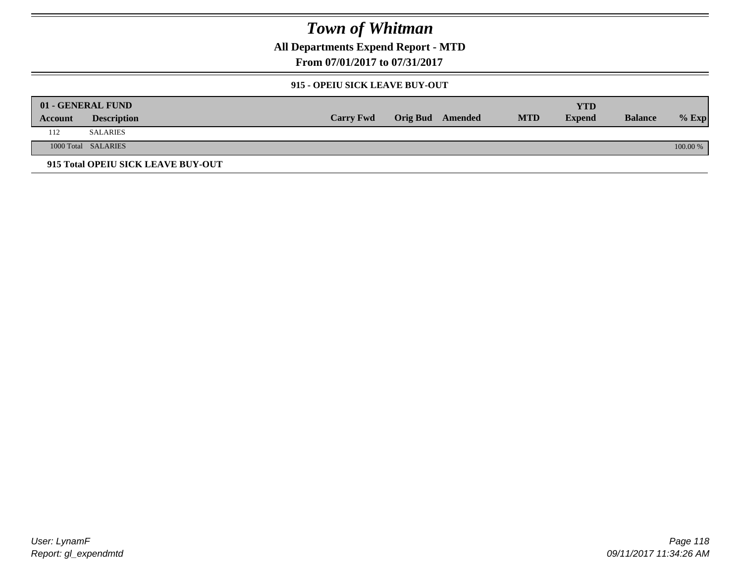# Town of Whitman

## All Departments Expend Report - MTD

### From 07/01/2017 to 07/31/2017

#### 915 - OPEIU SICK LEAVE BUY-OUT

| 01 - GENERAL FUND | | | | | | YTD | | |
|---|---|---|---|---|---|---|---|---|
| Account | Description | Carry Fwd | Orig Bud | Amended | MTD | Expend | Balance | % Exp |
| 112 | SALARIES | | | | | | | |
| 1000 Total | SALARIES | | | | | | | 100.00 % |

**915 Total OPEIU SICK LEAVE BUY-OUT**

*User: LynamF*
*Report: gl_expendmtd*

*09/11/2017 11:34:26 AM*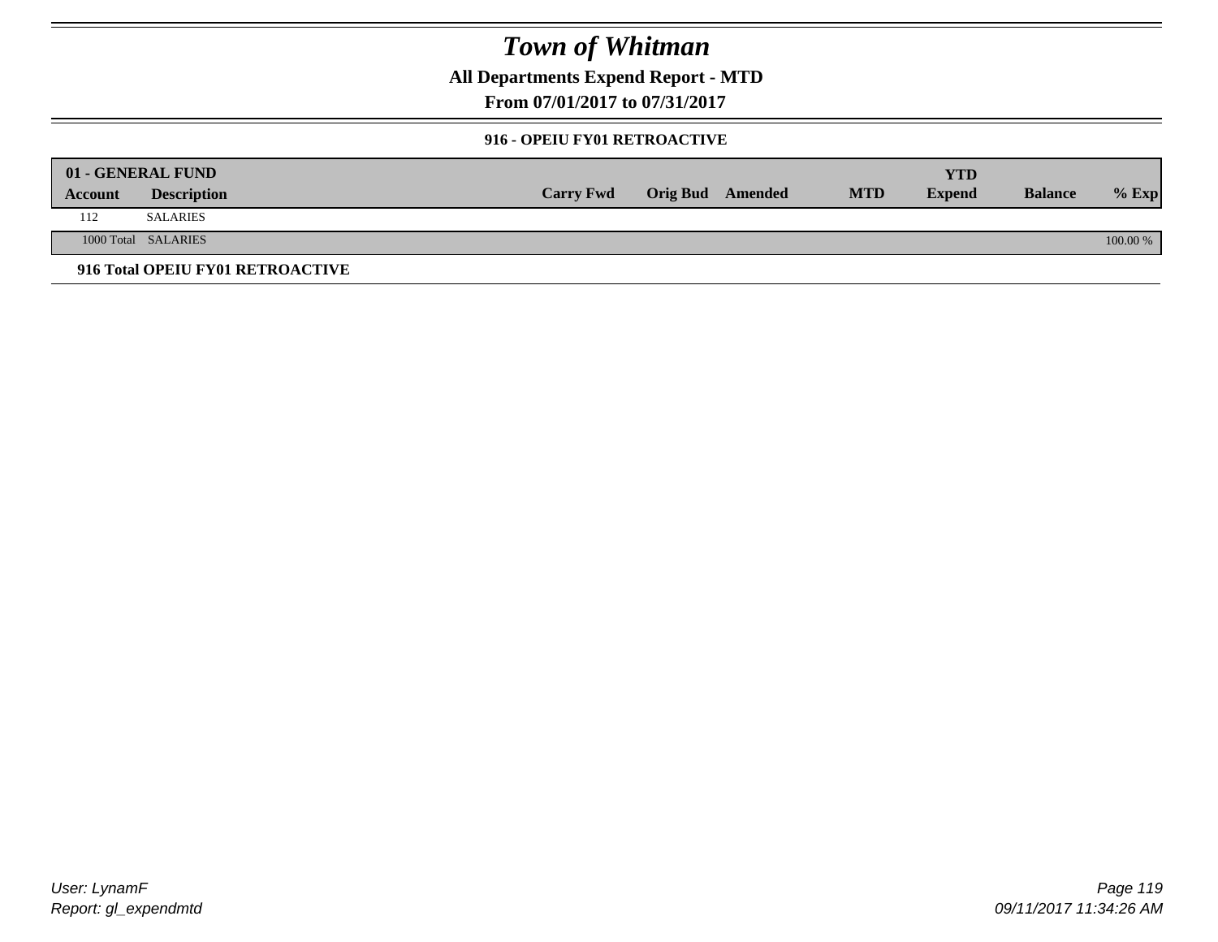# Town of Whitman

**All Departments Expend Report - MTD**

**From 07/01/2017 to 07/31/2017**

**916 - OPEIU FY01 RETROACTIVE**

| 01 - GENERAL FUND | | | | | | YTD | | |
|---|---|---|---|---|---|---|---|---|
| **Account** | **Description** | **Carry Fwd** | **Orig Bud** | **Amended** | **MTD** | **Expend** | **Balance** | **% Exp** |
| 112 | SALARIES | | | | | | | |
| 1000 Total | SALARIES | | | | | | | 100.00 % |

**916 Total OPEIU FY01 RETROACTIVE**

*User: LynamF*
*Report: gl_expendmtd*

*09/11/2017 11:34:26 AM*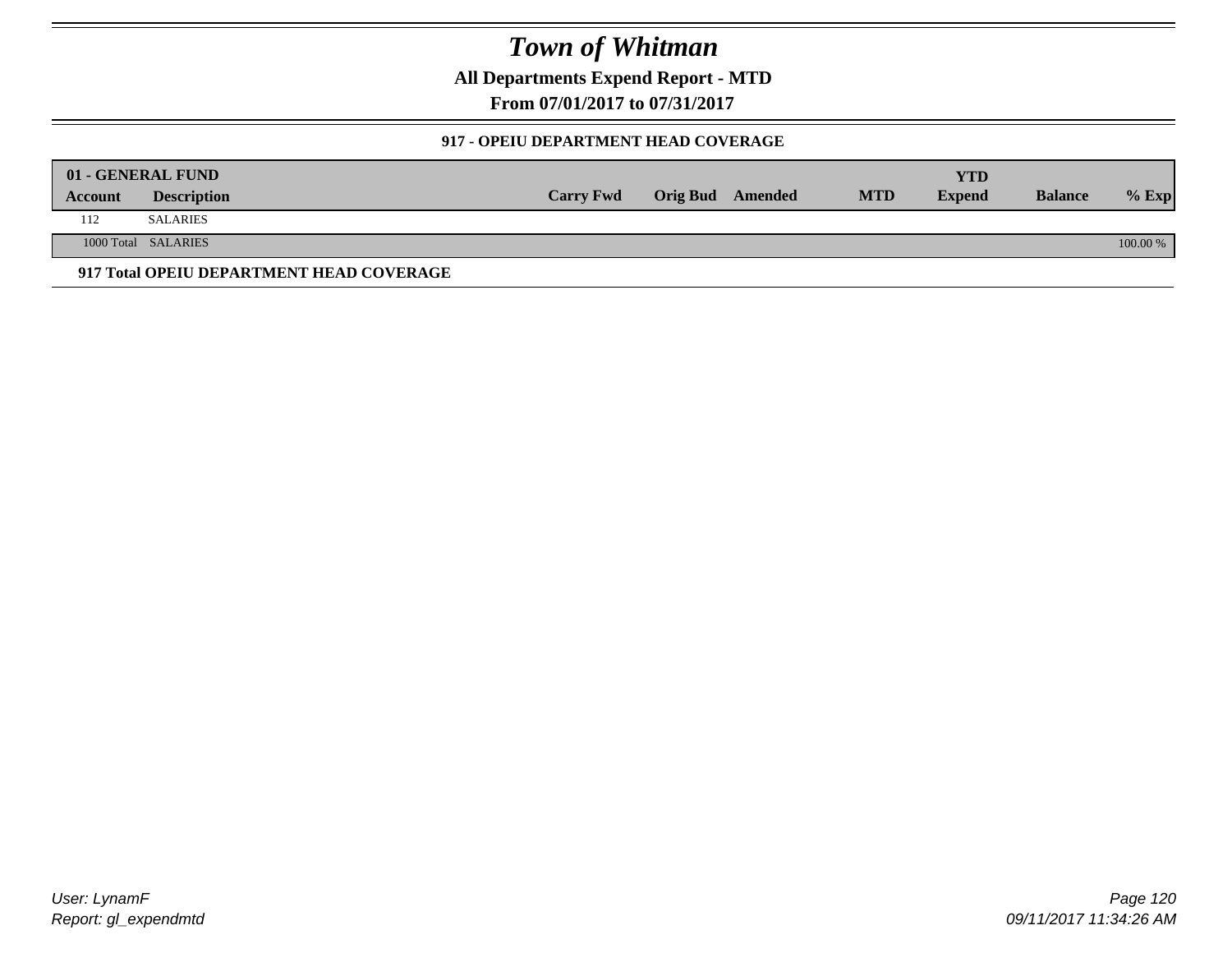# Town of Whitman

**All Departments Expend Report - MTD**

**From 07/01/2017 to 07/31/2017**

**917 - OPEIU DEPARTMENT HEAD COVERAGE**

| 01 - GENERAL FUND | | | | | | YTD | | |
|---|---|---|---|---|---|---|---|---|
| **Account** | **Description** | **Carry Fwd** | **Orig Bud** | **Amended** | **MTD** | **Expend** | **Balance** | **% Exp** |
| 112 | SALARIES | | | | | | | |
| 1000 Total | SALARIES | | | | | | | 100.00 % |

**917 Total OPEIU DEPARTMENT HEAD COVERAGE**

*User: LynamF*
*Report: gl_expendmtd*

*09/11/2017 11:34:26 AM*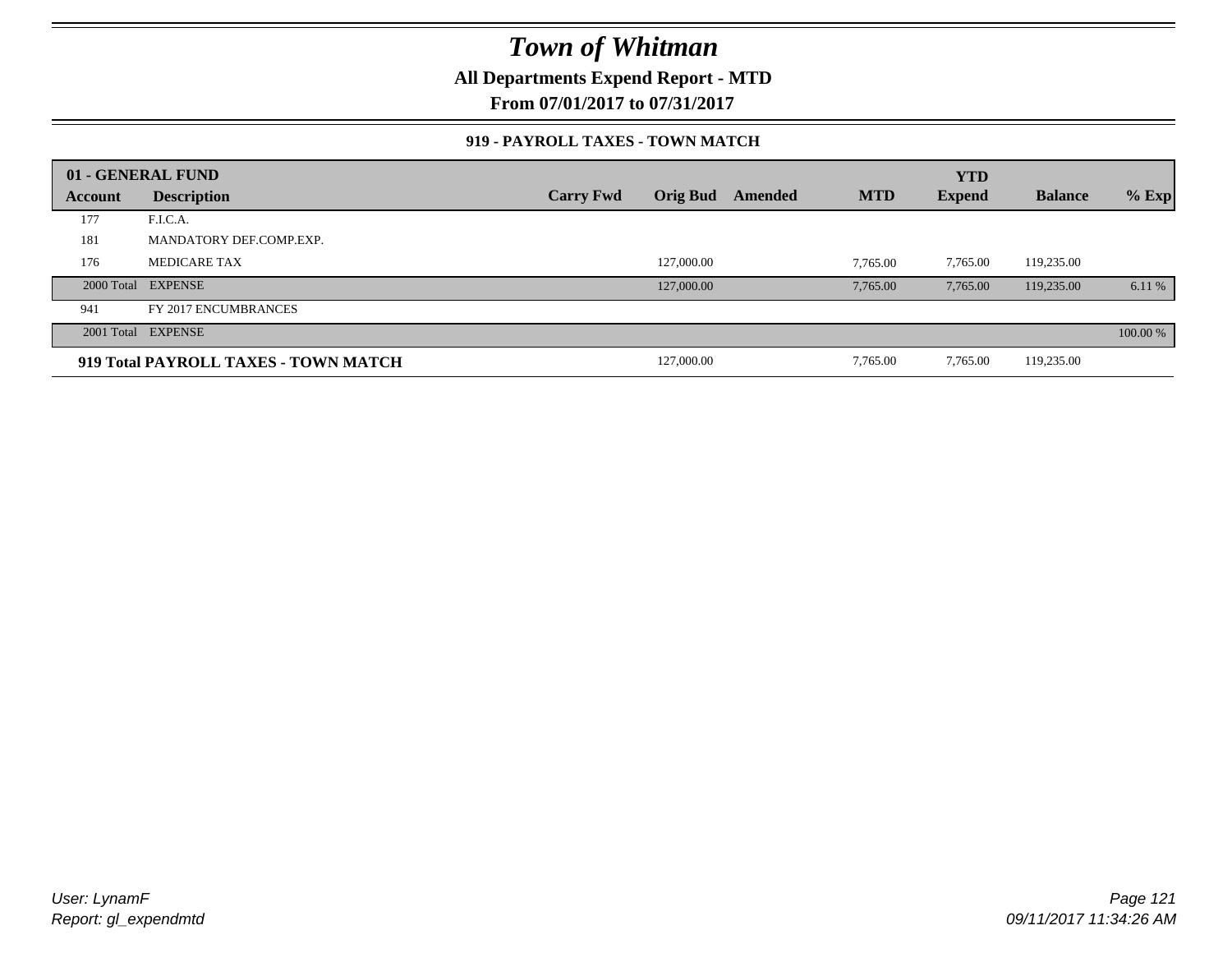# Town of Whitman

**All Departments Expend Report - MTD**

**From 07/01/2017 to 07/31/2017**

### 919 - PAYROLL TAXES - TOWN MATCH

| 01 - GENERAL FUND | | | | | | YTD | | |
|---|---|---|---|---|---|---|---|---|
| Account | Description | Carry Fwd | Orig Bud | Amended | MTD | Expend | Balance | % Exp |
| 177 | F.I.C.A. | | | | | | | |
| 181 | MANDATORY DEF.COMP.EXP. | | | | | | | |
| 176 | MEDICARE TAX | | 127,000.00 | | 7,765.00 | 7,765.00 | 119,235.00 | |
| 2000 Total | EXPENSE | | 127,000.00 | | 7,765.00 | 7,765.00 | 119,235.00 | 6.11 % |
| 941 | FY 2017 ENCUMBRANCES | | | | | | | |
| 2001 Total | EXPENSE | | | | | | | 100.00 % |
| **919 Total PAYROLL TAXES - TOWN MATCH** | | | 127,000.00 | | 7,765.00 | 7,765.00 | 119,235.00 | |

*User: LynamF*
*Report: gl_expendmtd*

*09/11/2017 11:34:26 AM*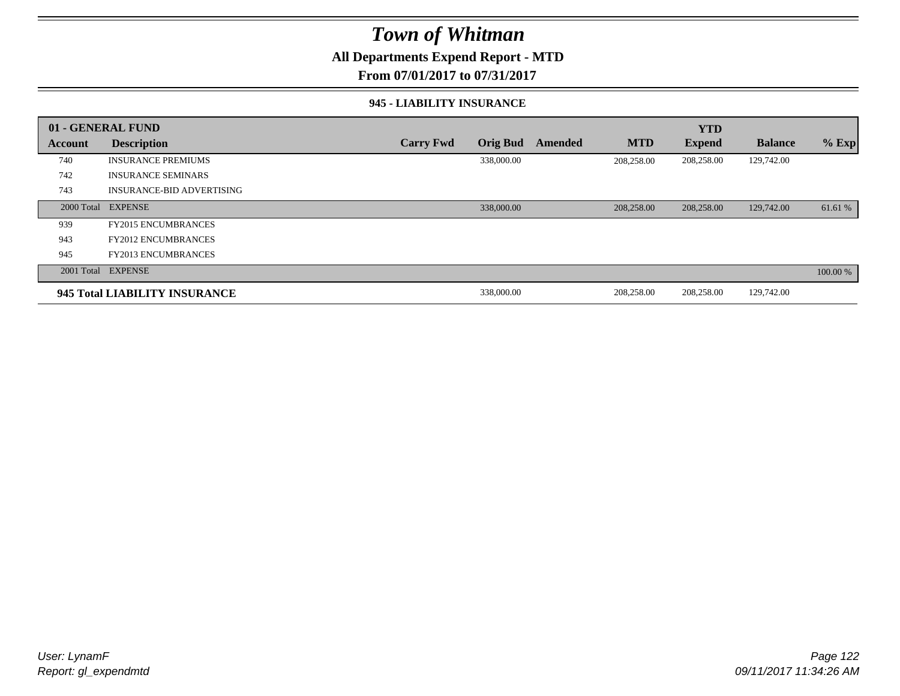# Town of Whitman

**All Departments Expend Report - MTD**

**From 07/01/2017 to 07/31/2017**

**945 - LIABILITY INSURANCE**

| 01 - GENERAL FUND | | | | | | YTD | | |
|---|---|---|---|---|---|---|---|---|
| **Account** | **Description** | **Carry Fwd** | **Orig Bud** | **Amended** | **MTD** | **Expend** | **Balance** | **% Exp** |
| 740 | INSURANCE PREMIUMS | | 338,000.00 | | 208,258.00 | 208,258.00 | 129,742.00 | |
| 742 | INSURANCE SEMINARS | | | | | | | |
| 743 | INSURANCE-BID ADVERTISING | | | | | | | |
| 2000 Total | EXPENSE | | 338,000.00 | | 208,258.00 | 208,258.00 | 129,742.00 | 61.61 % |
| 939 | FY2015 ENCUMBRANCES | | | | | | | |
| 943 | FY2012 ENCUMBRANCES | | | | | | | |
| 945 | FY2013 ENCUMBRANCES | | | | | | | |
| 2001 Total | EXPENSE | | | | | | | 100.00 % |
| **945 Total LIABILITY INSURANCE** | | | 338,000.00 | | 208,258.00 | 208,258.00 | 129,742.00 | |

*User: LynamF*
*Report: gl_expendmtd*

*09/11/2017 11:34:26 AM*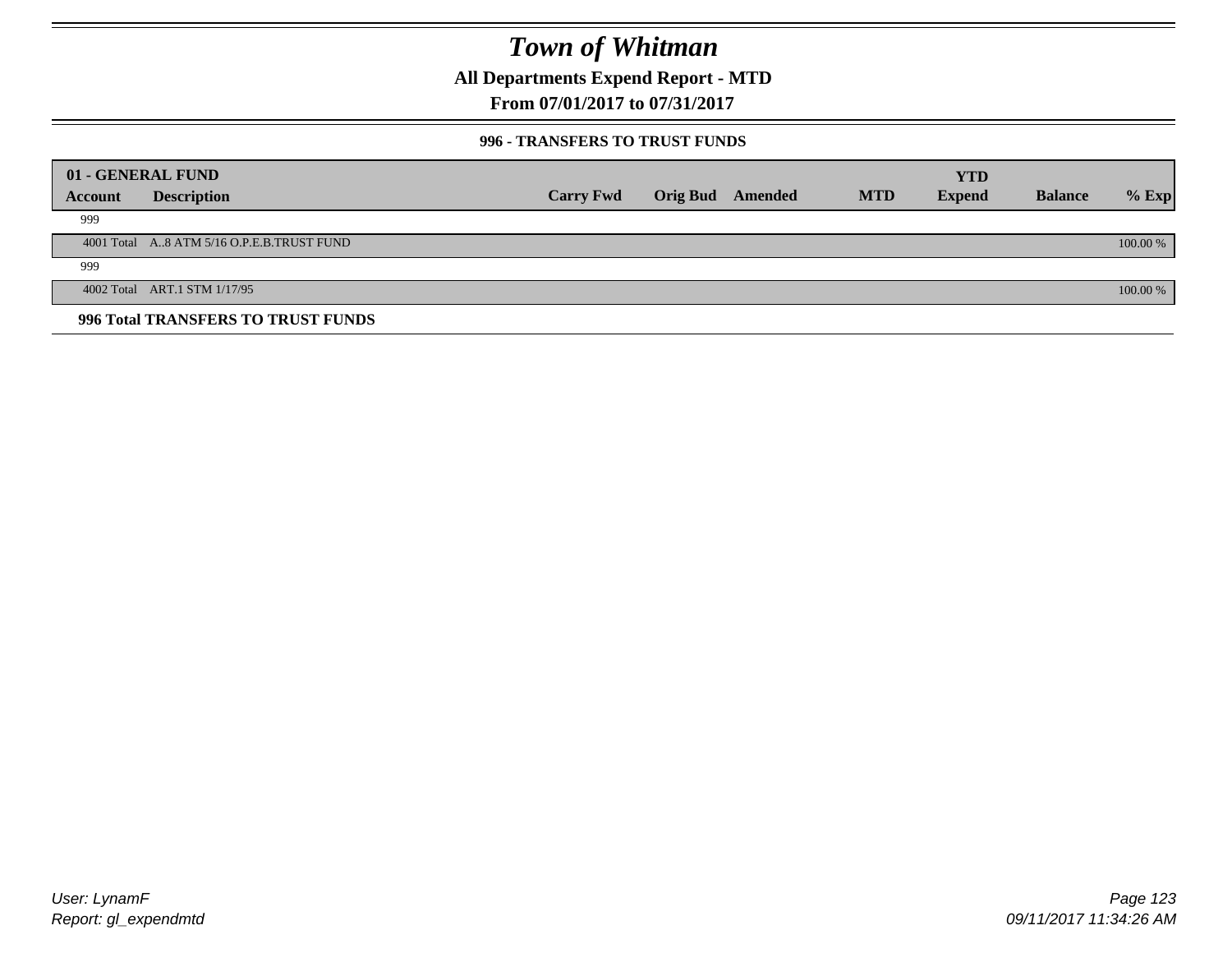# Town of Whitman

**All Departments Expend Report - MTD**

**From 07/01/2017 to 07/31/2017**

### 996 - TRANSFERS TO TRUST FUNDS

| 01 - GENERAL FUND | | | | | | YTD | | |
|---|---|---|---|---|---|---|---|---|
| **Account** | **Description** | **Carry Fwd** | **Orig Bud** | **Amended** | **MTD** | **Expend** | **Balance** | **% Exp** |
| 999 | | | | | | | | |
| 4001 Total | A..8 ATM 5/16 O.P.E.B.TRUST FUND | | | | | | | 100.00 % |
| 999 | | | | | | | | |
| 4002 Total | ART.1 STM 1/17/95 | | | | | | | 100.00 % |
| **996 Total TRANSFERS TO TRUST FUNDS** | | | | | | | | |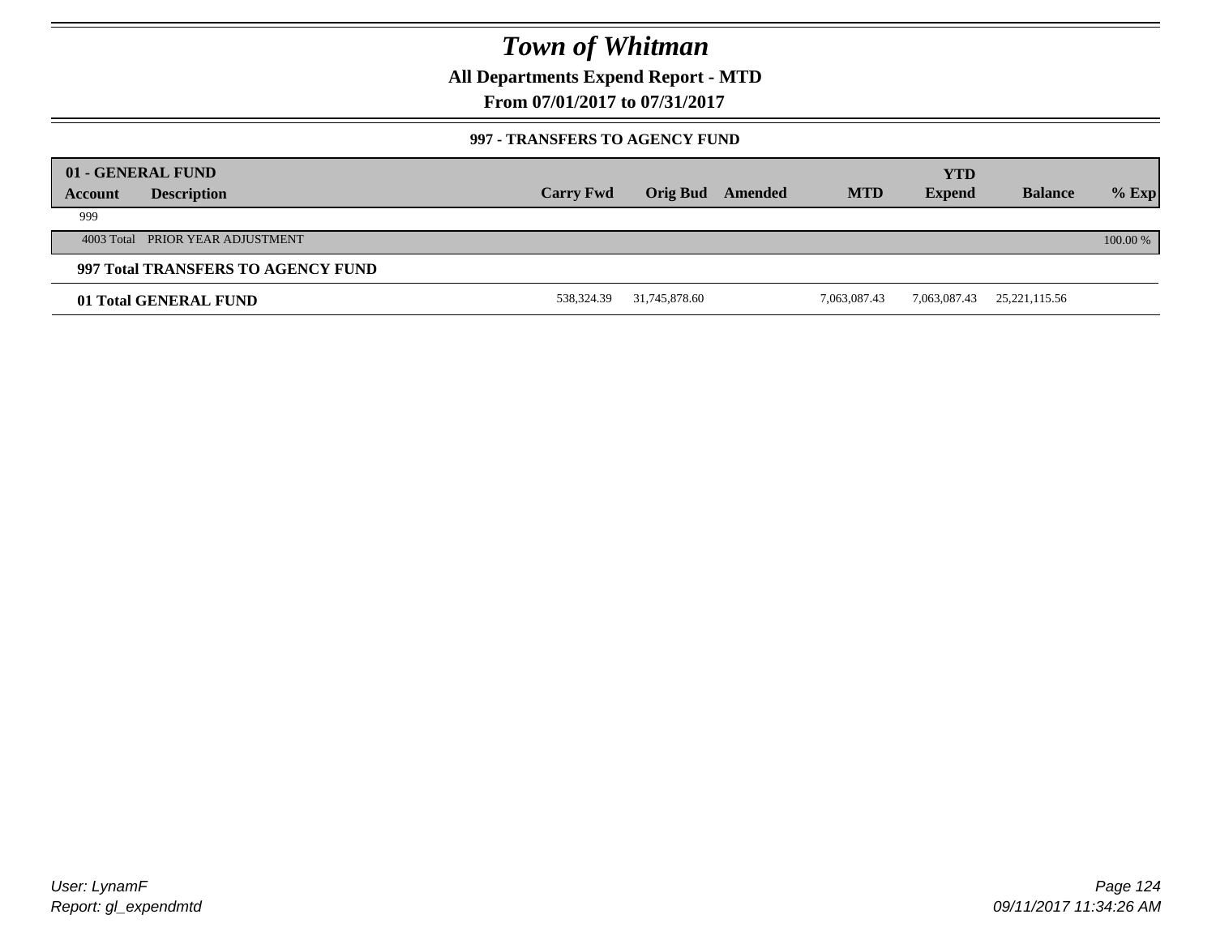# Town of Whitman

**All Departments Expend Report - MTD**

**From 07/01/2017 to 07/31/2017**

**997 - TRANSFERS TO AGENCY FUND**

| **01 - GENERAL FUND** | | | | | | | | |
|---|---|---|---|---|---|---|---|---|
| **Account** **Description** | **Carry Fwd** | **Orig Bud** | **Amended** | **MTD** | **YTD Expend** | **Balance** | **% Exp** |
| 999 | | | | | | | |
| 4003 Total PRIOR YEAR ADJUSTMENT | | | | | | | 100.00 % |
| **997 Total TRANSFERS TO AGENCY FUND** | | | | | | | |
| **01 Total GENERAL FUND** | 538,324.39 | 31,745,878.60 | | 7,063,087.43 | 7,063,087.43 | 25,221,115.56 | |

User: LynamF
Report: gl_expendmtd

09/11/2017 11:34:26 AM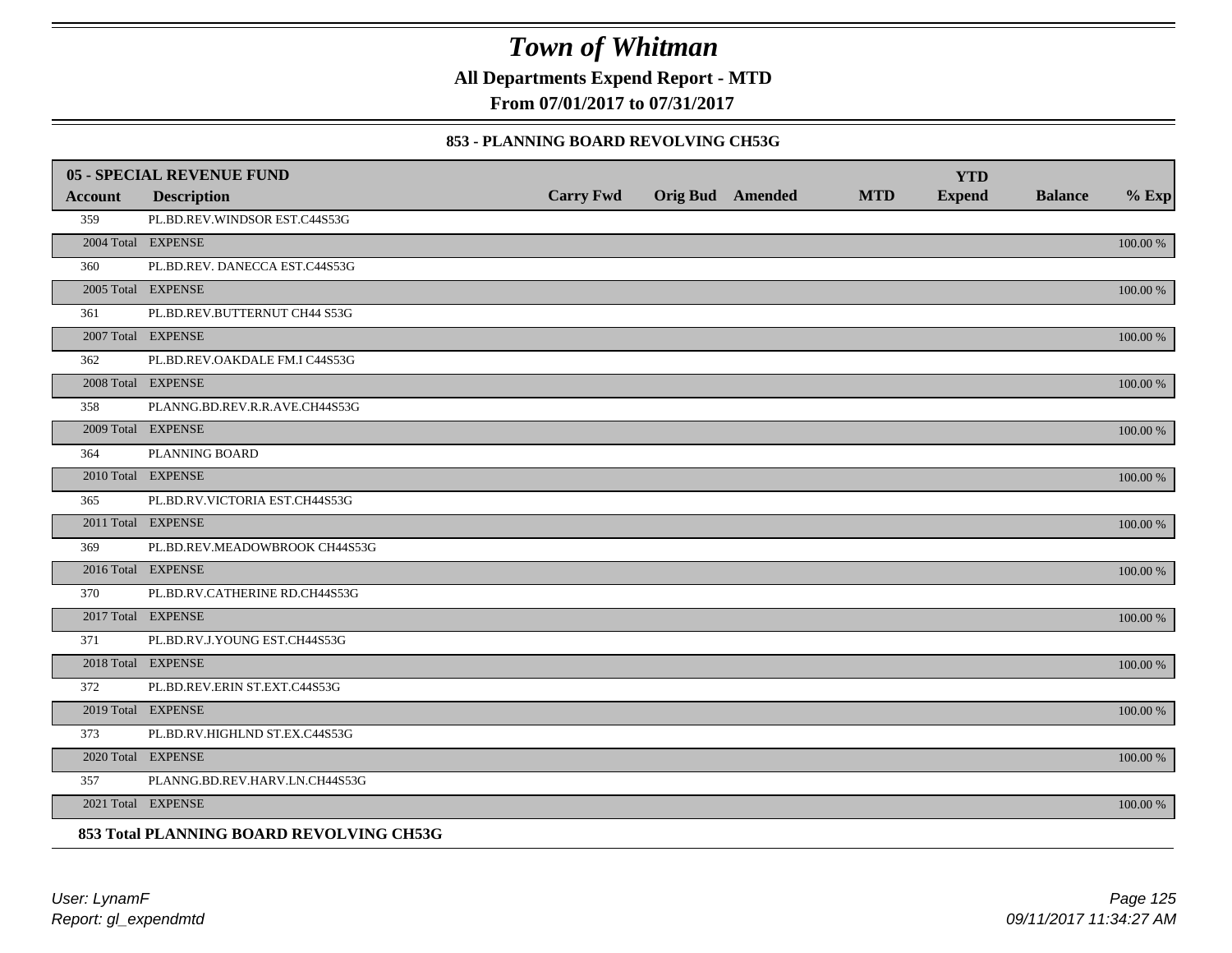# Town of Whitman

**All Departments Expend Report - MTD**

**From 07/01/2017 to 07/31/2017**

### 853 - PLANNING BOARD REVOLVING CH53G

| **05 - SPECIAL REVENUE FUND** | | | | | | | | |
|---|---|---|---|---|---|---|---|---|
| **Account** | **Description** | **Carry Fwd** | **Orig Bud** | **Amended** | **MTD** | **YTD Expend** | **Balance** | **% Exp** |
| 359 | PL.BD.REV.WINDSOR EST.C44S53G | | | | | | | |
| 2004 Total | EXPENSE | | | | | | | 100.00 % |
| 360 | PL.BD.REV. DANECCA EST.C44S53G | | | | | | | |
| 2005 Total | EXPENSE | | | | | | | 100.00 % |
| 361 | PL.BD.REV.BUTTERNUT CH44 S53G | | | | | | | |
| 2007 Total | EXPENSE | | | | | | | 100.00 % |
| 362 | PL.BD.REV.OAKDALE FM.I C44S53G | | | | | | | |
| 2008 Total | EXPENSE | | | | | | | 100.00 % |
| 358 | PLANNG.BD.REV.R.R.AVE.CH44S53G | | | | | | | |
| 2009 Total | EXPENSE | | | | | | | 100.00 % |
| 364 | PLANNING BOARD | | | | | | | |
| 2010 Total | EXPENSE | | | | | | | 100.00 % |
| 365 | PL.BD.RV.VICTORIA EST.CH44S53G | | | | | | | |
| 2011 Total | EXPENSE | | | | | | | 100.00 % |
| 369 | PL.BD.REV.MEADOWBROOK CH44S53G | | | | | | | |
| 2016 Total | EXPENSE | | | | | | | 100.00 % |
| 370 | PL.BD.RV.CATHERINE RD.CH44S53G | | | | | | | |
| 2017 Total | EXPENSE | | | | | | | 100.00 % |
| 371 | PL.BD.RV.J.YOUNG EST.CH44S53G | | | | | | | |
| 2018 Total | EXPENSE | | | | | | | 100.00 % |
| 372 | PL.BD.REV.ERIN ST.EXT.C44S53G | | | | | | | |
| 2019 Total | EXPENSE | | | | | | | 100.00 % |
| 373 | PL.BD.RV.HIGHLND ST.EX.C44S53G | | | | | | | |
| 2020 Total | EXPENSE | | | | | | | 100.00 % |
| 357 | PLANNG.BD.REV.HARV.LN.CH44S53G | | | | | | | |
| 2021 Total | EXPENSE | | | | | | | 100.00 % |

**853 Total PLANNING BOARD REVOLVING CH53G**

*User: LynamF*
*Report: gl_expendmtd*
*09/11/2017 11:34:27 AM*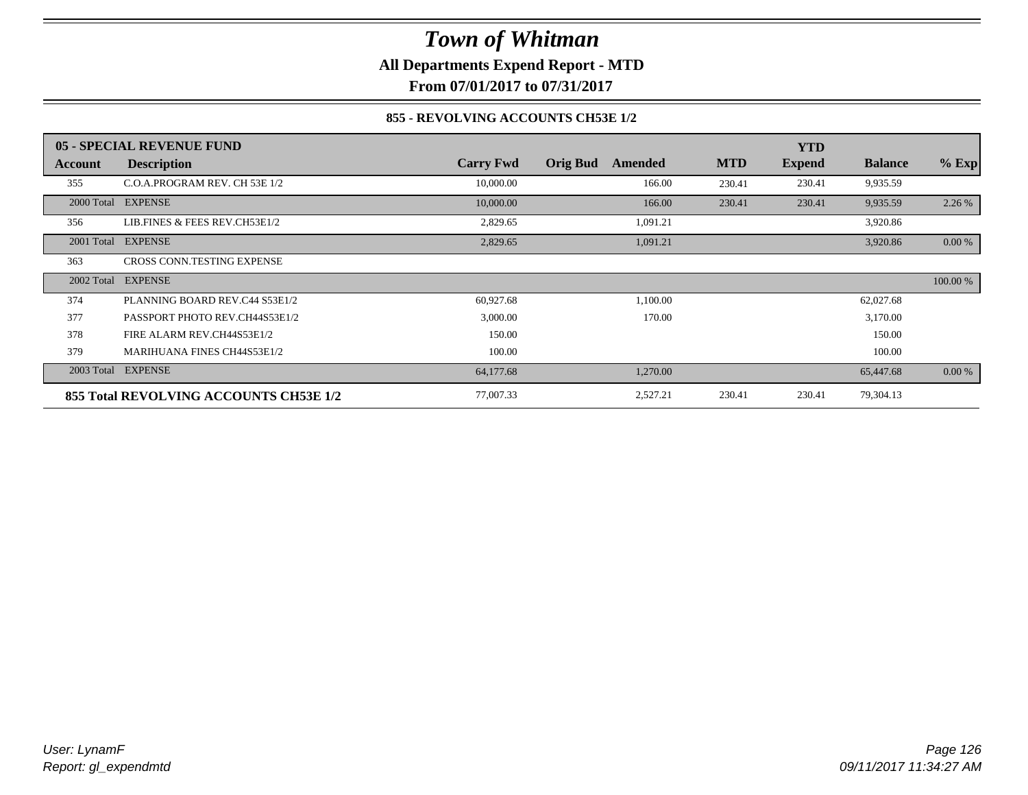# Town of Whitman

**All Departments Expend Report - MTD**

**From 07/01/2017 to 07/31/2017**

**855 - REVOLVING ACCOUNTS CH53E 1/2**

| 05 - SPECIAL REVENUE FUND | | | | | | | | |
|---|---|---|---|---|---|---|---|---|
| **Account** | **Description** | **Carry Fwd** | **Orig Bud** | **Amended** | **MTD** | **YTD Expend** | **Balance** | **% Exp** |
| 355 | C.O.A.PROGRAM REV. CH 53E 1/2 | 10,000.00 | | 166.00 | 230.41 | 230.41 | 9,935.59 | |
| 2000 Total | EXPENSE | 10,000.00 | | 166.00 | 230.41 | 230.41 | 9,935.59 | 2.26 % |
| 356 | LIB.FINES & FEES REV.CH53E1/2 | 2,829.65 | | 1,091.21 | | | 3,920.86 | |
| 2001 Total | EXPENSE | 2,829.65 | | 1,091.21 | | | 3,920.86 | 0.00 % |
| 363 | CROSS CONN.TESTING EXPENSE | | | | | | | |
| 2002 Total | EXPENSE | | | | | | | 100.00 % |
| 374 | PLANNING BOARD REV.C44 S53E1/2 | 60,927.68 | | 1,100.00 | | | 62,027.68 | |
| 377 | PASSPORT PHOTO REV.CH44S53E1/2 | 3,000.00 | | 170.00 | | | 3,170.00 | |
| 378 | FIRE ALARM REV.CH44S53E1/2 | 150.00 | | | | | 150.00 | |
| 379 | MARIHUANA FINES CH44S53E1/2 | 100.00 | | | | | 100.00 | |
| 2003 Total | EXPENSE | 64,177.68 | | 1,270.00 | | | 65,447.68 | 0.00 % |
| **855 Total REVOLVING ACCOUNTS CH53E 1/2** | | 77,007.33 | | 2,527.21 | 230.41 | 230.41 | 79,304.13 | |

User: LynamF
Report: gl_expendmtd

09/11/2017 11:34:27 AM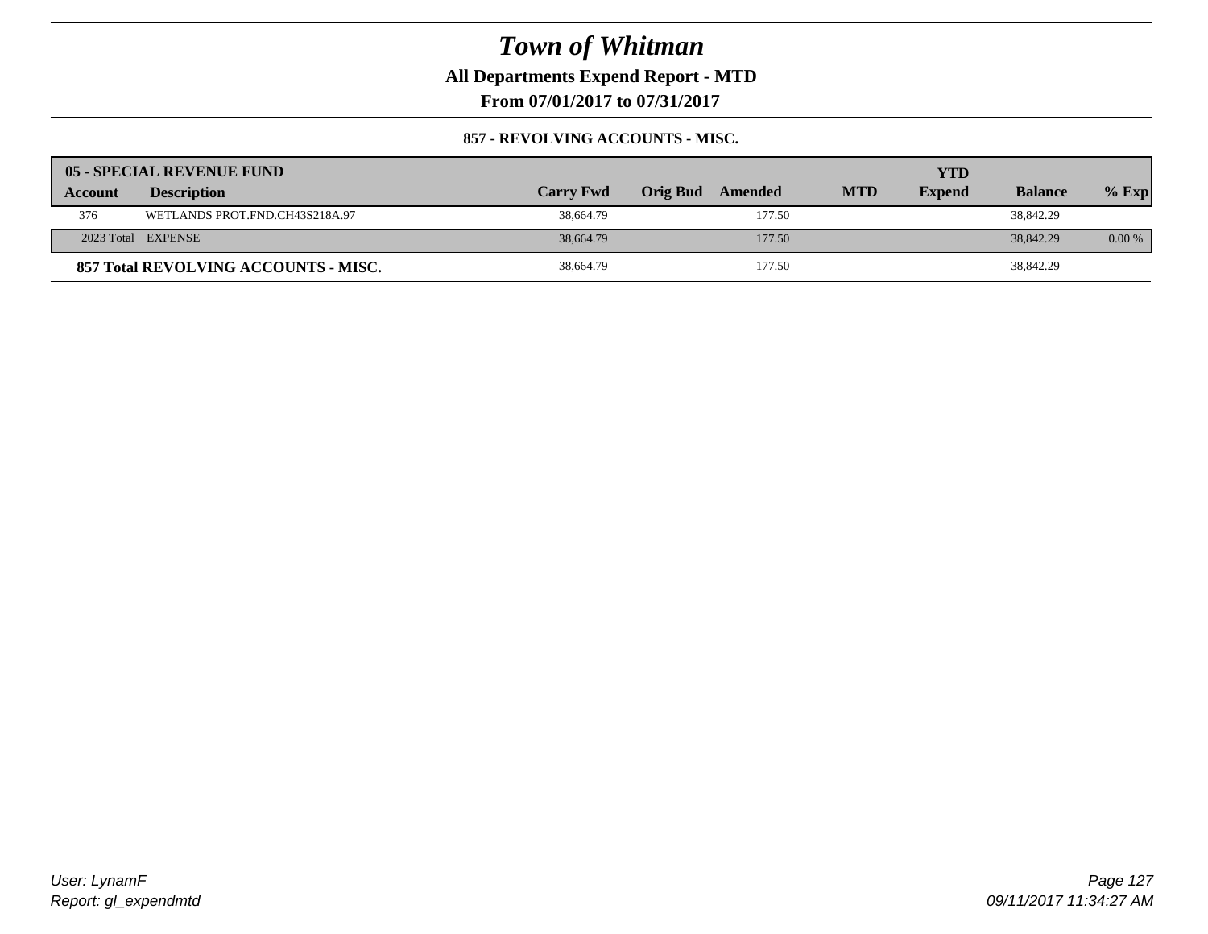# Town of Whitman

**All Departments Expend Report - MTD**

**From 07/01/2017 to 07/31/2017**

**857 - REVOLVING ACCOUNTS - MISC.**

| 05 - SPECIAL REVENUE FUND | | | | | | | | |
|---|---|---|---|---|---|---|---|---|
| **Account** | **Description** | **Carry Fwd** | **Orig Bud** | **Amended** | **MTD** | **YTD Expend** | **Balance** | **% Exp** |
| 376 | WETLANDS PROT.FND.CH43S218A.97 | 38,664.79 | | 177.50 | | | 38,842.29 | |
| 2023 Total | EXPENSE | 38,664.79 | | 177.50 | | | 38,842.29 | 0.00 % |
| **857 Total REVOLVING ACCOUNTS - MISC.** | | 38,664.79 | | 177.50 | | | 38,842.29 | |

*User: LynamF*
*Report: gl_expendmtd*

*09/11/2017 11:34:27 AM*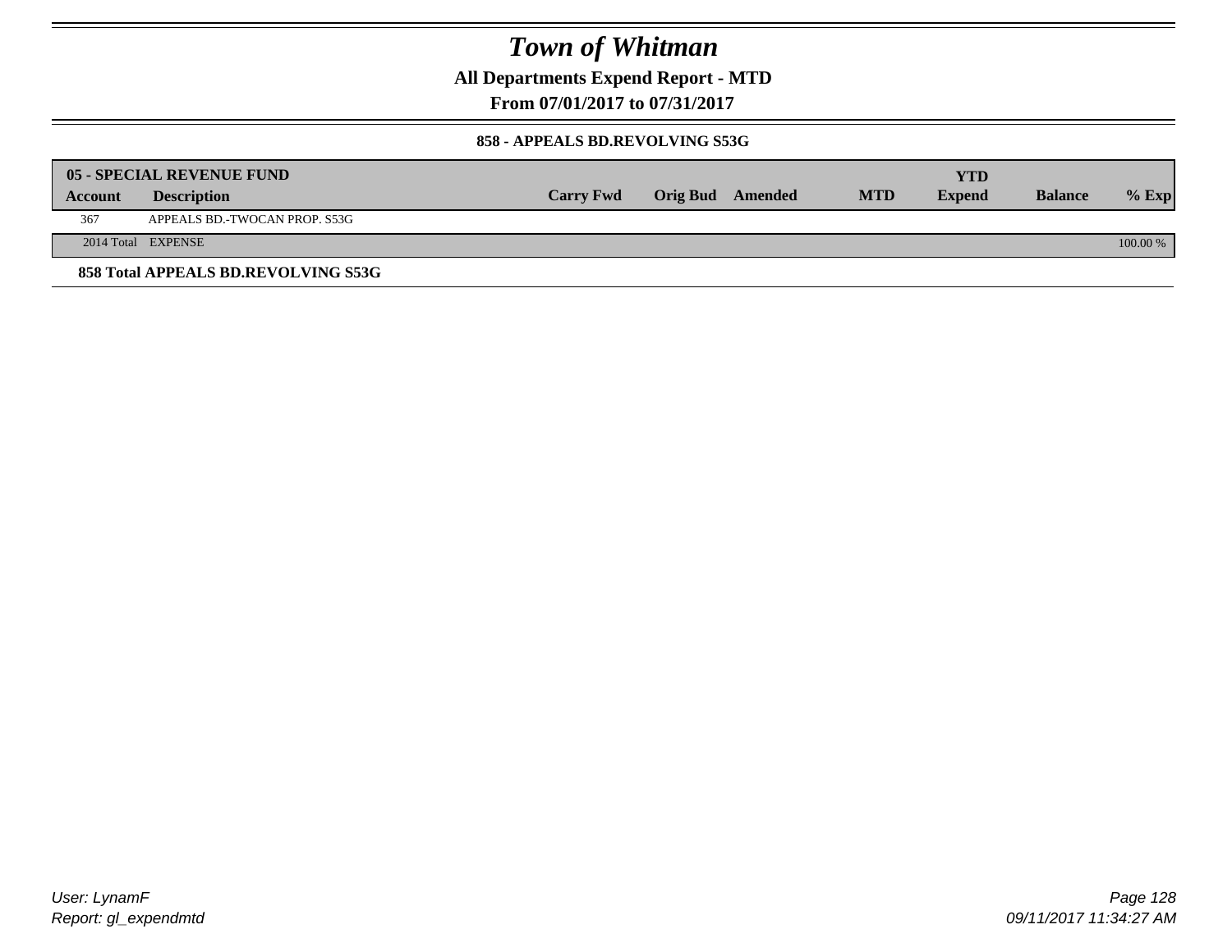# Town of Whitman

**All Departments Expend Report - MTD**

**From 07/01/2017 to 07/31/2017**

**858 - APPEALS BD.REVOLVING S53G**

| 05 - SPECIAL REVENUE FUND | | | | | | | | |
|---|---|---|---|---|---|---|---|---|
| **Account** | **Description** | **Carry Fwd** | **Orig Bud** | **Amended** | **MTD** | **YTD Expend** | **Balance** | **% Exp** |
| 367 | APPEALS BD.-TWOCAN PROP. S53G | | | | | | | |
| 2014 Total | EXPENSE | | | | | | | 100.00 % |

**858 Total APPEALS BD.REVOLVING S53G**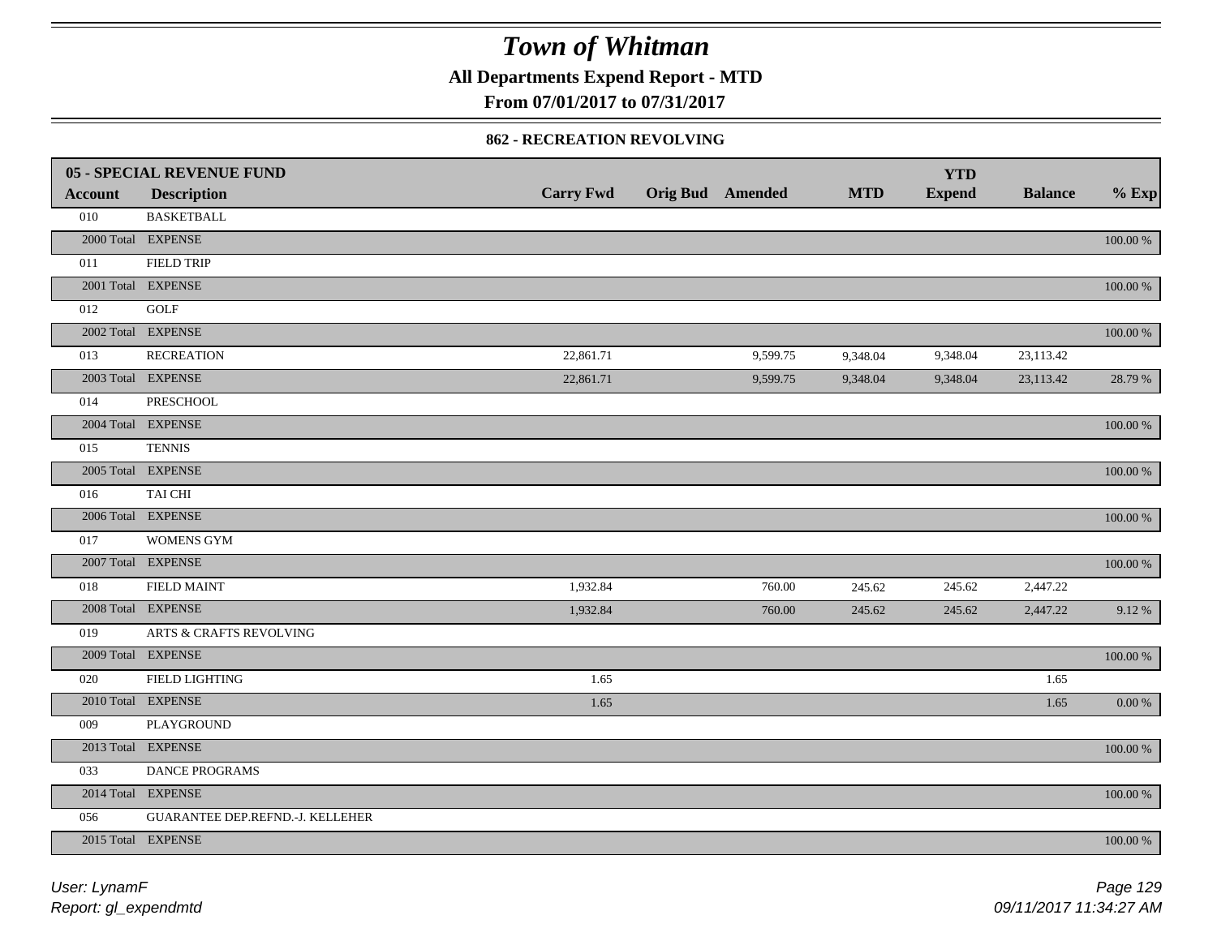# Town of Whitman

**All Departments Expend Report - MTD**

**From 07/01/2017 to 07/31/2017**

**862 - RECREATION REVOLVING**

| 05 - SPECIAL REVENUE FUND | | | | | | YTD | | |
|---|---|---|---|---|---|---|---|---|
| **Account** | **Description** | **Carry Fwd** | **Orig Bud** | **Amended** | **MTD** | **Expend** | **Balance** | **% Exp** |
| 010 | BASKETBALL | | | | | | | |
| 2000 Total | EXPENSE | | | | | | | 100.00 % |
| 011 | FIELD TRIP | | | | | | | |
| 2001 Total | EXPENSE | | | | | | | 100.00 % |
| 012 | GOLF | | | | | | | |
| 2002 Total | EXPENSE | | | | | | | 100.00 % |
| 013 | RECREATION | 22,861.71 | | 9,599.75 | 9,348.04 | 9,348.04 | 23,113.42 | |
| 2003 Total | EXPENSE | 22,861.71 | | 9,599.75 | 9,348.04 | 9,348.04 | 23,113.42 | 28.79 % |
| 014 | PRESCHOOL | | | | | | | |
| 2004 Total | EXPENSE | | | | | | | 100.00 % |
| 015 | TENNIS | | | | | | | |
| 2005 Total | EXPENSE | | | | | | | 100.00 % |
| 016 | TAI CHI | | | | | | | |
| 2006 Total | EXPENSE | | | | | | | 100.00 % |
| 017 | WOMENS GYM | | | | | | | |
| 2007 Total | EXPENSE | | | | | | | 100.00 % |
| 018 | FIELD MAINT | 1,932.84 | | 760.00 | 245.62 | 245.62 | 2,447.22 | |
| 2008 Total | EXPENSE | 1,932.84 | | 760.00 | 245.62 | 245.62 | 2,447.22 | 9.12 % |
| 019 | ARTS & CRAFTS REVOLVING | | | | | | | |
| 2009 Total | EXPENSE | | | | | | | 100.00 % |
| 020 | FIELD LIGHTING | 1.65 | | | | | 1.65 | |
| 2010 Total | EXPENSE | 1.65 | | | | | 1.65 | 0.00 % |
| 009 | PLAYGROUND | | | | | | | |
| 2013 Total | EXPENSE | | | | | | | 100.00 % |
| 033 | DANCE PROGRAMS | | | | | | | |
| 2014 Total | EXPENSE | | | | | | | 100.00 % |
| 056 | GUARANTEE DEP.REFND.-J. KELLEHER | | | | | | | |
| 2015 Total | EXPENSE | | | | | | | 100.00 % |

User: LynamF
Report: gl_expendmtd

09/11/2017 11:34:27 AM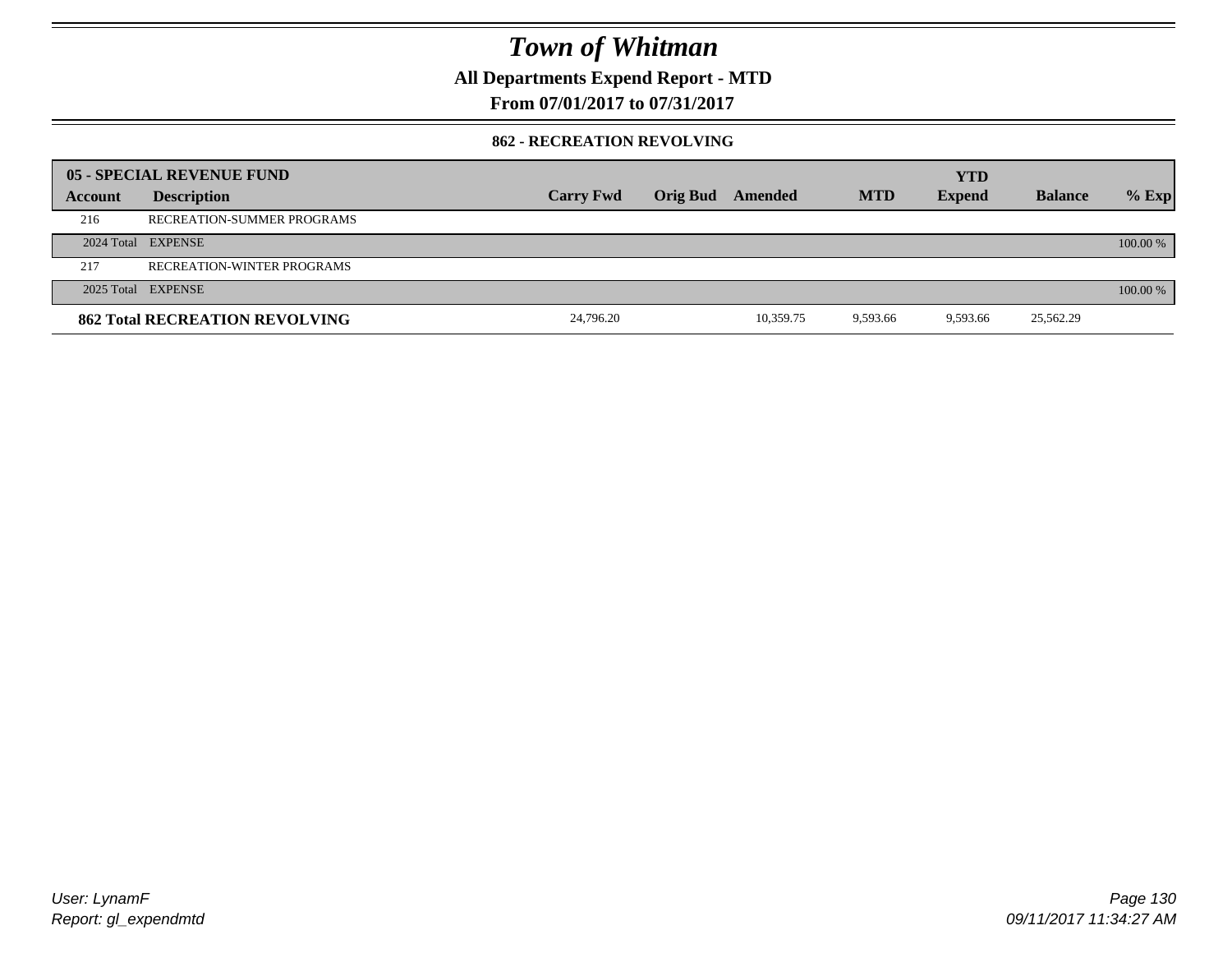# Town of Whitman

**All Departments Expend Report - MTD**

**From 07/01/2017 to 07/31/2017**

**862 - RECREATION REVOLVING**

| 05 - SPECIAL REVENUE FUND | | | | | | YTD | | |
|---|---|---|---|---|---|---|---|---|
| **Account** | **Description** | **Carry Fwd** | **Orig Bud** | **Amended** | **MTD** | **Expend** | **Balance** | **% Exp** |
| 216 | RECREATION-SUMMER PROGRAMS | | | | | | | |
| 2024 Total | EXPENSE | | | | | | | 100.00 % |
| 217 | RECREATION-WINTER PROGRAMS | | | | | | | |
| 2025 Total | EXPENSE | | | | | | | 100.00 % |
| **862 Total RECREATION REVOLVING** | | 24,796.20 | | 10,359.75 | 9,593.66 | 9,593.66 | 25,562.29 | |

*User: LynamF*
*Report: gl_expendmtd*

*09/11/2017 11:34:27 AM*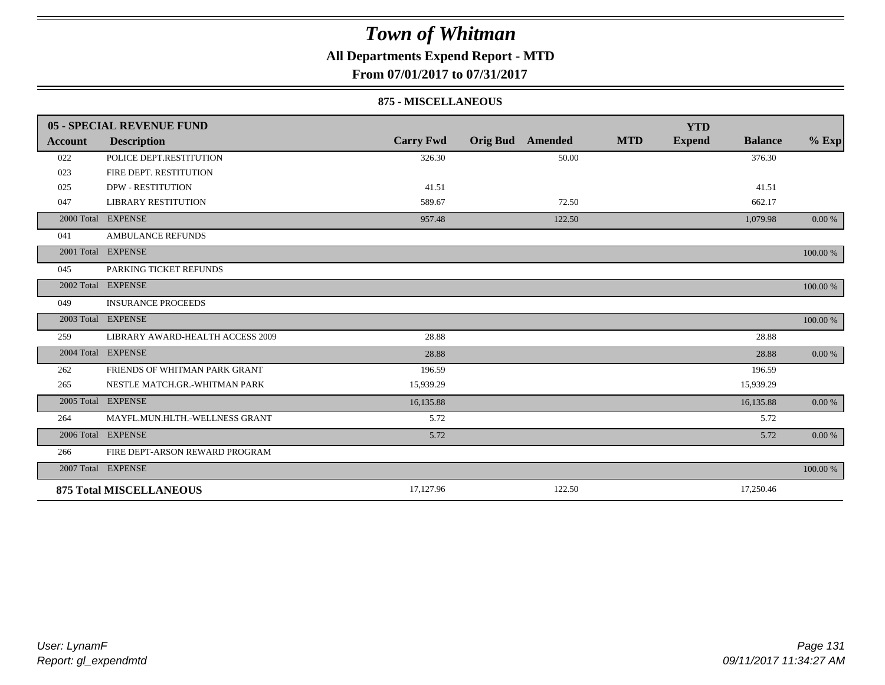# Town of Whitman

**All Departments Expend Report - MTD**

**From 07/01/2017 to 07/31/2017**

**875 - MISCELLANEOUS**

| **05 - SPECIAL REVENUE FUND** | | | | | | | | |
|---|---|---|---|---|---|---|---|---|
| **Account** | **Description** | **Carry Fwd** | **Orig Bud** | **Amended** | **MTD** | **YTD Expend** | **Balance** | **% Exp** |
| 022 | POLICE DEPT.RESTITUTION | 326.30 | | 50.00 | | | 376.30 | |
| 023 | FIRE DEPT. RESTITUTION | | | | | | | |
| 025 | DPW - RESTITUTION | 41.51 | | | | | 41.51 | |
| 047 | LIBRARY RESTITUTION | 589.67 | | 72.50 | | | 662.17 | |
| 2000 Total | EXPENSE | 957.48 | | 122.50 | | | 1,079.98 | 0.00 % |
| 041 | AMBULANCE REFUNDS | | | | | | | |
| 2001 Total | EXPENSE | | | | | | | 100.00 % |
| 045 | PARKING TICKET REFUNDS | | | | | | | |
| 2002 Total | EXPENSE | | | | | | | 100.00 % |
| 049 | INSURANCE PROCEEDS | | | | | | | |
| 2003 Total | EXPENSE | | | | | | | 100.00 % |
| 259 | LIBRARY AWARD-HEALTH ACCESS 2009 | 28.88 | | | | | 28.88 | |
| 2004 Total | EXPENSE | 28.88 | | | | | 28.88 | 0.00 % |
| 262 | FRIENDS OF WHITMAN PARK GRANT | 196.59 | | | | | 196.59 | |
| 265 | NESTLE MATCH.GR.-WHITMAN PARK | 15,939.29 | | | | | 15,939.29 | |
| 2005 Total | EXPENSE | 16,135.88 | | | | | 16,135.88 | 0.00 % |
| 264 | MAYFL.MUN.HLTH.-WELLNESS GRANT | 5.72 | | | | | 5.72 | |
| 2006 Total | EXPENSE | 5.72 | | | | | 5.72 | 0.00 % |
| 266 | FIRE DEPT-ARSON REWARD PROGRAM | | | | | | | |
| 2007 Total | EXPENSE | | | | | | | 100.00 % |
| **875 Total MISCELLANEOUS** | | 17,127.96 | | 122.50 | | | 17,250.46 | |

*User: LynamF*
*Report: gl_expendmtd*

*09/11/2017 11:34:27 AM*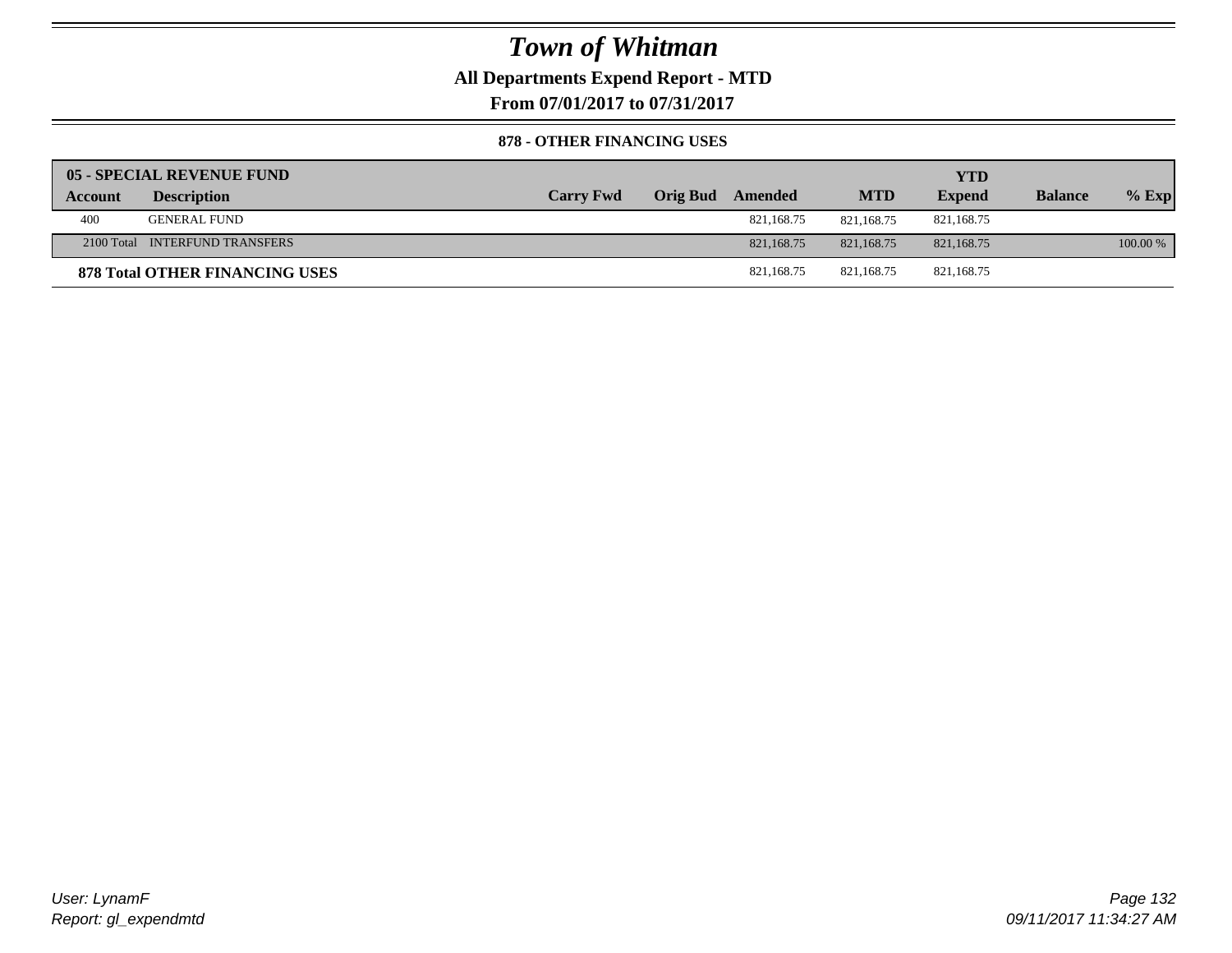# Town of Whitman

## All Departments Expend Report - MTD

### From 07/01/2017 to 07/31/2017

#### 878 - OTHER FINANCING USES

| 05 - SPECIAL REVENUE FUND | | | | | | | | |
|---|---|---|---|---|---|---|---|---|
| **Account** | **Description** | **Carry Fwd** | **Orig Bud** | **Amended** | **MTD** | **YTD Expend** | **Balance** | **% Exp** |
| 400 | GENERAL FUND | | | 821,168.75 | 821,168.75 | 821,168.75 | | |
| 2100 Total | INTERFUND TRANSFERS | | | 821,168.75 | 821,168.75 | 821,168.75 | | 100.00 % |
| **878 Total OTHER FINANCING USES** | | | | 821,168.75 | 821,168.75 | 821,168.75 | | |

*User: LynamF*
*Report: gl_expendmtd*

*09/11/2017 11:34:27 AM*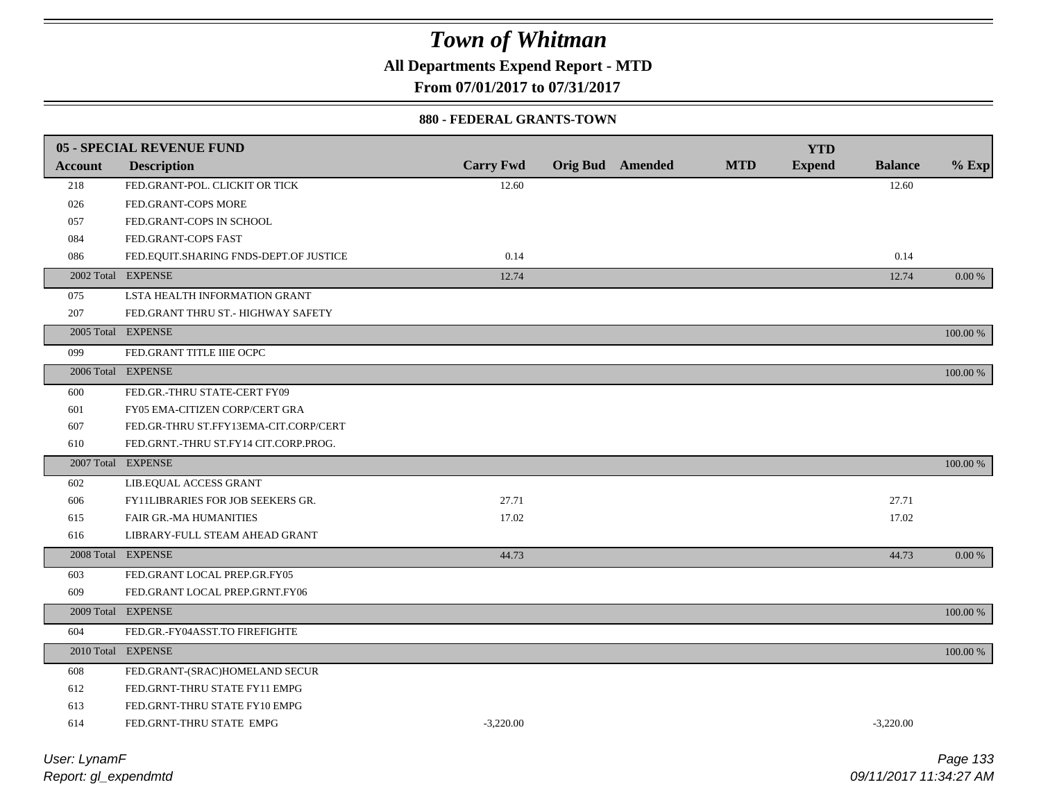# Town of Whitman

**All Departments Expend Report - MTD**

**From 07/01/2017 to 07/31/2017**

**880 - FEDERAL GRANTS-TOWN**

| 05 - SPECIAL REVENUE FUND | | | | | | YTD | | |
|---|---|---|---|---|---|---|---|---|
| **Account** | **Description** | **Carry Fwd** | **Orig Bud** | **Amended** | **MTD** | **Expend** | **Balance** | **% Exp** |
| 218 | FED.GRANT-POL. CLICKIT OR TICK | 12.60 | | | | | 12.60 | |
| 026 | FED.GRANT-COPS MORE | | | | | | | |
| 057 | FED.GRANT-COPS IN SCHOOL | | | | | | | |
| 084 | FED.GRANT-COPS FAST | | | | | | | |
| 086 | FED.EQUIT.SHARING FNDS-DEPT.OF JUSTICE | 0.14 | | | | | 0.14 | |
| 2002 Total | EXPENSE | 12.74 | | | | | 12.74 | 0.00 % |
| 075 | LSTA HEALTH INFORMATION GRANT | | | | | | | |
| 207 | FED.GRANT THRU ST.- HIGHWAY SAFETY | | | | | | | |
| 2005 Total | EXPENSE | | | | | | | 100.00 % |
| 099 | FED.GRANT TITLE IIIE OCPC | | | | | | | |
| 2006 Total | EXPENSE | | | | | | | 100.00 % |
| 600 | FED.GR.-THRU STATE-CERT FY09 | | | | | | | |
| 601 | FY05 EMA-CITIZEN CORP/CERT GRA | | | | | | | |
| 607 | FED.GR-THRU ST.FFY13EMA-CIT.CORP/CERT | | | | | | | |
| 610 | FED.GRNT.-THRU ST.FY14 CIT.CORP.PROG. | | | | | | | |
| 2007 Total | EXPENSE | | | | | | | 100.00 % |
| 602 | LIB.EQUAL ACCESS GRANT | | | | | | | |
| 606 | FY11LIBRARIES FOR JOB SEEKERS GR. | 27.71 | | | | | 27.71 | |
| 615 | FAIR GR.-MA HUMANITIES | 17.02 | | | | | 17.02 | |
| 616 | LIBRARY-FULL STEAM AHEAD GRANT | | | | | | | |
| 2008 Total | EXPENSE | 44.73 | | | | | 44.73 | 0.00 % |
| 603 | FED.GRANT LOCAL PREP.GR.FY05 | | | | | | | |
| 609 | FED.GRANT LOCAL PREP.GRNT.FY06 | | | | | | | |
| 2009 Total | EXPENSE | | | | | | | 100.00 % |
| 604 | FED.GR.-FY04ASST.TO FIREFIGHTE | | | | | | | |
| 2010 Total | EXPENSE | | | | | | | 100.00 % |
| 608 | FED.GRANT-(SRAC)HOMELAND SECUR | | | | | | | |
| 612 | FED.GRNT-THRU STATE FY11 EMPG | | | | | | | |
| 613 | FED.GRNT-THRU STATE FY10 EMPG | | | | | | | |
| 614 | FED.GRNT-THRU STATE EMPG | -3,220.00 | | | | | -3,220.00 | |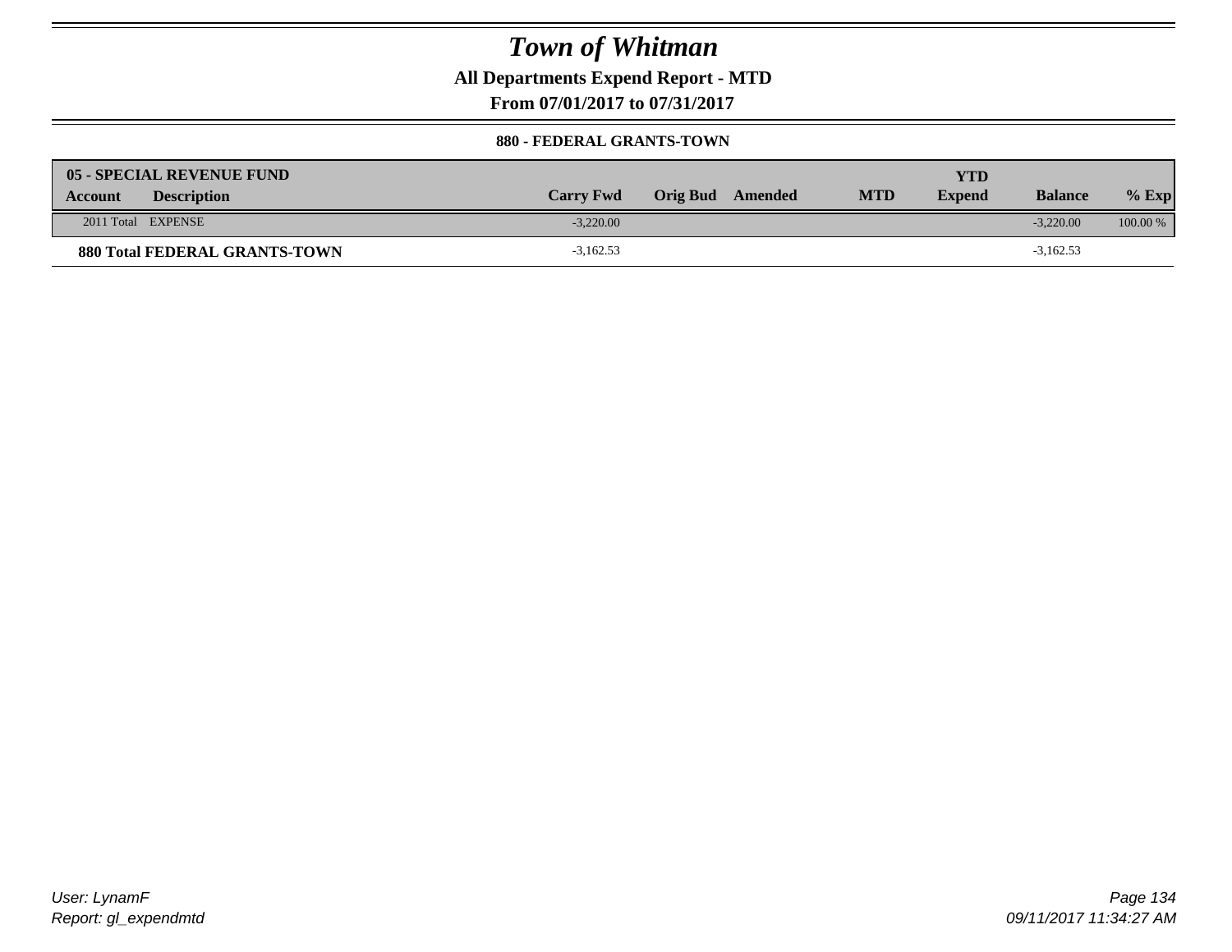# Town of Whitman

**All Departments Expend Report - MTD**

**From 07/01/2017 to 07/31/2017**

**880 - FEDERAL GRANTS-TOWN**

| 05 - SPECIAL REVENUE FUND Account | Description | Carry Fwd | Orig Bud | Amended | MTD | YTD Expend | Balance | % Exp |
|---|---|---|---|---|---|---|---|---|
| 2011 Total | EXPENSE | -3,220.00 | | | | | -3,220.00 | 100.00 % |
| **880 Total FEDERAL GRANTS-TOWN** | | -3,162.53 | | | | | -3,162.53 | |

User: LynamF
Report: gl_expendmtd

09/11/2017 11:34:27 AM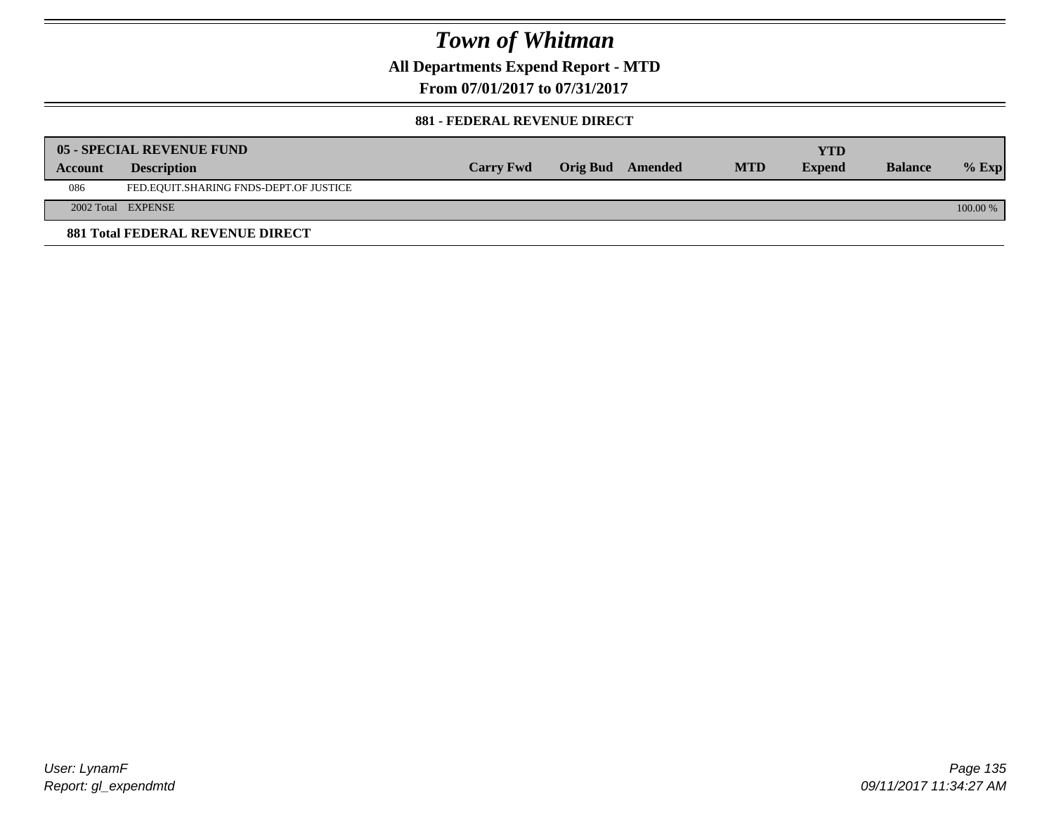# Town of Whitman

**All Departments Expend Report - MTD**

**From 07/01/2017 to 07/31/2017**

**881 - FEDERAL REVENUE DIRECT**

| 05 - SPECIAL REVENUE FUND | | | | | | YTD | | |
|---|---|---|---|---|---|---|---|---|
| Account | Description | Carry Fwd | Orig Bud | Amended | MTD | Expend | Balance | % Exp |
| 086 | FED.EQUIT.SHARING FNDS-DEPT.OF JUSTICE | | | | | | | |
| 2002 Total | EXPENSE | | | | | | | 100.00 % |

**881 Total FEDERAL REVENUE DIRECT**

User: LynamF
Report: gl_expendmtd

09/11/2017 11:34:27 AM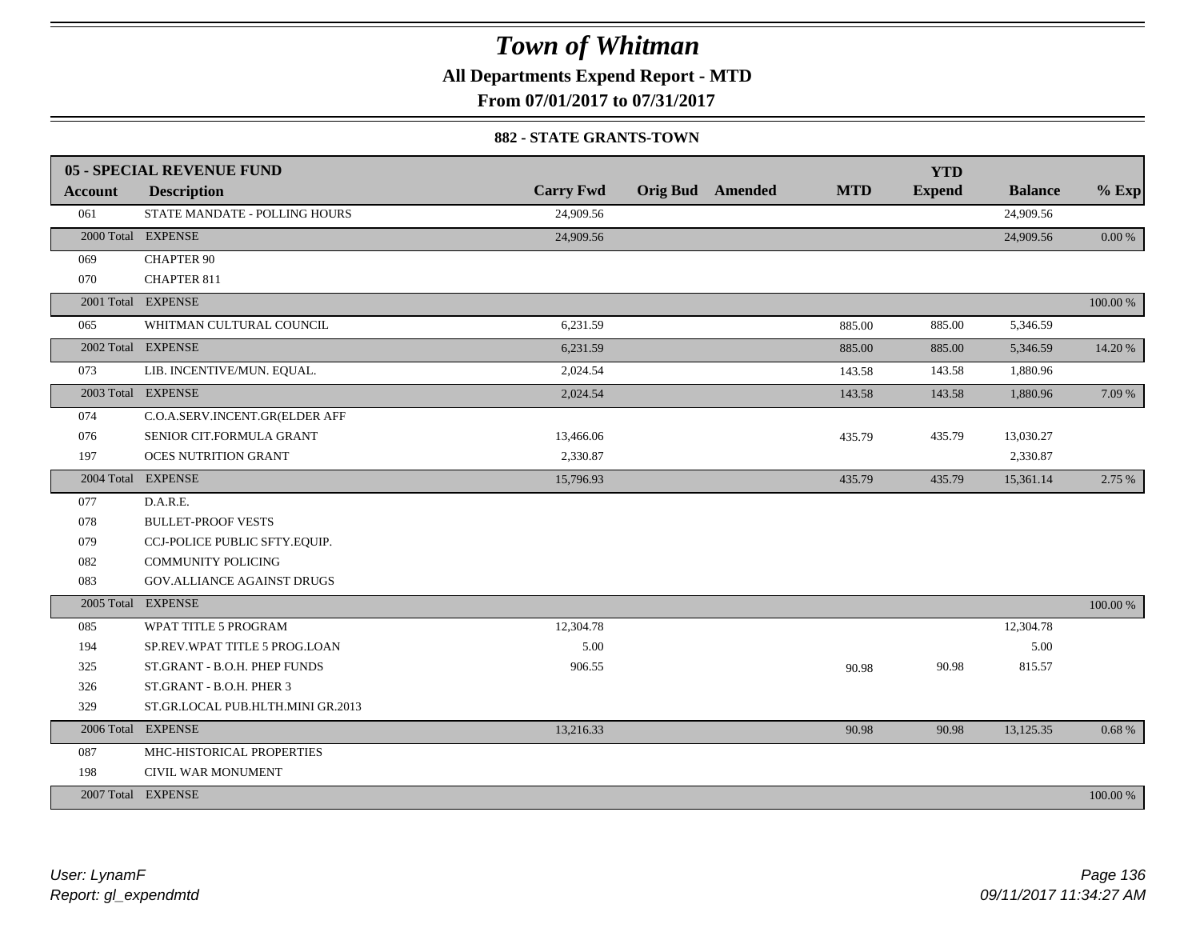# Town of Whitman

**All Departments Expend Report - MTD**

**From 07/01/2017 to 07/31/2017**

**882 - STATE GRANTS-TOWN**

| **05 - SPECIAL REVENUE FUND** | | | | | | | | |
|---|---|---|---|---|---|---|---|---|
| **Account** | **Description** | **Carry Fwd** | **Orig Bud** | **Amended** | **MTD** | **YTD Expend** | **Balance** | **% Exp** |
| 061 | STATE MANDATE - POLLING HOURS | 24,909.56 | | | | | 24,909.56 | |
| 2000 Total | EXPENSE | 24,909.56 | | | | | 24,909.56 | 0.00 % |
| 069 | CHAPTER 90 | | | | | | | |
| 070 | CHAPTER 811 | | | | | | | |
| 2001 Total | EXPENSE | | | | | | | 100.00 % |
| 065 | WHITMAN CULTURAL COUNCIL | 6,231.59 | | | 885.00 | 885.00 | 5,346.59 | |
| 2002 Total | EXPENSE | 6,231.59 | | | 885.00 | 885.00 | 5,346.59 | 14.20 % |
| 073 | LIB. INCENTIVE/MUN. EQUAL. | 2,024.54 | | | 143.58 | 143.58 | 1,880.96 | |
| 2003 Total | EXPENSE | 2,024.54 | | | 143.58 | 143.58 | 1,880.96 | 7.09 % |
| 074 | C.O.A.SERV.INCENT.GR(ELDER AFF | | | | | | | |
| 076 | SENIOR CIT.FORMULA GRANT | 13,466.06 | | | 435.79 | 435.79 | 13,030.27 | |
| 197 | OCES NUTRITION GRANT | 2,330.87 | | | | | 2,330.87 | |
| 2004 Total | EXPENSE | 15,796.93 | | | 435.79 | 435.79 | 15,361.14 | 2.75 % |
| 077 | D.A.R.E. | | | | | | | |
| 078 | BULLET-PROOF VESTS | | | | | | | |
| 079 | CCJ-POLICE PUBLIC SFTY.EQUIP. | | | | | | | |
| 082 | COMMUNITY POLICING | | | | | | | |
| 083 | GOV.ALLIANCE AGAINST DRUGS | | | | | | | |
| 2005 Total | EXPENSE | | | | | | | 100.00 % |
| 085 | WPAT TITLE 5 PROGRAM | 12,304.78 | | | | | 12,304.78 | |
| 194 | SP.REV.WPAT TITLE 5 PROG.LOAN | 5.00 | | | | | 5.00 | |
| 325 | ST.GRANT - B.O.H. PHEP FUNDS | 906.55 | | | 90.98 | 90.98 | 815.57 | |
| 326 | ST.GRANT - B.O.H. PHER 3 | | | | | | | |
| 329 | ST.GR.LOCAL PUB.HLTH.MINI GR.2013 | | | | | | | |
| 2006 Total | EXPENSE | 13,216.33 | | | 90.98 | 90.98 | 13,125.35 | 0.68 % |
| 087 | MHC-HISTORICAL PROPERTIES | | | | | | | |
| 198 | CIVIL WAR MONUMENT | | | | | | | |
| 2007 Total | EXPENSE | | | | | | | 100.00 % |

*User: LynamF*
*Report: gl_expendmtd*

*09/11/2017 11:34:27 AM*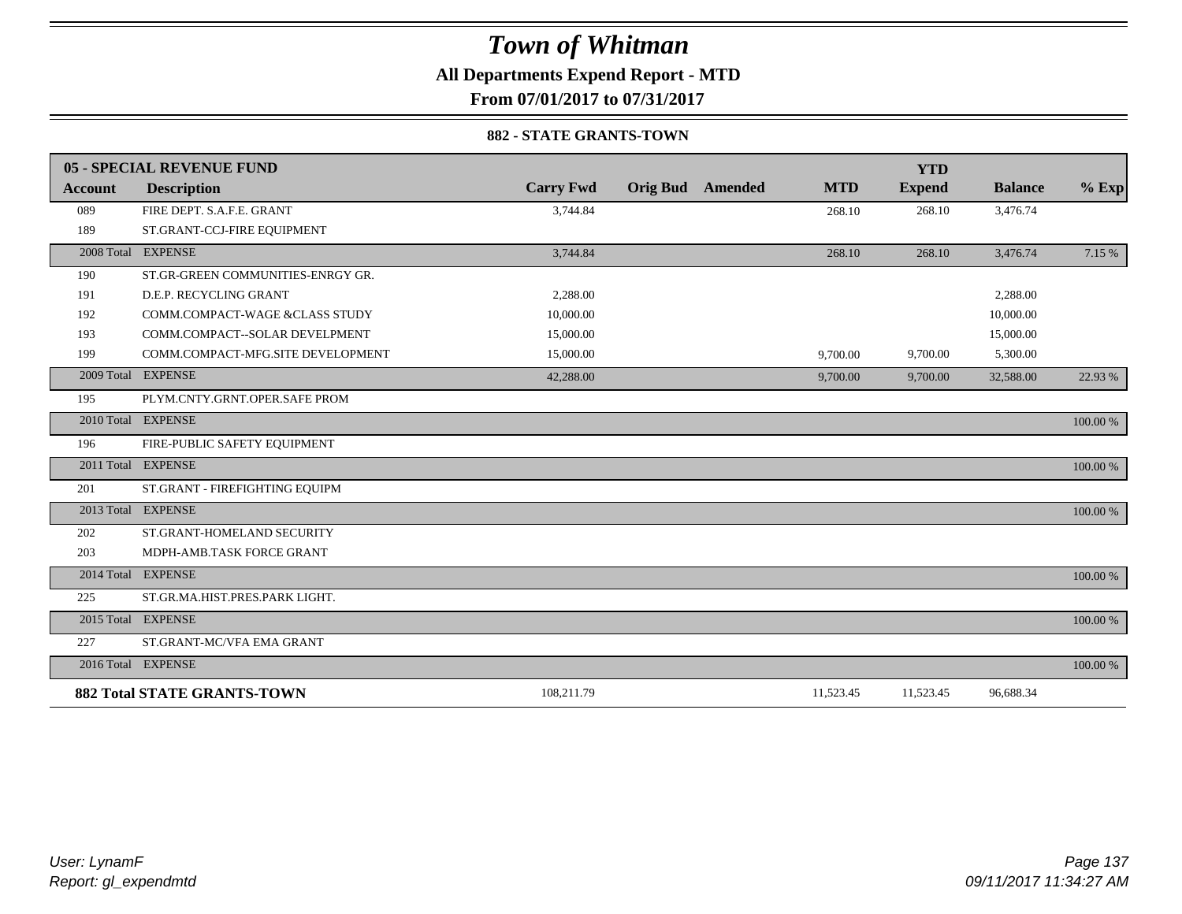# Town of Whitman

**All Departments Expend Report - MTD**

**From 07/01/2017 to 07/31/2017**

**882 - STATE GRANTS-TOWN**

| **05 - SPECIAL REVENUE FUND** | | | | | | | | |
|---|---|---|---|---|---|---|---|---|
| **Account** | **Description** | **Carry Fwd** | **Orig Bud** | **Amended** | **MTD** | **YTD Expend** | **Balance** | **% Exp** |
| 089 | FIRE DEPT. S.A.F.E. GRANT | 3,744.84 | | | 268.10 | 268.10 | 3,476.74 | |
| 189 | ST.GRANT-CCJ-FIRE EQUIPMENT | | | | | | | |
| 2008 Total | EXPENSE | 3,744.84 | | | 268.10 | 268.10 | 3,476.74 | 7.15 % |
| 190 | ST.GR-GREEN COMMUNITIES-ENRGY GR. | | | | | | | |
| 191 | D.E.P. RECYCLING GRANT | 2,288.00 | | | | | 2,288.00 | |
| 192 | COMM.COMPACT-WAGE &CLASS STUDY | 10,000.00 | | | | | 10,000.00 | |
| 193 | COMM.COMPACT--SOLAR DEVELPMENT | 15,000.00 | | | | | 15,000.00 | |
| 199 | COMM.COMPACT-MFG.SITE DEVELOPMENT | 15,000.00 | | | 9,700.00 | 9,700.00 | 5,300.00 | |
| 2009 Total | EXPENSE | 42,288.00 | | | 9,700.00 | 9,700.00 | 32,588.00 | 22.93 % |
| 195 | PLYM.CNTY.GRNT.OPER.SAFE PROM | | | | | | | |
| 2010 Total | EXPENSE | | | | | | | 100.00 % |
| 196 | FIRE-PUBLIC SAFETY EQUIPMENT | | | | | | | |
| 2011 Total | EXPENSE | | | | | | | 100.00 % |
| 201 | ST.GRANT - FIREFIGHTING EQUIPM | | | | | | | |
| 2013 Total | EXPENSE | | | | | | | 100.00 % |
| 202 | ST.GRANT-HOMELAND SECURITY | | | | | | | |
| 203 | MDPH-AMB.TASK FORCE GRANT | | | | | | | |
| 2014 Total | EXPENSE | | | | | | | 100.00 % |
| 225 | ST.GR.MA.HIST.PRES.PARK LIGHT. | | | | | | | |
| 2015 Total | EXPENSE | | | | | | | 100.00 % |
| 227 | ST.GRANT-MC/VFA EMA GRANT | | | | | | | |
| 2016 Total | EXPENSE | | | | | | | 100.00 % |
| **882 Total STATE GRANTS-TOWN** | | 108,211.79 | | | 11,523.45 | 11,523.45 | 96,688.34 | |

*User: LynamF*
*Report: gl_expendmtd*

*09/11/2017 11:34:27 AM*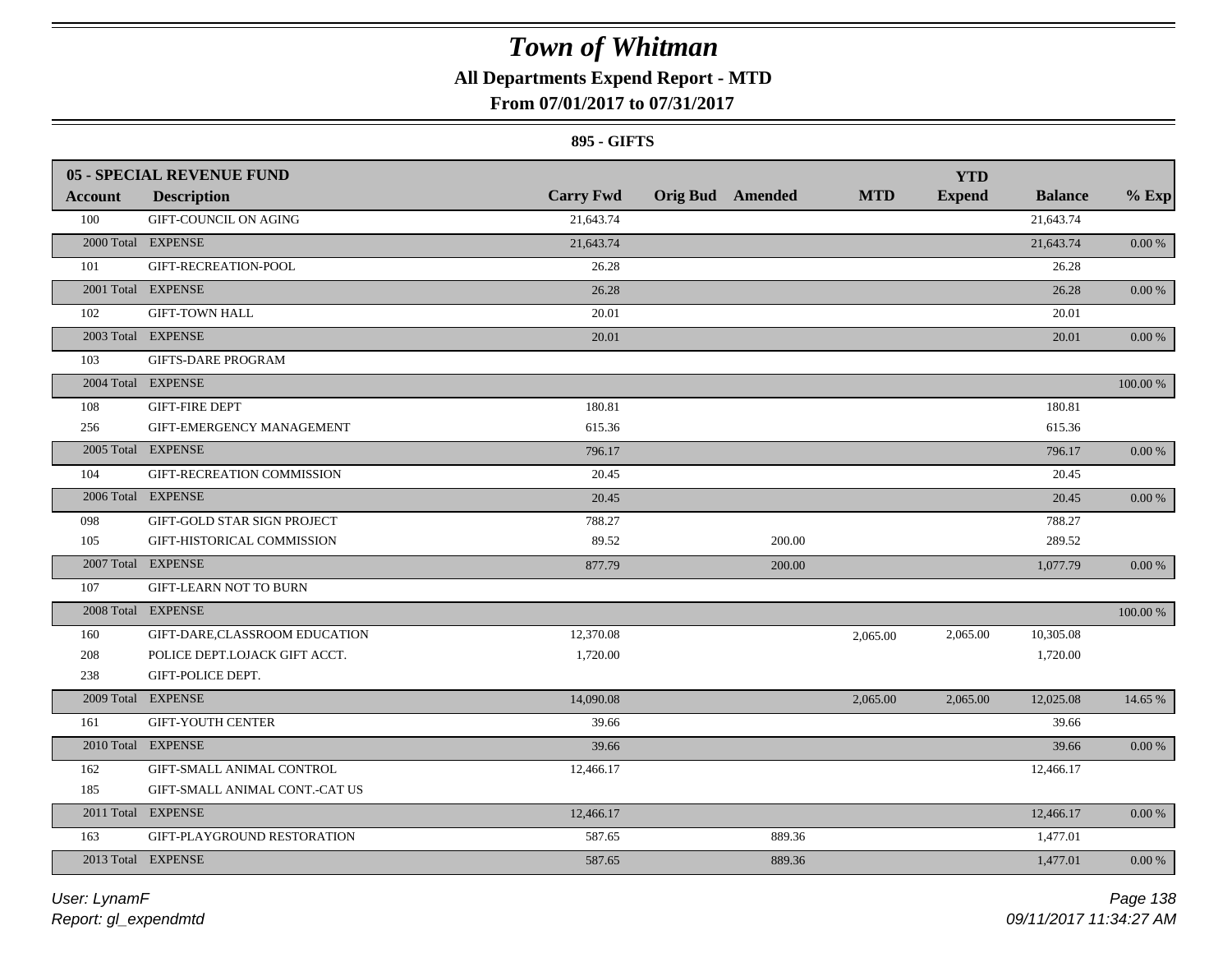# Town of Whitman

## All Departments Expend Report - MTD

### From 07/01/2017 to 07/31/2017

**895 - GIFTS**

| **05 - SPECIAL REVENUE FUND** | | | | | | | | |
|---|---|---|---|---|---|---|---|---|
| **Account** | **Description** | **Carry Fwd** | **Orig Bud** | **Amended** | **MTD** | **YTD Expend** | **Balance** | **% Exp** |
| 100 | GIFT-COUNCIL ON AGING | 21,643.74 | | | | | 21,643.74 | |
| 2000 Total | EXPENSE | 21,643.74 | | | | | 21,643.74 | 0.00 % |
| 101 | GIFT-RECREATION-POOL | 26.28 | | | | | 26.28 | |
| 2001 Total | EXPENSE | 26.28 | | | | | 26.28 | 0.00 % |
| 102 | GIFT-TOWN HALL | 20.01 | | | | | 20.01 | |
| 2003 Total | EXPENSE | 20.01 | | | | | 20.01 | 0.00 % |
| 103 | GIFTS-DARE PROGRAM | | | | | | | |
| 2004 Total | EXPENSE | | | | | | | 100.00 % |
| 108 | GIFT-FIRE DEPT | 180.81 | | | | | 180.81 | |
| 256 | GIFT-EMERGENCY MANAGEMENT | 615.36 | | | | | 615.36 | |
| 2005 Total | EXPENSE | 796.17 | | | | | 796.17 | 0.00 % |
| 104 | GIFT-RECREATION COMMISSION | 20.45 | | | | | 20.45 | |
| 2006 Total | EXPENSE | 20.45 | | | | | 20.45 | 0.00 % |
| 098 | GIFT-GOLD STAR SIGN PROJECT | 788.27 | | | | | 788.27 | |
| 105 | GIFT-HISTORICAL COMMISSION | 89.52 | | 200.00 | | | 289.52 | |
| 2007 Total | EXPENSE | 877.79 | | 200.00 | | | 1,077.79 | 0.00 % |
| 107 | GIFT-LEARN NOT TO BURN | | | | | | | |
| 2008 Total | EXPENSE | | | | | | | 100.00 % |
| 160 | GIFT-DARE,CLASSROOM EDUCATION | 12,370.08 | | | 2,065.00 | 2,065.00 | 10,305.08 | |
| 208 | POLICE DEPT.LOJACK GIFT ACCT. | 1,720.00 | | | | | 1,720.00 | |
| 238 | GIFT-POLICE DEPT. | | | | | | | |
| 2009 Total | EXPENSE | 14,090.08 | | | 2,065.00 | 2,065.00 | 12,025.08 | 14.65 % |
| 161 | GIFT-YOUTH CENTER | 39.66 | | | | | 39.66 | |
| 2010 Total | EXPENSE | 39.66 | | | | | 39.66 | 0.00 % |
| 162 | GIFT-SMALL ANIMAL CONTROL | 12,466.17 | | | | | 12,466.17 | |
| 185 | GIFT-SMALL ANIMAL CONT.-CAT US | | | | | | | |
| 2011 Total | EXPENSE | 12,466.17 | | | | | 12,466.17 | 0.00 % |
| 163 | GIFT-PLAYGROUND RESTORATION | 587.65 | | 889.36 | | | 1,477.01 | |
| 2013 Total | EXPENSE | 587.65 | | 889.36 | | | 1,477.01 | 0.00 % |

User: LynamF
Report: gl_expendmtd

09/11/2017 11:34:27 AM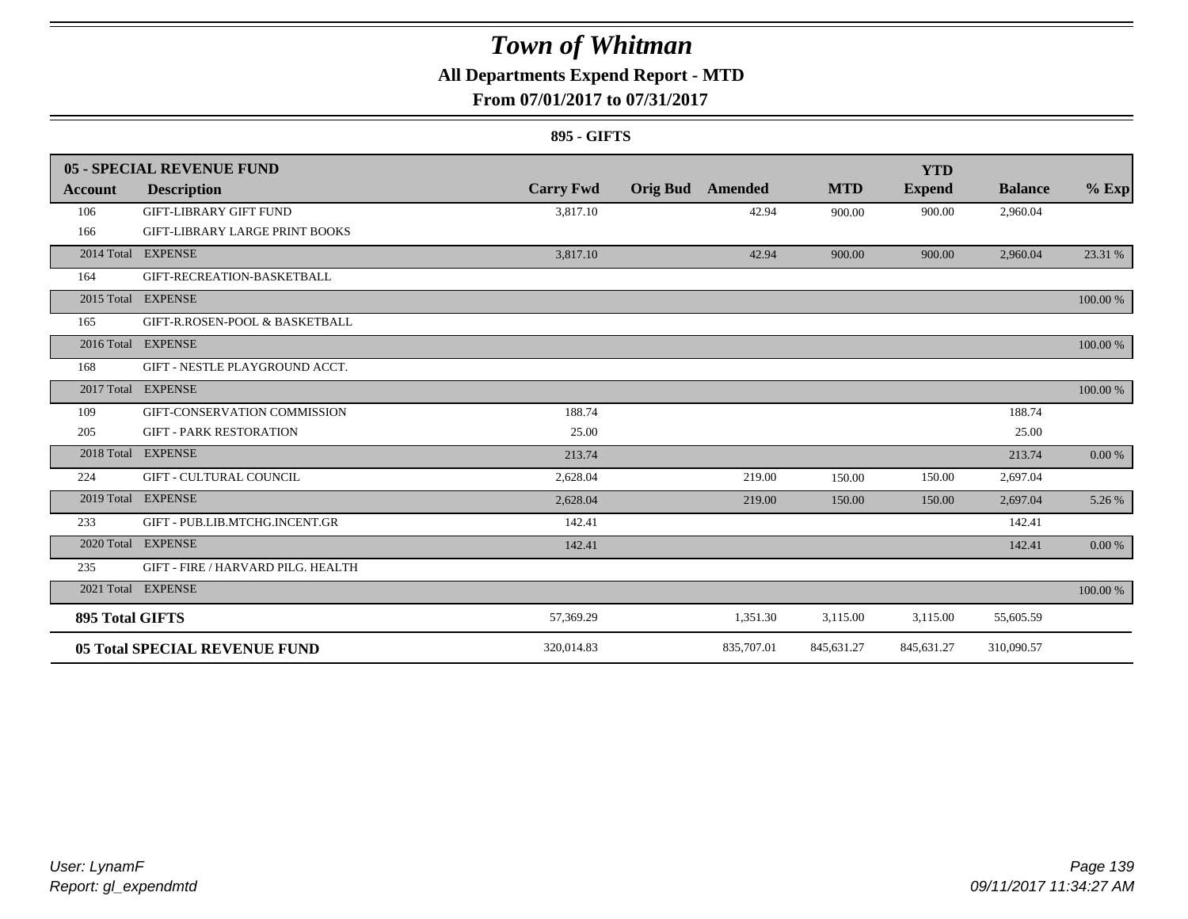# Town of Whitman

## All Departments Expend Report - MTD

### From 07/01/2017 to 07/31/2017

**895 - GIFTS**

| **05 - SPECIAL REVENUE FUND** | | | | | | | | |
|---|---|---|---|---|---|---|---|---|
| **Account** | **Description** | **Carry Fwd** | **Orig Bud** | **Amended** | **MTD** | **YTD Expend** | **Balance** | **% Exp** |
| 106 | GIFT-LIBRARY GIFT FUND | 3,817.10 | | 42.94 | 900.00 | 900.00 | 2,960.04 | |
| 166 | GIFT-LIBRARY LARGE PRINT BOOKS | | | | | | | |
| 2014 Total | EXPENSE | 3,817.10 | | 42.94 | 900.00 | 900.00 | 2,960.04 | 23.31 % |
| 164 | GIFT-RECREATION-BASKETBALL | | | | | | | |
| 2015 Total | EXPENSE | | | | | | | 100.00 % |
| 165 | GIFT-R.ROSEN-POOL & BASKETBALL | | | | | | | |
| 2016 Total | EXPENSE | | | | | | | 100.00 % |
| 168 | GIFT - NESTLE PLAYGROUND ACCT. | | | | | | | |
| 2017 Total | EXPENSE | | | | | | | 100.00 % |
| 109 | GIFT-CONSERVATION COMMISSION | 188.74 | | | | | 188.74 | |
| 205 | GIFT - PARK RESTORATION | 25.00 | | | | | 25.00 | |
| 2018 Total | EXPENSE | 213.74 | | | | | 213.74 | 0.00 % |
| 224 | GIFT - CULTURAL COUNCIL | 2,628.04 | | 219.00 | 150.00 | 150.00 | 2,697.04 | |
| 2019 Total | EXPENSE | 2,628.04 | | 219.00 | 150.00 | 150.00 | 2,697.04 | 5.26 % |
| 233 | GIFT - PUB.LIB.MTCHG.INCENT.GR | 142.41 | | | | | 142.41 | |
| 2020 Total | EXPENSE | 142.41 | | | | | 142.41 | 0.00 % |
| 235 | GIFT - FIRE / HARVARD PILG. HEALTH | | | | | | | |
| 2021 Total | EXPENSE | | | | | | | 100.00 % |
| **895 Total GIFTS** | | 57,369.29 | | 1,351.30 | 3,115.00 | 3,115.00 | 55,605.59 | |
| **05 Total SPECIAL REVENUE FUND** | | 320,014.83 | | 835,707.01 | 845,631.27 | 845,631.27 | 310,090.57 | |

*User: LynamF*
*Report: gl_expendmtd*

*09/11/2017 11:34:27 AM*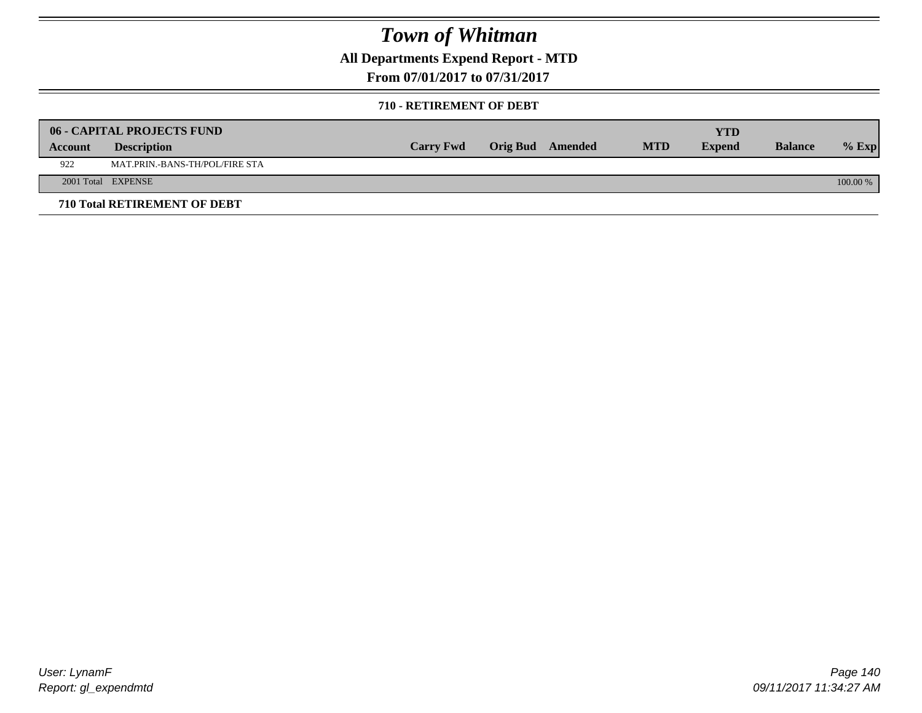# Town of Whitman

## All Departments Expend Report - MTD

### From 07/01/2017 to 07/31/2017

#### 710 - RETIREMENT OF DEBT

| 06 - CAPITAL PROJECTS FUND | | | | | | YTD | | |
|---|---|---|---|---|---|---|---|---|
| Account | Description | Carry Fwd | Orig Bud | Amended | MTD | Expend | Balance | % Exp |
| 922 | MAT.PRIN.-BANS-TH/POL/FIRE STA | | | | | | | |
| 2001 Total | EXPENSE | | | | | | | 100.00 % |

**710 Total RETIREMENT OF DEBT**

User: LynamF
Report: gl_expendmtd

09/11/2017 11:34:27 AM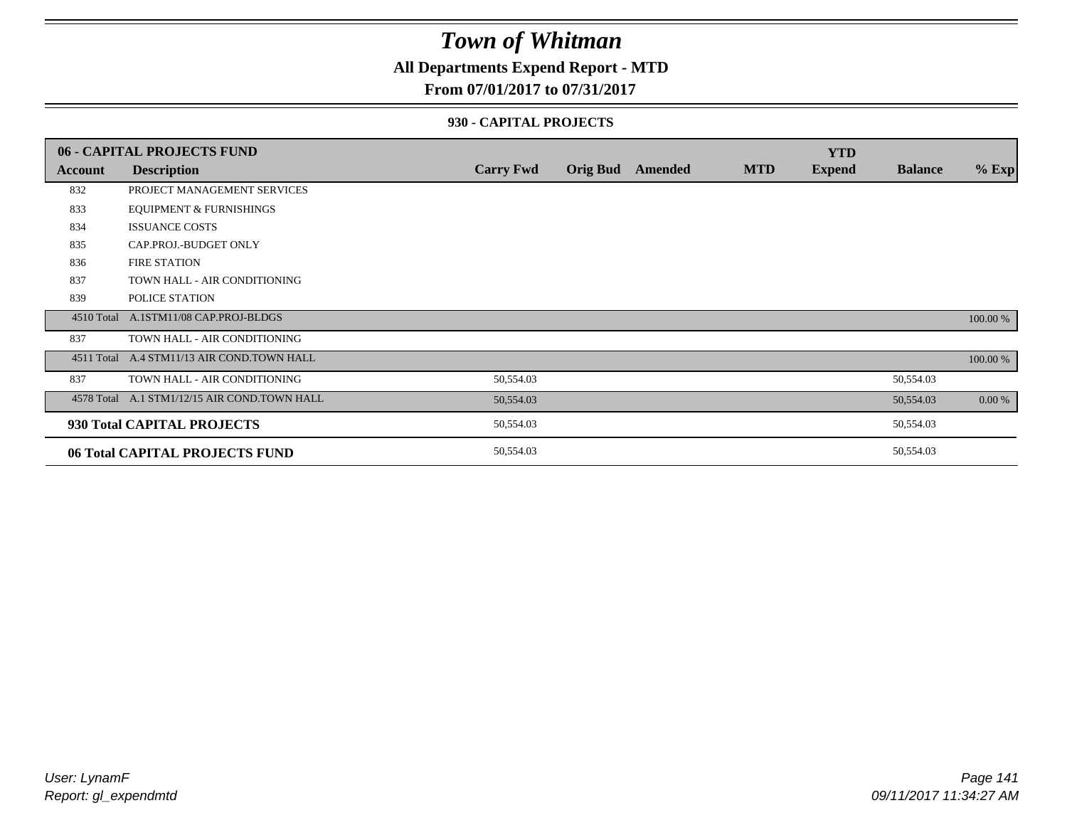# Town of Whitman

## All Departments Expend Report - MTD

### From 07/01/2017 to 07/31/2017

#### 930 - CAPITAL PROJECTS

| 06 - CAPITAL PROJECTS FUND | | | | | | YTD | | |
|---|---|---|---|---|---|---|---|---|
| **Account** | **Description** | **Carry Fwd** | **Orig Bud** | **Amended** | **MTD** | **Expend** | **Balance** | **% Exp** |
| 832 | PROJECT MANAGEMENT SERVICES | | | | | | | |
| 833 | EQUIPMENT & FURNISHINGS | | | | | | | |
| 834 | ISSUANCE COSTS | | | | | | | |
| 835 | CAP.PROJ.-BUDGET ONLY | | | | | | | |
| 836 | FIRE STATION | | | | | | | |
| 837 | TOWN HALL - AIR CONDITIONING | | | | | | | |
| 839 | POLICE STATION | | | | | | | |
| 4510 Total | A.1STM11/08 CAP.PROJ-BLDGS | | | | | | | 100.00 % |
| 837 | TOWN HALL - AIR CONDITIONING | | | | | | | |
| 4511 Total | A.4 STM11/13 AIR COND.TOWN HALL | | | | | | | 100.00 % |
| 837 | TOWN HALL - AIR CONDITIONING | 50,554.03 | | | | | 50,554.03 | |
| 4578 Total | A.1 STM1/12/15 AIR COND.TOWN HALL | 50,554.03 | | | | | 50,554.03 | 0.00 % |
| **930 Total CAPITAL PROJECTS** | | 50,554.03 | | | | | 50,554.03 | |
| **06 Total CAPITAL PROJECTS FUND** | | 50,554.03 | | | | | 50,554.03 | |

*User: LynamF*
*Report: gl_expendmtd*

*09/11/2017 11:34:27 AM*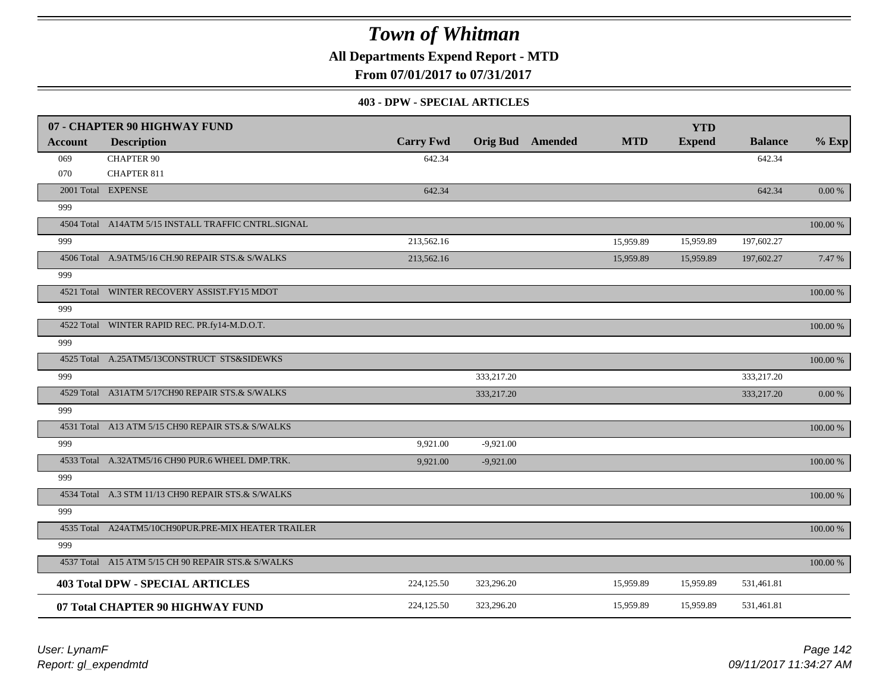# Town of Whitman

**All Departments Expend Report - MTD**

**From 07/01/2017 to 07/31/2017**

### 403 - DPW - SPECIAL ARTICLES

| 07 - CHAPTER 90 HIGHWAY FUND | | | | | | YTD | | |
|---|---|---|---|---|---|---|---|---|
| **Account** | **Description** | **Carry Fwd** | **Orig Bud** | **Amended** | **MTD** | **Expend** | **Balance** | **% Exp** |
| 069 | CHAPTER 90 | 642.34 | | | | | 642.34 | |
| 070 | CHAPTER 811 | | | | | | | |
| 2001 Total | EXPENSE | 642.34 | | | | | 642.34 | 0.00 % |
| 999 | | | | | | | | |
| 4504 Total | A14ATM 5/15 INSTALL TRAFFIC CNTRL.SIGNAL | | | | | | | 100.00 % |
| 999 | | 213,562.16 | | | 15,959.89 | 15,959.89 | 197,602.27 | |
| 4506 Total | A.9ATM5/16 CH.90 REPAIR STS.& S/WALKS | 213,562.16 | | | 15,959.89 | 15,959.89 | 197,602.27 | 7.47 % |
| 999 | | | | | | | | |
| 4521 Total | WINTER RECOVERY ASSIST.FY15 MDOT | | | | | | | 100.00 % |
| 999 | | | | | | | | |
| 4522 Total | WINTER RAPID REC. PR.fy14-M.D.O.T. | | | | | | | 100.00 % |
| 999 | | | | | | | | |
| 4525 Total | A.25ATM5/13CONSTRUCT STS&SIDEWKS | | | | | | | 100.00 % |
| 999 | | | 333,217.20 | | | | 333,217.20 | |
| 4529 Total | A31ATM 5/17CH90 REPAIR STS.& S/WALKS | | 333,217.20 | | | | 333,217.20 | 0.00 % |
| 999 | | | | | | | | |
| 4531 Total | A13 ATM 5/15 CH90 REPAIR STS.& S/WALKS | | | | | | | 100.00 % |
| 999 | | 9,921.00 | -9,921.00 | | | | | |
| 4533 Total | A.32ATM5/16 CH90 PUR.6 WHEEL DMP.TRK. | 9,921.00 | -9,921.00 | | | | | 100.00 % |
| 999 | | | | | | | | |
| 4534 Total | A.3 STM 11/13 CH90 REPAIR STS.& S/WALKS | | | | | | | 100.00 % |
| 999 | | | | | | | | |
| 4535 Total | A24ATM5/10CH90PUR.PRE-MIX HEATER TRAILER | | | | | | | 100.00 % |
| 999 | | | | | | | | |
| 4537 Total | A15 ATM 5/15 CH 90 REPAIR STS.& S/WALKS | | | | | | | 100.00 % |
| **403 Total DPW - SPECIAL ARTICLES** | | 224,125.50 | 323,296.20 | | 15,959.89 | 15,959.89 | 531,461.81 | |
| **07 Total CHAPTER 90 HIGHWAY FUND** | | 224,125.50 | 323,296.20 | | 15,959.89 | 15,959.89 | 531,461.81 | |

*User: LynamF*
*Report: gl_expendmtd*
*09/11/2017 11:34:27 AM*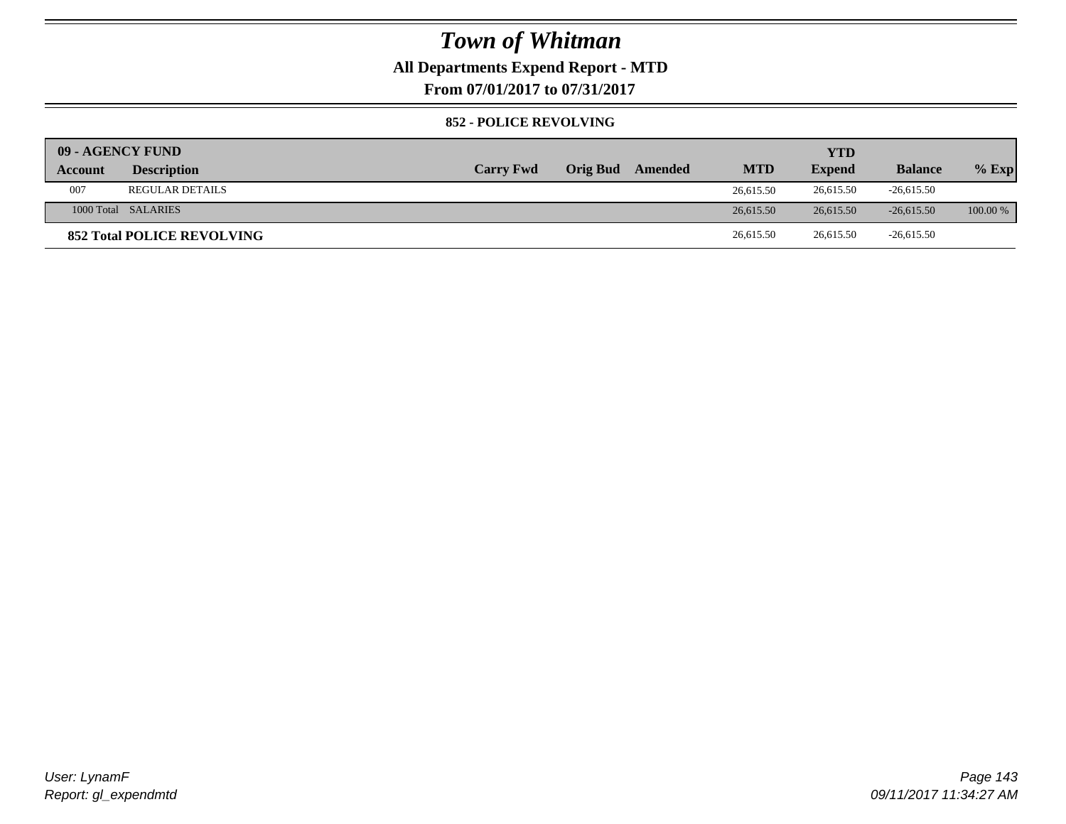# Town of Whitman

**All Departments Expend Report - MTD**

**From 07/01/2017 to 07/31/2017**

**852 - POLICE REVOLVING**

| 09 - AGENCY FUND | | | | | | YTD | | |
|---|---|---|---|---|---|---|---|---|
| **Account** | **Description** | **Carry Fwd** | **Orig Bud** | **Amended** | **MTD** | **Expend** | **Balance** | **% Exp** |
| 007 | REGULAR DETAILS | | | | 26,615.50 | 26,615.50 | -26,615.50 | |
| 1000 Total | SALARIES | | | | 26,615.50 | 26,615.50 | -26,615.50 | 100.00 % |
| **852 Total POLICE REVOLVING** | | | | | 26,615.50 | 26,615.50 | -26,615.50 | |

*User: LynamF*
*Report: gl_expendmtd*

*09/11/2017 11:34:27 AM*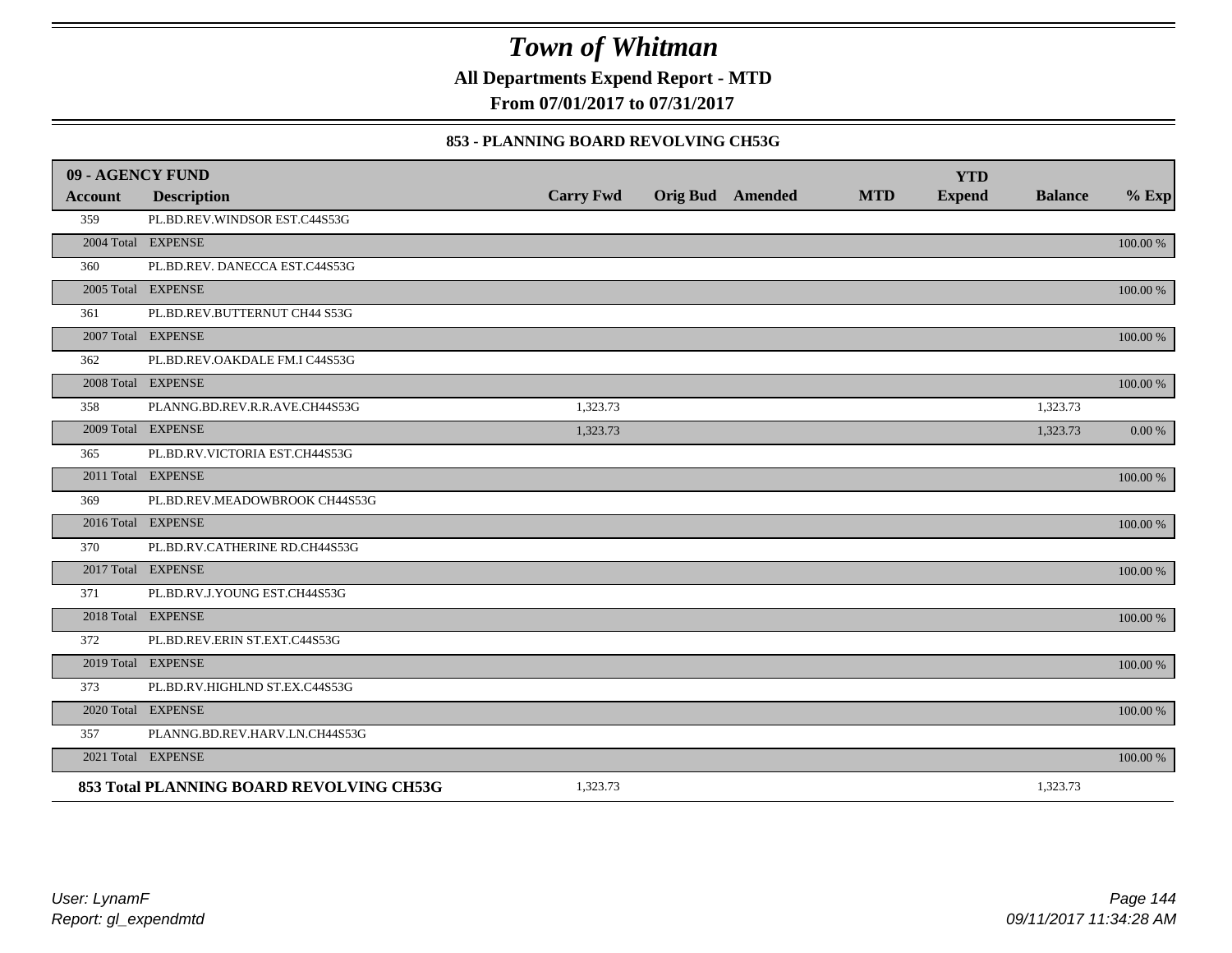# Town of Whitman

**All Departments Expend Report - MTD**

**From 07/01/2017 to 07/31/2017**

### 853 - PLANNING BOARD REVOLVING CH53G

| 09 - AGENCY FUND | | | | | | YTD | | |
|---|---|---|---|---|---|---|---|---|
| **Account** | **Description** | **Carry Fwd** | **Orig Bud** | **Amended** | **MTD** | **Expend** | **Balance** | **% Exp** |
| 359 | PL.BD.REV.WINDSOR EST.C44S53G | | | | | | | |
| 2004 Total | EXPENSE | | | | | | | 100.00 % |
| 360 | PL.BD.REV. DANECCA EST.C44S53G | | | | | | | |
| 2005 Total | EXPENSE | | | | | | | 100.00 % |
| 361 | PL.BD.REV.BUTTERNUT CH44 S53G | | | | | | | |
| 2007 Total | EXPENSE | | | | | | | 100.00 % |
| 362 | PL.BD.REV.OAKDALE FM.I C44S53G | | | | | | | |
| 2008 Total | EXPENSE | | | | | | | 100.00 % |
| 358 | PLANNG.BD.REV.R.R.AVE.CH44S53G | 1,323.73 | | | | | 1,323.73 | |
| 2009 Total | EXPENSE | 1,323.73 | | | | | 1,323.73 | 0.00 % |
| 365 | PL.BD.RV.VICTORIA EST.CH44S53G | | | | | | | |
| 2011 Total | EXPENSE | | | | | | | 100.00 % |
| 369 | PL.BD.REV.MEADOWBROOK CH44S53G | | | | | | | |
| 2016 Total | EXPENSE | | | | | | | 100.00 % |
| 370 | PL.BD.RV.CATHERINE RD.CH44S53G | | | | | | | |
| 2017 Total | EXPENSE | | | | | | | 100.00 % |
| 371 | PL.BD.RV.J.YOUNG EST.CH44S53G | | | | | | | |
| 2018 Total | EXPENSE | | | | | | | 100.00 % |
| 372 | PL.BD.REV.ERIN ST.EXT.C44S53G | | | | | | | |
| 2019 Total | EXPENSE | | | | | | | 100.00 % |
| 373 | PL.BD.RV.HIGHLND ST.EX.C44S53G | | | | | | | |
| 2020 Total | EXPENSE | | | | | | | 100.00 % |
| 357 | PLANNG.BD.REV.HARV.LN.CH44S53G | | | | | | | |
| 2021 Total | EXPENSE | | | | | | | 100.00 % |
| **853 Total PLANNING BOARD REVOLVING CH53G** | | 1,323.73 | | | | | 1,323.73 | |

*User: LynamF*
*Report: gl_expendmtd*

*09/11/2017 11:34:28 AM*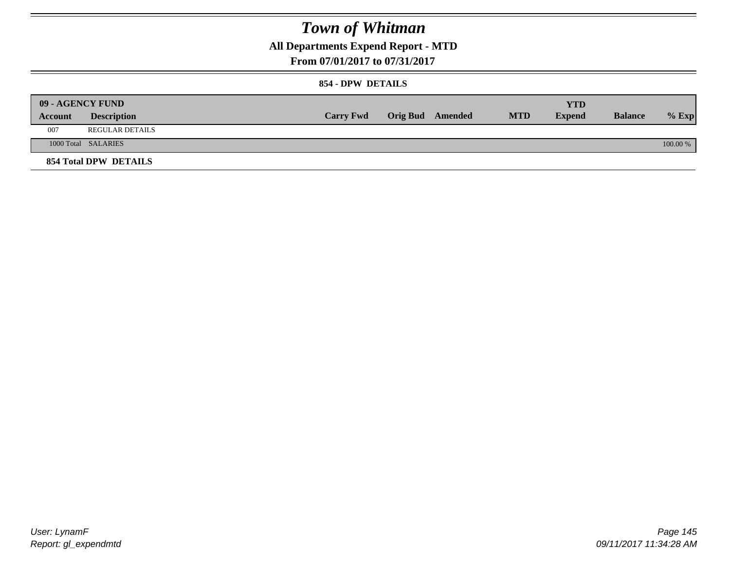# Town of Whitman

## All Departments Expend Report - MTD

### From 07/01/2017 to 07/31/2017

#### 854 - DPW DETAILS

| 09 - AGENCY FUND | | | | | | YTD | | |
|---|---|---|---|---|---|---|---|---|
| **Account** | **Description** | **Carry Fwd** | **Orig Bud** | **Amended** | **MTD** | **Expend** | **Balance** | **% Exp** |
| 007 | REGULAR DETAILS | | | | | | | |
| 1000 Total | SALARIES | | | | | | | 100.00 % |
| **854 Total DPW DETAILS** | | | | | | | | |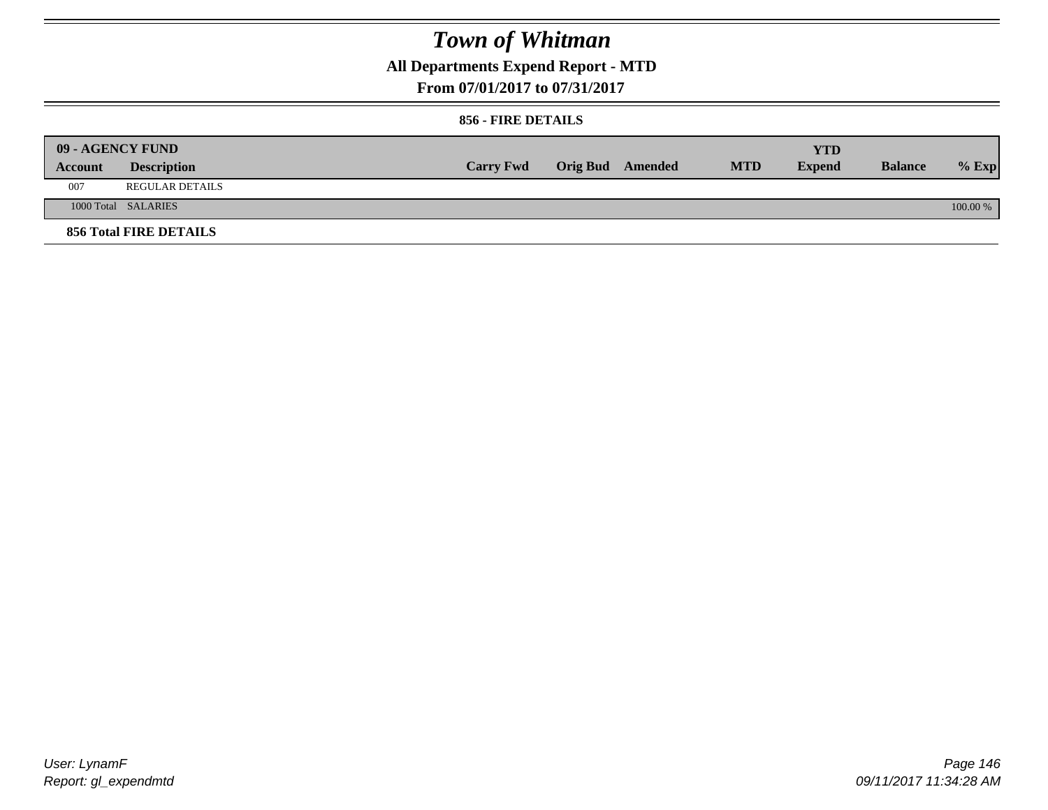# *Town of Whitman*

**All Departments Expend Report - MTD**

**From 07/01/2017 to 07/31/2017**

**856 - FIRE DETAILS**

| **09 - AGENCY FUND** | | | | | | | | |
|---|---|---|---|---|---|---|---|---|
| **Account** | **Description** | **Carry Fwd** | **Orig Bud** | **Amended** | **MTD** | **YTD Expend** | **Balance** | **% Exp** |
| 007 | REGULAR DETAILS | | | | | | | |
| 1000 Total | SALARIES | | | | | | | 100.00 % |

**856 Total FIRE DETAILS**

*User: LynamF*

*Report: gl_expendmtd*

*09/11/2017 11:34:28 AM*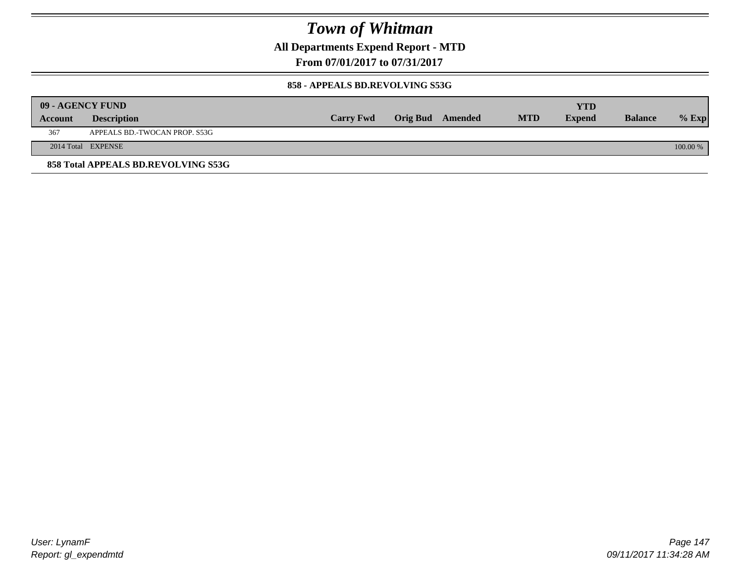# Town of Whitman

**All Departments Expend Report - MTD**

**From 07/01/2017 to 07/31/2017**

**858 - APPEALS BD.REVOLVING S53G**

| 09 - AGENCY FUND | | | | | | YTD | | |
|---|---|---|---|---|---|---|---|---|
| **Account** | **Description** | **Carry Fwd** | **Orig Bud** | **Amended** | **MTD** | **Expend** | **Balance** | **% Exp** |
| 367 | APPEALS BD.-TWOCAN PROP. S53G | | | | | | | |
| 2014 Total | EXPENSE | | | | | | | 100.00 % |

**858 Total APPEALS BD.REVOLVING S53G**

*User: LynamF*

*Report: gl_expendmtd*

*09/11/2017 11:34:28 AM*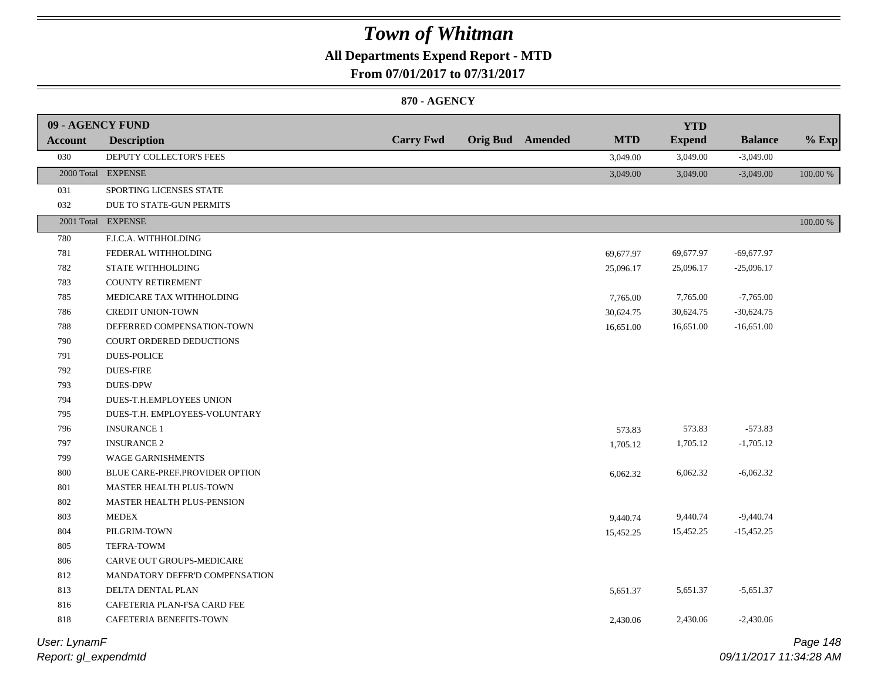# Town of Whitman

## All Departments Expend Report - MTD

### From 07/01/2017 to 07/31/2017

#### 870 - AGENCY

| 09 - AGENCY FUND | | | | | | YTD | | |
|---|---|---|---|---|---|---|---|---|
| **Account** | **Description** | **Carry Fwd** | **Orig Bud** | **Amended** | **MTD** | **Expend** | **Balance** | **% Exp** |
| 030 | DEPUTY COLLECTOR'S FEES | | | | 3,049.00 | 3,049.00 | -3,049.00 | |
| 2000 Total | EXPENSE | | | | 3,049.00 | 3,049.00 | -3,049.00 | 100.00 % |
| 031 | SPORTING LICENSES STATE | | | | | | | |
| 032 | DUE TO STATE-GUN PERMITS | | | | | | | |
| 2001 Total | EXPENSE | | | | | | | 100.00 % |
| 780 | F.I.C.A. WITHHOLDING | | | | | | | |
| 781 | FEDERAL WITHHOLDING | | | | 69,677.97 | 69,677.97 | -69,677.97 | |
| 782 | STATE WITHHOLDING | | | | 25,096.17 | 25,096.17 | -25,096.17 | |
| 783 | COUNTY RETIREMENT | | | | | | | |
| 785 | MEDICARE TAX WITHHOLDING | | | | 7,765.00 | 7,765.00 | -7,765.00 | |
| 786 | CREDIT UNION-TOWN | | | | 30,624.75 | 30,624.75 | -30,624.75 | |
| 788 | DEFERRED COMPENSATION-TOWN | | | | 16,651.00 | 16,651.00 | -16,651.00 | |
| 790 | COURT ORDERED DEDUCTIONS | | | | | | | |
| 791 | DUES-POLICE | | | | | | | |
| 792 | DUES-FIRE | | | | | | | |
| 793 | DUES-DPW | | | | | | | |
| 794 | DUES-T.H.EMPLOYEES UNION | | | | | | | |
| 795 | DUES-T.H. EMPLOYEES-VOLUNTARY | | | | | | | |
| 796 | INSURANCE 1 | | | | 573.83 | 573.83 | -573.83 | |
| 797 | INSURANCE 2 | | | | 1,705.12 | 1,705.12 | -1,705.12 | |
| 799 | WAGE GARNISHMENTS | | | | | | | |
| 800 | BLUE CARE-PREF.PROVIDER OPTION | | | | 6,062.32 | 6,062.32 | -6,062.32 | |
| 801 | MASTER HEALTH PLUS-TOWN | | | | | | | |
| 802 | MASTER HEALTH PLUS-PENSION | | | | | | | |
| 803 | MEDEX | | | | 9,440.74 | 9,440.74 | -9,440.74 | |
| 804 | PILGRIM-TOWN | | | | 15,452.25 | 15,452.25 | -15,452.25 | |
| 805 | TEFRA-TOWM | | | | | | | |
| 806 | CARVE OUT GROUPS-MEDICARE | | | | | | | |
| 812 | MANDATORY DEFFR'D COMPENSATION | | | | | | | |
| 813 | DELTA DENTAL PLAN | | | | 5,651.37 | 5,651.37 | -5,651.37 | |
| 816 | CAFETERIA PLAN-FSA CARD FEE | | | | | | | |
| 818 | CAFETERIA BENEFITS-TOWN | | | | 2,430.06 | 2,430.06 | -2,430.06 | |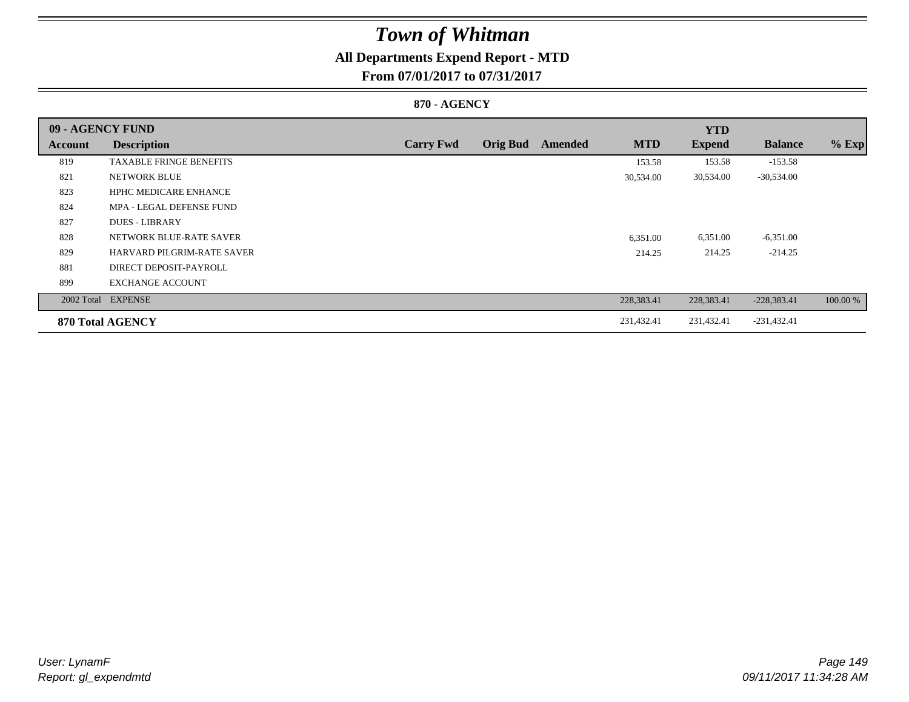# Town of Whitman

## All Departments Expend Report - MTD

### From 07/01/2017 to 07/31/2017

#### 870 - AGENCY

| 09 - AGENCY FUND | | | | | | YTD | | |
|---|---|---|---|---|---|---|---|---|
| **Account** | **Description** | **Carry Fwd** | **Orig Bud** | **Amended** | **MTD** | **Expend** | **Balance** | **% Exp** |
| 819 | TAXABLE FRINGE BENEFITS | | | | 153.58 | 153.58 | -153.58 | |
| 821 | NETWORK BLUE | | | | 30,534.00 | 30,534.00 | -30,534.00 | |
| 823 | HPHC MEDICARE ENHANCE | | | | | | | |
| 824 | MPA - LEGAL DEFENSE FUND | | | | | | | |
| 827 | DUES - LIBRARY | | | | | | | |
| 828 | NETWORK BLUE-RATE SAVER | | | | 6,351.00 | 6,351.00 | -6,351.00 | |
| 829 | HARVARD PILGRIM-RATE SAVER | | | | 214.25 | 214.25 | -214.25 | |
| 881 | DIRECT DEPOSIT-PAYROLL | | | | | | | |
| 899 | EXCHANGE ACCOUNT | | | | | | | |
| 2002 Total | EXPENSE | | | | 228,383.41 | 228,383.41 | -228,383.41 | 100.00 % |
| **870 Total AGENCY** | | | | | 231,432.41 | 231,432.41 | -231,432.41 | |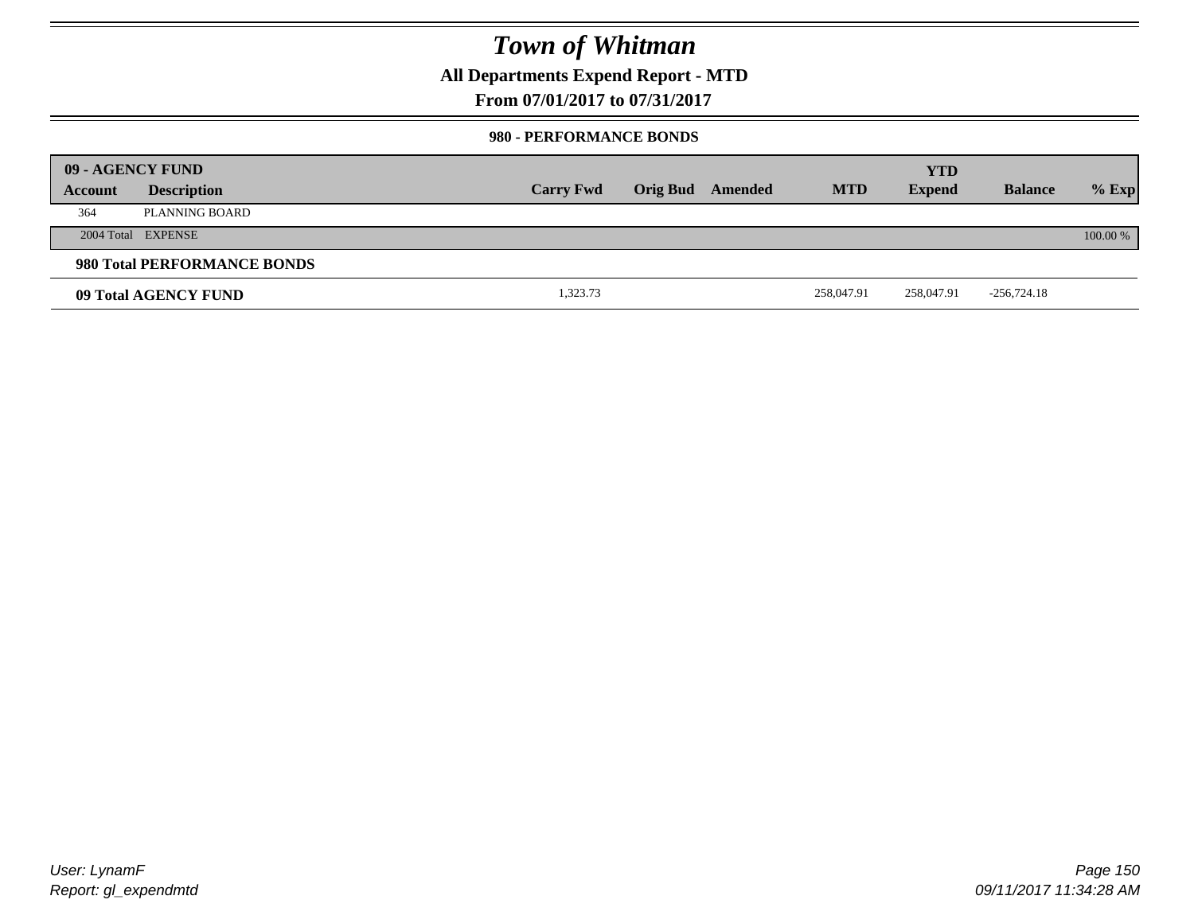# Town of Whitman

**All Departments Expend Report - MTD**

**From 07/01/2017 to 07/31/2017**

**980 - PERFORMANCE BONDS**

| 09 - AGENCY FUND | | | | | | | | |
|---|---|---|---|---|---|---|---|---|
| **Account** | **Description** | **Carry Fwd** | **Orig Bud** | **Amended** | **MTD** | **YTD Expend** | **Balance** | **% Exp** |
| 364 | PLANNING BOARD | | | | | | | |
| 2004 Total | EXPENSE | | | | | | | 100.00 % |
| **980 Total PERFORMANCE BONDS** | | | | | | | | |
| **09 Total AGENCY FUND** | | 1,323.73 | | | 258,047.91 | 258,047.91 | -256,724.18 | |

User: LynamF
Report: gl_expendmtd

09/11/2017 11:34:28 AM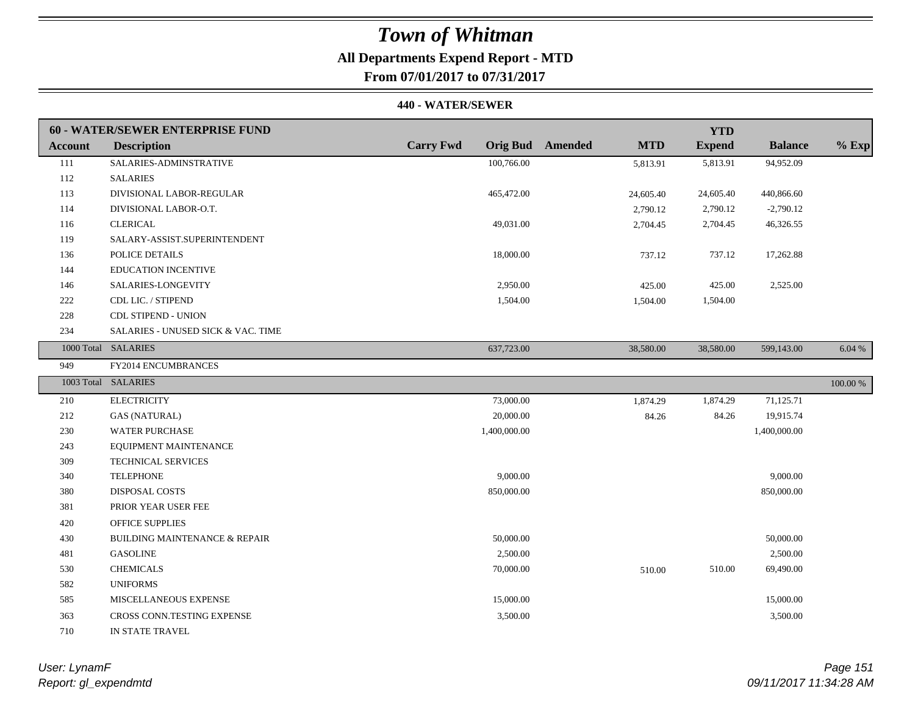# Town of Whitman

**All Departments Expend Report - MTD**

**From 07/01/2017 to 07/31/2017**

**440 - WATER/SEWER**

| 60 - WATER/SEWER ENTERPRISE FUND | | | | | | YTD | | |
|---|---|---|---|---|---|---|---|---|
| **Account** | **Description** | **Carry Fwd** | **Orig Bud** | **Amended** | **MTD** | **Expend** | **Balance** | **% Exp** |
| 111 | SALARIES-ADMINSTRATIVE | | 100,766.00 | | 5,813.91 | 5,813.91 | 94,952.09 | |
| 112 | SALARIES | | | | | | | |
| 113 | DIVISIONAL LABOR-REGULAR | | 465,472.00 | | 24,605.40 | 24,605.40 | 440,866.60 | |
| 114 | DIVISIONAL LABOR-O.T. | | | | 2,790.12 | 2,790.12 | -2,790.12 | |
| 116 | CLERICAL | | 49,031.00 | | 2,704.45 | 2,704.45 | 46,326.55 | |
| 119 | SALARY-ASSIST.SUPERINTENDENT | | | | | | | |
| 136 | POLICE DETAILS | | 18,000.00 | | 737.12 | 737.12 | 17,262.88 | |
| 144 | EDUCATION INCENTIVE | | | | | | | |
| 146 | SALARIES-LONGEVITY | | 2,950.00 | | 425.00 | 425.00 | 2,525.00 | |
| 222 | CDL LIC. / STIPEND | | 1,504.00 | | 1,504.00 | 1,504.00 | | |
| 228 | CDL STIPEND - UNION | | | | | | | |
| 234 | SALARIES - UNUSED SICK & VAC. TIME | | | | | | | |
| 1000 Total | SALARIES | | 637,723.00 | | 38,580.00 | 38,580.00 | 599,143.00 | 6.04 % |
| 949 | FY2014 ENCUMBRANCES | | | | | | | |
| 1003 Total | SALARIES | | | | | | | 100.00 % |
| 210 | ELECTRICITY | | 73,000.00 | | 1,874.29 | 1,874.29 | 71,125.71 | |
| 212 | GAS (NATURAL) | | 20,000.00 | | 84.26 | 84.26 | 19,915.74 | |
| 230 | WATER PURCHASE | | 1,400,000.00 | | | | 1,400,000.00 | |
| 243 | EQUIPMENT MAINTENANCE | | | | | | | |
| 309 | TECHNICAL SERVICES | | | | | | | |
| 340 | TELEPHONE | | 9,000.00 | | | | 9,000.00 | |
| 380 | DISPOSAL COSTS | | 850,000.00 | | | | 850,000.00 | |
| 381 | PRIOR YEAR USER FEE | | | | | | | |
| 420 | OFFICE SUPPLIES | | | | | | | |
| 430 | BUILDING MAINTENANCE & REPAIR | | 50,000.00 | | | | 50,000.00 | |
| 481 | GASOLINE | | 2,500.00 | | | | 2,500.00 | |
| 530 | CHEMICALS | | 70,000.00 | | 510.00 | 510.00 | 69,490.00 | |
| 582 | UNIFORMS | | | | | | | |
| 585 | MISCELLANEOUS EXPENSE | | 15,000.00 | | | | 15,000.00 | |
| 363 | CROSS CONN.TESTING EXPENSE | | 3,500.00 | | | | 3,500.00 | |
| 710 | IN STATE TRAVEL | | | | | | | |

*User: LynamF*
*Report: gl_expendmtd*

*09/11/2017 11:34:28 AM*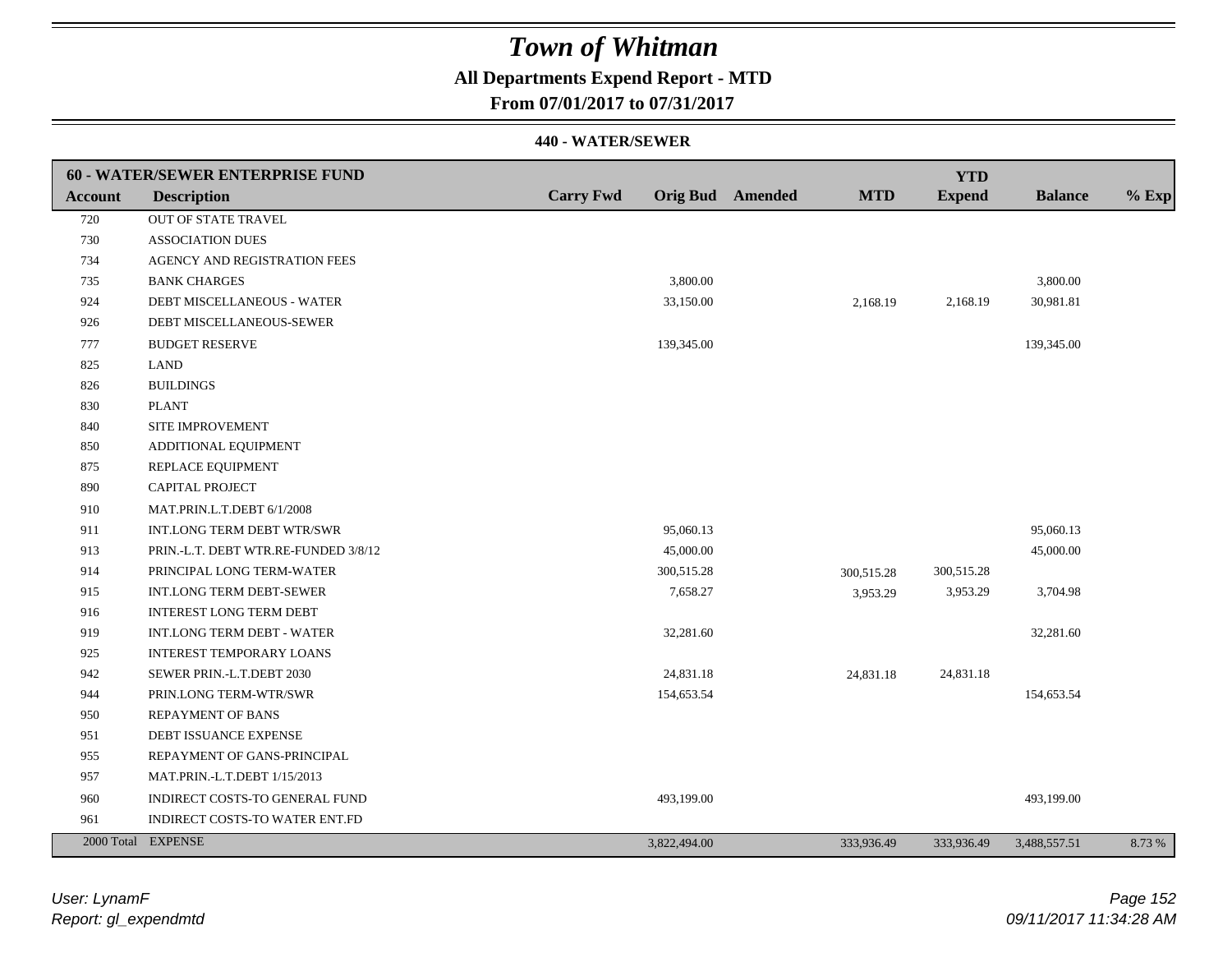# Town of Whitman

**All Departments Expend Report - MTD**

**From 07/01/2017 to 07/31/2017**

**440 - WATER/SEWER**

| **60 - WATER/SEWER ENTERPRISE FUND** | | | | | | **YTD** | | |
|---|---|---|---|---|---|---|---|---|
| **Account** | **Description** | **Carry Fwd** | **Orig Bud** | **Amended** | **MTD** | **Expend** | **Balance** | **% Exp** |
| 720 | OUT OF STATE TRAVEL | | | | | | | |
| 730 | ASSOCIATION DUES | | | | | | | |
| 734 | AGENCY AND REGISTRATION FEES | | | | | | | |
| 735 | BANK CHARGES | | 3,800.00 | | | | 3,800.00 | |
| 924 | DEBT MISCELLANEOUS - WATER | | 33,150.00 | | 2,168.19 | 2,168.19 | 30,981.81 | |
| 926 | DEBT MISCELLANEOUS-SEWER | | | | | | | |
| 777 | BUDGET RESERVE | | 139,345.00 | | | | 139,345.00 | |
| 825 | LAND | | | | | | | |
| 826 | BUILDINGS | | | | | | | |
| 830 | PLANT | | | | | | | |
| 840 | SITE IMPROVEMENT | | | | | | | |
| 850 | ADDITIONAL EQUIPMENT | | | | | | | |
| 875 | REPLACE EQUIPMENT | | | | | | | |
| 890 | CAPITAL PROJECT | | | | | | | |
| 910 | MAT.PRIN.L.T.DEBT 6/1/2008 | | | | | | | |
| 911 | INT.LONG TERM DEBT WTR/SWR | | 95,060.13 | | | | 95,060.13 | |
| 913 | PRIN.-L.T. DEBT WTR.RE-FUNDED 3/8/12 | | 45,000.00 | | | | 45,000.00 | |
| 914 | PRINCIPAL LONG TERM-WATER | | 300,515.28 | | 300,515.28 | 300,515.28 | | |
| 915 | INT.LONG TERM DEBT-SEWER | | 7,658.27 | | 3,953.29 | 3,953.29 | 3,704.98 | |
| 916 | INTEREST LONG TERM DEBT | | | | | | | |
| 919 | INT.LONG TERM DEBT - WATER | | 32,281.60 | | | | 32,281.60 | |
| 925 | INTEREST TEMPORARY LOANS | | | | | | | |
| 942 | SEWER PRIN.-L.T.DEBT 2030 | | 24,831.18 | | 24,831.18 | 24,831.18 | | |
| 944 | PRIN.LONG TERM-WTR/SWR | | 154,653.54 | | | | 154,653.54 | |
| 950 | REPAYMENT OF BANS | | | | | | | |
| 951 | DEBT ISSUANCE EXPENSE | | | | | | | |
| 955 | REPAYMENT OF GANS-PRINCIPAL | | | | | | | |
| 957 | MAT.PRIN.-L.T.DEBT 1/15/2013 | | | | | | | |
| 960 | INDIRECT COSTS-TO GENERAL FUND | | 493,199.00 | | | | 493,199.00 | |
| 961 | INDIRECT COSTS-TO WATER ENT.FD | | | | | | | |
| 2000 Total | EXPENSE | | 3,822,494.00 | | 333,936.49 | 333,936.49 | 3,488,557.51 | 8.73 % |

*User: LynamF*
*Report: gl_expendmtd*

*09/11/2017 11:34:28 AM*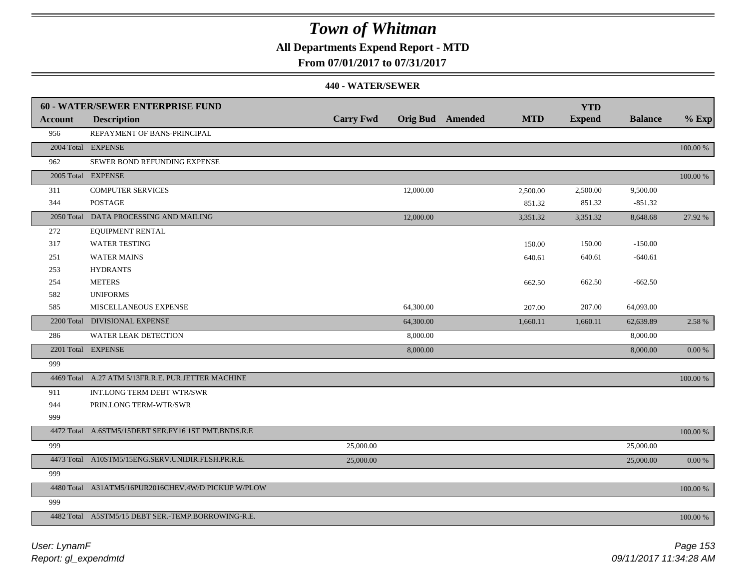# Town of Whitman

**All Departments Expend Report - MTD**

**From 07/01/2017 to 07/31/2017**

**440 - WATER/SEWER**

| 60 - WATER/SEWER ENTERPRISE FUND | | | | | | | | |
|---|---|---|---|---|---|---|---|---|
| **Account** | **Description** | **Carry Fwd** | **Orig Bud** | **Amended** | **MTD** | **YTD Expend** | **Balance** | **% Exp** |
| 956 | REPAYMENT OF BANS-PRINCIPAL | | | | | | | |
| 2004 Total | EXPENSE | | | | | | | 100.00 % |
| 962 | SEWER BOND REFUNDING EXPENSE | | | | | | | |
| 2005 Total | EXPENSE | | | | | | | 100.00 % |
| 311 | COMPUTER SERVICES | | 12,000.00 | | 2,500.00 | 2,500.00 | 9,500.00 | |
| 344 | POSTAGE | | | | 851.32 | 851.32 | -851.32 | |
| 2050 Total | DATA PROCESSING AND MAILING | | 12,000.00 | | 3,351.32 | 3,351.32 | 8,648.68 | 27.92 % |
| 272 | EQUIPMENT RENTAL | | | | | | | |
| 317 | WATER TESTING | | | | 150.00 | 150.00 | -150.00 | |
| 251 | WATER MAINS | | | | 640.61 | 640.61 | -640.61 | |
| 253 | HYDRANTS | | | | | | | |
| 254 | METERS | | | | 662.50 | 662.50 | -662.50 | |
| 582 | UNIFORMS | | | | | | | |
| 585 | MISCELLANEOUS EXPENSE | | 64,300.00 | | 207.00 | 207.00 | 64,093.00 | |
| 2200 Total | DIVISIONAL EXPENSE | | 64,300.00 | | 1,660.11 | 1,660.11 | 62,639.89 | 2.58 % |
| 286 | WATER LEAK DETECTION | | 8,000.00 | | | | 8,000.00 | |
| 2201 Total | EXPENSE | | 8,000.00 | | | | 8,000.00 | 0.00 % |
| 999 | | | | | | | | |
| 4469 Total | A.27 ATM 5/13FR.R.E. PUR.JETTER MACHINE | | | | | | | 100.00 % |
| 911 | INT.LONG TERM DEBT WTR/SWR | | | | | | | |
| 944 | PRIN.LONG TERM-WTR/SWR | | | | | | | |
| 999 | | | | | | | | |
| 4472 Total | A.6STM5/15DEBT SER.FY16 1ST PMT.BNDS.R.E | | | | | | | 100.00 % |
| 999 | | 25,000.00 | | | | | 25,000.00 | |
| 4473 Total | A10STM5/15ENG.SERV.UNIDIR.FLSH.PR.R.E. | 25,000.00 | | | | | 25,000.00 | 0.00 % |
| 999 | | | | | | | | |
| 4480 Total | A31ATM5/16PUR2016CHEV.4W/D PICKUP W/PLOW | | | | | | | 100.00 % |
| 999 | | | | | | | | |
| 4482 Total | A5STM5/15 DEBT SER.-TEMP.BORROWING-R.E. | | | | | | | 100.00 % |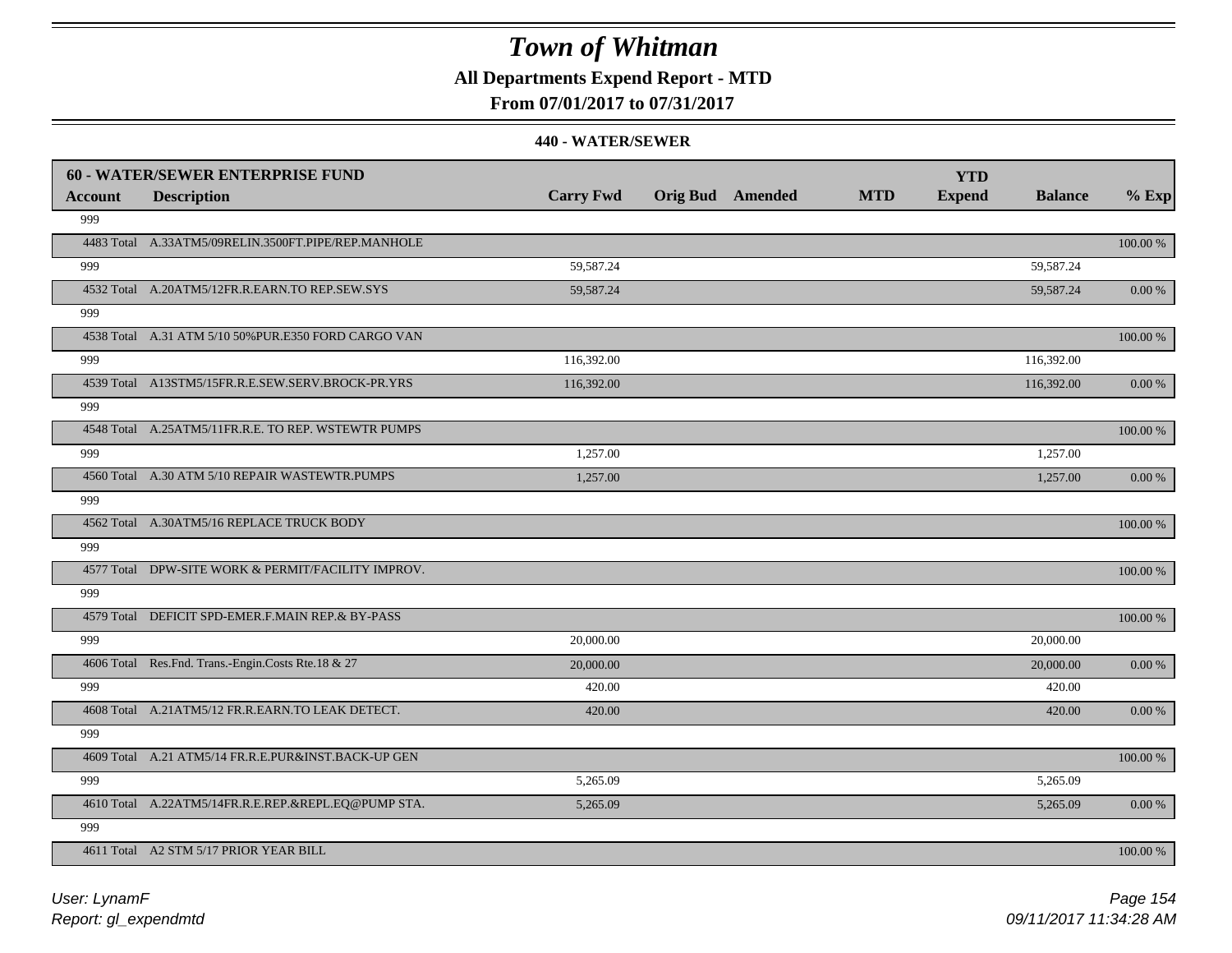# Town of Whitman

**All Departments Expend Report - MTD**

**From 07/01/2017 to 07/31/2017**

**440 - WATER/SEWER**

| Account | Description | Carry Fwd | Orig Bud | Amended | MTD | YTD Expend | Balance | % Exp |
|---|---|---|---|---|---|---|---|---|
| **60 - WATER/SEWER ENTERPRISE FUND** | | | | | | | | |
| 999 | | | | | | | | |
| 4483 Total | A.33ATM5/09RELIN.3500FT.PIPE/REP.MANHOLE | | | | | | | 100.00 % |
| 999 | | 59,587.24 | | | | | 59,587.24 | |
| 4532 Total | A.20ATM5/12FR.R.EARN.TO REP.SEW.SYS | 59,587.24 | | | | | 59,587.24 | 0.00 % |
| 999 | | | | | | | | |
| 4538 Total | A.31 ATM 5/10 50%PUR.E350 FORD CARGO VAN | | | | | | | 100.00 % |
| 999 | | 116,392.00 | | | | | 116,392.00 | |
| 4539 Total | A13STM5/15FR.R.E.SEW.SERV.BROCK-PR.YRS | 116,392.00 | | | | | 116,392.00 | 0.00 % |
| 999 | | | | | | | | |
| 4548 Total | A.25ATM5/11FR.R.E. TO REP. WSTEWTR PUMPS | | | | | | | 100.00 % |
| 999 | | 1,257.00 | | | | | 1,257.00 | |
| 4560 Total | A.30 ATM 5/10 REPAIR WASTEWTR.PUMPS | 1,257.00 | | | | | 1,257.00 | 0.00 % |
| 999 | | | | | | | | |
| 4562 Total | A.30ATM5/16 REPLACE TRUCK BODY | | | | | | | 100.00 % |
| 999 | | | | | | | | |
| 4577 Total | DPW-SITE WORK & PERMIT/FACILITY IMPROV. | | | | | | | 100.00 % |
| 999 | | | | | | | | |
| 4579 Total | DEFICIT SPD-EMER.F.MAIN REP.& BY-PASS | | | | | | | 100.00 % |
| 999 | | 20,000.00 | | | | | 20,000.00 | |
| 4606 Total | Res.Fnd. Trans.-Engin.Costs Rte.18 & 27 | 20,000.00 | | | | | 20,000.00 | 0.00 % |
| 999 | | 420.00 | | | | | 420.00 | |
| 4608 Total | A.21ATM5/12 FR.R.EARN.TO LEAK DETECT. | 420.00 | | | | | 420.00 | 0.00 % |
| 999 | | | | | | | | |
| 4609 Total | A.21 ATM5/14 FR.R.E.PUR&INST.BACK-UP GEN | | | | | | | 100.00 % |
| 999 | | 5,265.09 | | | | | 5,265.09 | |
| 4610 Total | A.22ATM5/14FR.R.E.REP.&REPL.EQ@PUMP STA. | 5,265.09 | | | | | 5,265.09 | 0.00 % |
| 999 | | | | | | | | |
| 4611 Total | A2 STM 5/17 PRIOR YEAR BILL | | | | | | | 100.00 % |

*User: LynamF*
*Report: gl_expendmtd*

*09/11/2017 11:34:28 AM*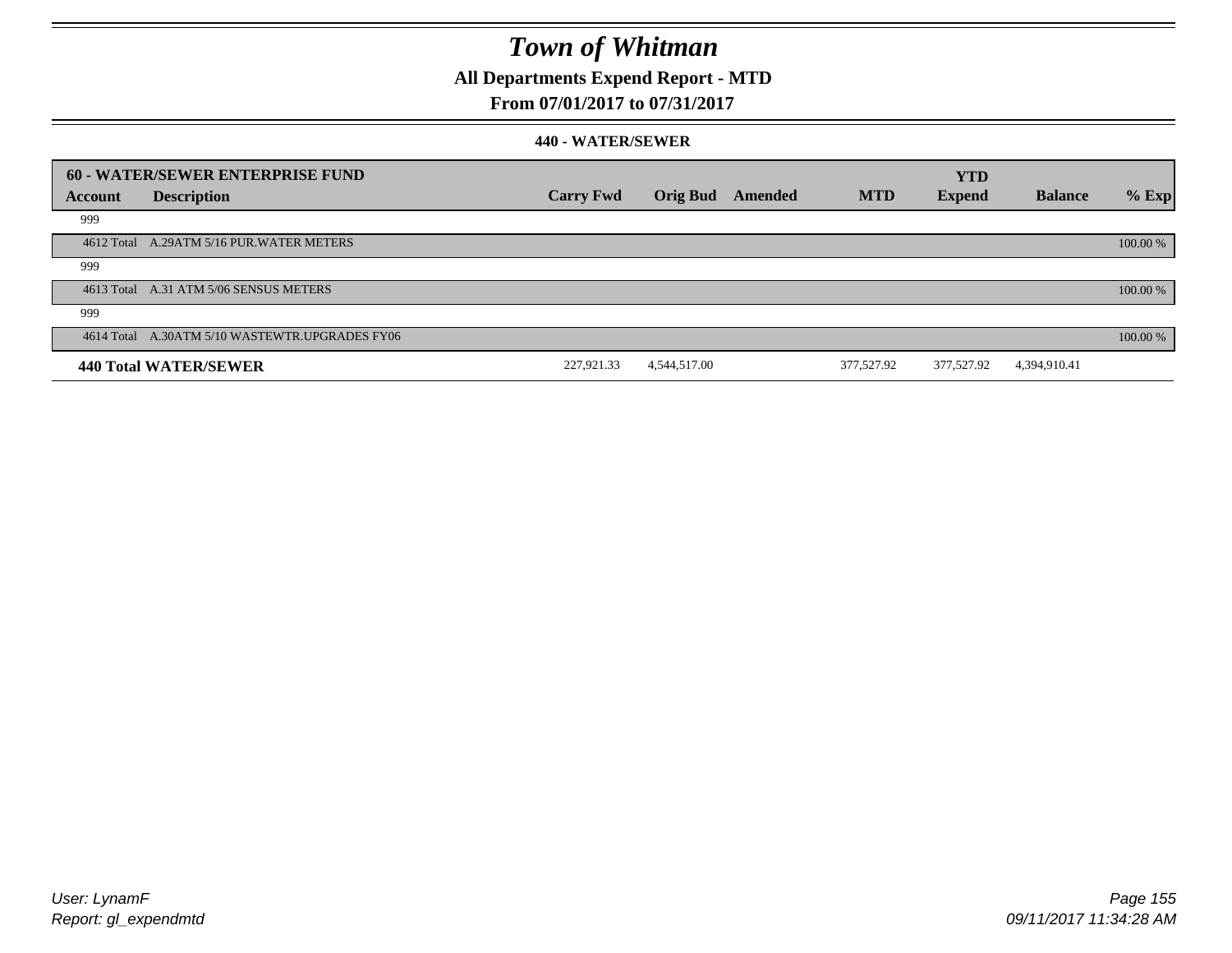# Town of Whitman

## All Departments Expend Report - MTD

### From 07/01/2017 to 07/31/2017

#### 440 - WATER/SEWER

| 60 - WATER/SEWER ENTERPRISE FUND | | | | | | YTD | | |
|---|---|---|---|---|---|---|---|---|
| Account | Description | Carry Fwd | Orig Bud | Amended | MTD | Expend | Balance | % Exp |
| 999 | | | | | | | | |
| 4612 Total | A.29ATM 5/16 PUR.WATER METERS | | | | | | | 100.00 % |
| 999 | | | | | | | | |
| 4613 Total | A.31 ATM 5/06 SENSUS METERS | | | | | | | 100.00 % |
| 999 | | | | | | | | |
| 4614 Total | A.30ATM 5/10 WASTEWTR.UPGRADES FY06 | | | | | | | 100.00 % |
| **440 Total WATER/SEWER** | | 227,921.33 | 4,544,517.00 | | 377,527.92 | 377,527.92 | 4,394,910.41 | |

User: LynamF
Report: gl_expendmtd

09/11/2017 11:34:28 AM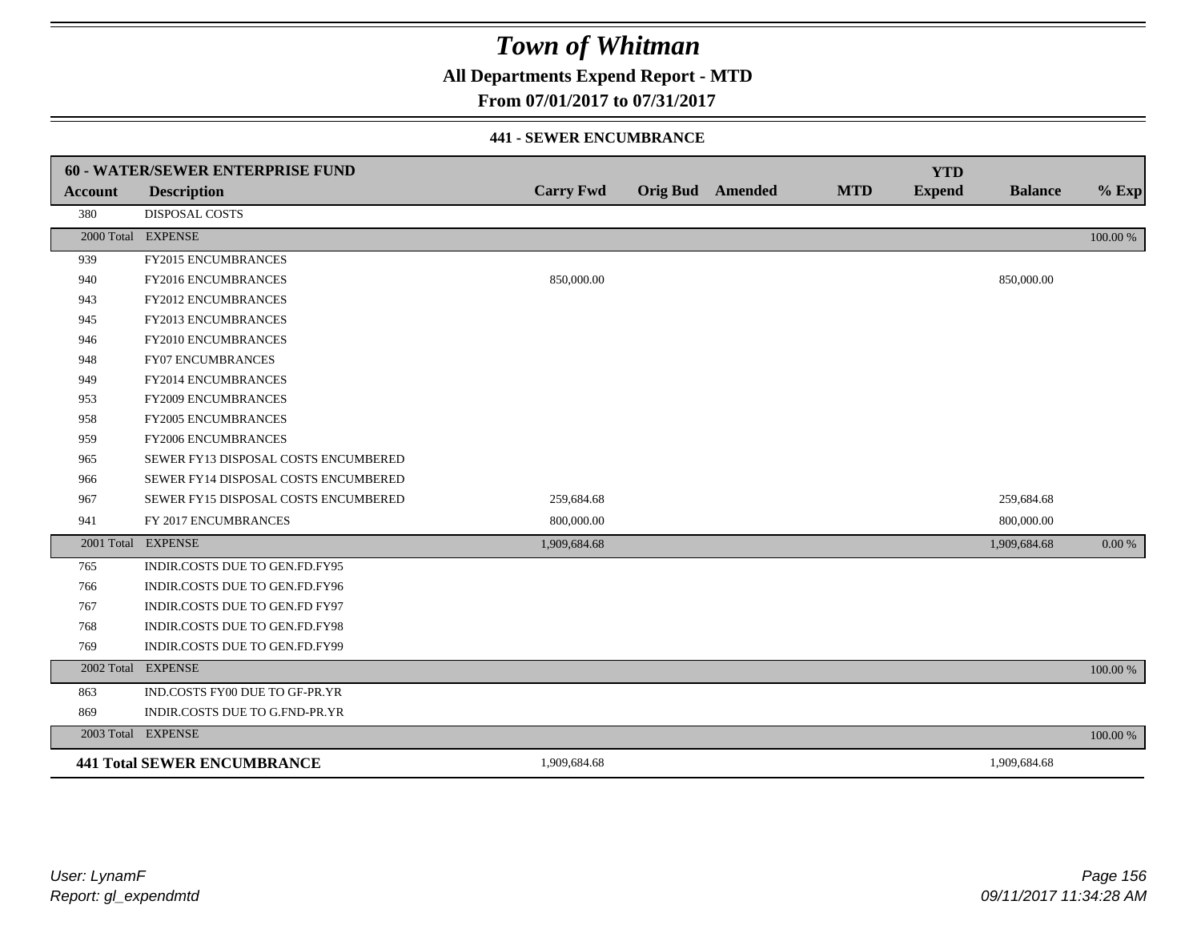# Town of Whitman

## All Departments Expend Report - MTD

### From 07/01/2017 to 07/31/2017

#### 441 - SEWER ENCUMBRANCE

| 60 - WATER/SEWER ENTERPRISE FUND | | | | | | | | |
|---|---|---|---|---|---|---|---|---|
| **Account** | **Description** | **Carry Fwd** | **Orig Bud** | **Amended** | **MTD** | **YTD Expend** | **Balance** | **% Exp** |
| 380 | DISPOSAL COSTS | | | | | | | |
| 2000 Total | EXPENSE | | | | | | | 100.00 % |
| 939 | FY2015 ENCUMBRANCES | | | | | | | |
| 940 | FY2016 ENCUMBRANCES | 850,000.00 | | | | | 850,000.00 | |
| 943 | FY2012 ENCUMBRANCES | | | | | | | |
| 945 | FY2013 ENCUMBRANCES | | | | | | | |
| 946 | FY2010 ENCUMBRANCES | | | | | | | |
| 948 | FY07 ENCUMBRANCES | | | | | | | |
| 949 | FY2014 ENCUMBRANCES | | | | | | | |
| 953 | FY2009 ENCUMBRANCES | | | | | | | |
| 958 | FY2005 ENCUMBRANCES | | | | | | | |
| 959 | FY2006 ENCUMBRANCES | | | | | | | |
| 965 | SEWER FY13 DISPOSAL COSTS ENCUMBERED | | | | | | | |
| 966 | SEWER FY14 DISPOSAL COSTS ENCUMBERED | | | | | | | |
| 967 | SEWER FY15 DISPOSAL COSTS ENCUMBERED | 259,684.68 | | | | | 259,684.68 | |
| 941 | FY 2017 ENCUMBRANCES | 800,000.00 | | | | | 800,000.00 | |
| 2001 Total | EXPENSE | 1,909,684.68 | | | | | 1,909,684.68 | 0.00 % |
| 765 | INDIR.COSTS DUE TO GEN.FD.FY95 | | | | | | | |
| 766 | INDIR.COSTS DUE TO GEN.FD.FY96 | | | | | | | |
| 767 | INDIR.COSTS DUE TO GEN.FD FY97 | | | | | | | |
| 768 | INDIR.COSTS DUE TO GEN.FD.FY98 | | | | | | | |
| 769 | INDIR.COSTS DUE TO GEN.FD.FY99 | | | | | | | |
| 2002 Total | EXPENSE | | | | | | | 100.00 % |
| 863 | IND.COSTS FY00 DUE TO GF-PR.YR | | | | | | | |
| 869 | INDIR.COSTS DUE TO G.FND-PR.YR | | | | | | | |
| 2003 Total | EXPENSE | | | | | | | 100.00 % |
| **441 Total SEWER ENCUMBRANCE** | | 1,909,684.68 | | | | | 1,909,684.68 | |

*User: LynamF*
*Report: gl_expendmtd*

*09/11/2017 11:34:28 AM*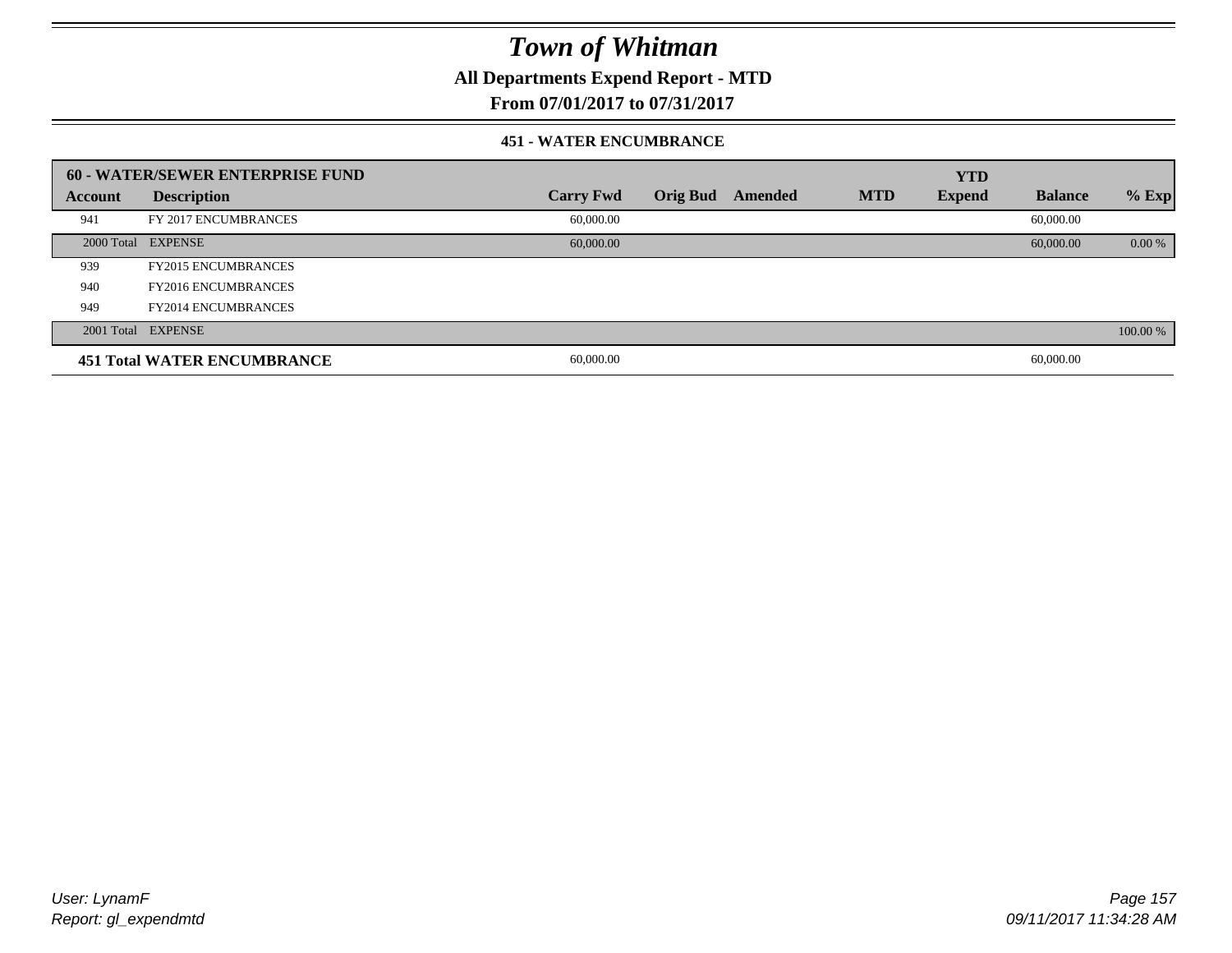# Town of Whitman

## All Departments Expend Report - MTD

## From 07/01/2017 to 07/31/2017

### 451 - WATER ENCUMBRANCE

| 60 - WATER/SEWER ENTERPRISE FUND | | | | | | YTD | | |
|---|---|---|---|---|---|---|---|---|
| **Account** | **Description** | **Carry Fwd** | **Orig Bud** | **Amended** | **MTD** | **Expend** | **Balance** | **% Exp** |
| 941 | FY 2017 ENCUMBRANCES | 60,000.00 | | | | | 60,000.00 | |
| 2000 Total | EXPENSE | 60,000.00 | | | | | 60,000.00 | 0.00 % |
| 939 | FY2015 ENCUMBRANCES | | | | | | | |
| 940 | FY2016 ENCUMBRANCES | | | | | | | |
| 949 | FY2014 ENCUMBRANCES | | | | | | | |
| 2001 Total | EXPENSE | | | | | | | 100.00 % |
| **451 Total WATER ENCUMBRANCE** | | 60,000.00 | | | | | 60,000.00 | |

*User: LynamF*
*Report: gl_expendmtd*

*09/11/2017 11:34:28 AM*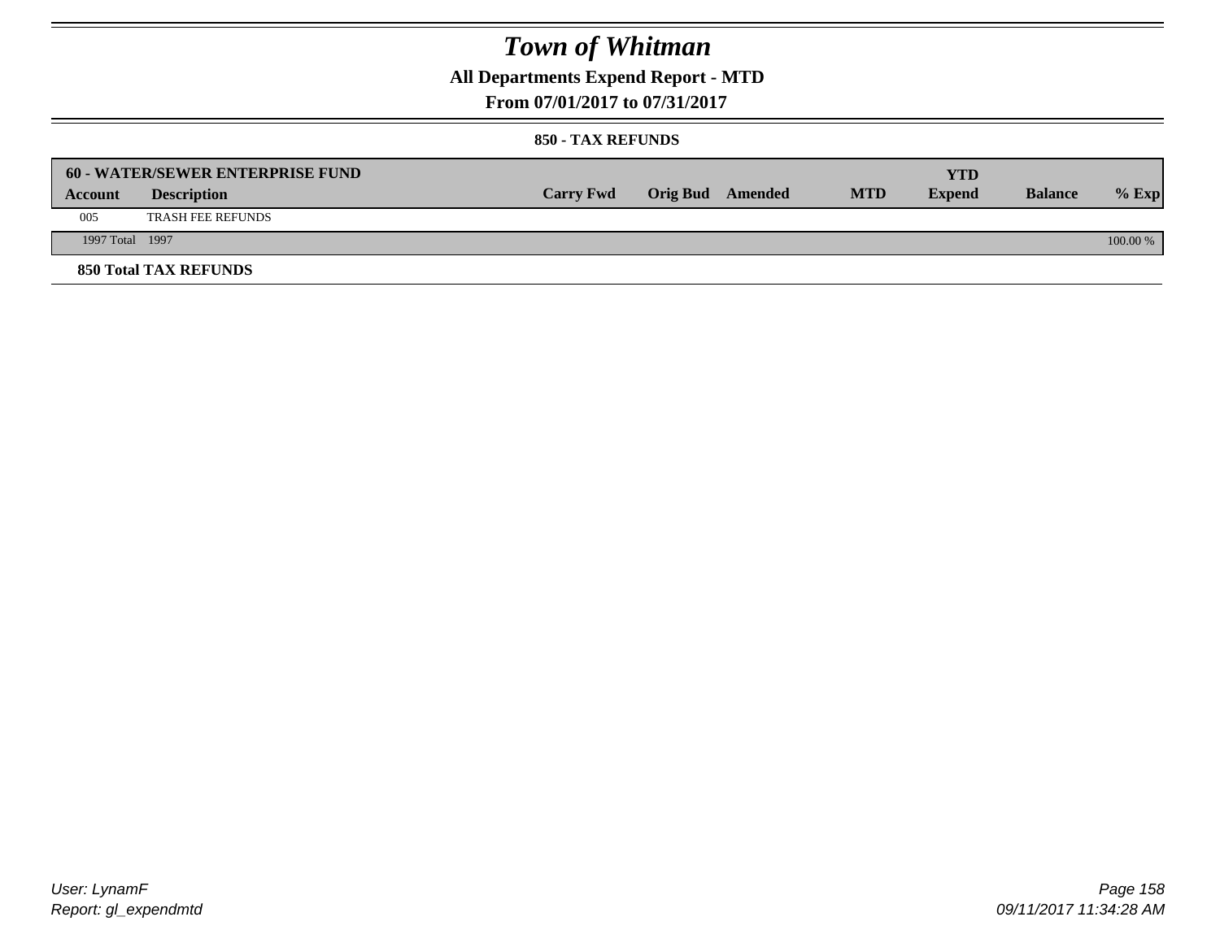# Town of Whitman

## All Departments Expend Report - MTD

### From 07/01/2017 to 07/31/2017

#### 850 - TAX REFUNDS

| 60 - WATER/SEWER ENTERPRISE FUND | | | | | | | | |
|---|---|---|---|---|---|---|---|---|
| **Account** | **Description** | **Carry Fwd** | **Orig Bud** | **Amended** | **MTD** | **YTD Expend** | **Balance** | **% Exp** |
| 005 | TRASH FEE REFUNDS | | | | | | | |
| 1997 Total | 1997 | | | | | | | 100.00 % |

**850 Total TAX REFUNDS**

User: LynamF
Report: gl_expendmtd

09/11/2017 11:34:28 AM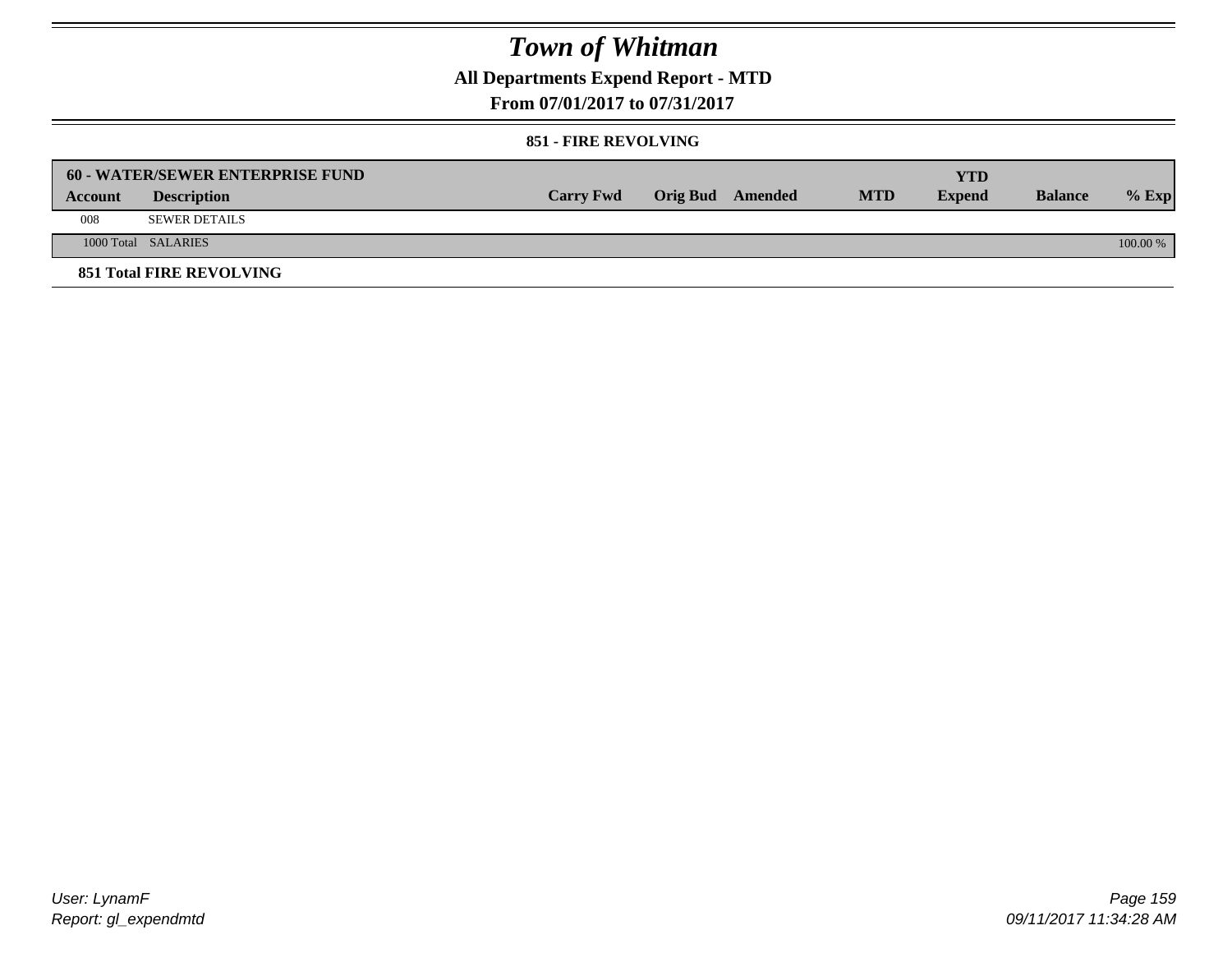# Town of Whitman

## All Departments Expend Report - MTD

## From 07/01/2017 to 07/31/2017

### 851 - FIRE REVOLVING

| 60 - WATER/SEWER ENTERPRISE FUND | | | | | | YTD | | |
|---|---|---|---|---|---|---|---|---|
| **Account** | **Description** | **Carry Fwd** | **Orig Bud** | **Amended** | **MTD** | **Expend** | **Balance** | **% Exp** |
| 008 | SEWER DETAILS | | | | | | | |
| 1000 Total | SALARIES | | | | | | | 100.00 % |

**851 Total FIRE REVOLVING**

User: LynamF
Report: gl_expendmtd

09/11/2017 11:34:28 AM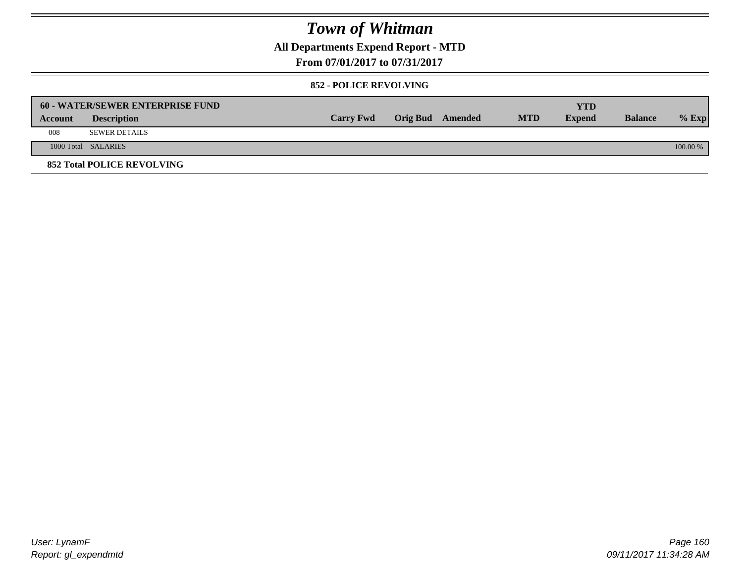# Town of Whitman

**All Departments Expend Report - MTD**

**From 07/01/2017 to 07/31/2017**

**852 - POLICE REVOLVING**

| 60 - WATER/SEWER ENTERPRISE FUND | | | | | | YTD | | |
|---|---|---|---|---|---|---|---|---|
| **Account** | **Description** | **Carry Fwd** | **Orig Bud** | **Amended** | **MTD** | **Expend** | **Balance** | **% Exp** |
| 008 | SEWER DETAILS | | | | | | | |
| 1000 Total | SALARIES | | | | | | | 100.00 % |

**852 Total POLICE REVOLVING**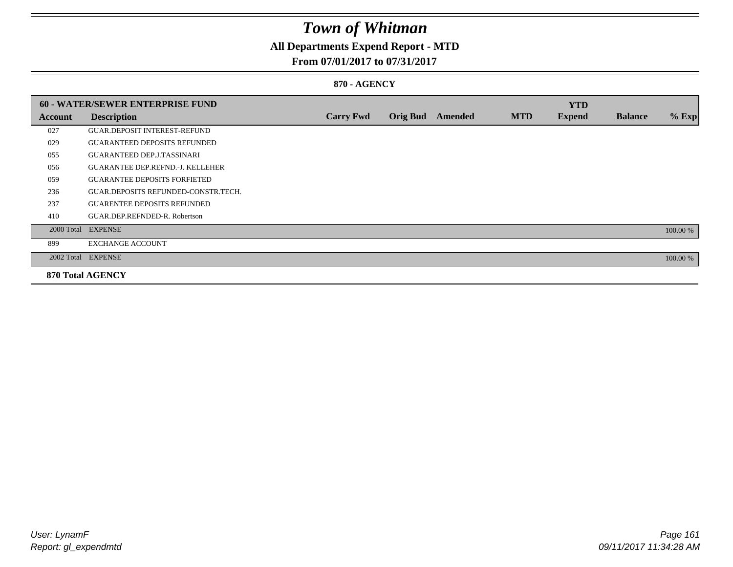# Town of Whitman

## All Departments Expend Report - MTD

### From 07/01/2017 to 07/31/2017

#### 870 - AGENCY

| 60 - WATER/SEWER ENTERPRISE FUND | | | | | | YTD | | |
|---|---|---|---|---|---|---|---|---|
| **Account** | **Description** | **Carry Fwd** | **Orig Bud** | **Amended** | **MTD** | **Expend** | **Balance** | **% Exp** |
| 027 | GUAR.DEPOSIT INTEREST-REFUND | | | | | | | |
| 029 | GUARANTEED DEPOSITS REFUNDED | | | | | | | |
| 055 | GUARANTEED DEP.J.TASSINARI | | | | | | | |
| 056 | GUARANTEE DEP.REFND.-J. KELLEHER | | | | | | | |
| 059 | GUARANTEE DEPOSITS FORFIETED | | | | | | | |
| 236 | GUAR.DEPOSITS REFUNDED-CONSTR.TECH. | | | | | | | |
| 237 | GUARENTEE DEPOSITS REFUNDED | | | | | | | |
| 410 | GUAR.DEP.REFNDED-R. Robertson | | | | | | | |
| 2000 Total | EXPENSE | | | | | | | 100.00 % |
| 899 | EXCHANGE ACCOUNT | | | | | | | |
| 2002 Total | EXPENSE | | | | | | | 100.00 % |
| **870 Total AGENCY** | | | | | | | | |

User: LynamF
Report: gl_expendmtd

09/11/2017 11:34:28 AM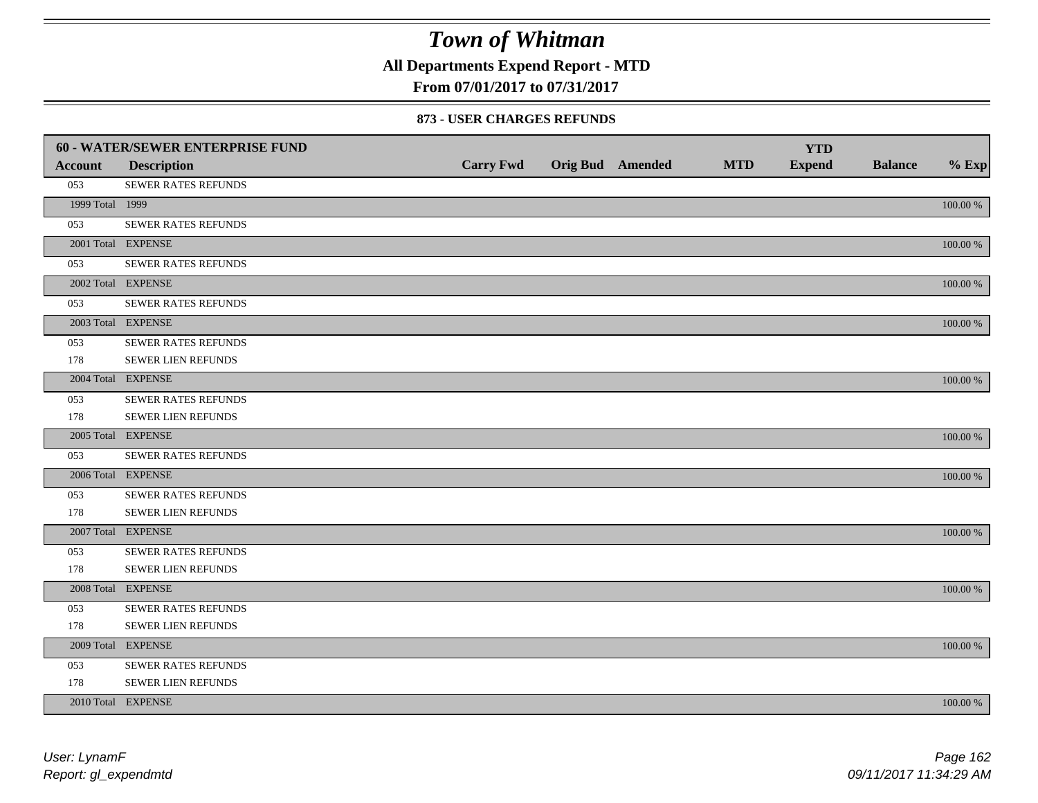# Town of Whitman

**All Departments Expend Report - MTD**

**From 07/01/2017 to 07/31/2017**

### 873 - USER CHARGES REFUNDS

| 60 - WATER/SEWER ENTERPRISE FUND | | | | | | YTD | | |
|---|---|---|---|---|---|---|---|---|
| **Account** | **Description** | **Carry Fwd** | **Orig Bud** | **Amended** | **MTD** | **Expend** | **Balance** | **% Exp** |
| 053 | SEWER RATES REFUNDS | | | | | | | |
| 1999 Total | 1999 | | | | | | | 100.00 % |
| 053 | SEWER RATES REFUNDS | | | | | | | |
| 2001 Total | EXPENSE | | | | | | | 100.00 % |
| 053 | SEWER RATES REFUNDS | | | | | | | |
| 2002 Total | EXPENSE | | | | | | | 100.00 % |
| 053 | SEWER RATES REFUNDS | | | | | | | |
| 2003 Total | EXPENSE | | | | | | | 100.00 % |
| 053 | SEWER RATES REFUNDS | | | | | | | |
| 178 | SEWER LIEN REFUNDS | | | | | | | |
| 2004 Total | EXPENSE | | | | | | | 100.00 % |
| 053 | SEWER RATES REFUNDS | | | | | | | |
| 178 | SEWER LIEN REFUNDS | | | | | | | |
| 2005 Total | EXPENSE | | | | | | | 100.00 % |
| 053 | SEWER RATES REFUNDS | | | | | | | |
| 2006 Total | EXPENSE | | | | | | | 100.00 % |
| 053 | SEWER RATES REFUNDS | | | | | | | |
| 178 | SEWER LIEN REFUNDS | | | | | | | |
| 2007 Total | EXPENSE | | | | | | | 100.00 % |
| 053 | SEWER RATES REFUNDS | | | | | | | |
| 178 | SEWER LIEN REFUNDS | | | | | | | |
| 2008 Total | EXPENSE | | | | | | | 100.00 % |
| 053 | SEWER RATES REFUNDS | | | | | | | |
| 178 | SEWER LIEN REFUNDS | | | | | | | |
| 2009 Total | EXPENSE | | | | | | | 100.00 % |
| 053 | SEWER RATES REFUNDS | | | | | | | |
| 178 | SEWER LIEN REFUNDS | | | | | | | |
| 2010 Total | EXPENSE | | | | | | | 100.00 % |

*User: LynamF*
*Report: gl_expendmtd*

*09/11/2017 11:34:29 AM*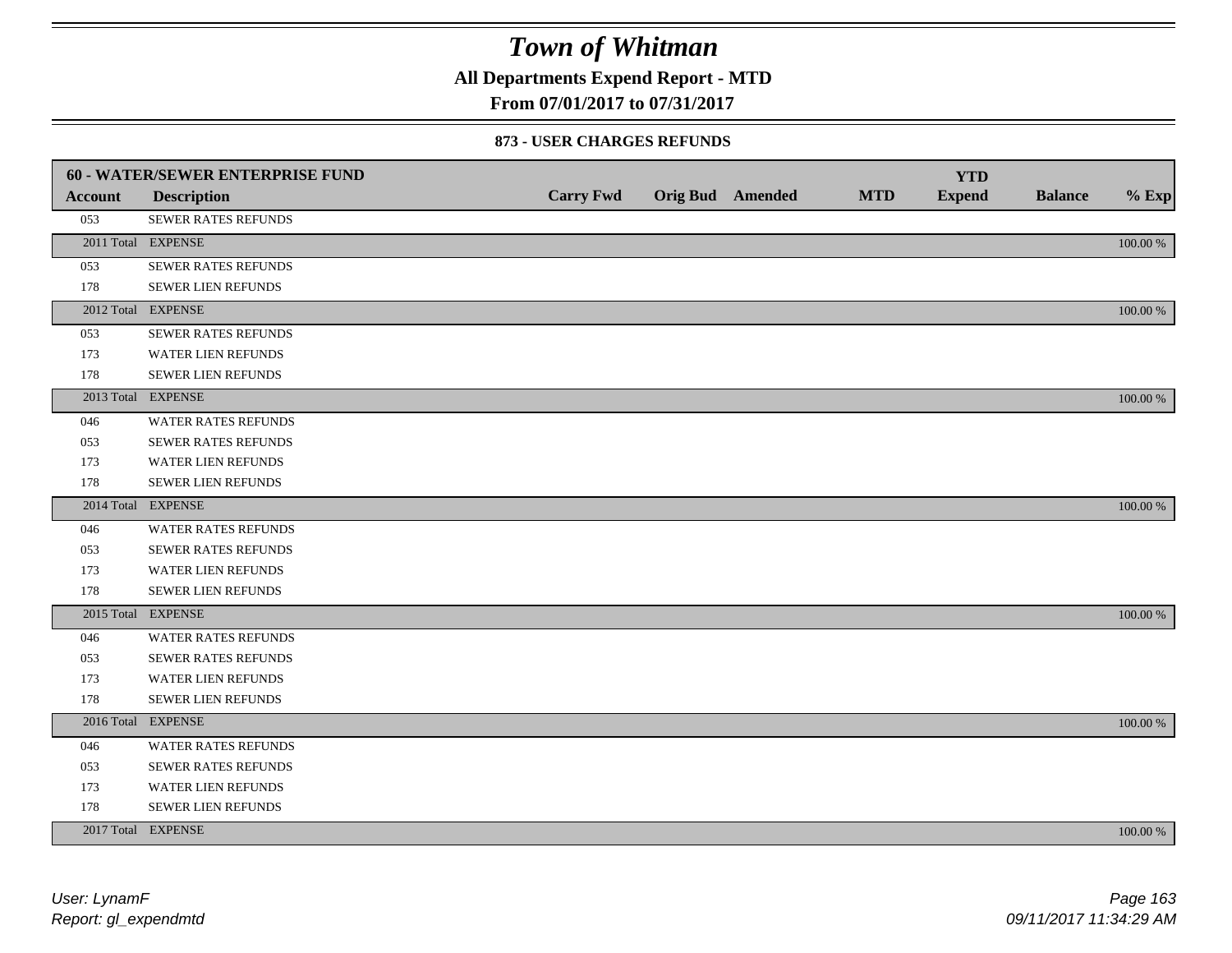# Town of Whitman

**All Departments Expend Report - MTD**

**From 07/01/2017 to 07/31/2017**

### 873 - USER CHARGES REFUNDS

| **60 - WATER/SEWER ENTERPRISE FUND** | | | | | | | | |
|---|---|---|---|---|---|---|---|---|
| **Account** | **Description** | **Carry Fwd** | **Orig Bud** | **Amended** | **MTD** | **YTD Expend** | **Balance** | **% Exp** |
| 053 | SEWER RATES REFUNDS | | | | | | | |
| 2011 Total | EXPENSE | | | | | | | 100.00 % |
| 053 | SEWER RATES REFUNDS | | | | | | | |
| 178 | SEWER LIEN REFUNDS | | | | | | | |
| 2012 Total | EXPENSE | | | | | | | 100.00 % |
| 053 | SEWER RATES REFUNDS | | | | | | | |
| 173 | WATER LIEN REFUNDS | | | | | | | |
| 178 | SEWER LIEN REFUNDS | | | | | | | |
| 2013 Total | EXPENSE | | | | | | | 100.00 % |
| 046 | WATER RATES REFUNDS | | | | | | | |
| 053 | SEWER RATES REFUNDS | | | | | | | |
| 173 | WATER LIEN REFUNDS | | | | | | | |
| 178 | SEWER LIEN REFUNDS | | | | | | | |
| 2014 Total | EXPENSE | | | | | | | 100.00 % |
| 046 | WATER RATES REFUNDS | | | | | | | |
| 053 | SEWER RATES REFUNDS | | | | | | | |
| 173 | WATER LIEN REFUNDS | | | | | | | |
| 178 | SEWER LIEN REFUNDS | | | | | | | |
| 2015 Total | EXPENSE | | | | | | | 100.00 % |
| 046 | WATER RATES REFUNDS | | | | | | | |
| 053 | SEWER RATES REFUNDS | | | | | | | |
| 173 | WATER LIEN REFUNDS | | | | | | | |
| 178 | SEWER LIEN REFUNDS | | | | | | | |
| 2016 Total | EXPENSE | | | | | | | 100.00 % |
| 046 | WATER RATES REFUNDS | | | | | | | |
| 053 | SEWER RATES REFUNDS | | | | | | | |
| 173 | WATER LIEN REFUNDS | | | | | | | |
| 178 | SEWER LIEN REFUNDS | | | | | | | |
| 2017 Total | EXPENSE | | | | | | | 100.00 % |

*User: LynamF*
*Report: gl_expendmtd*

*09/11/2017 11:34:29 AM*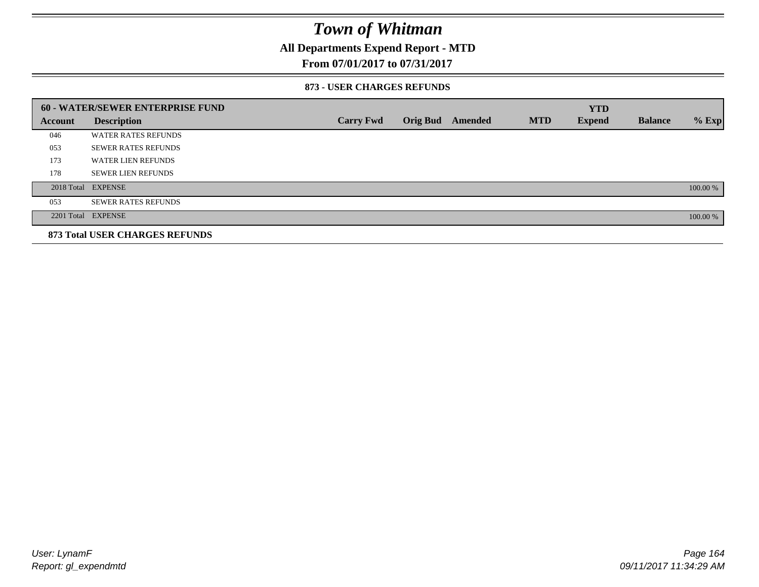# Town of Whitman

**All Departments Expend Report - MTD**

**From 07/01/2017 to 07/31/2017**

### 873 - USER CHARGES REFUNDS

| 60 - WATER/SEWER ENTERPRISE FUND | | | | | | YTD | | |
|---|---|---|---|---|---|---|---|---|
| **Account** | **Description** | **Carry Fwd** | **Orig Bud** | **Amended** | **MTD** | **Expend** | **Balance** | **% Exp** |
| 046 | WATER RATES REFUNDS | | | | | | | |
| 053 | SEWER RATES REFUNDS | | | | | | | |
| 173 | WATER LIEN REFUNDS | | | | | | | |
| 178 | SEWER LIEN REFUNDS | | | | | | | |
| 2018 Total | EXPENSE | | | | | | | 100.00 % |
| 053 | SEWER RATES REFUNDS | | | | | | | |
| 2201 Total | EXPENSE | | | | | | | 100.00 % |

**873 Total USER CHARGES REFUNDS**

*User: LynamF*
*Report: gl_expendmtd*

*09/11/2017 11:34:29 AM*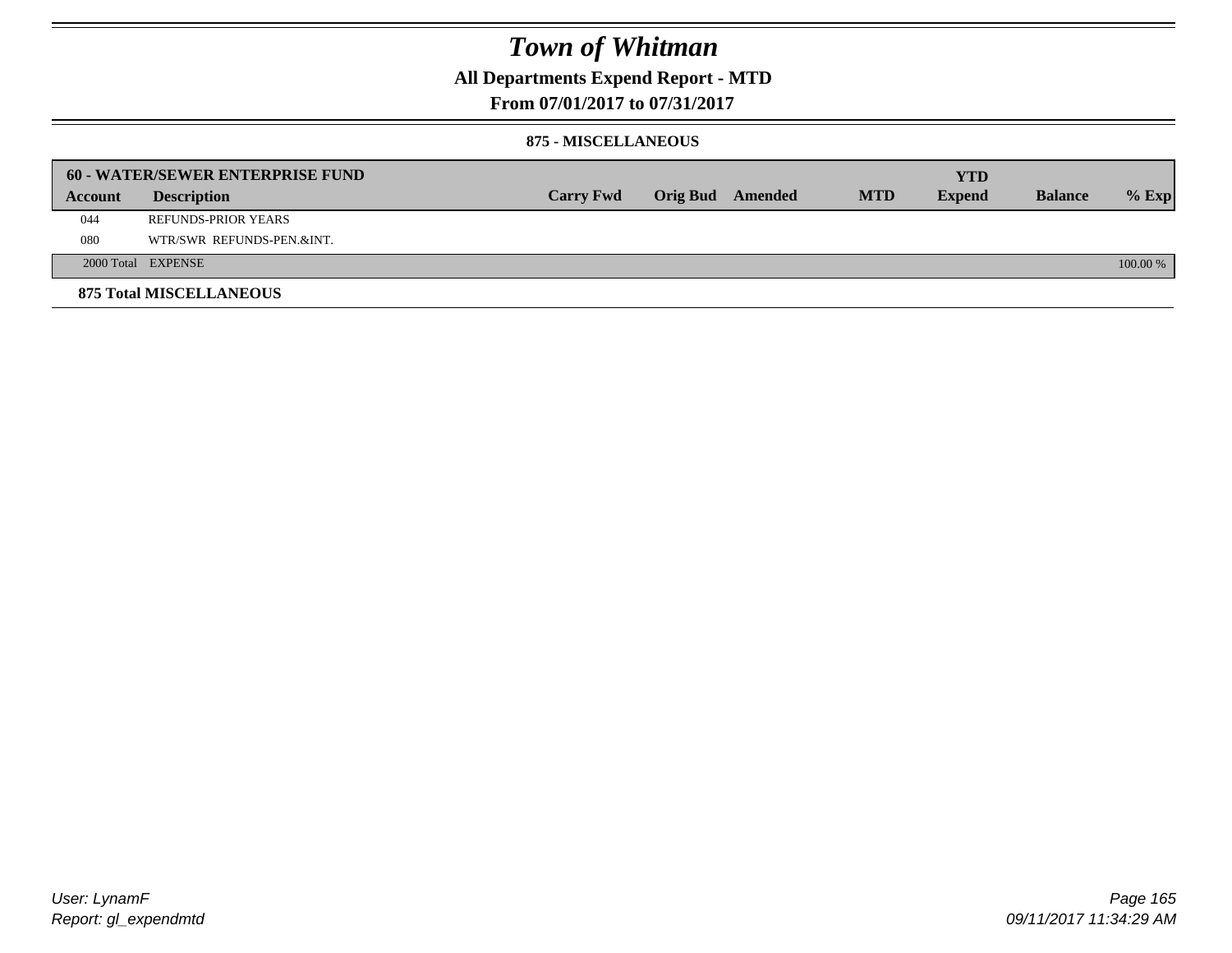# Town of Whitman

## All Departments Expend Report - MTD

### From 07/01/2017 to 07/31/2017

#### 875 - MISCELLANEOUS

| 60 - WATER/SEWER ENTERPRISE FUND | | | | | | YTD | | |
|---|---|---|---|---|---|---|---|---|
| Account | Description | Carry Fwd | Orig Bud | Amended | MTD | Expend | Balance | % Exp |
| 044 | REFUNDS-PRIOR YEARS | | | | | | | |
| 080 | WTR/SWR REFUNDS-PEN.&INT. | | | | | | | |
| 2000 Total | EXPENSE | | | | | | | 100.00 % |

**875 Total MISCELLANEOUS**

User: LynamF
Report: gl_expendmtd

09/11/2017 11:34:29 AM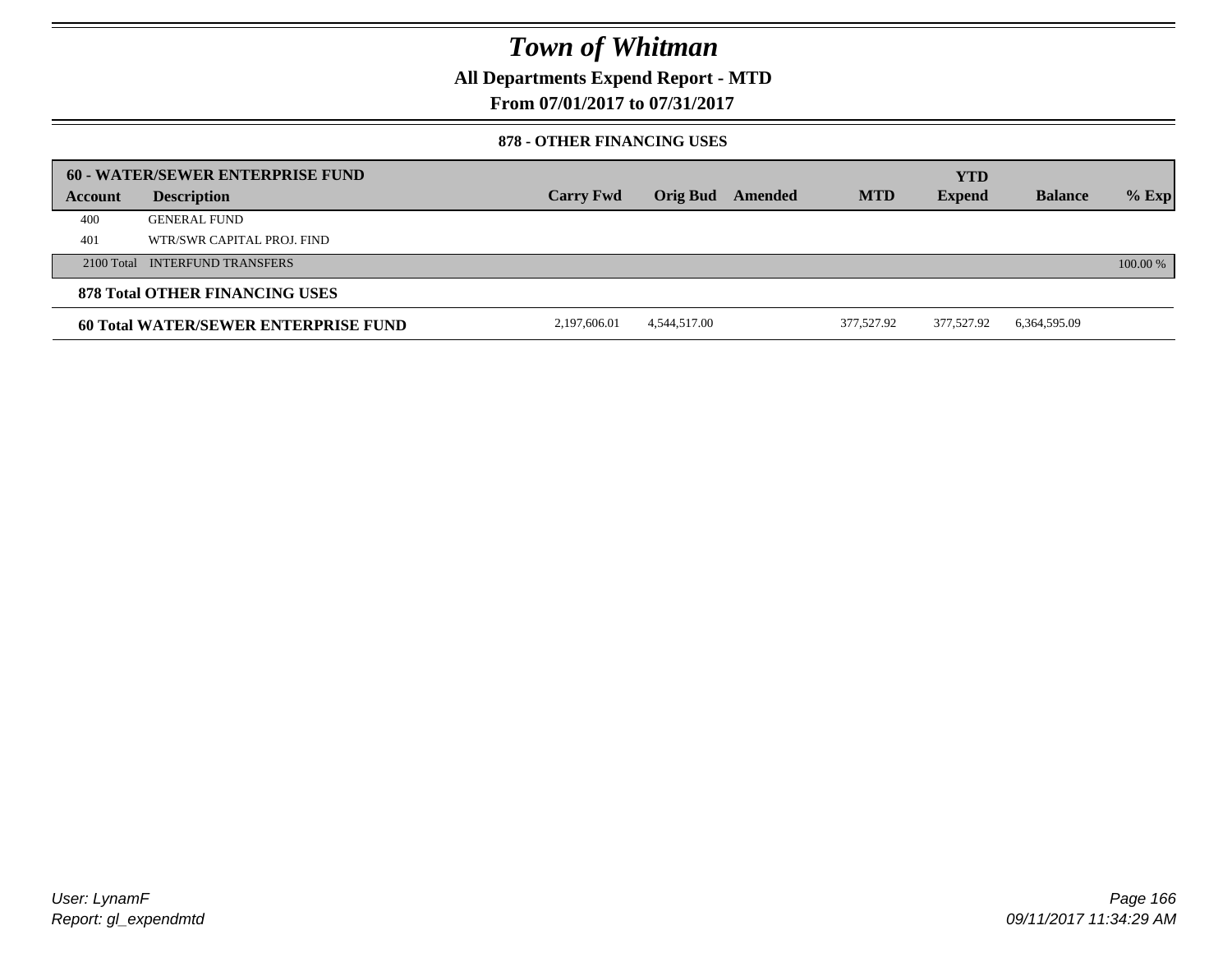# Town of Whitman

## All Departments Expend Report - MTD

### From 07/01/2017 to 07/31/2017

#### 878 - OTHER FINANCING USES

| 60 - WATER/SEWER ENTERPRISE FUND | | | | | | YTD | | |
|---|---|---|---|---|---|---|---|---|
| **Account** | **Description** | **Carry Fwd** | **Orig Bud** | **Amended** | **MTD** | **Expend** | **Balance** | **% Exp** |
| 400 | GENERAL FUND | | | | | | | |
| 401 | WTR/SWR CAPITAL PROJ. FIND | | | | | | | |
| 2100 Total | INTERFUND TRANSFERS | | | | | | | 100.00 % |
| **878 Total OTHER FINANCING USES** | | | | | | | | |
| **60 Total WATER/SEWER ENTERPRISE FUND** | | 2,197,606.01 | 4,544,517.00 | | 377,527.92 | 377,527.92 | 6,364,595.09 | |

User: LynamF
Report: gl_expendmtd

09/11/2017 11:34:29 AM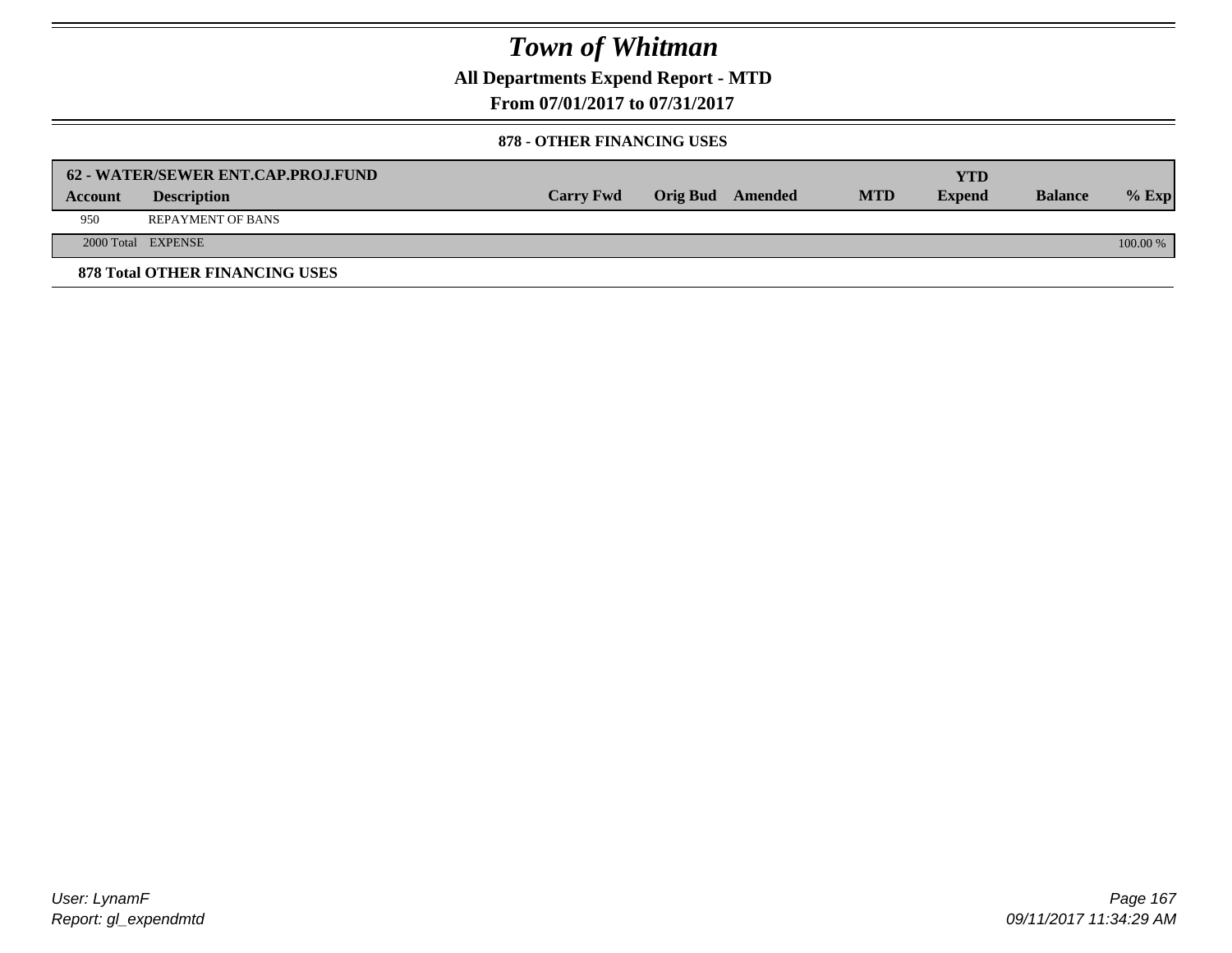# Town of Whitman

**All Departments Expend Report - MTD**

**From 07/01/2017 to 07/31/2017**

**878 - OTHER FINANCING USES**

| 62 - WATER/SEWER ENT.CAP.PROJ.FUND | | | | | | YTD | | |
|---|---|---|---|---|---|---|---|---|
| **Account** | **Description** | **Carry Fwd** | **Orig Bud** | **Amended** | **MTD** | **Expend** | **Balance** | **% Exp** |
| 950 | REPAYMENT OF BANS | | | | | | | |
| 2000 Total | EXPENSE | | | | | | | 100.00 % |

**878 Total OTHER FINANCING USES**

User: LynamF

Report: gl_expendmtd

09/11/2017 11:34:29 AM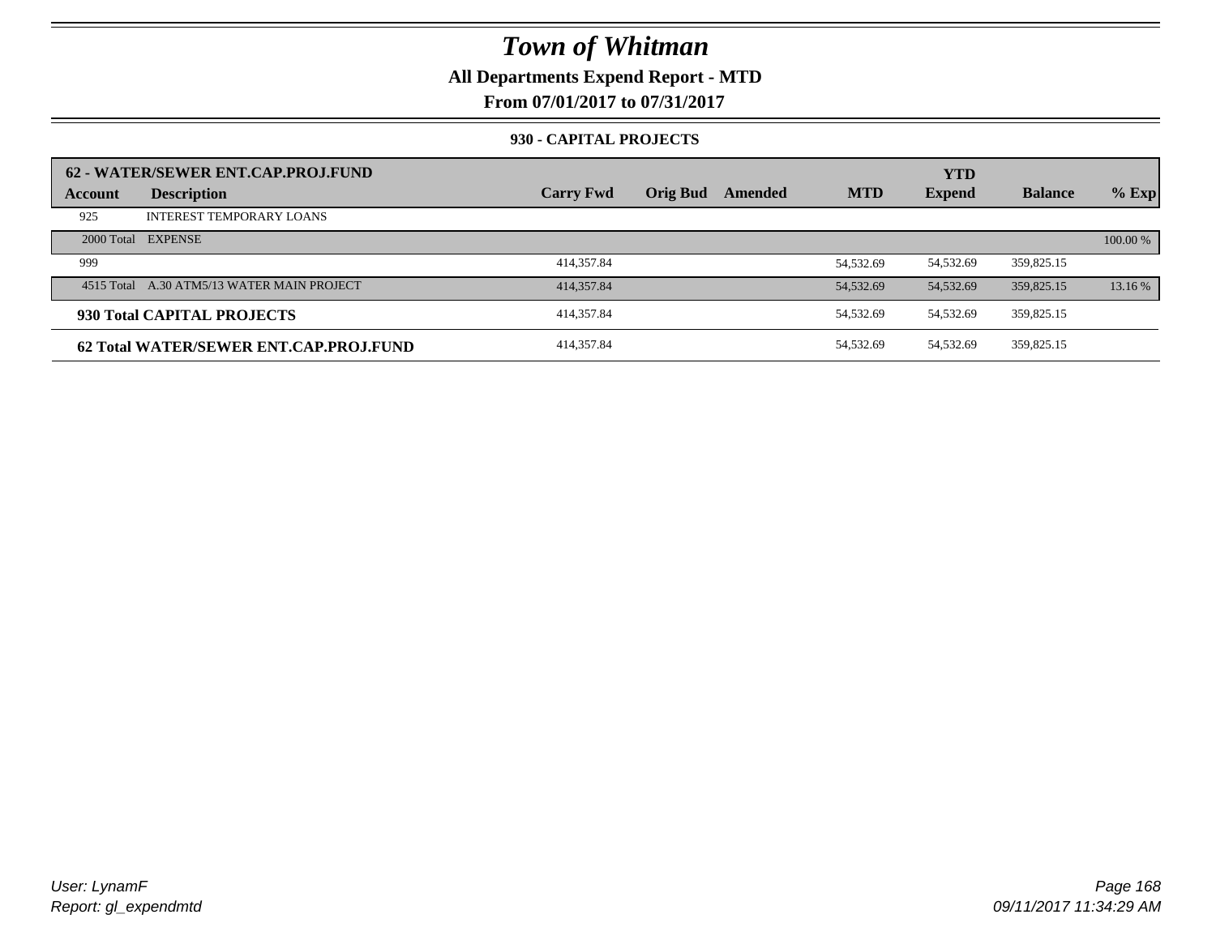# Town of Whitman

**All Departments Expend Report - MTD**

**From 07/01/2017 to 07/31/2017**

**930 - CAPITAL PROJECTS**

| 62 - WATER/SEWER ENT.CAP.PROJ.FUND | | | | | | YTD | | |
|---|---|---|---|---|---|---|---|---|
| **Account** | **Description** | **Carry Fwd** | **Orig Bud** | **Amended** | **MTD** | **Expend** | **Balance** | **% Exp** |
| 925 | INTEREST TEMPORARY LOANS | | | | | | | |
| 2000 Total | EXPENSE | | | | | | | 100.00 % |
| 999 | | 414,357.84 | | | 54,532.69 | 54,532.69 | 359,825.15 | |
| 4515 Total | A.30 ATM5/13 WATER MAIN PROJECT | 414,357.84 | | | 54,532.69 | 54,532.69 | 359,825.15 | 13.16 % |
| **930 Total CAPITAL PROJECTS** | | 414,357.84 | | | 54,532.69 | 54,532.69 | 359,825.15 | |
| **62 Total WATER/SEWER ENT.CAP.PROJ.FUND** | | 414,357.84 | | | 54,532.69 | 54,532.69 | 359,825.15 | |

*User: LynamF*
*Report: gl_expendmtd*

*09/11/2017 11:34:29 AM*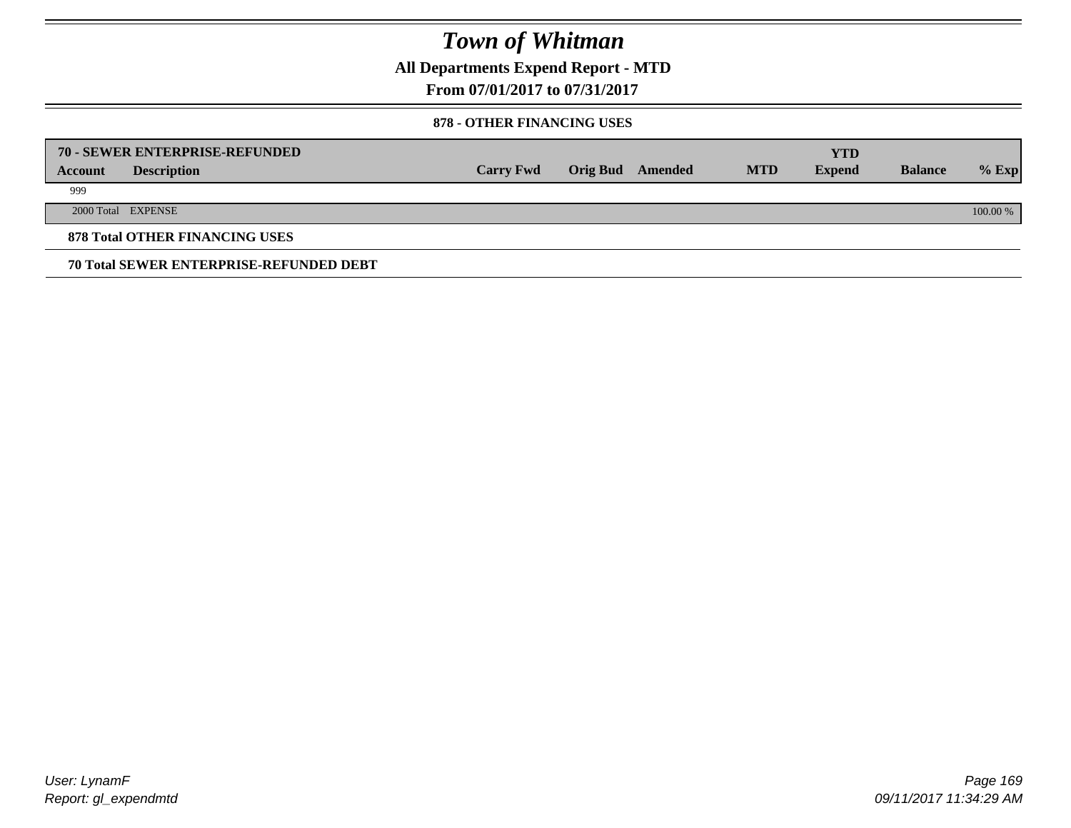# Town of Whitman

## All Departments Expend Report - MTD

## From 07/01/2017 to 07/31/2017

### 878 - OTHER FINANCING USES

| 70 - SEWER ENTERPRISE-REFUNDED | | | | | | YTD | | |
|---|---|---|---|---|---|---|---|---|
| **Account** | **Description** | **Carry Fwd** | **Orig Bud** | **Amended** | **MTD** | **Expend** | **Balance** | **% Exp** |
| 999 | | | | | | | | |
| 2000 Total | EXPENSE | | | | | | | 100.00 % |

**878 Total OTHER FINANCING USES**

**70 Total SEWER ENTERPRISE-REFUNDED DEBT**

User: LynamF
Report: gl_expendmtd

09/11/2017 11:34:29 AM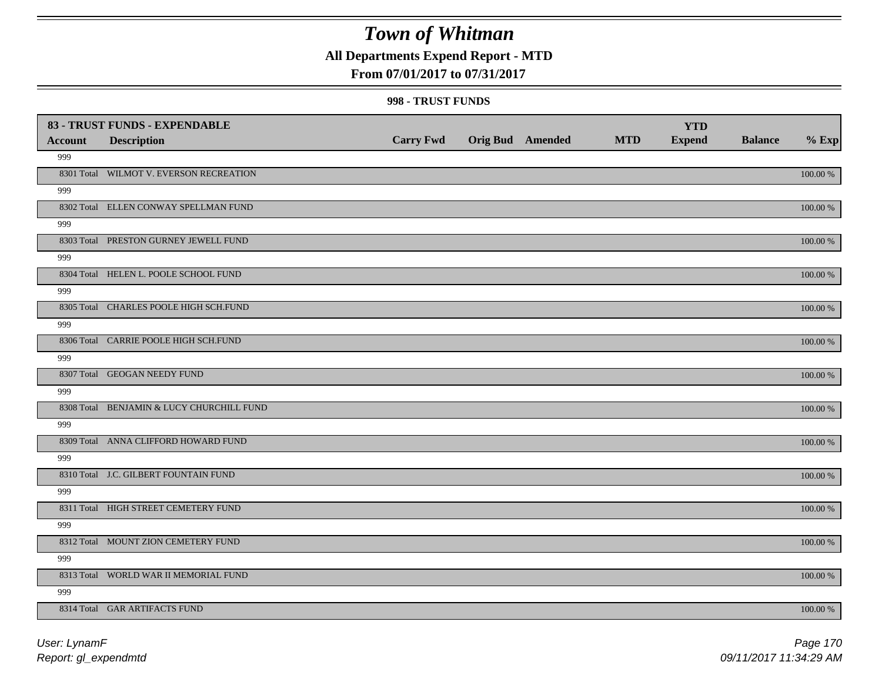# Town of Whitman

## All Departments Expend Report - MTD

### From 07/01/2017 to 07/31/2017

#### 998 - TRUST FUNDS

| 83 - TRUST FUNDS - EXPENDABLE | | | | | | | | |
|---|---|---|---|---|---|---|---|---|
| **Account** | **Description** | **Carry Fwd** | **Orig Bud** | **Amended** | **MTD** | **YTD Expend** | **Balance** | **% Exp** |
| 999 | | | | | | | | |
| 8301 Total | WILMOT V. EVERSON RECREATION | | | | | | | 100.00 % |
| 999 | | | | | | | | |
| 8302 Total | ELLEN CONWAY SPELLMAN FUND | | | | | | | 100.00 % |
| 999 | | | | | | | | |
| 8303 Total | PRESTON GURNEY JEWELL FUND | | | | | | | 100.00 % |
| 999 | | | | | | | | |
| 8304 Total | HELEN L. POOLE SCHOOL FUND | | | | | | | 100.00 % |
| 999 | | | | | | | | |
| 8305 Total | CHARLES POOLE HIGH SCH.FUND | | | | | | | 100.00 % |
| 999 | | | | | | | | |
| 8306 Total | CARRIE POOLE HIGH SCH.FUND | | | | | | | 100.00 % |
| 999 | | | | | | | | |
| 8307 Total | GEOGAN NEEDY FUND | | | | | | | 100.00 % |
| 999 | | | | | | | | |
| 8308 Total | BENJAMIN & LUCY CHURCHILL FUND | | | | | | | 100.00 % |
| 999 | | | | | | | | |
| 8309 Total | ANNA CLIFFORD HOWARD FUND | | | | | | | 100.00 % |
| 999 | | | | | | | | |
| 8310 Total | J.C. GILBERT FOUNTAIN FUND | | | | | | | 100.00 % |
| 999 | | | | | | | | |
| 8311 Total | HIGH STREET CEMETERY FUND | | | | | | | 100.00 % |
| 999 | | | | | | | | |
| 8312 Total | MOUNT ZION CEMETERY FUND | | | | | | | 100.00 % |
| 999 | | | | | | | | |
| 8313 Total | WORLD WAR II MEMORIAL FUND | | | | | | | 100.00 % |
| 999 | | | | | | | | |
| 8314 Total | GAR ARTIFACTS FUND | | | | | | | 100.00 % |

User: LynamF
Report: gl_expendmtd

09/11/2017 11:34:29 AM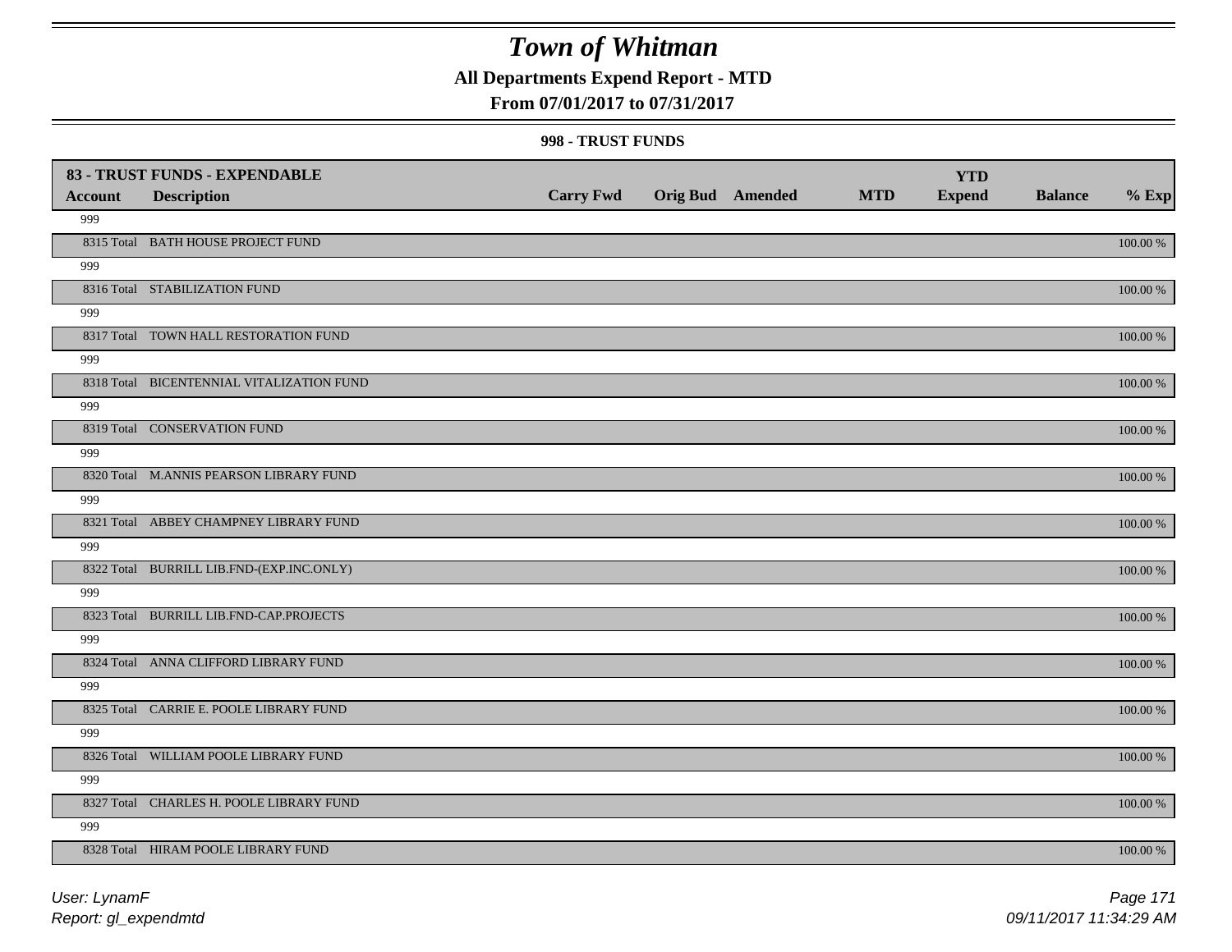# Town of Whitman

## All Departments Expend Report - MTD

### From 07/01/2017 to 07/31/2017

#### 998 - TRUST FUNDS

| 83 - TRUST FUNDS - EXPENDABLE | | | | | | YTD | | |
|---|---|---|---|---|---|---|---|---|
| **Account** | **Description** | **Carry Fwd** | **Orig Bud** | **Amended** | **MTD** | **Expend** | **Balance** | **% Exp** |
| 999 | | | | | | | | |
| 8315 Total | BATH HOUSE PROJECT FUND | | | | | | | 100.00 % |
| 999 | | | | | | | | |
| 8316 Total | STABILIZATION FUND | | | | | | | 100.00 % |
| 999 | | | | | | | | |
| 8317 Total | TOWN HALL RESTORATION FUND | | | | | | | 100.00 % |
| 999 | | | | | | | | |
| 8318 Total | BICENTENNIAL VITALIZATION FUND | | | | | | | 100.00 % |
| 999 | | | | | | | | |
| 8319 Total | CONSERVATION FUND | | | | | | | 100.00 % |
| 999 | | | | | | | | |
| 8320 Total | M.ANNIS PEARSON LIBRARY FUND | | | | | | | 100.00 % |
| 999 | | | | | | | | |
| 8321 Total | ABBEY CHAMPNEY LIBRARY FUND | | | | | | | 100.00 % |
| 999 | | | | | | | | |
| 8322 Total | BURRILL LIB.FND-(EXP.INC.ONLY) | | | | | | | 100.00 % |
| 999 | | | | | | | | |
| 8323 Total | BURRILL LIB.FND-CAP.PROJECTS | | | | | | | 100.00 % |
| 999 | | | | | | | | |
| 8324 Total | ANNA CLIFFORD LIBRARY FUND | | | | | | | 100.00 % |
| 999 | | | | | | | | |
| 8325 Total | CARRIE E. POOLE LIBRARY FUND | | | | | | | 100.00 % |
| 999 | | | | | | | | |
| 8326 Total | WILLIAM POOLE LIBRARY FUND | | | | | | | 100.00 % |
| 999 | | | | | | | | |
| 8327 Total | CHARLES H. POOLE LIBRARY FUND | | | | | | | 100.00 % |
| 999 | | | | | | | | |
| 8328 Total | HIRAM POOLE LIBRARY FUND | | | | | | | 100.00 % |

User: LynamF
Report: gl_expendmtd

09/11/2017 11:34:29 AM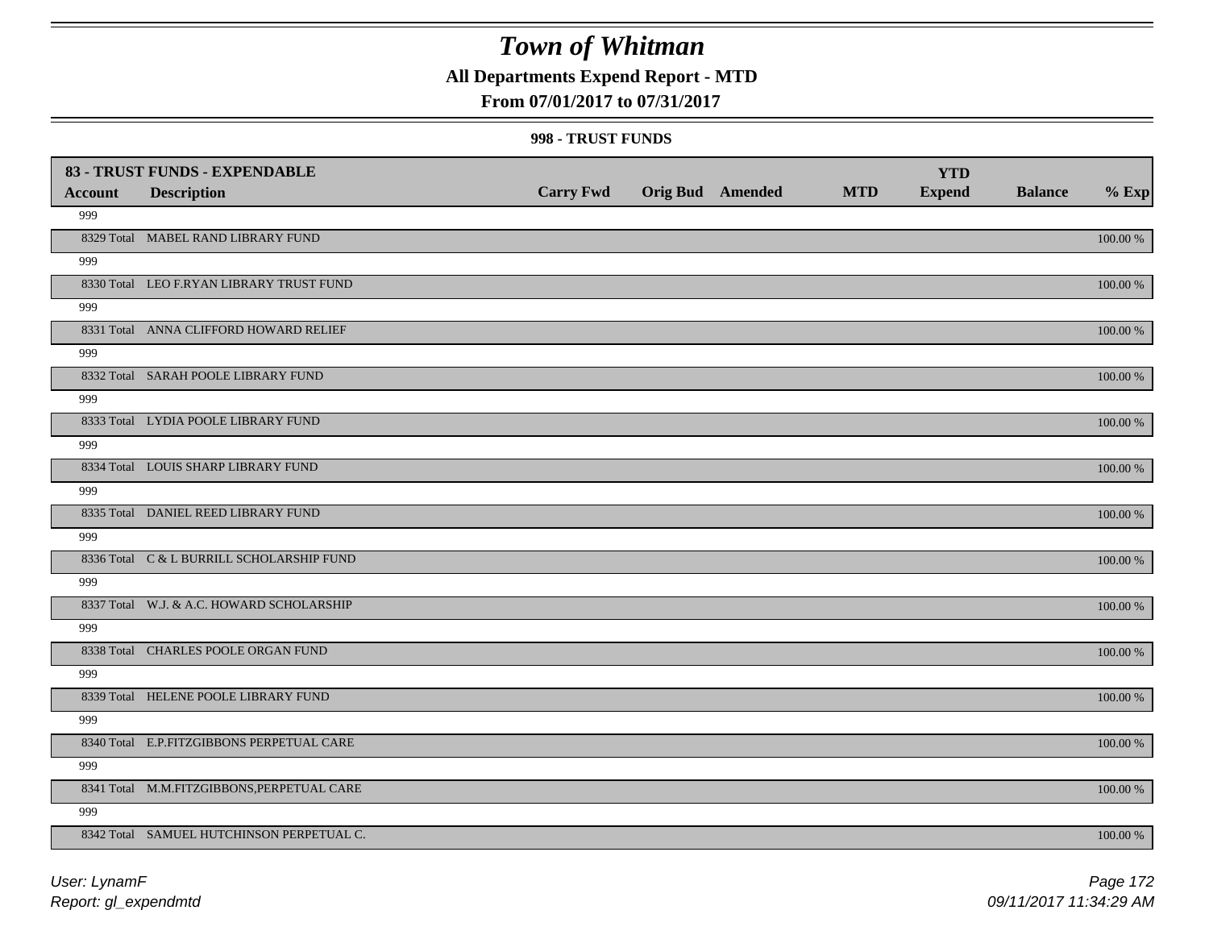# Town of Whitman

**All Departments Expend Report - MTD**

**From 07/01/2017 to 07/31/2017**

**998 - TRUST FUNDS**

| Account | 83 - TRUST FUNDS - EXPENDABLE Description | Carry Fwd | Orig Bud | Amended | MTD | YTD Expend | Balance | % Exp |
|---|---|---|---|---|---|---|---|---|
| 999 | | | | | | | | |
| 8329 Total | MABEL RAND LIBRARY FUND | | | | | | | 100.00 % |
| 999 | | | | | | | | |
| 8330 Total | LEO F.RYAN LIBRARY TRUST FUND | | | | | | | 100.00 % |
| 999 | | | | | | | | |
| 8331 Total | ANNA CLIFFORD HOWARD RELIEF | | | | | | | 100.00 % |
| 999 | | | | | | | | |
| 8332 Total | SARAH POOLE LIBRARY FUND | | | | | | | 100.00 % |
| 999 | | | | | | | | |
| 8333 Total | LYDIA POOLE LIBRARY FUND | | | | | | | 100.00 % |
| 999 | | | | | | | | |
| 8334 Total | LOUIS SHARP LIBRARY FUND | | | | | | | 100.00 % |
| 999 | | | | | | | | |
| 8335 Total | DANIEL REED LIBRARY FUND | | | | | | | 100.00 % |
| 999 | | | | | | | | |
| 8336 Total | C & L BURRILL SCHOLARSHIP FUND | | | | | | | 100.00 % |
| 999 | | | | | | | | |
| 8337 Total | W.J. & A.C. HOWARD SCHOLARSHIP | | | | | | | 100.00 % |
| 999 | | | | | | | | |
| 8338 Total | CHARLES POOLE ORGAN FUND | | | | | | | 100.00 % |
| 999 | | | | | | | | |
| 8339 Total | HELENE POOLE LIBRARY FUND | | | | | | | 100.00 % |
| 999 | | | | | | | | |
| 8340 Total | E.P.FITZGIBBONS PERPETUAL CARE | | | | | | | 100.00 % |
| 999 | | | | | | | | |
| 8341 Total | M.M.FITZGIBBONS,PERPETUAL CARE | | | | | | | 100.00 % |
| 999 | | | | | | | | |
| 8342 Total | SAMUEL HUTCHINSON PERPETUAL C. | | | | | | | 100.00 % |

*User: LynamF*
*Report: gl_expendmtd*

*09/11/2017 11:34:29 AM*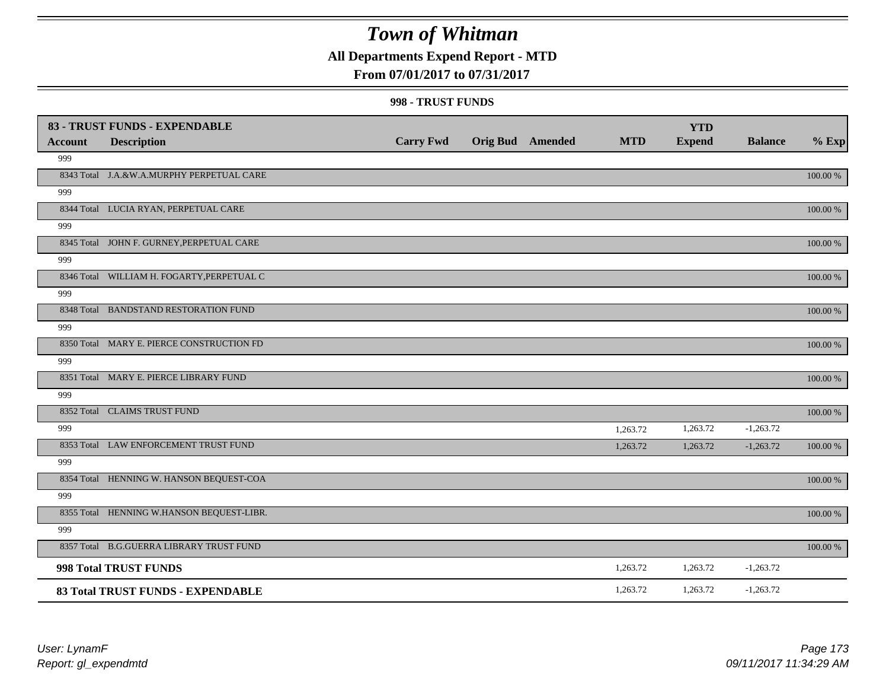# Town of Whitman

## All Departments Expend Report - MTD

### From 07/01/2017 to 07/31/2017

#### 998 - TRUST FUNDS

| Account | Description | Carry Fwd | Orig Bud | Amended | MTD | YTD Expend | Balance | % Exp |
|---|---|---|---|---|---|---|---|---|
| **83 - TRUST FUNDS - EXPENDABLE** | | | | | | | | |
| 999 | | | | | | | | |
| 8343 Total | J.A.&W.A.MURPHY PERPETUAL CARE | | | | | | | 100.00 % |
| 999 | | | | | | | | |
| 8344 Total | LUCIA RYAN, PERPETUAL CARE | | | | | | | 100.00 % |
| 999 | | | | | | | | |
| 8345 Total | JOHN F. GURNEY,PERPETUAL CARE | | | | | | | 100.00 % |
| 999 | | | | | | | | |
| 8346 Total | WILLIAM H. FOGARTY,PERPETUAL C | | | | | | | 100.00 % |
| 999 | | | | | | | | |
| 8348 Total | BANDSTAND RESTORATION FUND | | | | | | | 100.00 % |
| 999 | | | | | | | | |
| 8350 Total | MARY E. PIERCE CONSTRUCTION FD | | | | | | | 100.00 % |
| 999 | | | | | | | | |
| 8351 Total | MARY E. PIERCE LIBRARY FUND | | | | | | | 100.00 % |
| 999 | | | | | | | | |
| 8352 Total | CLAIMS TRUST FUND | | | | | | | 100.00 % |
| 999 | | | | | 1,263.72 | 1,263.72 | -1,263.72 | |
| 8353 Total | LAW ENFORCEMENT TRUST FUND | | | | 1,263.72 | 1,263.72 | -1,263.72 | 100.00 % |
| 999 | | | | | | | | |
| 8354 Total | HENNING W. HANSON BEQUEST-COA | | | | | | | 100.00 % |
| 999 | | | | | | | | |
| 8355 Total | HENNING W.HANSON BEQUEST-LIBR. | | | | | | | 100.00 % |
| 999 | | | | | | | | |
| 8357 Total | B.G.GUERRA LIBRARY TRUST FUND | | | | | | | 100.00 % |
| **998 Total TRUST FUNDS** | | | | | 1,263.72 | 1,263.72 | -1,263.72 | |
| **83 Total TRUST FUNDS - EXPENDABLE** | | | | | 1,263.72 | 1,263.72 | -1,263.72 | |

*User: LynamF*
*Report: gl_expendmtd*

*09/11/2017 11:34:29 AM*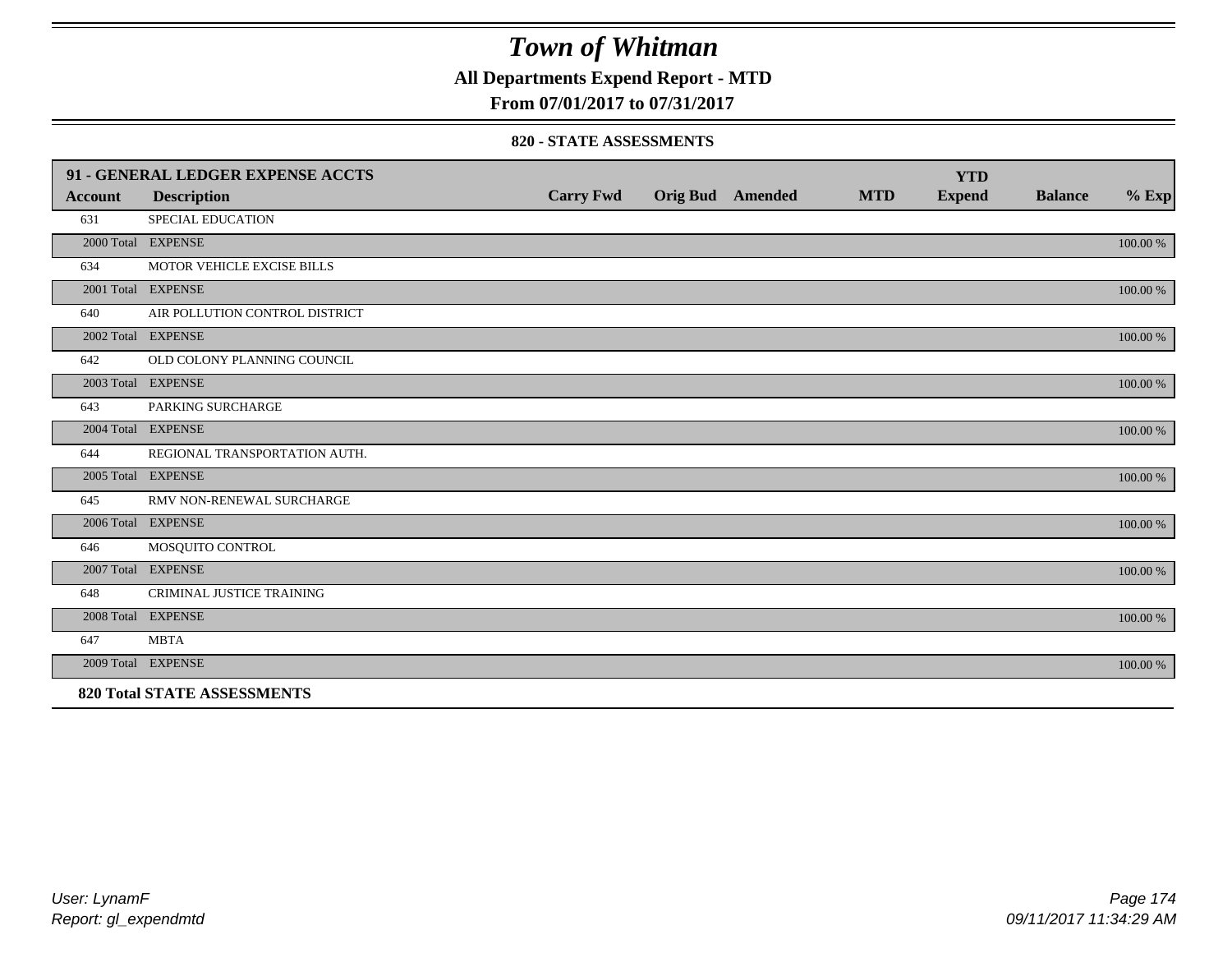# Town of Whitman

**All Departments Expend Report - MTD**

**From 07/01/2017 to 07/31/2017**

**820 - STATE ASSESSMENTS**

| 91 - GENERAL LEDGER EXPENSE ACCTS | | | | | | | | |
|---|---|---|---|---|---|---|---|---|
| **Account** | **Description** | **Carry Fwd** | **Orig Bud** | **Amended** | **MTD** | **YTD Expend** | **Balance** | **% Exp** |
| 631 | SPECIAL EDUCATION | | | | | | | |
| 2000 Total | EXPENSE | | | | | | | 100.00 % |
| 634 | MOTOR VEHICLE EXCISE BILLS | | | | | | | |
| 2001 Total | EXPENSE | | | | | | | 100.00 % |
| 640 | AIR POLLUTION CONTROL DISTRICT | | | | | | | |
| 2002 Total | EXPENSE | | | | | | | 100.00 % |
| 642 | OLD COLONY PLANNING COUNCIL | | | | | | | |
| 2003 Total | EXPENSE | | | | | | | 100.00 % |
| 643 | PARKING SURCHARGE | | | | | | | |
| 2004 Total | EXPENSE | | | | | | | 100.00 % |
| 644 | REGIONAL TRANSPORTATION AUTH. | | | | | | | |
| 2005 Total | EXPENSE | | | | | | | 100.00 % |
| 645 | RMV NON-RENEWAL SURCHARGE | | | | | | | |
| 2006 Total | EXPENSE | | | | | | | 100.00 % |
| 646 | MOSQUITO CONTROL | | | | | | | |
| 2007 Total | EXPENSE | | | | | | | 100.00 % |
| 648 | CRIMINAL JUSTICE TRAINING | | | | | | | |
| 2008 Total | EXPENSE | | | | | | | 100.00 % |
| 647 | MBTA | | | | | | | |
| 2009 Total | EXPENSE | | | | | | | 100.00 % |
| **820 Total STATE ASSESSMENTS** | | | | | | | | |

*User: LynamF*
*Report: gl_expendmtd*

*09/11/2017 11:34:29 AM*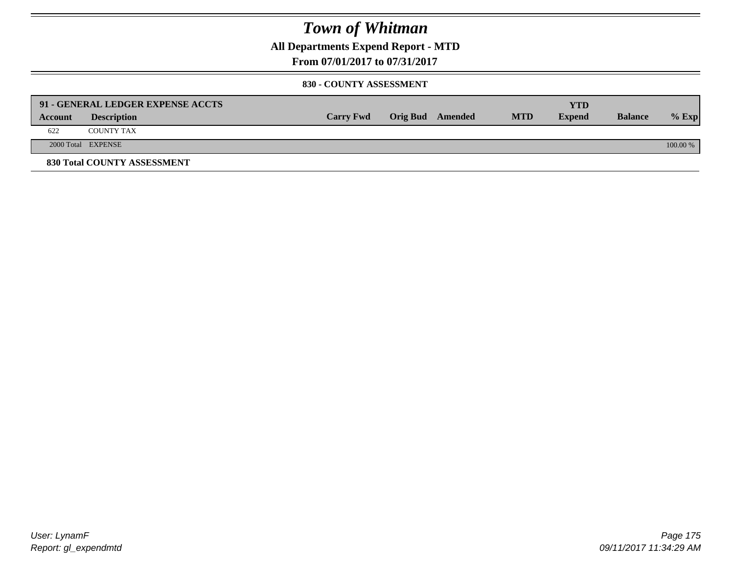# Town of Whitman

## All Departments Expend Report - MTD

### From 07/01/2017 to 07/31/2017

#### 830 - COUNTY ASSESSMENT

| 91 - GENERAL LEDGER EXPENSE ACCTS | | | | | | YTD | | |
|---|---|---|---|---|---|---|---|---|
| Account | Description | Carry Fwd | Orig Bud | Amended | MTD | Expend | Balance | % Exp |
| 622 | COUNTY TAX | | | | | | | |
| 2000 Total | EXPENSE | | | | | | | 100.00 % |

**830 Total COUNTY ASSESSMENT**

*User: LynamF*
*Report: gl_expendmtd*

*09/11/2017 11:34:29 AM*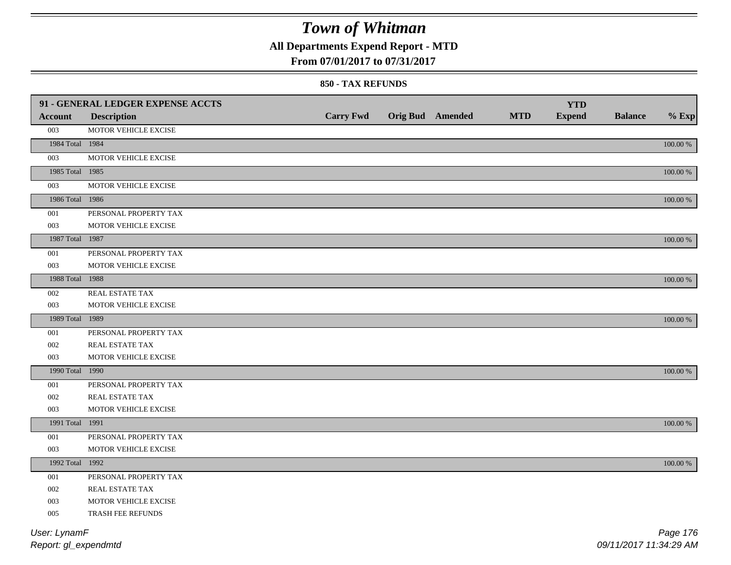# Town of Whitman

## All Departments Expend Report - MTD

### From 07/01/2017 to 07/31/2017

#### 850 - TAX REFUNDS

| 91 - GENERAL LEDGER EXPENSE ACCTS | | | | | | YTD | | |
|---|---|---|---|---|---|---|---|---|
| **Account** | **Description** | **Carry Fwd** | **Orig Bud** | **Amended** | **MTD** | **Expend** | **Balance** | **% Exp** |
| 003 | MOTOR VEHICLE EXCISE | | | | | | | |
| 1984 Total | 1984 | | | | | | | 100.00 % |
| 003 | MOTOR VEHICLE EXCISE | | | | | | | |
| 1985 Total | 1985 | | | | | | | 100.00 % |
| 003 | MOTOR VEHICLE EXCISE | | | | | | | |
| 1986 Total | 1986 | | | | | | | 100.00 % |
| 001 | PERSONAL PROPERTY TAX | | | | | | | |
| 003 | MOTOR VEHICLE EXCISE | | | | | | | |
| 1987 Total | 1987 | | | | | | | 100.00 % |
| 001 | PERSONAL PROPERTY TAX | | | | | | | |
| 003 | MOTOR VEHICLE EXCISE | | | | | | | |
| 1988 Total | 1988 | | | | | | | 100.00 % |
| 002 | REAL ESTATE TAX | | | | | | | |
| 003 | MOTOR VEHICLE EXCISE | | | | | | | |
| 1989 Total | 1989 | | | | | | | 100.00 % |
| 001 | PERSONAL PROPERTY TAX | | | | | | | |
| 002 | REAL ESTATE TAX | | | | | | | |
| 003 | MOTOR VEHICLE EXCISE | | | | | | | |
| 1990 Total | 1990 | | | | | | | 100.00 % |
| 001 | PERSONAL PROPERTY TAX | | | | | | | |
| 002 | REAL ESTATE TAX | | | | | | | |
| 003 | MOTOR VEHICLE EXCISE | | | | | | | |
| 1991 Total | 1991 | | | | | | | 100.00 % |
| 001 | PERSONAL PROPERTY TAX | | | | | | | |
| 003 | MOTOR VEHICLE EXCISE | | | | | | | |
| 1992 Total | 1992 | | | | | | | 100.00 % |
| 001 | PERSONAL PROPERTY TAX | | | | | | | |
| 002 | REAL ESTATE TAX | | | | | | | |
| 003 | MOTOR VEHICLE EXCISE | | | | | | | |
| 005 | TRASH FEE REFUNDS | | | | | | | |

User: LynamF
Report: gl_expendmtd

09/11/2017 11:34:29 AM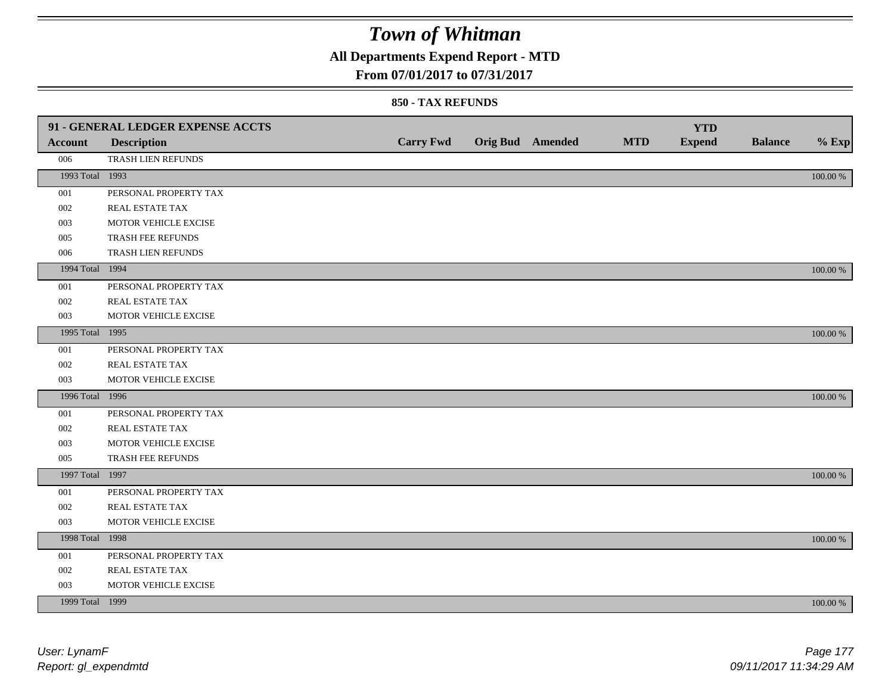# Town of Whitman

## All Departments Expend Report - MTD

### From 07/01/2017 to 07/31/2017

#### 850 - TAX REFUNDS

| 91 - GENERAL LEDGER EXPENSE ACCTS | | | | | | YTD | | |
|---|---|---|---|---|---|---|---|---|
| **Account** | **Description** | **Carry Fwd** | **Orig Bud** | **Amended** | **MTD** | **Expend** | **Balance** | **% Exp** |
| 006 | TRASH LIEN REFUNDS | | | | | | | |
| 1993 Total | 1993 | | | | | | | 100.00 % |
| 001 | PERSONAL PROPERTY TAX | | | | | | | |
| 002 | REAL ESTATE TAX | | | | | | | |
| 003 | MOTOR VEHICLE EXCISE | | | | | | | |
| 005 | TRASH FEE REFUNDS | | | | | | | |
| 006 | TRASH LIEN REFUNDS | | | | | | | |
| 1994 Total | 1994 | | | | | | | 100.00 % |
| 001 | PERSONAL PROPERTY TAX | | | | | | | |
| 002 | REAL ESTATE TAX | | | | | | | |
| 003 | MOTOR VEHICLE EXCISE | | | | | | | |
| 1995 Total | 1995 | | | | | | | 100.00 % |
| 001 | PERSONAL PROPERTY TAX | | | | | | | |
| 002 | REAL ESTATE TAX | | | | | | | |
| 003 | MOTOR VEHICLE EXCISE | | | | | | | |
| 1996 Total | 1996 | | | | | | | 100.00 % |
| 001 | PERSONAL PROPERTY TAX | | | | | | | |
| 002 | REAL ESTATE TAX | | | | | | | |
| 003 | MOTOR VEHICLE EXCISE | | | | | | | |
| 005 | TRASH FEE REFUNDS | | | | | | | |
| 1997 Total | 1997 | | | | | | | 100.00 % |
| 001 | PERSONAL PROPERTY TAX | | | | | | | |
| 002 | REAL ESTATE TAX | | | | | | | |
| 003 | MOTOR VEHICLE EXCISE | | | | | | | |
| 1998 Total | 1998 | | | | | | | 100.00 % |
| 001 | PERSONAL PROPERTY TAX | | | | | | | |
| 002 | REAL ESTATE TAX | | | | | | | |
| 003 | MOTOR VEHICLE EXCISE | | | | | | | |
| 1999 Total | 1999 | | | | | | | 100.00 % |

*User: LynamF*
*Report: gl_expendmtd*

*09/11/2017 11:34:29 AM*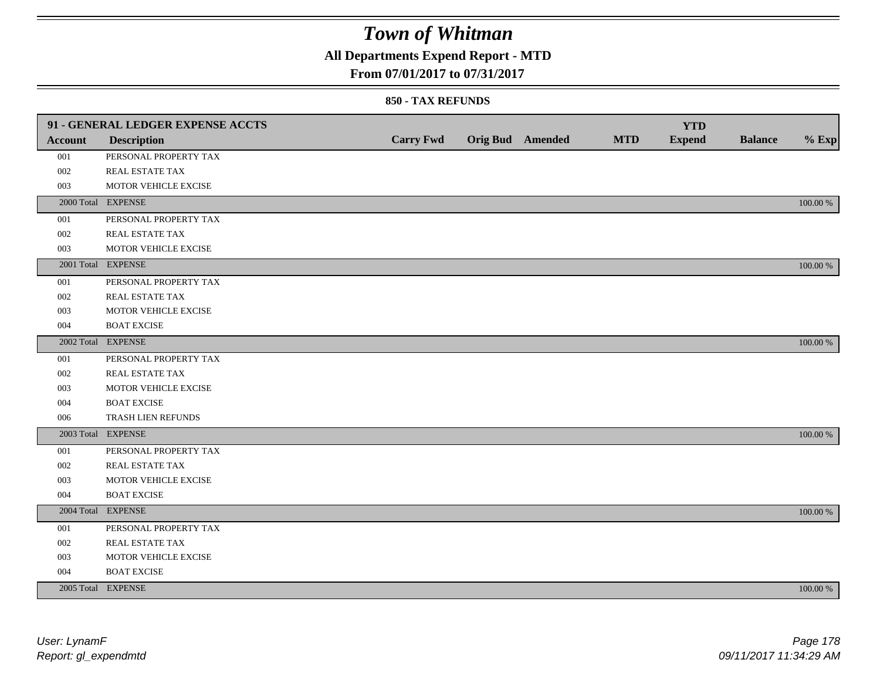# Town of Whitman

## All Departments Expend Report - MTD

### From 07/01/2017 to 07/31/2017

#### 850 - TAX REFUNDS

| 91 - GENERAL LEDGER EXPENSE ACCTS | | | | | | YTD | | |
|---|---|---|---|---|---|---|---|---|
| **Account** | **Description** | **Carry Fwd** | **Orig Bud** | **Amended** | **MTD** | **Expend** | **Balance** | **% Exp** |
| 001 | PERSONAL PROPERTY TAX | | | | | | | |
| 002 | REAL ESTATE TAX | | | | | | | |
| 003 | MOTOR VEHICLE EXCISE | | | | | | | |
| 2000 Total | EXPENSE | | | | | | | 100.00 % |
| 001 | PERSONAL PROPERTY TAX | | | | | | | |
| 002 | REAL ESTATE TAX | | | | | | | |
| 003 | MOTOR VEHICLE EXCISE | | | | | | | |
| 2001 Total | EXPENSE | | | | | | | 100.00 % |
| 001 | PERSONAL PROPERTY TAX | | | | | | | |
| 002 | REAL ESTATE TAX | | | | | | | |
| 003 | MOTOR VEHICLE EXCISE | | | | | | | |
| 004 | BOAT EXCISE | | | | | | | |
| 2002 Total | EXPENSE | | | | | | | 100.00 % |
| 001 | PERSONAL PROPERTY TAX | | | | | | | |
| 002 | REAL ESTATE TAX | | | | | | | |
| 003 | MOTOR VEHICLE EXCISE | | | | | | | |
| 004 | BOAT EXCISE | | | | | | | |
| 006 | TRASH LIEN REFUNDS | | | | | | | |
| 2003 Total | EXPENSE | | | | | | | 100.00 % |
| 001 | PERSONAL PROPERTY TAX | | | | | | | |
| 002 | REAL ESTATE TAX | | | | | | | |
| 003 | MOTOR VEHICLE EXCISE | | | | | | | |
| 004 | BOAT EXCISE | | | | | | | |
| 2004 Total | EXPENSE | | | | | | | 100.00 % |
| 001 | PERSONAL PROPERTY TAX | | | | | | | |
| 002 | REAL ESTATE TAX | | | | | | | |
| 003 | MOTOR VEHICLE EXCISE | | | | | | | |
| 004 | BOAT EXCISE | | | | | | | |
| 2005 Total | EXPENSE | | | | | | | 100.00 % |

*User: LynamF*
*Report: gl_expendmtd*

*09/11/2017 11:34:29 AM*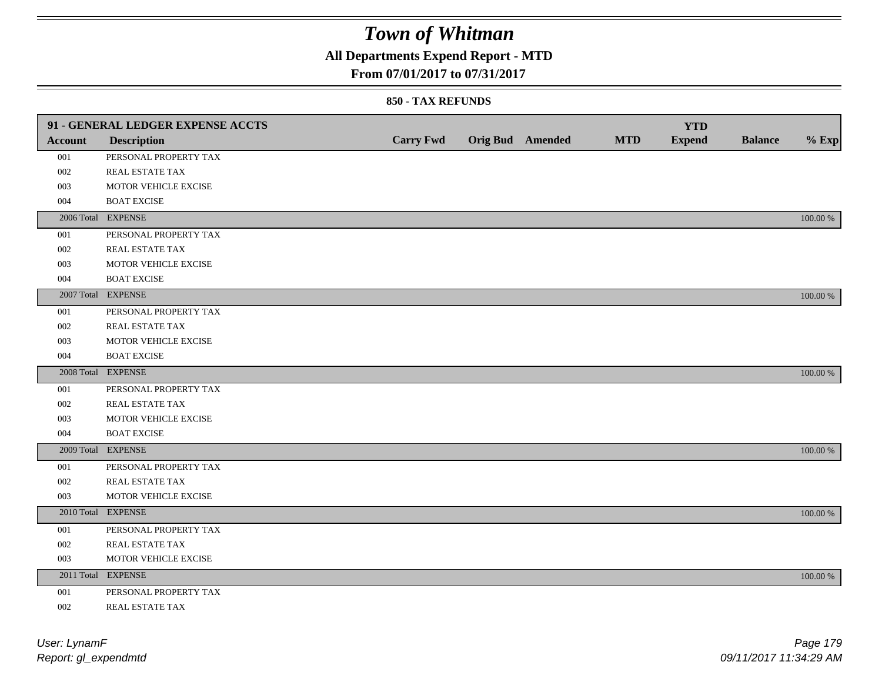# Town of Whitman

## All Departments Expend Report - MTD

### From 07/01/2017 to 07/31/2017

#### 850 - TAX REFUNDS

| Account | Description | Carry Fwd | Orig Bud | Amended | MTD | YTD Expend | Balance | % Exp |
|---|---|---|---|---|---|---|---|---|
| **91 - GENERAL LEDGER EXPENSE ACCTS** | | | | | | | | |
| 001 | PERSONAL PROPERTY TAX | | | | | | | |
| 002 | REAL ESTATE TAX | | | | | | | |
| 003 | MOTOR VEHICLE EXCISE | | | | | | | |
| 004 | BOAT EXCISE | | | | | | | |
| 2006 Total | EXPENSE | | | | | | | 100.00 % |
| 001 | PERSONAL PROPERTY TAX | | | | | | | |
| 002 | REAL ESTATE TAX | | | | | | | |
| 003 | MOTOR VEHICLE EXCISE | | | | | | | |
| 004 | BOAT EXCISE | | | | | | | |
| 2007 Total | EXPENSE | | | | | | | 100.00 % |
| 001 | PERSONAL PROPERTY TAX | | | | | | | |
| 002 | REAL ESTATE TAX | | | | | | | |
| 003 | MOTOR VEHICLE EXCISE | | | | | | | |
| 004 | BOAT EXCISE | | | | | | | |
| 2008 Total | EXPENSE | | | | | | | 100.00 % |
| 001 | PERSONAL PROPERTY TAX | | | | | | | |
| 002 | REAL ESTATE TAX | | | | | | | |
| 003 | MOTOR VEHICLE EXCISE | | | | | | | |
| 004 | BOAT EXCISE | | | | | | | |
| 2009 Total | EXPENSE | | | | | | | 100.00 % |
| 001 | PERSONAL PROPERTY TAX | | | | | | | |
| 002 | REAL ESTATE TAX | | | | | | | |
| 003 | MOTOR VEHICLE EXCISE | | | | | | | |
| 2010 Total | EXPENSE | | | | | | | 100.00 % |
| 001 | PERSONAL PROPERTY TAX | | | | | | | |
| 002 | REAL ESTATE TAX | | | | | | | |
| 003 | MOTOR VEHICLE EXCISE | | | | | | | |
| 2011 Total | EXPENSE | | | | | | | 100.00 % |
| 001 | PERSONAL PROPERTY TAX | | | | | | | |
| 002 | REAL ESTATE TAX | | | | | | | |

User: LynamF
Report: gl_expendmtd

09/11/2017 11:34:29 AM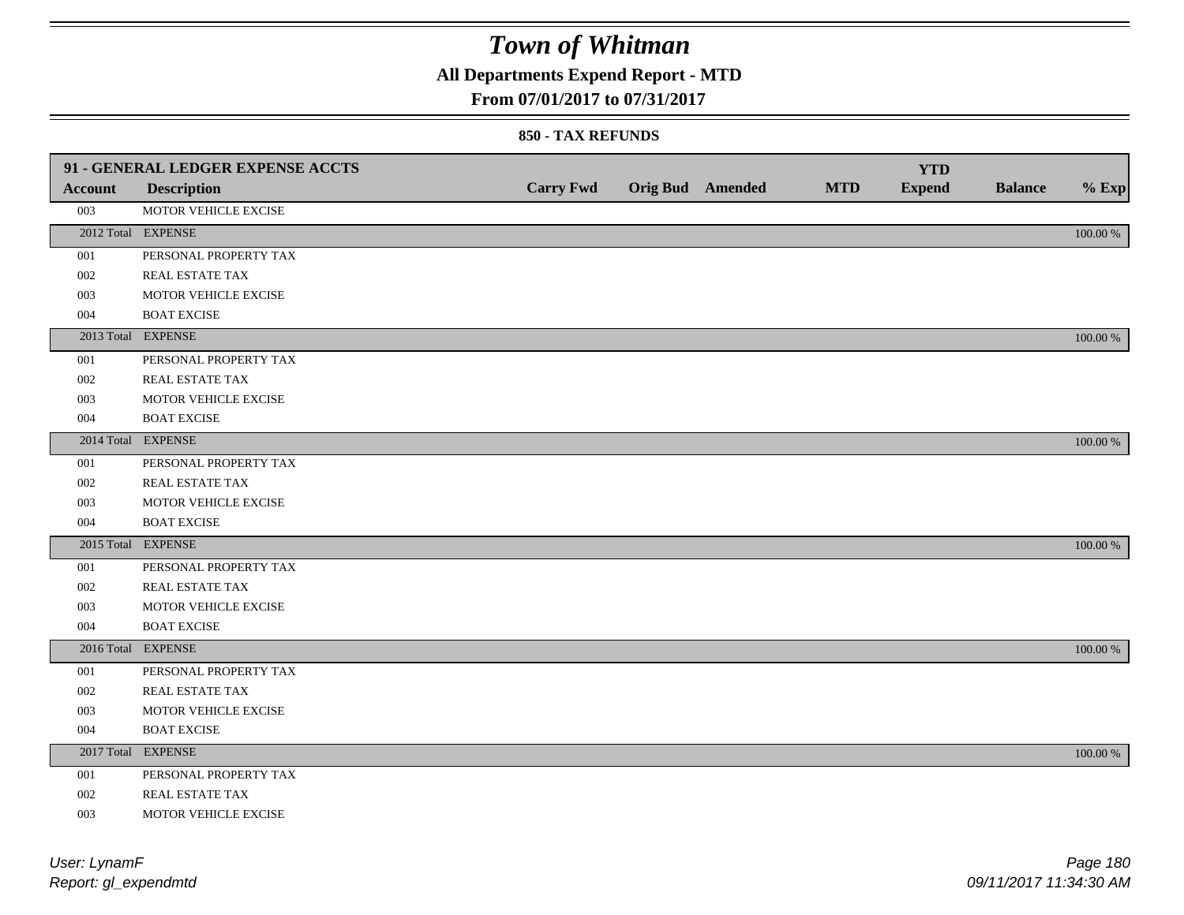# Town of Whitman

## All Departments Expend Report - MTD

### From 07/01/2017 to 07/31/2017

#### 850 - TAX REFUNDS

| 91 - GENERAL LEDGER EXPENSE ACCTS | | | | | | | | |
|---|---|---|---|---|---|---|---|---|
| **Account** | **Description** | **Carry Fwd** | **Orig Bud** | **Amended** | **MTD** | **YTD Expend** | **Balance** | **% Exp** |
| 003 | MOTOR VEHICLE EXCISE | | | | | | | |
| 2012 Total | EXPENSE | | | | | | | 100.00 % |
| 001 | PERSONAL PROPERTY TAX | | | | | | | |
| 002 | REAL ESTATE TAX | | | | | | | |
| 003 | MOTOR VEHICLE EXCISE | | | | | | | |
| 004 | BOAT EXCISE | | | | | | | |
| 2013 Total | EXPENSE | | | | | | | 100.00 % |
| 001 | PERSONAL PROPERTY TAX | | | | | | | |
| 002 | REAL ESTATE TAX | | | | | | | |
| 003 | MOTOR VEHICLE EXCISE | | | | | | | |
| 004 | BOAT EXCISE | | | | | | | |
| 2014 Total | EXPENSE | | | | | | | 100.00 % |
| 001 | PERSONAL PROPERTY TAX | | | | | | | |
| 002 | REAL ESTATE TAX | | | | | | | |
| 003 | MOTOR VEHICLE EXCISE | | | | | | | |
| 004 | BOAT EXCISE | | | | | | | |
| 2015 Total | EXPENSE | | | | | | | 100.00 % |
| 001 | PERSONAL PROPERTY TAX | | | | | | | |
| 002 | REAL ESTATE TAX | | | | | | | |
| 003 | MOTOR VEHICLE EXCISE | | | | | | | |
| 004 | BOAT EXCISE | | | | | | | |
| 2016 Total | EXPENSE | | | | | | | 100.00 % |
| 001 | PERSONAL PROPERTY TAX | | | | | | | |
| 002 | REAL ESTATE TAX | | | | | | | |
| 003 | MOTOR VEHICLE EXCISE | | | | | | | |
| 004 | BOAT EXCISE | | | | | | | |
| 2017 Total | EXPENSE | | | | | | | 100.00 % |
| 001 | PERSONAL PROPERTY TAX | | | | | | | |
| 002 | REAL ESTATE TAX | | | | | | | |
| 003 | MOTOR VEHICLE EXCISE | | | | | | | |

*User: LynamF*
*Report: gl_expendmtd*

*09/11/2017 11:34:30 AM*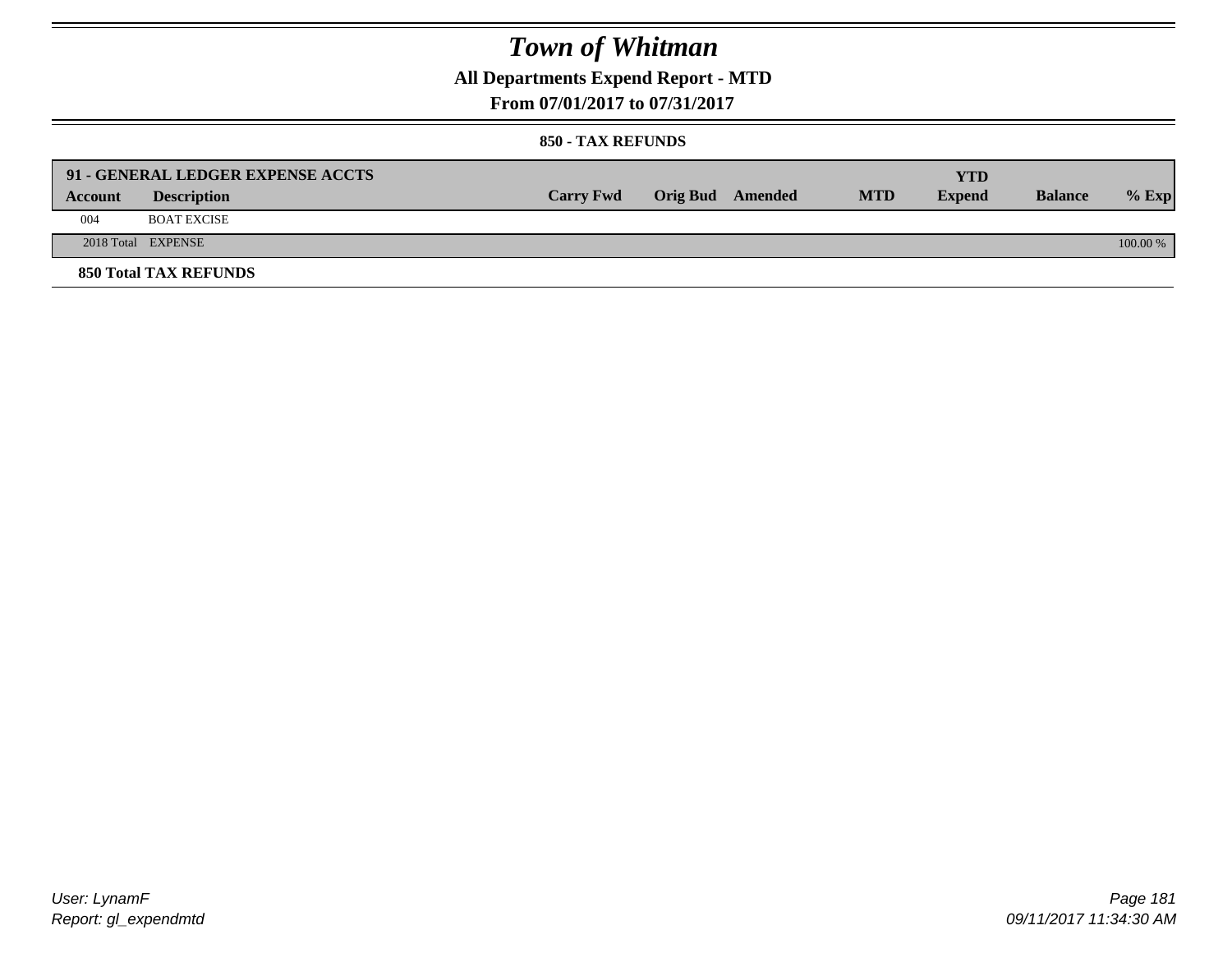# Town of Whitman

## All Departments Expend Report - MTD

### From 07/01/2017 to 07/31/2017

#### 850 - TAX REFUNDS

| 91 - GENERAL LEDGER EXPENSE ACCTS | | | | | | YTD | | |
|---|---|---|---|---|---|---|---|---|
| **Account** | **Description** | **Carry Fwd** | **Orig Bud** | **Amended** | **MTD** | **Expend** | **Balance** | **% Exp** |
| 004 | BOAT EXCISE | | | | | | | |
| 2018 Total | EXPENSE | | | | | | | 100.00 % |

**850 Total TAX REFUNDS**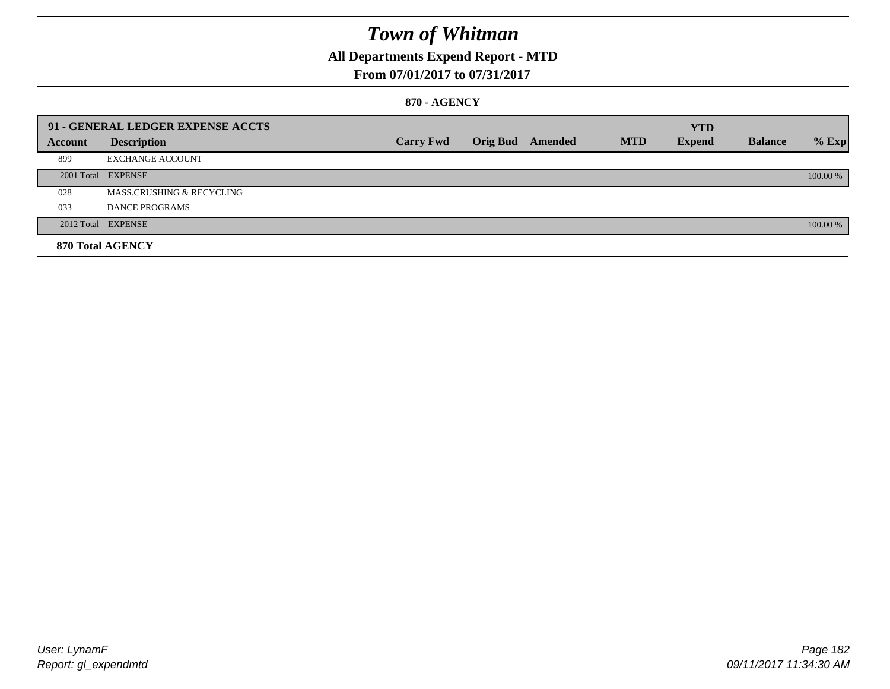# Town of Whitman

## All Departments Expend Report - MTD

### From 07/01/2017 to 07/31/2017

#### 870 - AGENCY

| 91 - GENERAL LEDGER EXPENSE ACCTS | | | | | | YTD | | |
|---|---|---|---|---|---|---|---|---|
| **Account** | **Description** | **Carry Fwd** | **Orig Bud** | **Amended** | **MTD** | **Expend** | **Balance** | **% Exp** |
| 899 | EXCHANGE ACCOUNT | | | | | | | |
| 2001 Total | EXPENSE | | | | | | | 100.00 % |
| 028 | MASS.CRUSHING & RECYCLING | | | | | | | |
| 033 | DANCE PROGRAMS | | | | | | | |
| 2012 Total | EXPENSE | | | | | | | 100.00 % |
| **870 Total AGENCY** | | | | | | | | |

User: LynamF
Report: gl_expendmtd

09/11/2017 11:34:30 AM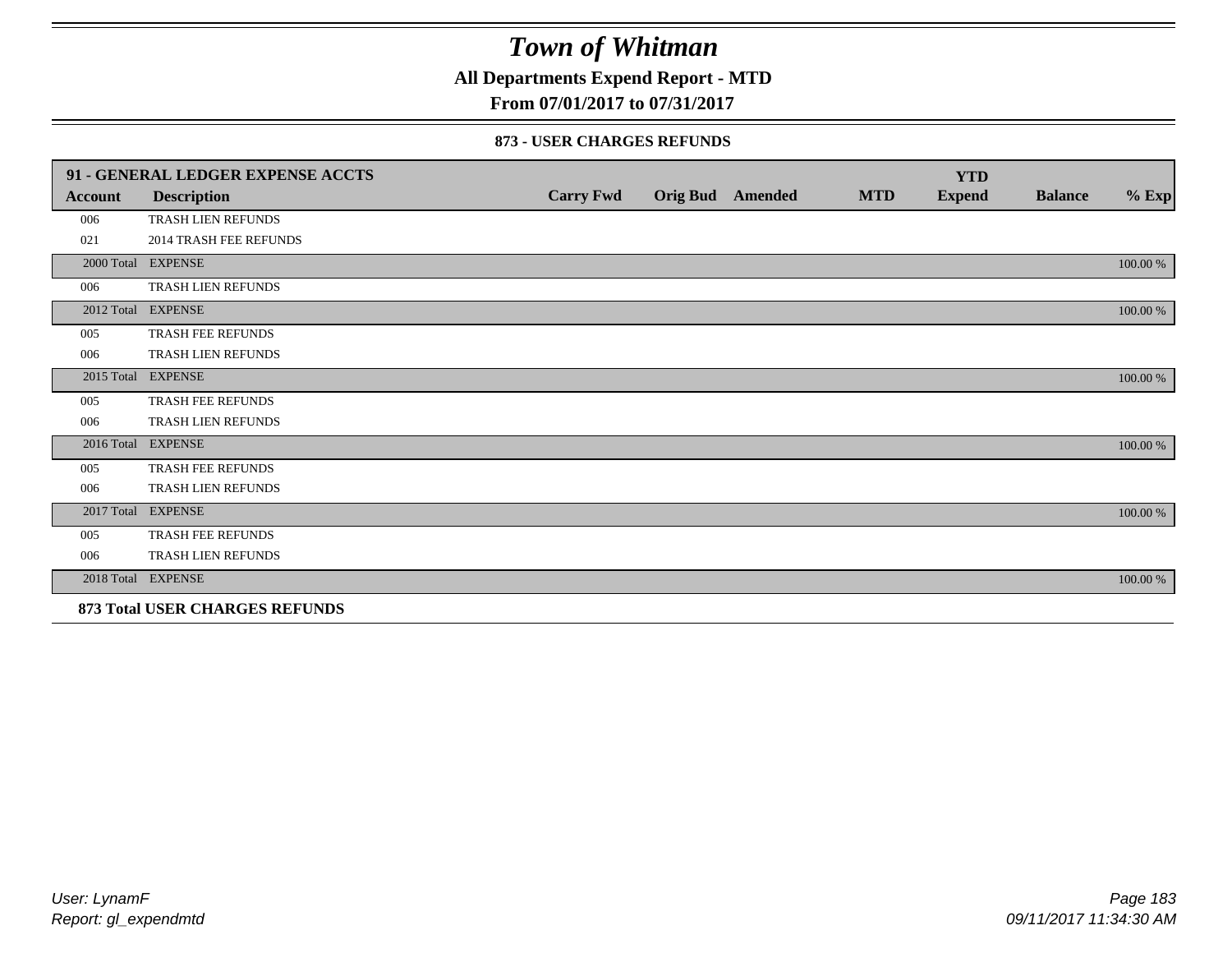# Town of Whitman

**All Departments Expend Report - MTD**

**From 07/01/2017 to 07/31/2017**

### 873 - USER CHARGES REFUNDS

| 91 - GENERAL LEDGER EXPENSE ACCTS | | | | | | YTD | | |
|---|---|---|---|---|---|---|---|---|
| **Account** | **Description** | **Carry Fwd** | **Orig Bud** | **Amended** | **MTD** | **Expend** | **Balance** | **% Exp** |
| 006 | TRASH LIEN REFUNDS | | | | | | | |
| 021 | 2014 TRASH FEE REFUNDS | | | | | | | |
| 2000 Total | EXPENSE | | | | | | | 100.00 % |
| 006 | TRASH LIEN REFUNDS | | | | | | | |
| 2012 Total | EXPENSE | | | | | | | 100.00 % |
| 005 | TRASH FEE REFUNDS | | | | | | | |
| 006 | TRASH LIEN REFUNDS | | | | | | | |
| 2015 Total | EXPENSE | | | | | | | 100.00 % |
| 005 | TRASH FEE REFUNDS | | | | | | | |
| 006 | TRASH LIEN REFUNDS | | | | | | | |
| 2016 Total | EXPENSE | | | | | | | 100.00 % |
| 005 | TRASH FEE REFUNDS | | | | | | | |
| 006 | TRASH LIEN REFUNDS | | | | | | | |
| 2017 Total | EXPENSE | | | | | | | 100.00 % |
| 005 | TRASH FEE REFUNDS | | | | | | | |
| 006 | TRASH LIEN REFUNDS | | | | | | | |
| 2018 Total | EXPENSE | | | | | | | 100.00 % |
| **873 Total USER CHARGES REFUNDS** | | | | | | | | |

*User: LynamF*
*Report: gl_expendmtd*

*09/11/2017 11:34:30 AM*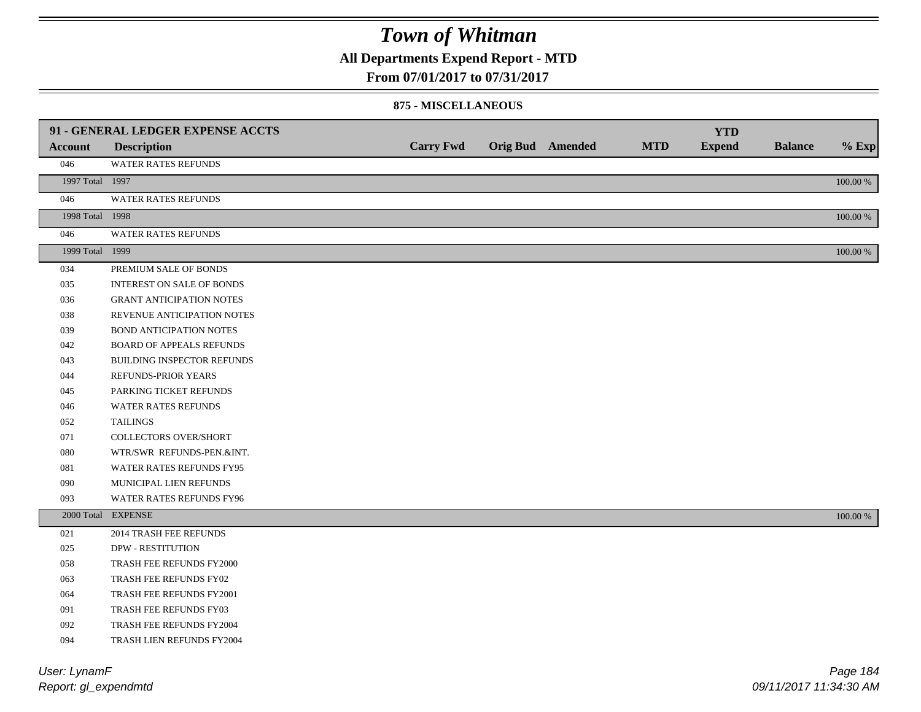# Town of Whitman

**All Departments Expend Report - MTD**

**From 07/01/2017 to 07/31/2017**

**875 - MISCELLANEOUS**

| 91 - GENERAL LEDGER EXPENSE ACCTS | | | | | | YTD | | |
|---|---|---|---|---|---|---|---|---|
| **Account** | **Description** | **Carry Fwd** | **Orig Bud** | **Amended** | **MTD** | **Expend** | **Balance** | **% Exp** |
| 046 | WATER RATES REFUNDS | | | | | | | |
| 1997 Total | 1997 | | | | | | | 100.00 % |
| 046 | WATER RATES REFUNDS | | | | | | | |
| 1998 Total | 1998 | | | | | | | 100.00 % |
| 046 | WATER RATES REFUNDS | | | | | | | |
| 1999 Total | 1999 | | | | | | | 100.00 % |
| 034 | PREMIUM SALE OF BONDS | | | | | | | |
| 035 | INTEREST ON SALE OF BONDS | | | | | | | |
| 036 | GRANT ANTICIPATION NOTES | | | | | | | |
| 038 | REVENUE ANTICIPATION NOTES | | | | | | | |
| 039 | BOND ANTICIPATION NOTES | | | | | | | |
| 042 | BOARD OF APPEALS REFUNDS | | | | | | | |
| 043 | BUILDING INSPECTOR REFUNDS | | | | | | | |
| 044 | REFUNDS-PRIOR YEARS | | | | | | | |
| 045 | PARKING TICKET REFUNDS | | | | | | | |
| 046 | WATER RATES REFUNDS | | | | | | | |
| 052 | TAILINGS | | | | | | | |
| 071 | COLLECTORS OVER/SHORT | | | | | | | |
| 080 | WTR/SWR REFUNDS-PEN.&INT. | | | | | | | |
| 081 | WATER RATES REFUNDS FY95 | | | | | | | |
| 090 | MUNICIPAL LIEN REFUNDS | | | | | | | |
| 093 | WATER RATES REFUNDS FY96 | | | | | | | |
| 2000 Total | EXPENSE | | | | | | | 100.00 % |
| 021 | 2014 TRASH FEE REFUNDS | | | | | | | |
| 025 | DPW - RESTITUTION | | | | | | | |
| 058 | TRASH FEE REFUNDS FY2000 | | | | | | | |
| 063 | TRASH FEE REFUNDS FY02 | | | | | | | |
| 064 | TRASH FEE REFUNDS FY2001 | | | | | | | |
| 091 | TRASH FEE REFUNDS FY03 | | | | | | | |
| 092 | TRASH FEE REFUNDS FY2004 | | | | | | | |
| 094 | TRASH LIEN REFUNDS FY2004 | | | | | | | |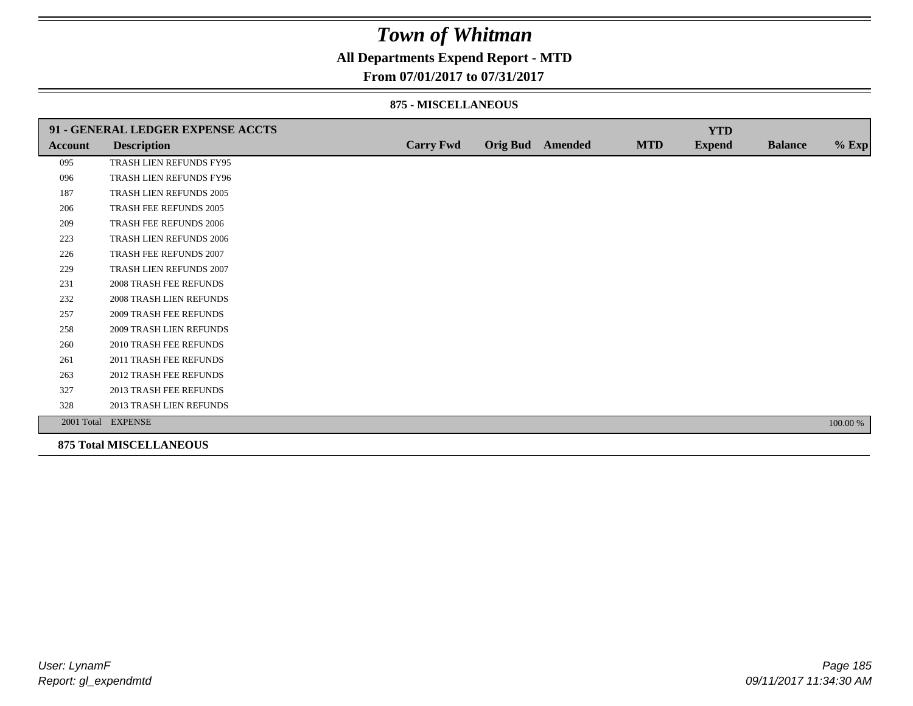# Town of Whitman

## All Departments Expend Report - MTD

### From 07/01/2017 to 07/31/2017

#### 875 - MISCELLANEOUS

| 91 - GENERAL LEDGER EXPENSE ACCTS | | | | | | YTD | | |
|---|---|---|---|---|---|---|---|---|
| **Account** | **Description** | **Carry Fwd** | **Orig Bud** | **Amended** | **MTD** | **Expend** | **Balance** | **% Exp** |
| 095 | TRASH LIEN REFUNDS FY95 | | | | | | | |
| 096 | TRASH LIEN REFUNDS FY96 | | | | | | | |
| 187 | TRASH LIEN REFUNDS 2005 | | | | | | | |
| 206 | TRASH FEE REFUNDS 2005 | | | | | | | |
| 209 | TRASH FEE REFUNDS 2006 | | | | | | | |
| 223 | TRASH LIEN REFUNDS 2006 | | | | | | | |
| 226 | TRASH FEE REFUNDS 2007 | | | | | | | |
| 229 | TRASH LIEN REFUNDS 2007 | | | | | | | |
| 231 | 2008 TRASH FEE REFUNDS | | | | | | | |
| 232 | 2008 TRASH LIEN REFUNDS | | | | | | | |
| 257 | 2009 TRASH FEE REFUNDS | | | | | | | |
| 258 | 2009 TRASH LIEN REFUNDS | | | | | | | |
| 260 | 2010 TRASH FEE REFUNDS | | | | | | | |
| 261 | 2011 TRASH FEE REFUNDS | | | | | | | |
| 263 | 2012 TRASH FEE REFUNDS | | | | | | | |
| 327 | 2013 TRASH FEE REFUNDS | | | | | | | |
| 328 | 2013 TRASH LIEN REFUNDS | | | | | | | |
| 2001 Total | EXPENSE | | | | | | | 100.00 % |

**875 Total MISCELLANEOUS**

User: LynamF
Report: gl_expendmtd

09/11/2017 11:34:30 AM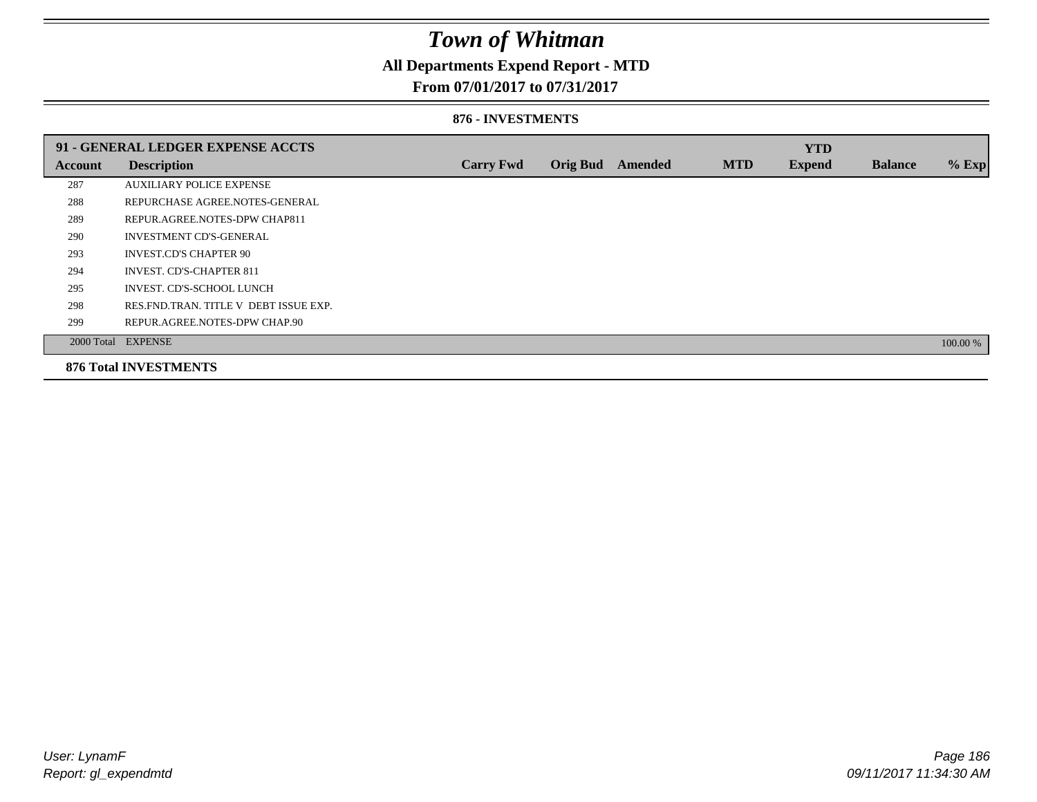# Town of Whitman

## All Departments Expend Report - MTD

## From 07/01/2017 to 07/31/2017

### 876 - INVESTMENTS

| 91 - GENERAL LEDGER EXPENSE ACCTS | | | | | | | | |
|---|---|---|---|---|---|---|---|---|
| **Account** | **Description** | **Carry Fwd** | **Orig Bud** | **Amended** | **MTD** | **YTD Expend** | **Balance** | **% Exp** |
| 287 | AUXILIARY POLICE EXPENSE | | | | | | | |
| 288 | REPURCHASE AGREE.NOTES-GENERAL | | | | | | | |
| 289 | REPUR.AGREE.NOTES-DPW CHAP811 | | | | | | | |
| 290 | INVESTMENT CD'S-GENERAL | | | | | | | |
| 293 | INVEST.CD'S CHAPTER 90 | | | | | | | |
| 294 | INVEST. CD'S-CHAPTER 811 | | | | | | | |
| 295 | INVEST. CD'S-SCHOOL LUNCH | | | | | | | |
| 298 | RES.FND.TRAN. TITLE V DEBT ISSUE EXP. | | | | | | | |
| 299 | REPUR.AGREE.NOTES-DPW CHAP.90 | | | | | | | |
| 2000 Total | EXPENSE | | | | | | | 100.00 % |

**876 Total INVESTMENTS**

User: LynamF
Report: gl_expendmtd

09/11/2017 11:34:30 AM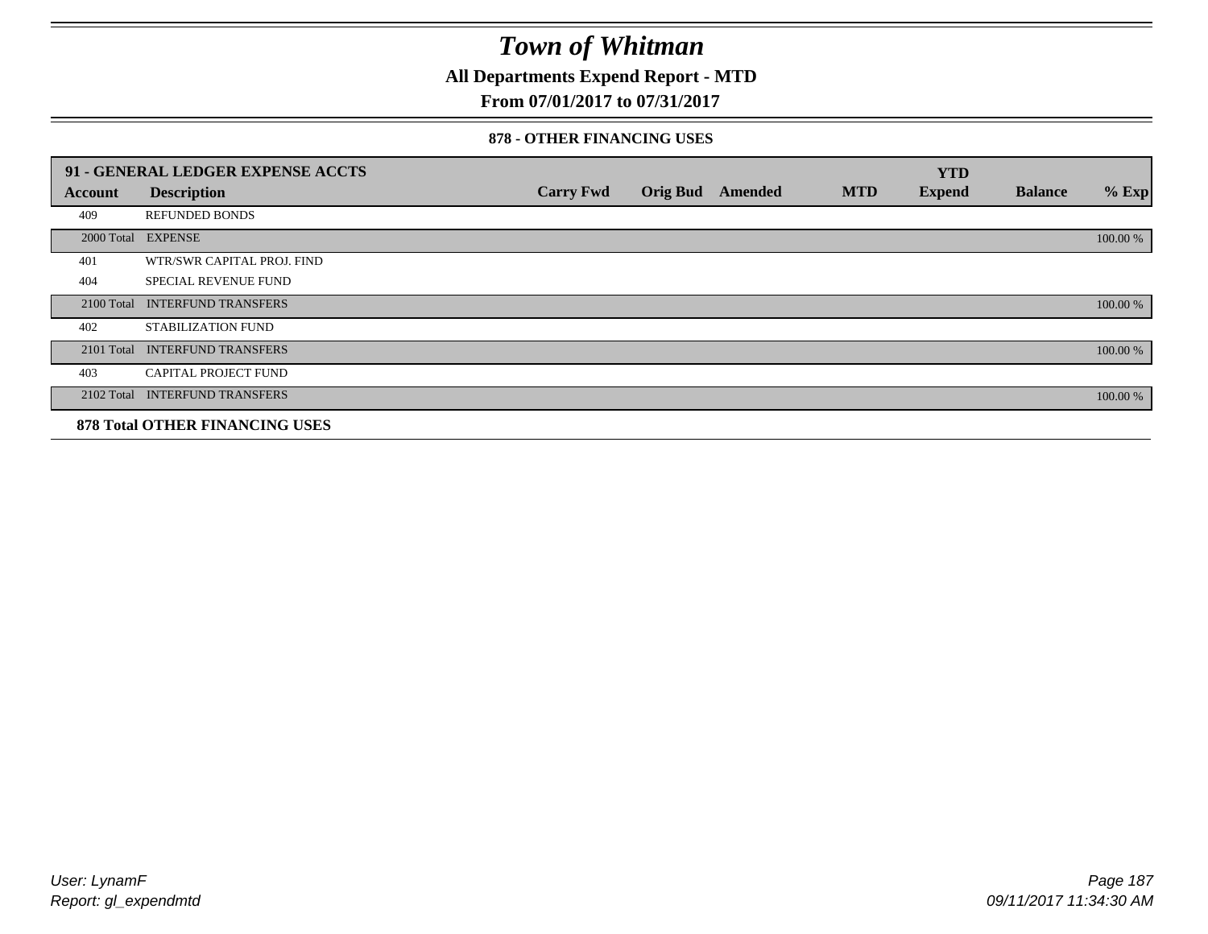# *Town of Whitman*

**All Departments Expend Report - MTD**

**From 07/01/2017 to 07/31/2017**

**878 - OTHER FINANCING USES**

| **91 - GENERAL LEDGER EXPENSE ACCTS** | | | | | | **YTD** | | |
|---|---|---|---|---|---|---|---|---|
| **Account** | **Description** | **Carry Fwd** | **Orig Bud** | **Amended** | **MTD** | **Expend** | **Balance** | **% Exp** |
| 409 | REFUNDED BONDS | | | | | | | |
| 2000 Total | EXPENSE | | | | | | | 100.00 % |
| 401 | WTR/SWR CAPITAL PROJ. FIND | | | | | | | |
| 404 | SPECIAL REVENUE FUND | | | | | | | |
| 2100 Total | INTERFUND TRANSFERS | | | | | | | 100.00 % |
| 402 | STABILIZATION FUND | | | | | | | |
| 2101 Total | INTERFUND TRANSFERS | | | | | | | 100.00 % |
| 403 | CAPITAL PROJECT FUND | | | | | | | |
| 2102 Total | INTERFUND TRANSFERS | | | | | | | 100.00 % |
| **878 Total OTHER FINANCING USES** | | | | | | | | |

*User: LynamF*
*Report: gl_expendmtd*

*09/11/2017 11:34:30 AM*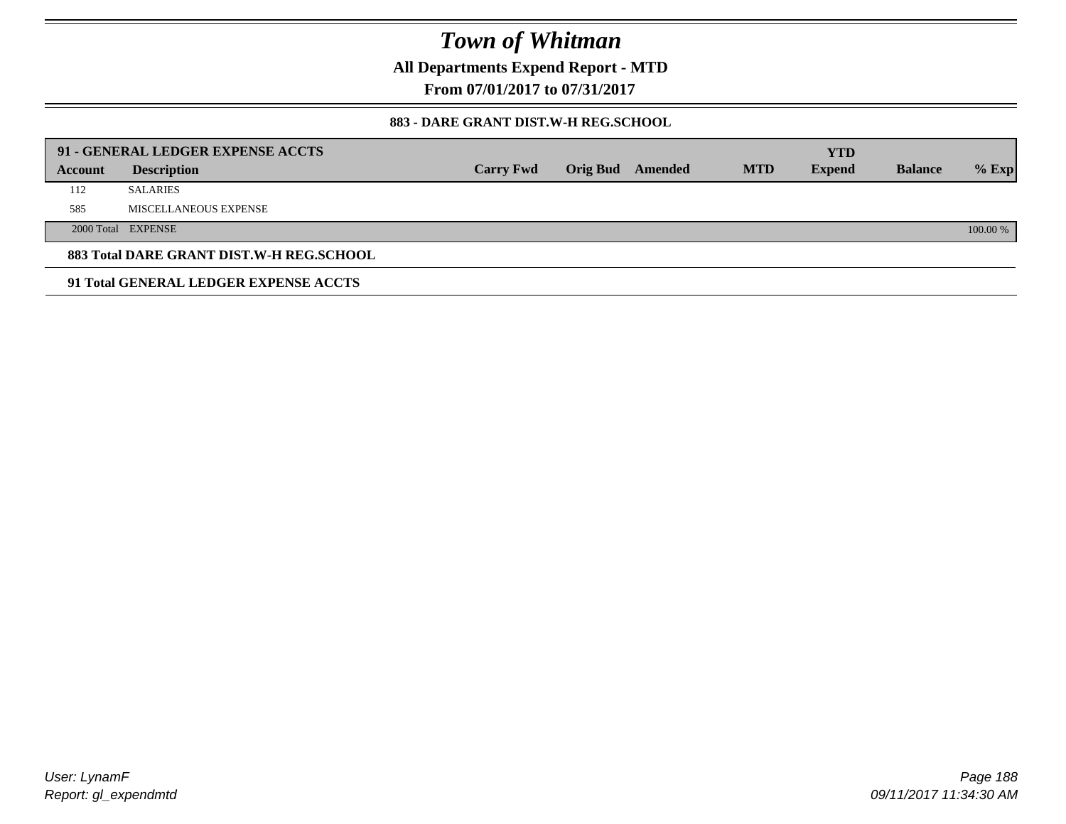# Town of Whitman

**All Departments Expend Report - MTD**

**From 07/01/2017 to 07/31/2017**

**883 - DARE GRANT DIST.W-H REG.SCHOOL**

| 91 - GENERAL LEDGER EXPENSE ACCTS | | | | | | | | | |
|---|---|---|---|---|---|---|---|---|---|
| **Account** | **Description** | **Carry Fwd** | **Orig Bud** | **Amended** | **MTD** | **YTD Expend** | **Balance** | **% Exp** |
| 112 | SALARIES | | | | | | | |
| 585 | MISCELLANEOUS EXPENSE | | | | | | | |
| 2000 Total | EXPENSE | | | | | | | 100.00 % |

**883 Total DARE GRANT DIST.W-H REG.SCHOOL**

**91 Total GENERAL LEDGER EXPENSE ACCTS**

*User: LynamF*
*Report: gl_expendmtd*

*09/11/2017 11:34:30 AM*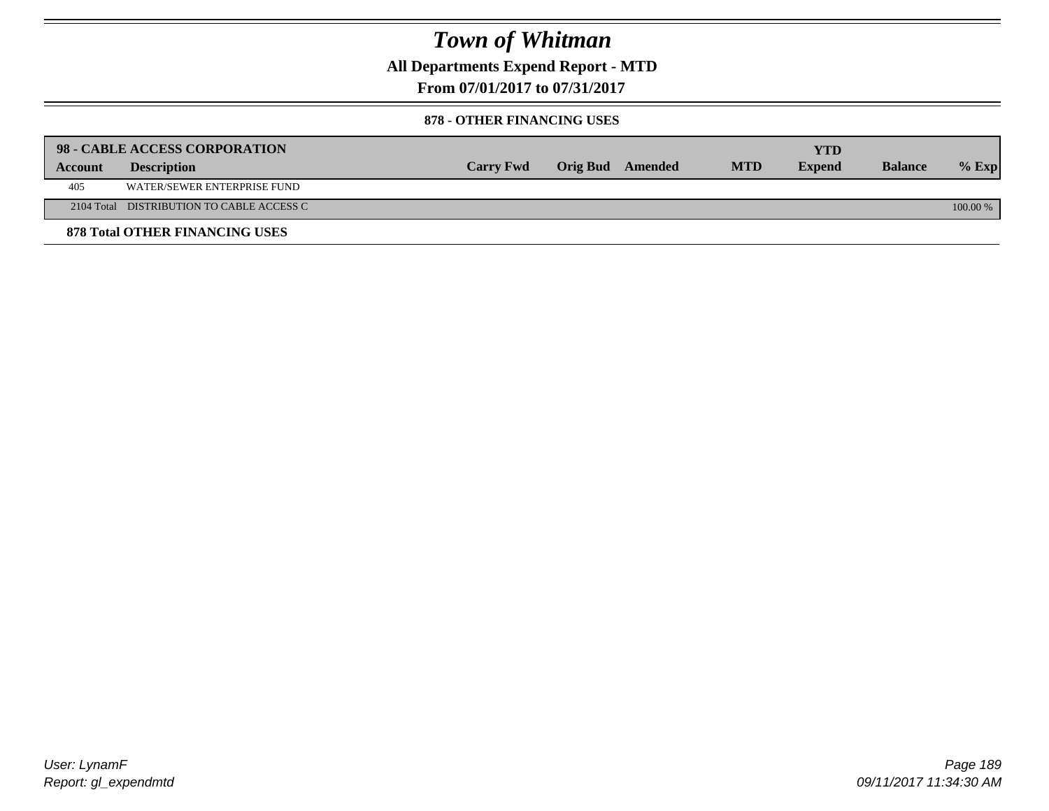# Town of Whitman

**All Departments Expend Report - MTD**

**From 07/01/2017 to 07/31/2017**

**878 - OTHER FINANCING USES**

| **98 - CABLE ACCESS CORPORATION** | | | | | | | | |
|---|---|---|---|---|---|---|---|---|
| **Account** | **Description** | **Carry Fwd** | **Orig Bud** | **Amended** | **MTD** | **YTD Expend** | **Balance** | **% Exp** |
| 405 | WATER/SEWER ENTERPRISE FUND | | | | | | | |
| 2104 Total | DISTRIBUTION TO CABLE ACCESS C | | | | | | | 100.00 % |

**878 Total OTHER FINANCING USES**

User: LynamF
Report: gl_expendmtd

09/11/2017 11:34:30 AM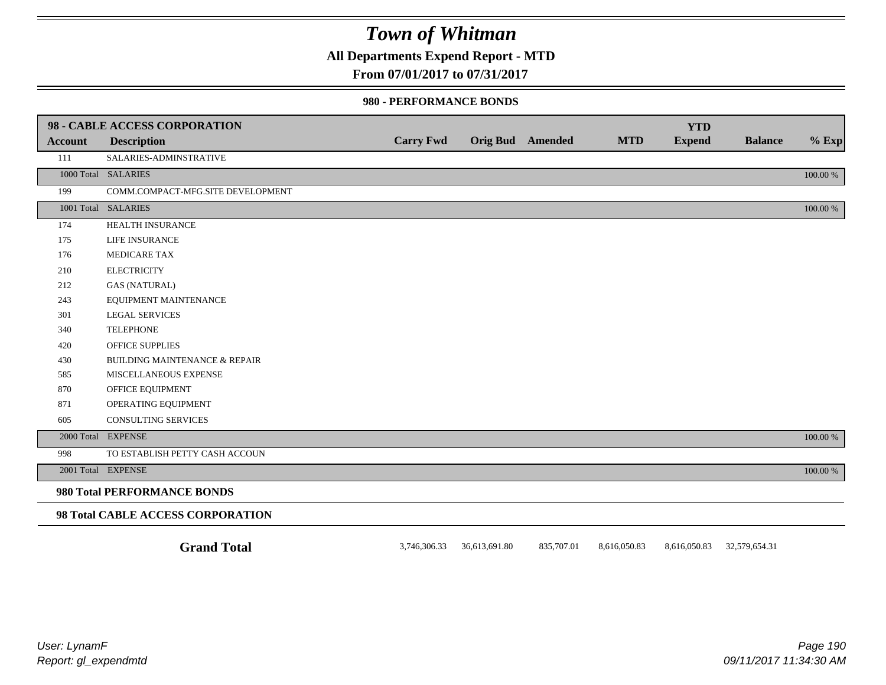# Town of Whitman

**All Departments Expend Report - MTD**

**From 07/01/2017 to 07/31/2017**

**980 - PERFORMANCE BONDS**

| 98 - CABLE ACCESS CORPORATION | | | | | | | | |
|---|---|---|---|---|---|---|---|---|
| **Account** | **Description** | **Carry Fwd** | **Orig Bud** | **Amended** | **MTD** | **YTD Expend** | **Balance** | **% Exp** |
| 111 | SALARIES-ADMINSTRATIVE | | | | | | | |
| 1000 Total | SALARIES | | | | | | | 100.00 % |
| 199 | COMM.COMPACT-MFG.SITE DEVELOPMENT | | | | | | | |
| 1001 Total | SALARIES | | | | | | | 100.00 % |
| 174 | HEALTH INSURANCE | | | | | | | |
| 175 | LIFE INSURANCE | | | | | | | |
| 176 | MEDICARE TAX | | | | | | | |
| 210 | ELECTRICITY | | | | | | | |
| 212 | GAS (NATURAL) | | | | | | | |
| 243 | EQUIPMENT MAINTENANCE | | | | | | | |
| 301 | LEGAL SERVICES | | | | | | | |
| 340 | TELEPHONE | | | | | | | |
| 420 | OFFICE SUPPLIES | | | | | | | |
| 430 | BUILDING MAINTENANCE & REPAIR | | | | | | | |
| 585 | MISCELLANEOUS EXPENSE | | | | | | | |
| 870 | OFFICE EQUIPMENT | | | | | | | |
| 871 | OPERATING EQUIPMENT | | | | | | | |
| 605 | CONSULTING SERVICES | | | | | | | |
| 2000 Total | EXPENSE | | | | | | | 100.00 % |
| 998 | TO ESTABLISH PETTY CASH ACCOUN | | | | | | | |
| 2001 Total | EXPENSE | | | | | | | 100.00 % |
| **980 Total PERFORMANCE BONDS** | | | | | | | | |
| **98 Total CABLE ACCESS CORPORATION** | | | | | | | | |
| **Grand Total** | | 3,746,306.33 | 36,613,691.80 | 835,707.01 | 8,616,050.83 | 8,616,050.83 | 32,579,654.31 | |

*User: LynamF*
*Report: gl_expendmtd*

*09/11/2017 11:34:30 AM*